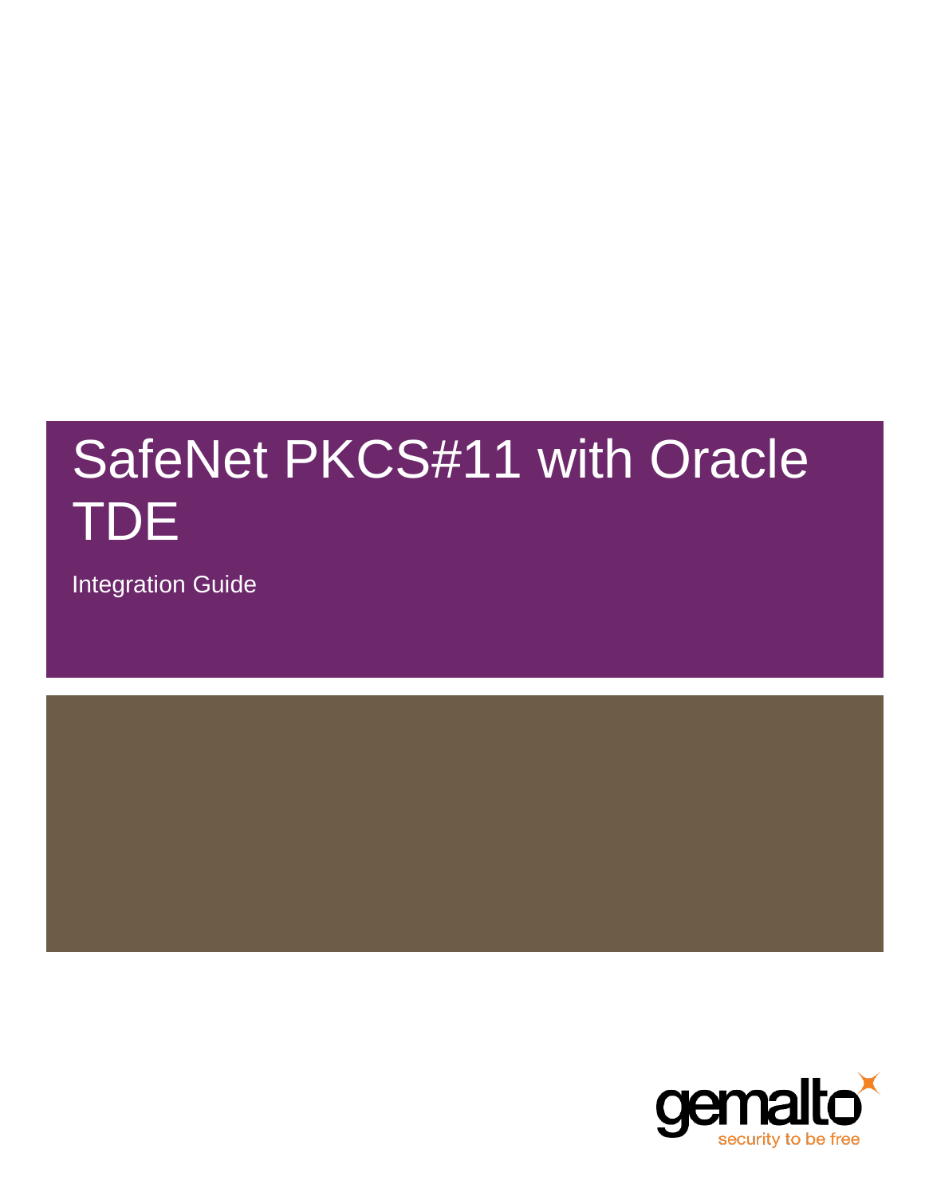# SafeNet PKCS#11 with Oracle TDE

Integration Guide

gemalto

security to be free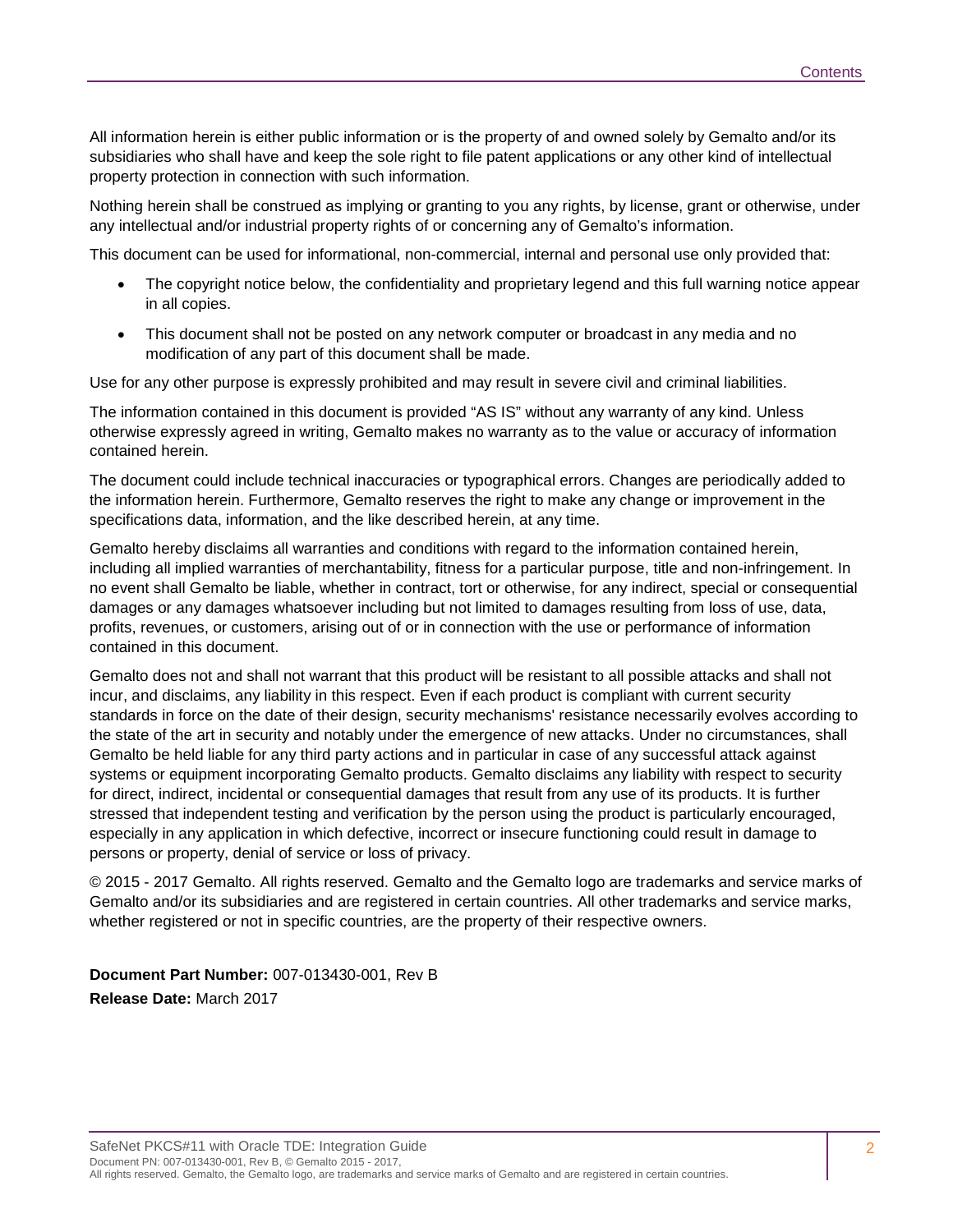All information herein is either public information or is the property of and owned solely by Gemalto and/or its subsidiaries who shall have and keep the sole right to file patent applications or any other kind of intellectual property protection in connection with such information.

Nothing herein shall be construed as implying or granting to you any rights, by license, grant or otherwise, under any intellectual and/or industrial property rights of or concerning any of Gemalto's information.

This document can be used for informational, non-commercial, internal and personal use only provided that:

- The copyright notice below, the confidentiality and proprietary legend and this full warning notice appear in all copies.
- This document shall not be posted on any network computer or broadcast in any media and no modification of any part of this document shall be made.

Use for any other purpose is expressly prohibited and may result in severe civil and criminal liabilities.

The information contained in this document is provided "AS IS" without any warranty of any kind. Unless otherwise expressly agreed in writing, Gemalto makes no warranty as to the value or accuracy of information contained herein.

The document could include technical inaccuracies or typographical errors. Changes are periodically added to the information herein. Furthermore, Gemalto reserves the right to make any change or improvement in the specifications data, information, and the like described herein, at any time.

Gemalto hereby disclaims all warranties and conditions with regard to the information contained herein, including all implied warranties of merchantability, fitness for a particular purpose, title and non-infringement. In no event shall Gemalto be liable, whether in contract, tort or otherwise, for any indirect, special or consequential damages or any damages whatsoever including but not limited to damages resulting from loss of use, data, profits, revenues, or customers, arising out of or in connection with the use or performance of information contained in this document.

Gemalto does not and shall not warrant that this product will be resistant to all possible attacks and shall not incur, and disclaims, any liability in this respect. Even if each product is compliant with current security standards in force on the date of their design, security mechanisms' resistance necessarily evolves according to the state of the art in security and notably under the emergence of new attacks. Under no circumstances, shall Gemalto be held liable for any third party actions and in particular in case of any successful attack against systems or equipment incorporating Gemalto products. Gemalto disclaims any liability with respect to security for direct, indirect, incidental or consequential damages that result from any use of its products. It is further stressed that independent testing and verification by the person using the product is particularly encouraged, especially in any application in which defective, incorrect or insecure functioning could result in damage to persons or property, denial of service or loss of privacy.

© 2015 - 2017 Gemalto. All rights reserved. Gemalto and the Gemalto logo are trademarks and service marks of Gemalto and/or its subsidiaries and are registered in certain countries. All other trademarks and service marks, whether registered or not in specific countries, are the property of their respective owners.

**Document Part Number:** 007-013430-001, Rev B

**Release Date:** March 2017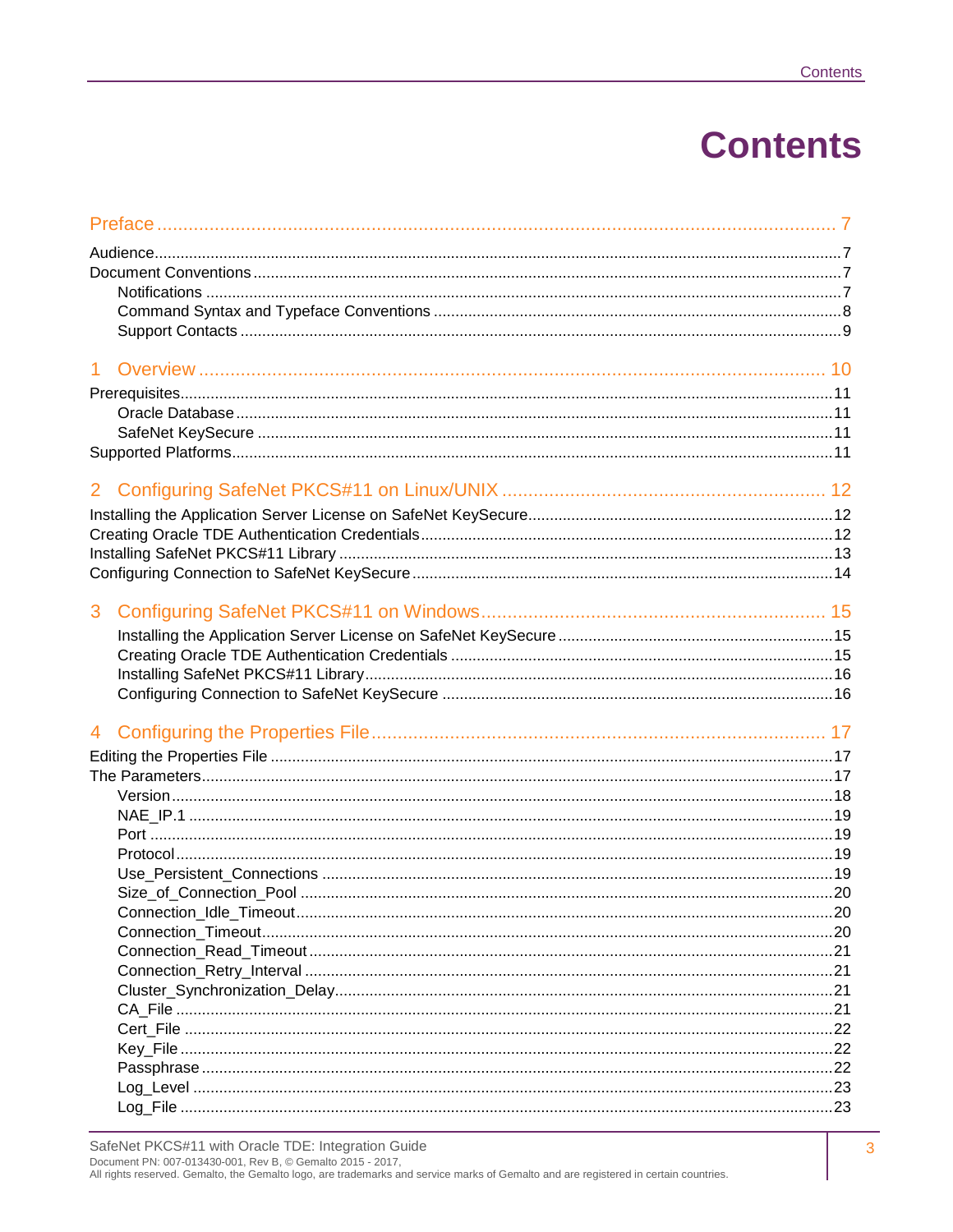# Contents

Preface ..... 7

Audience ..... 7

Document Conventions ..... 7

- Notifications ..... 7
- Command Syntax and Typeface Conventions ..... 8
- Support Contacts ..... 9

1 Overview ..... 10

Prerequisites ..... 11

- Oracle Database ..... 11
- SafeNet KeySecure ..... 11

Supported Platforms ..... 11

2 Configuring SafeNet PKCS#11 on Linux/UNIX ..... 12

Installing the Application Server License on SafeNet KeySecure ..... 12

Creating Oracle TDE Authentication Credentials ..... 12

Installing SafeNet PKCS#11 Library ..... 13

Configuring Connection to SafeNet KeySecure ..... 14

3 Configuring SafeNet PKCS#11 on Windows ..... 15

- Installing the Application Server License on SafeNet KeySecure ..... 15
- Creating Oracle TDE Authentication Credentials ..... 15
- Installing SafeNet PKCS#11 Library ..... 16
- Configuring Connection to SafeNet KeySecure ..... 16

4 Configuring the Properties File ..... 17

Editing the Properties File ..... 17

The Parameters ..... 17

- Version ..... 18
- NAE_IP.1 ..... 19
- Port ..... 19
- Protocol ..... 19
- Use_Persistent_Connections ..... 19
- Size_of_Connection_Pool ..... 20
- Connection_Idle_Timeout ..... 20
- Connection_Timeout ..... 20
- Connection_Read_Timeout ..... 21
- Connection_Retry_Interval ..... 21
- Cluster_Synchronization_Delay ..... 21
- CA_File ..... 21
- Cert_File ..... 22
- Key_File ..... 22
- Passphrase ..... 22
- Log_Level ..... 23
- Log_File ..... 23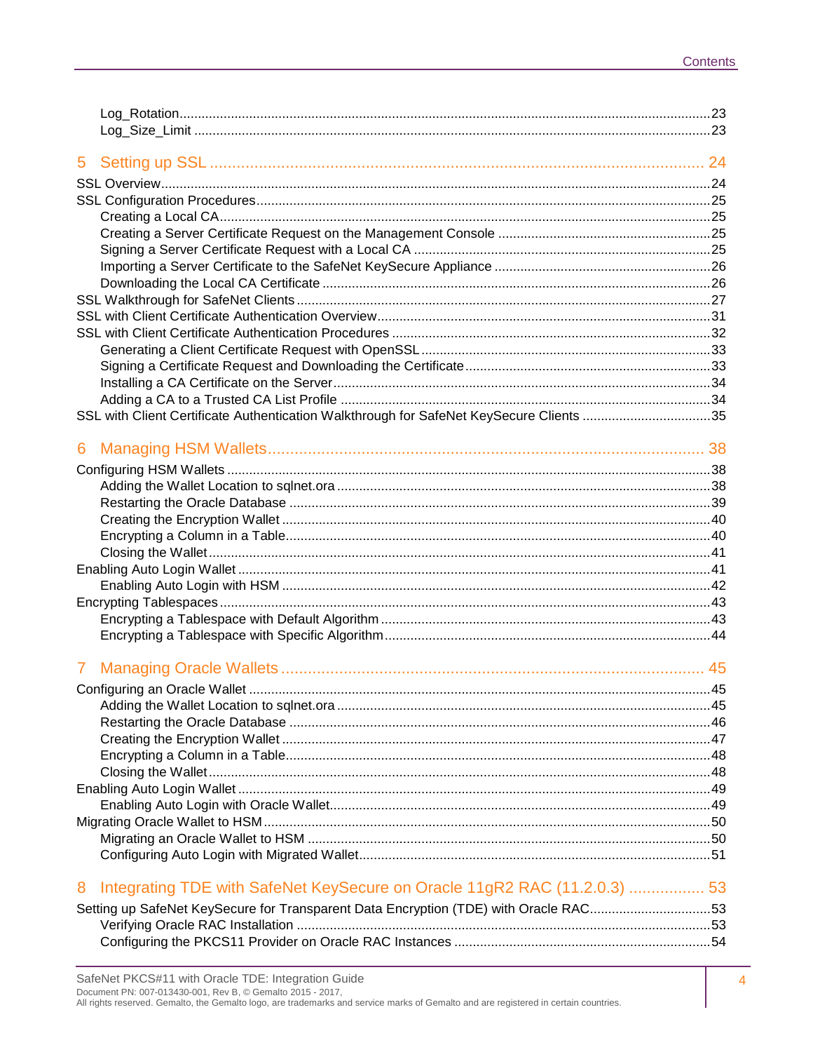Log_Rotation ........................................................ 23
Log_Size_Limit ...................................................... 23

## 5 Setting up SSL ........................................ 24

SSL Overview ........................................................ 24
SSL Configuration Procedures ........................................ 25
- Creating a Local CA ............................................... 25
- Creating a Server Certificate Request on the Management Console .... 25
- Signing a Server Certificate Request with a Local CA ............... 25
- Importing a Server Certificate to the SafeNet KeySecure Appliance .. 26
- Downloading the Local CA Certificate ............................... 26

SSL Walkthrough for SafeNet Clients ................................. 27
SSL with Client Certificate Authentication Overview ................. 31
SSL with Client Certificate Authentication Procedures ............... 32
- Generating a Client Certificate Request with OpenSSL ............... 33
- Signing a Certificate Request and Downloading the Certificate ...... 33
- Installing a CA Certificate on the Server .......................... 34
- Adding a CA to a Trusted CA List Profile ........................... 34

SSL with Client Certificate Authentication Walkthrough for SafeNet KeySecure Clients ... 35

## 6 Managing HSM Wallets ................................... 38

Configuring HSM Wallets ............................................. 38
- Adding the Wallet Location to sqlnet.ora ........................... 38
- Restarting the Oracle Database ..................................... 39
- Creating the Encryption Wallet ..................................... 40
- Encrypting a Column in a Table ..................................... 40
- Closing the Wallet ................................................. 41

Enabling Auto Login Wallet .......................................... 41
- Enabling Auto Login with HSM ....................................... 42

Encrypting Tablespaces .............................................. 43
- Encrypting a Tablespace with Default Algorithm ..................... 43
- Encrypting a Tablespace with Specific Algorithm .................... 44

## 7 Managing Oracle Wallets ................................ 45

Configuring an Oracle Wallet ........................................ 45
- Adding the Wallet Location to sqlnet.ora ........................... 45
- Restarting the Oracle Database ..................................... 46
- Creating the Encryption Wallet ..................................... 47
- Encrypting a Column in a Table ..................................... 48
- Closing the Wallet ................................................. 48

Enabling Auto Login Wallet .......................................... 49
- Enabling Auto Login with Oracle Wallet ............................. 49

Migrating Oracle Wallet to HSM ...................................... 50
- Migrating an Oracle Wallet to HSM .................................. 50
- Configuring Auto Login with Migrated Wallet ........................ 51

## 8 Integrating TDE with SafeNet KeySecure on Oracle 11gR2 RAC (11.2.0.3) ........ 53

Setting up SafeNet KeySecure for Transparent Data Encryption (TDE) with Oracle RAC ... 53
- Verifying Oracle RAC Installation .................................. 53
- Configuring the PKCS11 Provider on Oracle RAC Instances ............ 54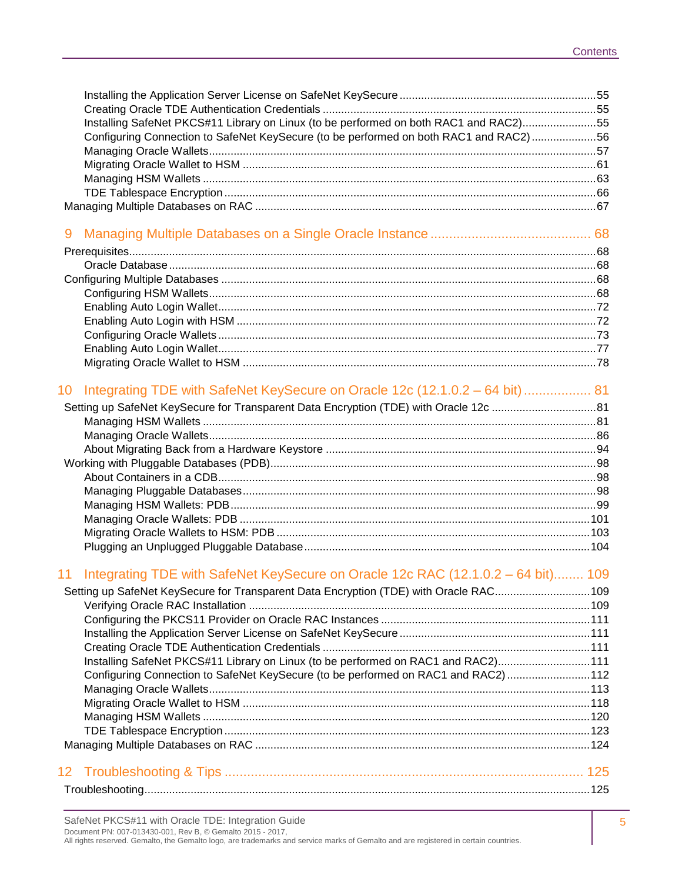Installing the Application Server License on SafeNet KeySecure ........ 55
Creating Oracle TDE Authentication Credentials ........ 55
Installing SafeNet PKCS#11 Library on Linux (to be performed on both RAC1 and RAC2) ........ 55
Configuring Connection to SafeNet KeySecure (to be performed on both RAC1 and RAC2) ........ 56
Managing Oracle Wallets ........ 57
Migrating Oracle Wallet to HSM ........ 61
Managing HSM Wallets ........ 63
TDE Tablespace Encryption ........ 66
Managing Multiple Databases on RAC ........ 67

## 9 Managing Multiple Databases on a Single Oracle Instance ........ 68

Prerequisites ........ 68
Oracle Database ........ 68
Configuring Multiple Databases ........ 68
Configuring HSM Wallets ........ 68
Enabling Auto Login Wallet ........ 72
Enabling Auto Login with HSM ........ 72
Configuring Oracle Wallets ........ 73
Enabling Auto Login Wallet ........ 77
Migrating Oracle Wallet to HSM ........ 78

## 10 Integrating TDE with SafeNet KeySecure on Oracle 12c (12.1.0.2 – 64 bit) ........ 81

Setting up SafeNet KeySecure for Transparent Data Encryption (TDE) with Oracle 12c ........ 81
Managing HSM Wallets ........ 81
Managing Oracle Wallets ........ 86
About Migrating Back from a Hardware Keystore ........ 94
Working with Pluggable Databases (PDB) ........ 98
About Containers in a CDB ........ 98
Managing Pluggable Databases ........ 98
Managing HSM Wallets: PDB ........ 99
Managing Oracle Wallets: PDB ........ 101
Migrating Oracle Wallets to HSM: PDB ........ 103
Plugging an Unplugged Pluggable Database ........ 104

## 11 Integrating TDE with SafeNet KeySecure on Oracle 12c RAC (12.1.0.2 – 64 bit) ........ 109

Setting up SafeNet KeySecure for Transparent Data Encryption (TDE) with Oracle RAC ........ 109
Verifying Oracle RAC Installation ........ 109
Configuring the PKCS11 Provider on Oracle RAC Instances ........ 111
Installing the Application Server License on SafeNet KeySecure ........ 111
Creating Oracle TDE Authentication Credentials ........ 111
Installing SafeNet PKCS#11 Library on Linux (to be performed on RAC1 and RAC2) ........ 111
Configuring Connection to SafeNet KeySecure (to be performed on RAC1 and RAC2) ........ 112
Managing Oracle Wallets ........ 113
Migrating Oracle Wallet to HSM ........ 118
Managing HSM Wallets ........ 120
TDE Tablespace Encryption ........ 123
Managing Multiple Databases on RAC ........ 124

## 12 Troubleshooting & Tips ........ 125

Troubleshooting ........ 125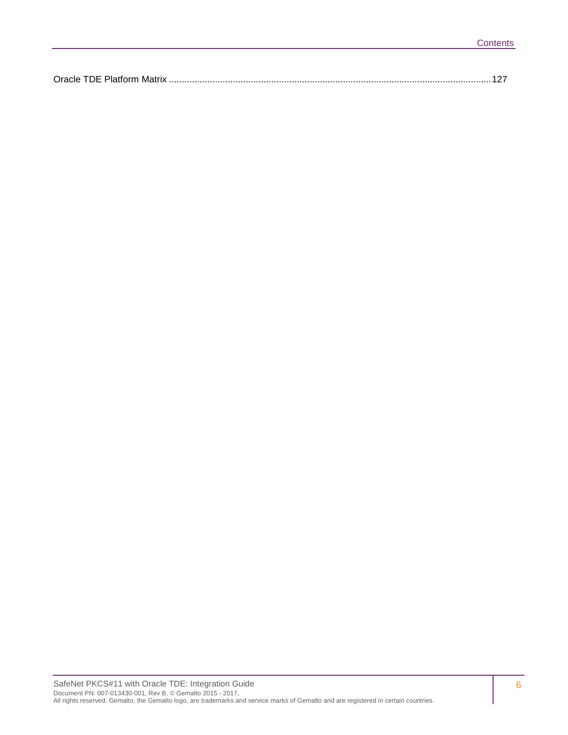Oracle TDE Platform Matrix ....................................................................................................................................127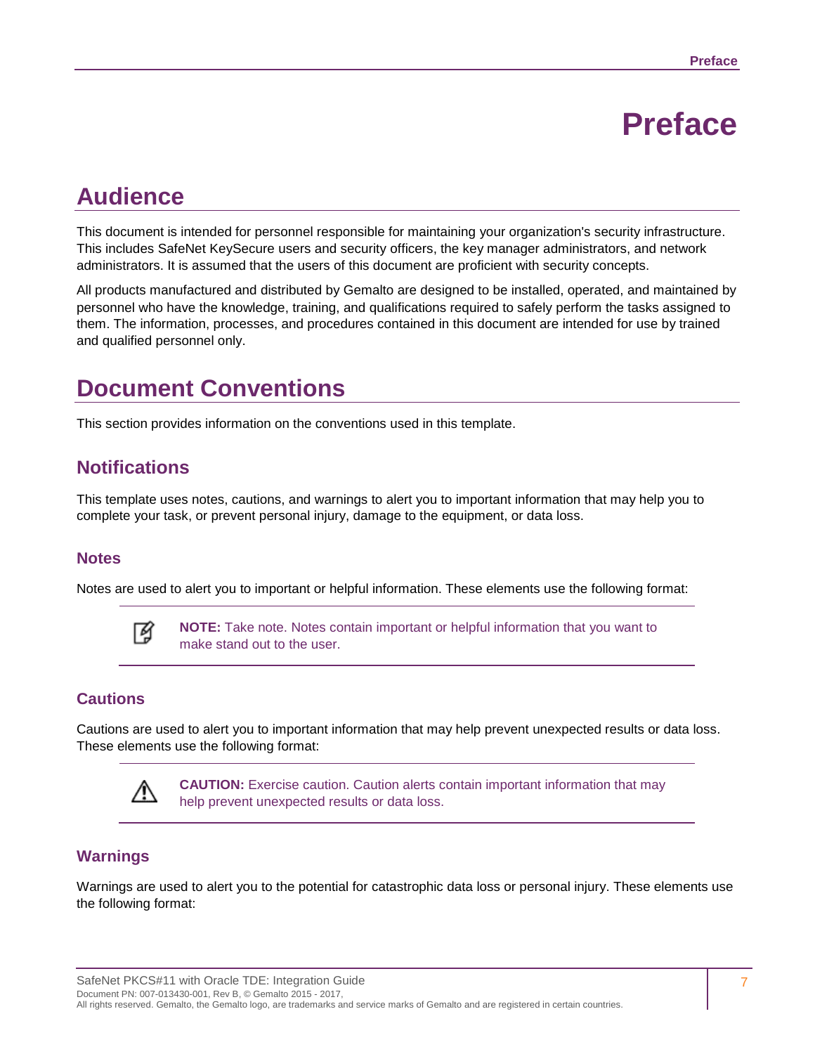# Preface

## Audience

This document is intended for personnel responsible for maintaining your organization's security infrastructure. This includes SafeNet KeySecure users and security officers, the key manager administrators, and network administrators. It is assumed that the users of this document are proficient with security concepts.

All products manufactured and distributed by Gemalto are designed to be installed, operated, and maintained by personnel who have the knowledge, training, and qualifications required to safely perform the tasks assigned to them. The information, processes, and procedures contained in this document are intended for use by trained and qualified personnel only.

## Document Conventions

This section provides information on the conventions used in this template.

### Notifications

This template uses notes, cautions, and warnings to alert you to important information that may help you to complete your task, or prevent personal injury, damage to the equipment, or data loss.

#### Notes

Notes are used to alert you to important or helpful information. These elements use the following format:

> **NOTE:** Take note. Notes contain important or helpful information that you want to make stand out to the user.

#### Cautions

Cautions are used to alert you to important information that may help prevent unexpected results or data loss. These elements use the following format:

> **CAUTION:** Exercise caution. Caution alerts contain important information that may help prevent unexpected results or data loss.

#### Warnings

Warnings are used to alert you to the potential for catastrophic data loss or personal injury. These elements use the following format: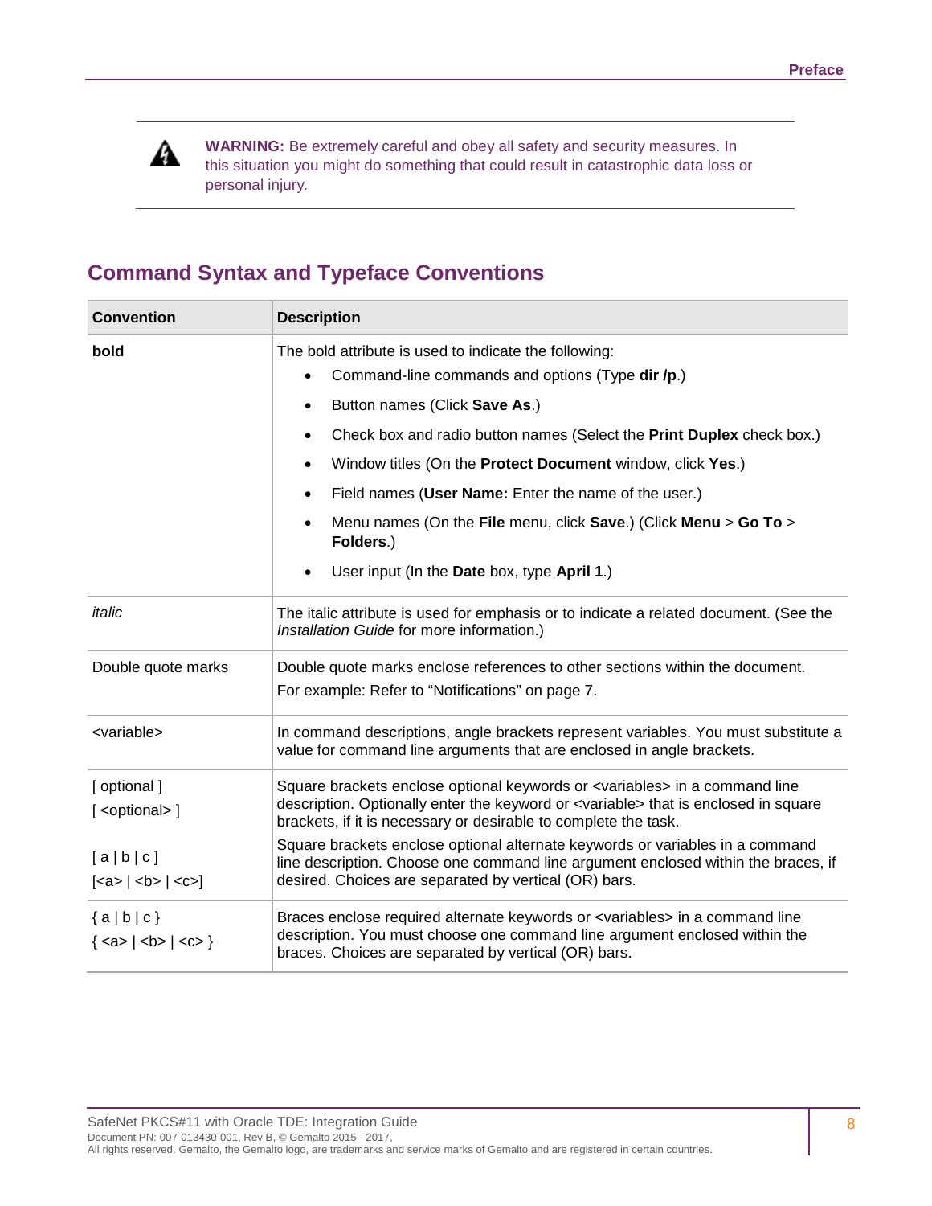**WARNING:** Be extremely careful and obey all safety and security measures. In this situation you might do something that could result in catastrophic data loss or personal injury.

## Command Syntax and Typeface Conventions

| Convention | Description |
|---|---|
| **bold** | The bold attribute is used to indicate the following:<br>• Command-line commands and options (Type **dir /p**.)<br>• Button names (Click **Save As**.)<br>• Check box and radio button names (Select the **Print Duplex** check box.)<br>• Window titles (On the **Protect Document** window, click **Yes**.)<br>• Field names (**User Name:** Enter the name of the user.)<br>• Menu names (On the **File** menu, click **Save**.) (Click **Menu** > **Go To** > **Folders**.)<br>• User input (In the **Date** box, type **April 1**.) |
| *italic* | The italic attribute is used for emphasis or to indicate a related document. (See the *Installation Guide* for more information.) |
| Double quote marks | Double quote marks enclose references to other sections within the document.<br>For example: Refer to “Notifications” on page 7. |
| <variable> | In command descriptions, angle brackets represent variables. You must substitute a value for command line arguments that are enclosed in angle brackets. |
| [ optional ]<br>[ <optional> ]<br><br>[ a \| b \| c ]<br>[<a> \| <b> \| <c>] | Square brackets enclose optional keywords or <variables> in a command line description. Optionally enter the keyword or <variable> that is enclosed in square brackets, if it is necessary or desirable to complete the task.<br>Square brackets enclose optional alternate keywords or variables in a command line description. Choose one command line argument enclosed within the braces, if desired. Choices are separated by vertical (OR) bars. |
| { a \| b \| c }<br>{ <a> \| <b> \| <c> } | Braces enclose required alternate keywords or <variables> in a command line description. You must choose one command line argument enclosed within the braces. Choices are separated by vertical (OR) bars. |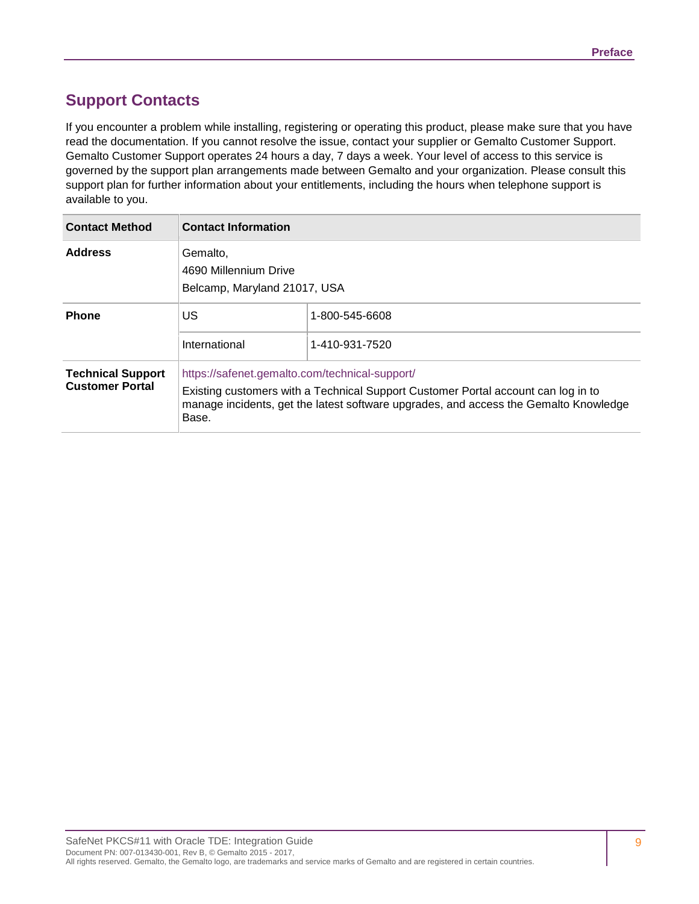## Support Contacts

If you encounter a problem while installing, registering or operating this product, please make sure that you have read the documentation. If you cannot resolve the issue, contact your supplier or Gemalto Customer Support. Gemalto Customer Support operates 24 hours a day, 7 days a week. Your level of access to this service is governed by the support plan arrangements made between Gemalto and your organization. Please consult this support plan for further information about your entitlements, including the hours when telephone support is available to you.

| Contact Method | Contact Information | |
|---|---|---|
| **Address** | Gemalto,<br>4690 Millennium Drive<br>Belcamp, Maryland 21017, USA | |
| **Phone** | US | 1-800-545-6608 |
| | International | 1-410-931-7520 |
| **Technical Support Customer Portal** | https://safenet.gemalto.com/technical-support/<br>Existing customers with a Technical Support Customer Portal account can log in to manage incidents, get the latest software upgrades, and access the Gemalto Knowledge Base. | |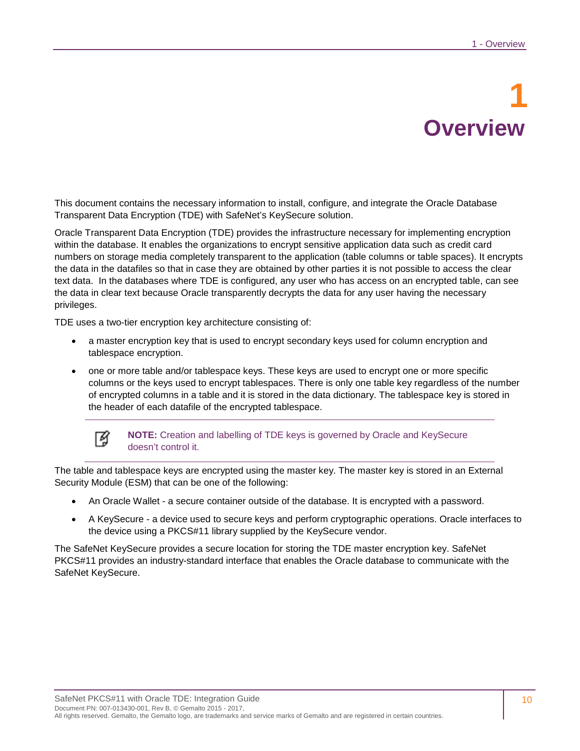# 1 Overview

This document contains the necessary information to install, configure, and integrate the Oracle Database Transparent Data Encryption (TDE) with SafeNet's KeySecure solution.

Oracle Transparent Data Encryption (TDE) provides the infrastructure necessary for implementing encryption within the database. It enables the organizations to encrypt sensitive application data such as credit card numbers on storage media completely transparent to the application (table columns or table spaces). It encrypts the data in the datafiles so that in case they are obtained by other parties it is not possible to access the clear text data. In the databases where TDE is configured, any user who has access on an encrypted table, can see the data in clear text because Oracle transparently decrypts the data for any user having the necessary privileges.

TDE uses a two-tier encryption key architecture consisting of:

- a master encryption key that is used to encrypt secondary keys used for column encryption and tablespace encryption.
- one or more table and/or tablespace keys. These keys are used to encrypt one or more specific columns or the keys used to encrypt tablespaces. There is only one table key regardless of the number of encrypted columns in a table and it is stored in the data dictionary. The tablespace key is stored in the header of each datafile of the encrypted tablespace.

> **NOTE:** Creation and labelling of TDE keys is governed by Oracle and KeySecure doesn't control it.

The table and tablespace keys are encrypted using the master key. The master key is stored in an External Security Module (ESM) that can be one of the following:

- An Oracle Wallet - a secure container outside of the database. It is encrypted with a password.
- A KeySecure - a device used to secure keys and perform cryptographic operations. Oracle interfaces to the device using a PKCS#11 library supplied by the KeySecure vendor.

The SafeNet KeySecure provides a secure location for storing the TDE master encryption key. SafeNet PKCS#11 provides an industry-standard interface that enables the Oracle database to communicate with the SafeNet KeySecure.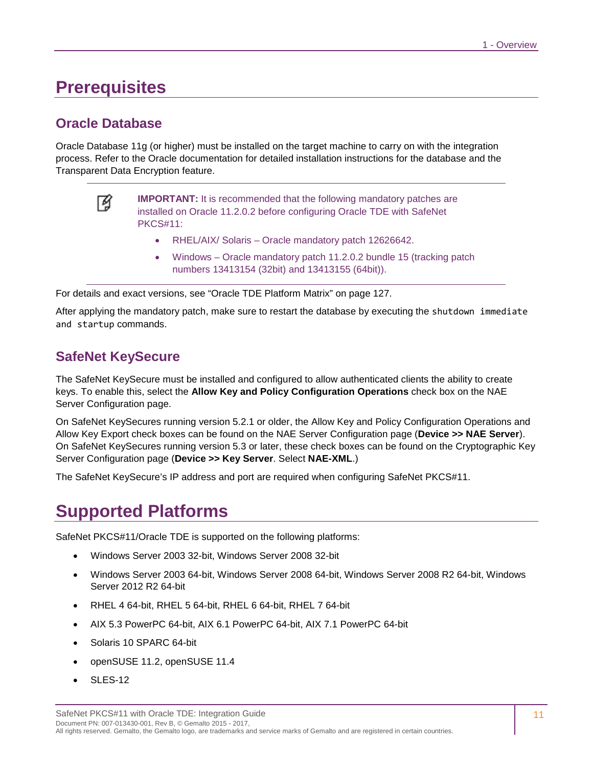# Prerequisites

## Oracle Database

Oracle Database 11g (or higher) must be installed on the target machine to carry on with the integration process. Refer to the Oracle documentation for detailed installation instructions for the database and the Transparent Data Encryption feature.

> **IMPORTANT:** It is recommended that the following mandatory patches are installed on Oracle 11.2.0.2 before configuring Oracle TDE with SafeNet PKCS#11:
>
> - RHEL/AIX/ Solaris – Oracle mandatory patch 12626642.
> - Windows – Oracle mandatory patch 11.2.0.2 bundle 15 (tracking patch numbers 13413154 (32bit) and 13413155 (64bit)).

For details and exact versions, see "Oracle TDE Platform Matrix" on page 127.

After applying the mandatory patch, make sure to restart the database by executing the `shutdown immediate` and `startup` commands.

## SafeNet KeySecure

The SafeNet KeySecure must be installed and configured to allow authenticated clients the ability to create keys. To enable this, select the **Allow Key and Policy Configuration Operations** check box on the NAE Server Configuration page.

On SafeNet KeySecures running version 5.2.1 or older, the Allow Key and Policy Configuration Operations and Allow Key Export check boxes can be found on the NAE Server Configuration page (**Device >> NAE Server**). On SafeNet KeySecures running version 5.3 or later, these check boxes can be found on the Cryptographic Key Server Configuration page (**Device >> Key Server**. Select **NAE-XML**.)

The SafeNet KeySecure's IP address and port are required when configuring SafeNet PKCS#11.

# Supported Platforms

SafeNet PKCS#11/Oracle TDE is supported on the following platforms:

- Windows Server 2003 32-bit, Windows Server 2008 32-bit
- Windows Server 2003 64-bit, Windows Server 2008 64-bit, Windows Server 2008 R2 64-bit, Windows Server 2012 R2 64-bit
- RHEL 4 64-bit, RHEL 5 64-bit, RHEL 6 64-bit, RHEL 7 64-bit
- AIX 5.3 PowerPC 64-bit, AIX 6.1 PowerPC 64-bit, AIX 7.1 PowerPC 64-bit
- Solaris 10 SPARC 64-bit
- openSUSE 11.2, openSUSE 11.4
- SLES-12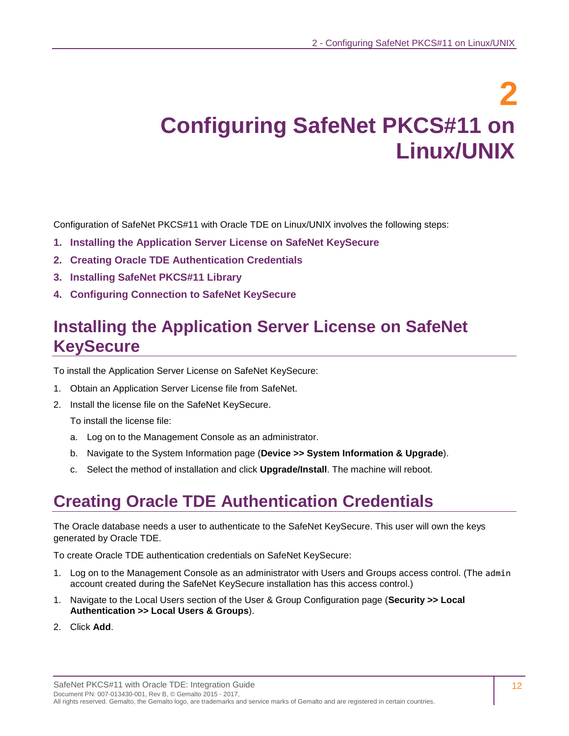# 2 Configuring SafeNet PKCS#11 on Linux/UNIX

Configuration of SafeNet PKCS#11 with Oracle TDE on Linux/UNIX involves the following steps:

1. **Installing the Application Server License on SafeNet KeySecure**
2. **Creating Oracle TDE Authentication Credentials**
3. **Installing SafeNet PKCS#11 Library**
4. **Configuring Connection to SafeNet KeySecure**

## Installing the Application Server License on SafeNet KeySecure

To install the Application Server License on SafeNet KeySecure:

1. Obtain an Application Server License file from SafeNet.
2. Install the license file on the SafeNet KeySecure.

   To install the license file:

   a. Log on to the Management Console as an administrator.

   b. Navigate to the System Information page (**Device >> System Information & Upgrade**).

   c. Select the method of installation and click **Upgrade/Install**. The machine will reboot.

## Creating Oracle TDE Authentication Credentials

The Oracle database needs a user to authenticate to the SafeNet KeySecure. This user will own the keys generated by Oracle TDE.

To create Oracle TDE authentication credentials on SafeNet KeySecure:

1. Log on to the Management Console as an administrator with Users and Groups access control. (The `admin` account created during the SafeNet KeySecure installation has this access control.)
1. Navigate to the Local Users section of the User & Group Configuration page (**Security >> Local Authentication >> Local Users & Groups**).
2. Click **Add**.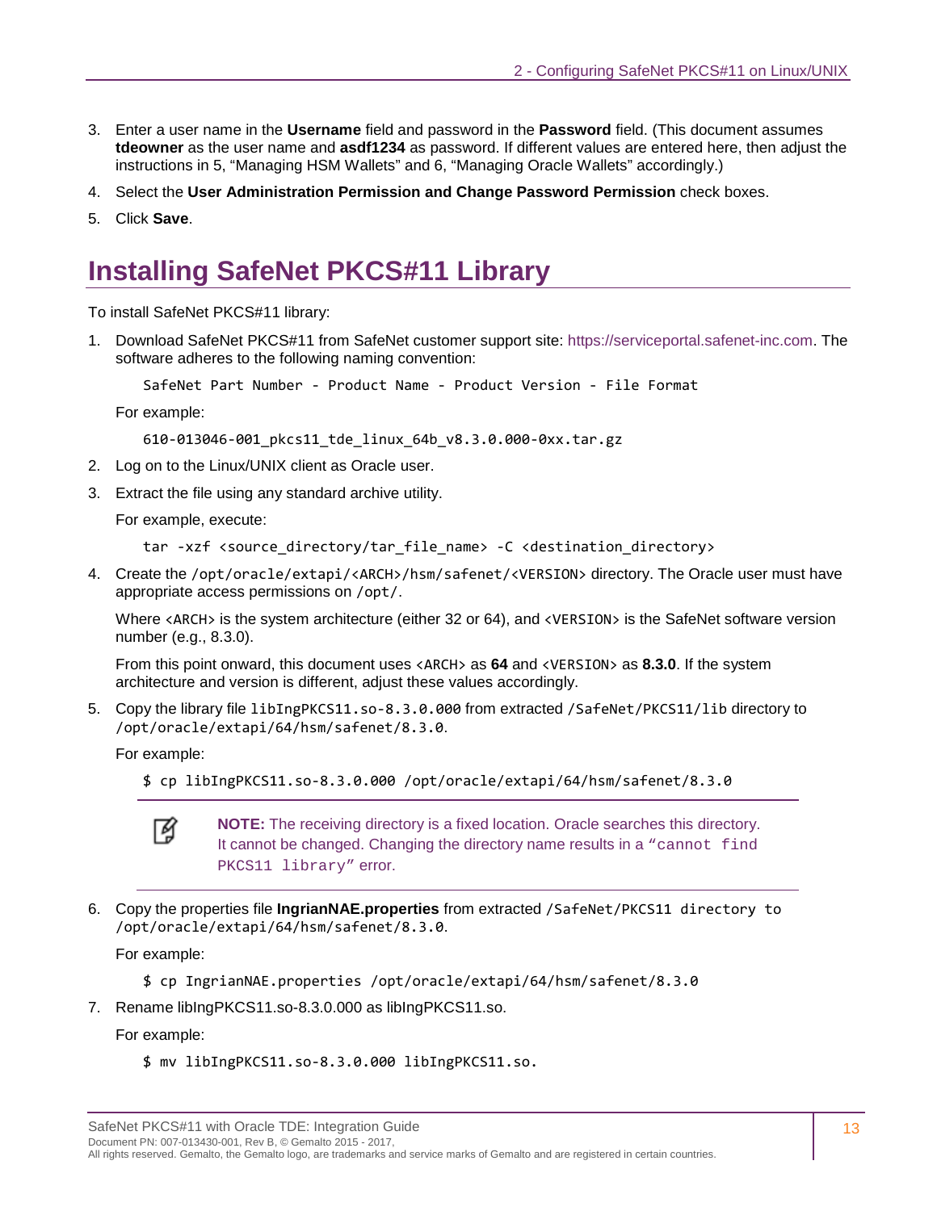3. Enter a user name in the **Username** field and password in the **Password** field. (This document assumes **tdeowner** as the user name and **asdf1234** as password. If different values are entered here, then adjust the instructions in 5, "Managing HSM Wallets" and 6, "Managing Oracle Wallets" accordingly.)
4. Select the **User Administration Permission and Change Password Permission** check boxes.
5. Click **Save**.

# Installing SafeNet PKCS#11 Library

To install SafeNet PKCS#11 library:

1. Download SafeNet PKCS#11 from SafeNet customer support site: https://serviceportal.safenet-inc.com. The software adheres to the following naming convention:

   ```
   SafeNet Part Number - Product Name - Product Version - File Format
   ```

   For example:

   ```
   610-013046-001_pkcs11_tde_linux_64b_v8.3.0.000-0xx.tar.gz
   ```

2. Log on to the Linux/UNIX client as Oracle user.
3. Extract the file using any standard archive utility.

   For example, execute:

   ```
   tar -xzf <source_directory/tar_file_name> -C <destination_directory>
   ```

4. Create the `/opt/oracle/extapi/<ARCH>/hsm/safenet/<VERSION>` directory. The Oracle user must have appropriate access permissions on `/opt/`.

   Where `<ARCH>` is the system architecture (either 32 or 64), and `<VERSION>` is the SafeNet software version number (e.g., 8.3.0).

   From this point onward, this document uses `<ARCH>` as **64** and `<VERSION>` as **8.3.0**. If the system architecture and version is different, adjust these values accordingly.

5. Copy the library file `libIngPKCS11.so-8.3.0.000` from extracted `/SafeNet/PKCS11/lib` directory to `/opt/oracle/extapi/64/hsm/safenet/8.3.0`.

   For example:

   ```
   $ cp libIngPKCS11.so-8.3.0.000 /opt/oracle/extapi/64/hsm/safenet/8.3.0
   ```

   > **NOTE:** The receiving directory is a fixed location. Oracle searches this directory. It cannot be changed. Changing the directory name results in a "`cannot find PKCS11 library`" error.

6. Copy the properties file **IngrianNAE.properties** from extracted `/SafeNet/PKCS11 directory to /opt/oracle/extapi/64/hsm/safenet/8.3.0`.

   For example:

   ```
   $ cp IngrianNAE.properties /opt/oracle/extapi/64/hsm/safenet/8.3.0
   ```

7. Rename libIngPKCS11.so-8.3.0.000 as libIngPKCS11.so.

   For example:

   ```
   $ mv libIngPKCS11.so-8.3.0.000 libIngPKCS11.so.
   ```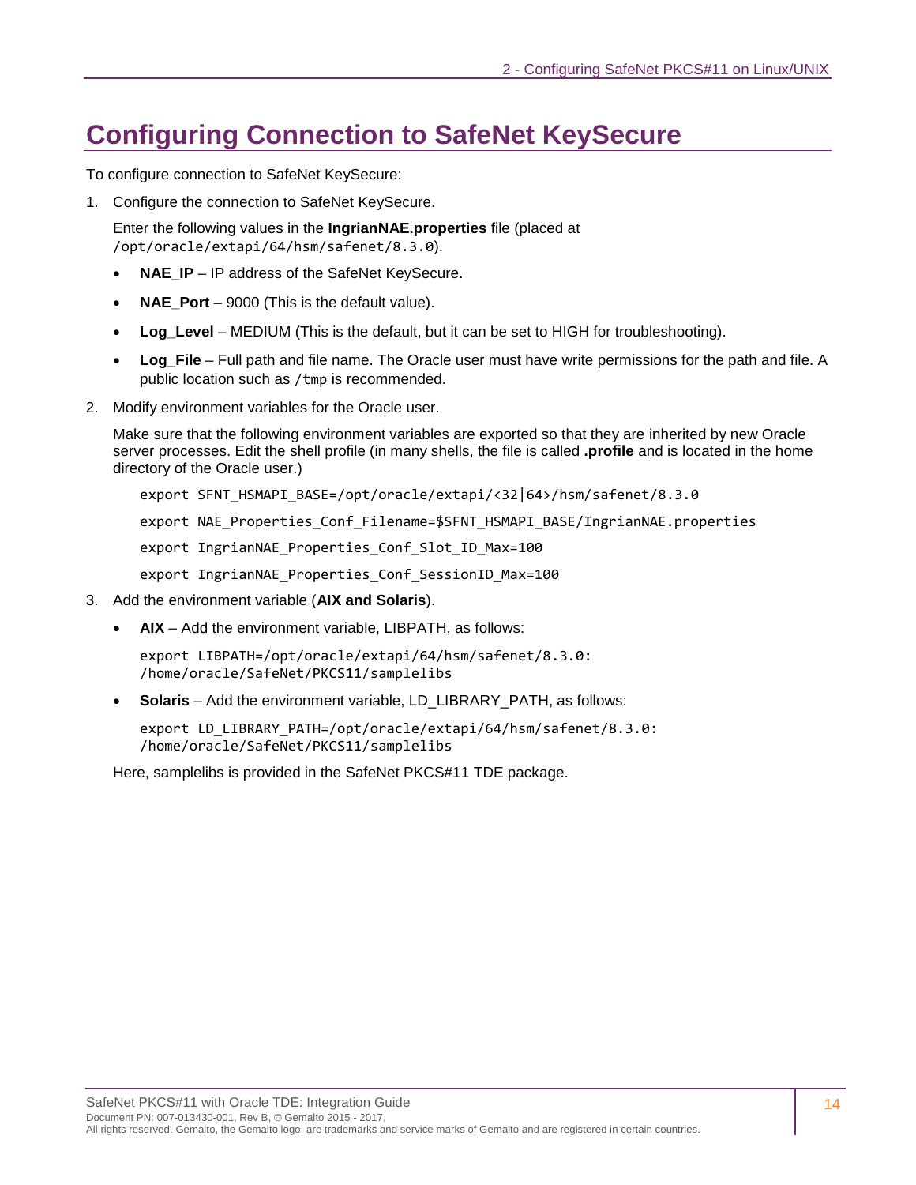# Configuring Connection to SafeNet KeySecure

To configure connection to SafeNet KeySecure:

1. Configure the connection to SafeNet KeySecure.

   Enter the following values in the **IngrianNAE.properties** file (placed at `/opt/oracle/extapi/64/hsm/safenet/8.3.0`).

   - **NAE_IP** – IP address of the SafeNet KeySecure.
   - **NAE_Port** – 9000 (This is the default value).
   - **Log_Level** – MEDIUM (This is the default, but it can be set to HIGH for troubleshooting).
   - **Log_File** – Full path and file name. The Oracle user must have write permissions for the path and file. A public location such as `/tmp` is recommended.

2. Modify environment variables for the Oracle user.

   Make sure that the following environment variables are exported so that they are inherited by new Oracle server processes. Edit the shell profile (in many shells, the file is called **.profile** and is located in the home directory of the Oracle user.)

   ```
   export SFNT_HSMAPI_BASE=/opt/oracle/extapi/<32|64>/hsm/safenet/8.3.0
   export NAE_Properties_Conf_Filename=$SFNT_HSMAPI_BASE/IngrianNAE.properties
   export IngrianNAE_Properties_Conf_Slot_ID_Max=100
   export IngrianNAE_Properties_Conf_SessionID_Max=100
   ```

3. Add the environment variable (**AIX and Solaris**).

   - **AIX** – Add the environment variable, LIBPATH, as follows:

     ```
     export LIBPATH=/opt/oracle/extapi/64/hsm/safenet/8.3.0:
     /home/oracle/SafeNet/PKCS11/samplelibs
     ```

   - **Solaris** – Add the environment variable, LD_LIBRARY_PATH, as follows:

     ```
     export LD_LIBRARY_PATH=/opt/oracle/extapi/64/hsm/safenet/8.3.0:
     /home/oracle/SafeNet/PKCS11/samplelibs
     ```

   Here, samplelibs is provided in the SafeNet PKCS#11 TDE package.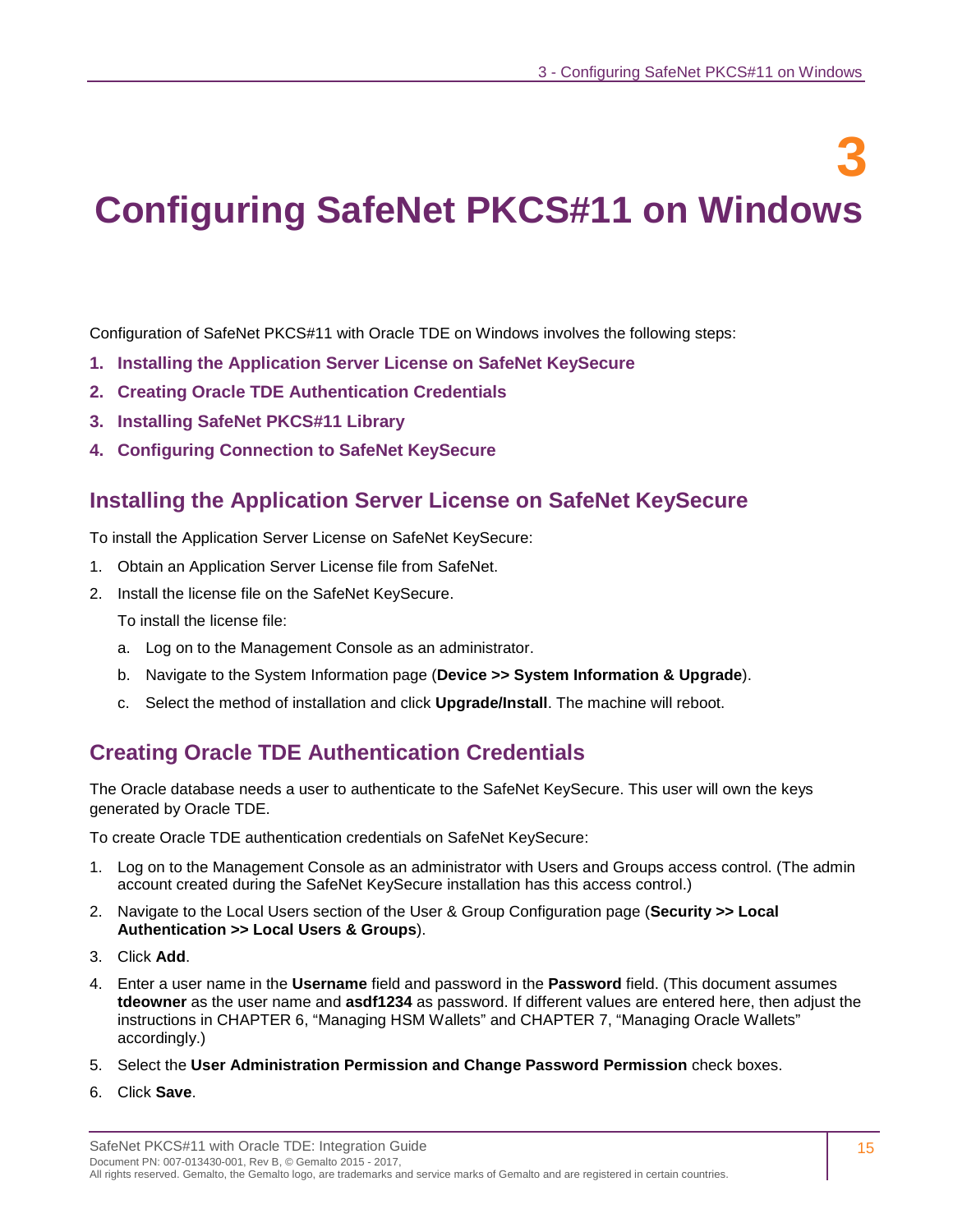# 3 Configuring SafeNet PKCS#11 on Windows

Configuration of SafeNet PKCS#11 with Oracle TDE on Windows involves the following steps:

1. **Installing the Application Server License on SafeNet KeySecure**
2. **Creating Oracle TDE Authentication Credentials**
3. **Installing SafeNet PKCS#11 Library**
4. **Configuring Connection to SafeNet KeySecure**

## Installing the Application Server License on SafeNet KeySecure

To install the Application Server License on SafeNet KeySecure:

1. Obtain an Application Server License file from SafeNet.
2. Install the license file on the SafeNet KeySecure.

   To install the license file:

   a. Log on to the Management Console as an administrator.

   b. Navigate to the System Information page (**Device >> System Information & Upgrade**).

   c. Select the method of installation and click **Upgrade/Install**. The machine will reboot.

## Creating Oracle TDE Authentication Credentials

The Oracle database needs a user to authenticate to the SafeNet KeySecure. This user will own the keys generated by Oracle TDE.

To create Oracle TDE authentication credentials on SafeNet KeySecure:

1. Log on to the Management Console as an administrator with Users and Groups access control. (The admin account created during the SafeNet KeySecure installation has this access control.)
2. Navigate to the Local Users section of the User & Group Configuration page (**Security >> Local Authentication >> Local Users & Groups**).
3. Click **Add**.
4. Enter a user name in the **Username** field and password in the **Password** field. (This document assumes **tdeowner** as the user name and **asdf1234** as password. If different values are entered here, then adjust the instructions in CHAPTER 6, “Managing HSM Wallets” and CHAPTER 7, “Managing Oracle Wallets” accordingly.)
5. Select the **User Administration Permission and Change Password Permission** check boxes.
6. Click **Save**.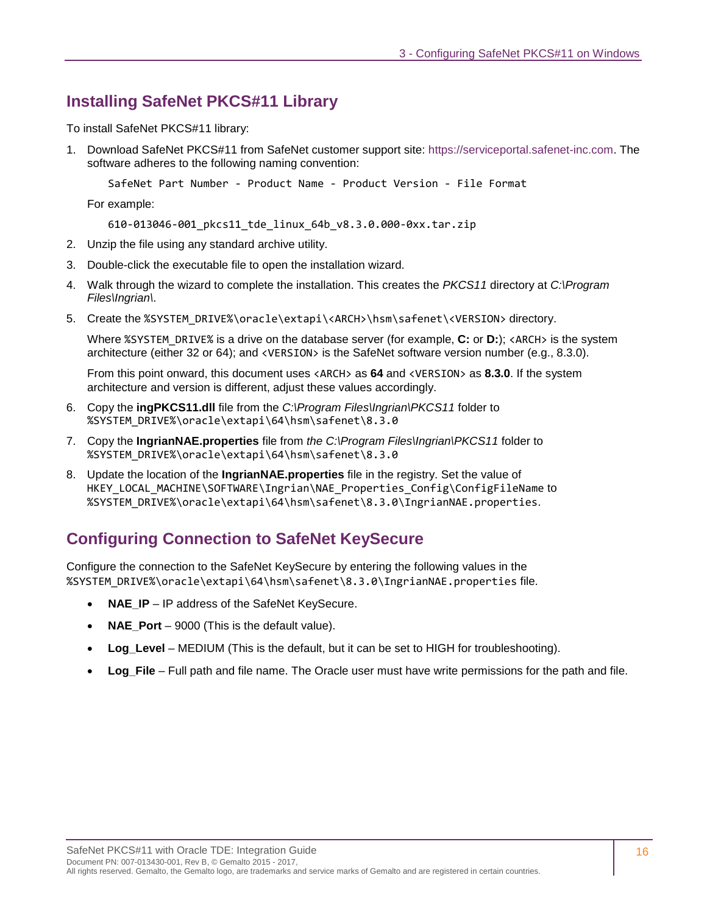## Installing SafeNet PKCS#11 Library

To install SafeNet PKCS#11 library:

1. Download SafeNet PKCS#11 from SafeNet customer support site: https://serviceportal.safenet-inc.com. The software adheres to the following naming convention:

   ```
   SafeNet Part Number - Product Name - Product Version - File Format
   ```

   For example:

   ```
   610-013046-001_pkcs11_tde_linux_64b_v8.3.0.000-0xx.tar.zip
   ```

2. Unzip the file using any standard archive utility.

3. Double-click the executable file to open the installation wizard.

4. Walk through the wizard to complete the installation. This creates the *PKCS11* directory at *C:\Program Files\Ingrian\*.

5. Create the `%SYSTEM_DRIVE%\oracle\extapi\<ARCH>\hsm\safenet\<VERSION>` directory.

   Where `%SYSTEM_DRIVE%` is a drive on the database server (for example, **C:** or **D:**); `<ARCH>` is the system architecture (either 32 or 64); and `<VERSION>` is the SafeNet software version number (e.g., 8.3.0).

   From this point onward, this document uses `<ARCH>` as **64** and `<VERSION>` as **8.3.0**. If the system architecture and version is different, adjust these values accordingly.

6. Copy the **ingPKCS11.dll** file from the *C:\Program Files\Ingrian\PKCS11* folder to `%SYSTEM_DRIVE%\oracle\extapi\64\hsm\safenet\8.3.0`

7. Copy the **IngrianNAE.properties** file from *the C:\Program Files\Ingrian\PKCS11* folder to `%SYSTEM_DRIVE%\oracle\extapi\64\hsm\safenet\8.3.0`

8. Update the location of the **IngrianNAE.properties** file in the registry. Set the value of `HKEY_LOCAL_MACHINE\SOFTWARE\Ingrian\NAE_Properties_Config\ConfigFileName` to `%SYSTEM_DRIVE%\oracle\extapi\64\hsm\safenet\8.3.0\IngrianNAE.properties`.

## Configuring Connection to SafeNet KeySecure

Configure the connection to the SafeNet KeySecure by entering the following values in the `%SYSTEM_DRIVE%\oracle\extapi\64\hsm\safenet\8.3.0\IngrianNAE.properties` file.

- **NAE_IP** – IP address of the SafeNet KeySecure.
- **NAE_Port** – 9000 (This is the default value).
- **Log_Level** – MEDIUM (This is the default, but it can be set to HIGH for troubleshooting).
- **Log_File** – Full path and file name. The Oracle user must have write permissions for the path and file.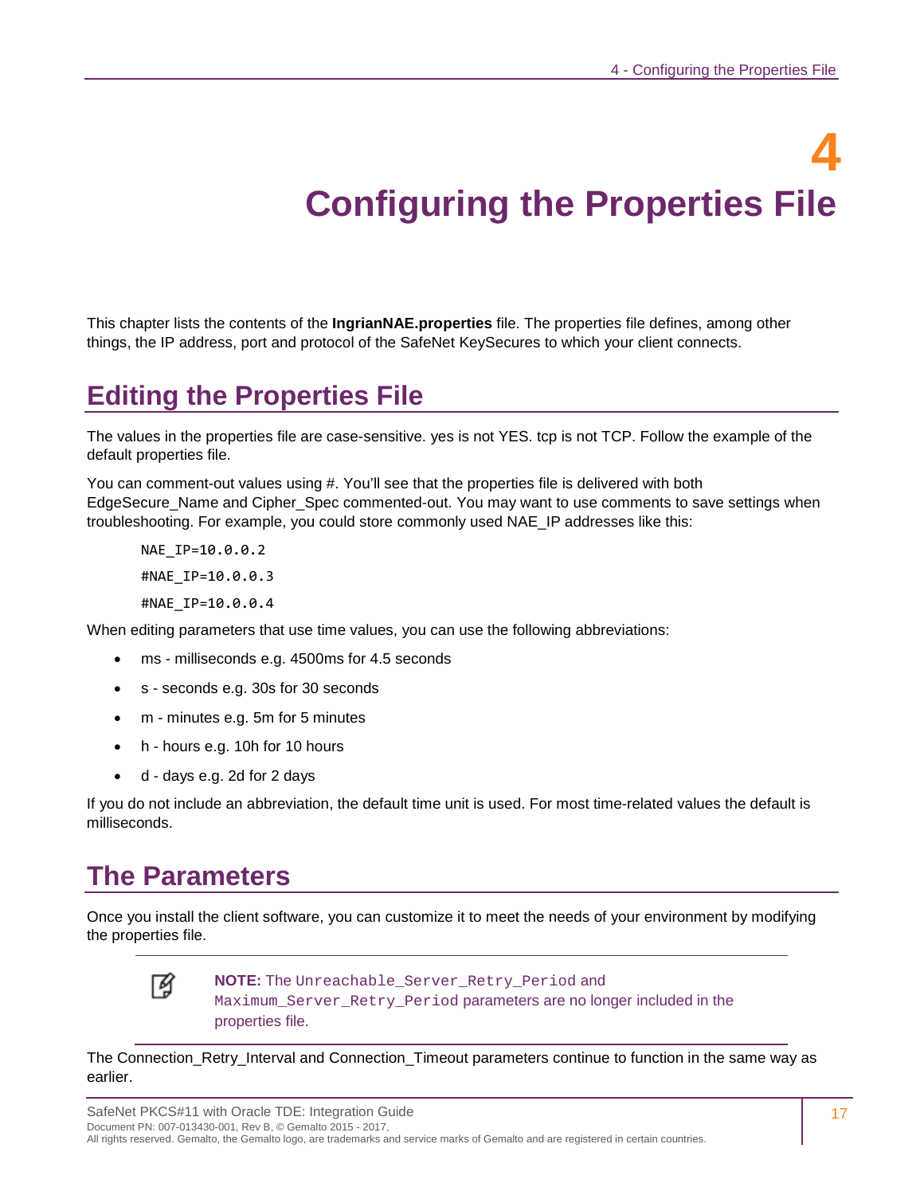# 4 Configuring the Properties File

This chapter lists the contents of the **IngrianNAE.properties** file. The properties file defines, among other things, the IP address, port and protocol of the SafeNet KeySecures to which your client connects.

## Editing the Properties File

The values in the properties file are case-sensitive. yes is not YES. tcp is not TCP. Follow the example of the default properties file.

You can comment-out values using #. You'll see that the properties file is delivered with both EdgeSecure_Name and Cipher_Spec commented-out. You may want to use comments to save settings when troubleshooting. For example, you could store commonly used NAE_IP addresses like this:

```
NAE_IP=10.0.0.2
#NAE_IP=10.0.0.3
#NAE_IP=10.0.0.4
```

When editing parameters that use time values, you can use the following abbreviations:

- ms - milliseconds e.g. 4500ms for 4.5 seconds
- s - seconds e.g. 30s for 30 seconds
- m - minutes e.g. 5m for 5 minutes
- h - hours e.g. 10h for 10 hours
- d - days e.g. 2d for 2 days

If you do not include an abbreviation, the default time unit is used. For most time-related values the default is milliseconds.

## The Parameters

Once you install the client software, you can customize it to meet the needs of your environment by modifying the properties file.

> **NOTE:** The `Unreachable_Server_Retry_Period` and `Maximum_Server_Retry_Period` parameters are no longer included in the properties file.

The Connection_Retry_Interval and Connection_Timeout parameters continue to function in the same way as earlier.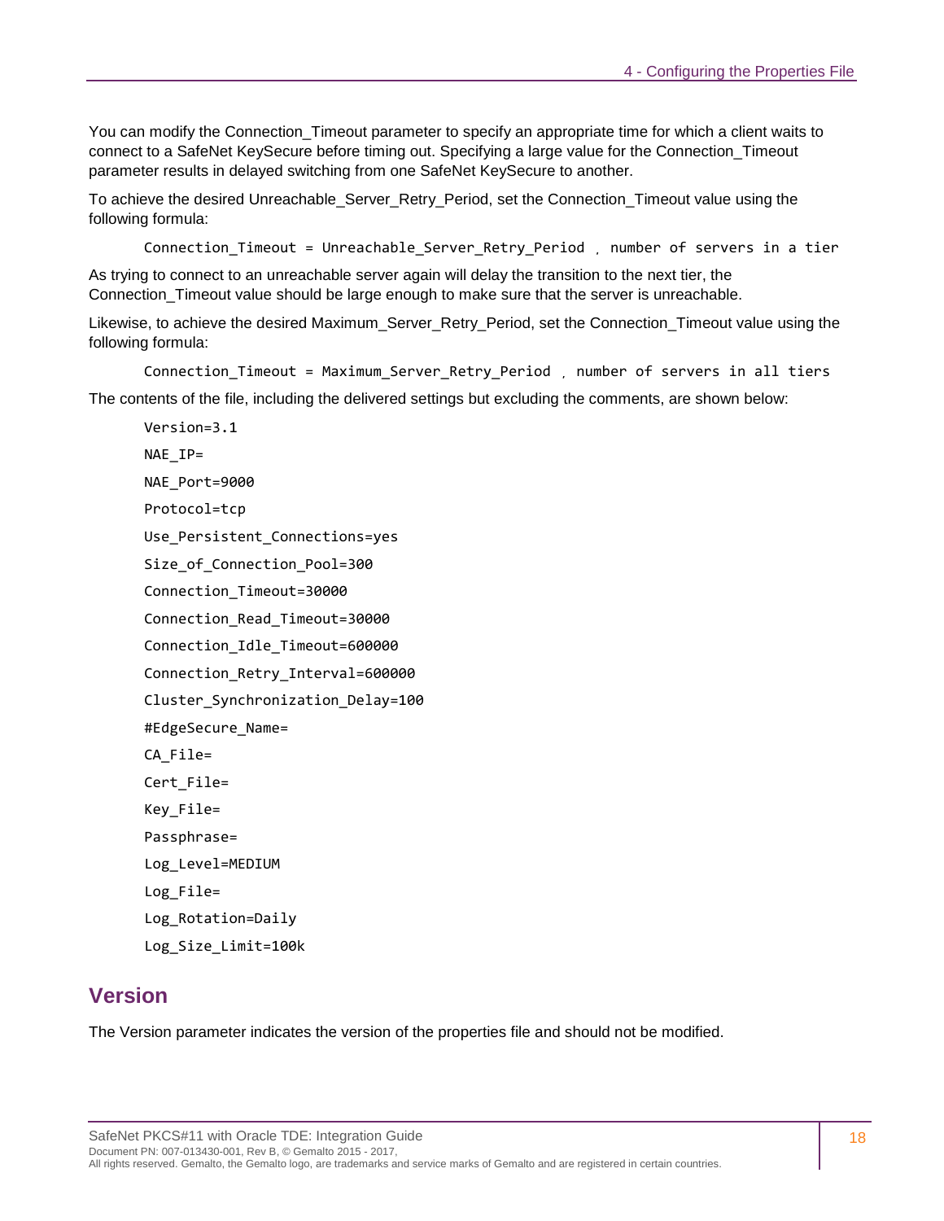You can modify the Connection_Timeout parameter to specify an appropriate time for which a client waits to connect to a SafeNet KeySecure before timing out. Specifying a large value for the Connection_Timeout parameter results in delayed switching from one SafeNet KeySecure to another.

To achieve the desired Unreachable_Server_Retry_Period, set the Connection_Timeout value using the following formula:

```
Connection_Timeout = Unreachable_Server_Retry_Period ÷ number of servers in a tier
```

As trying to connect to an unreachable server again will delay the transition to the next tier, the Connection_Timeout value should be large enough to make sure that the server is unreachable.

Likewise, to achieve the desired Maximum_Server_Retry_Period, set the Connection_Timeout value using the following formula:

```
Connection_Timeout = Maximum_Server_Retry_Period ÷ number of servers in all tiers
```

The contents of the file, including the delivered settings but excluding the comments, are shown below:

```
Version=3.1
NAE_IP=
NAE_Port=9000
Protocol=tcp
Use_Persistent_Connections=yes
Size_of_Connection_Pool=300
Connection_Timeout=30000
Connection_Read_Timeout=30000
Connection_Idle_Timeout=600000
Connection_Retry_Interval=600000
Cluster_Synchronization_Delay=100
#EdgeSecure_Name=
CA_File=
Cert_File=
Key_File=
Passphrase=
Log_Level=MEDIUM
Log_File=
Log_Rotation=Daily
Log_Size_Limit=100k
```

## Version

The Version parameter indicates the version of the properties file and should not be modified.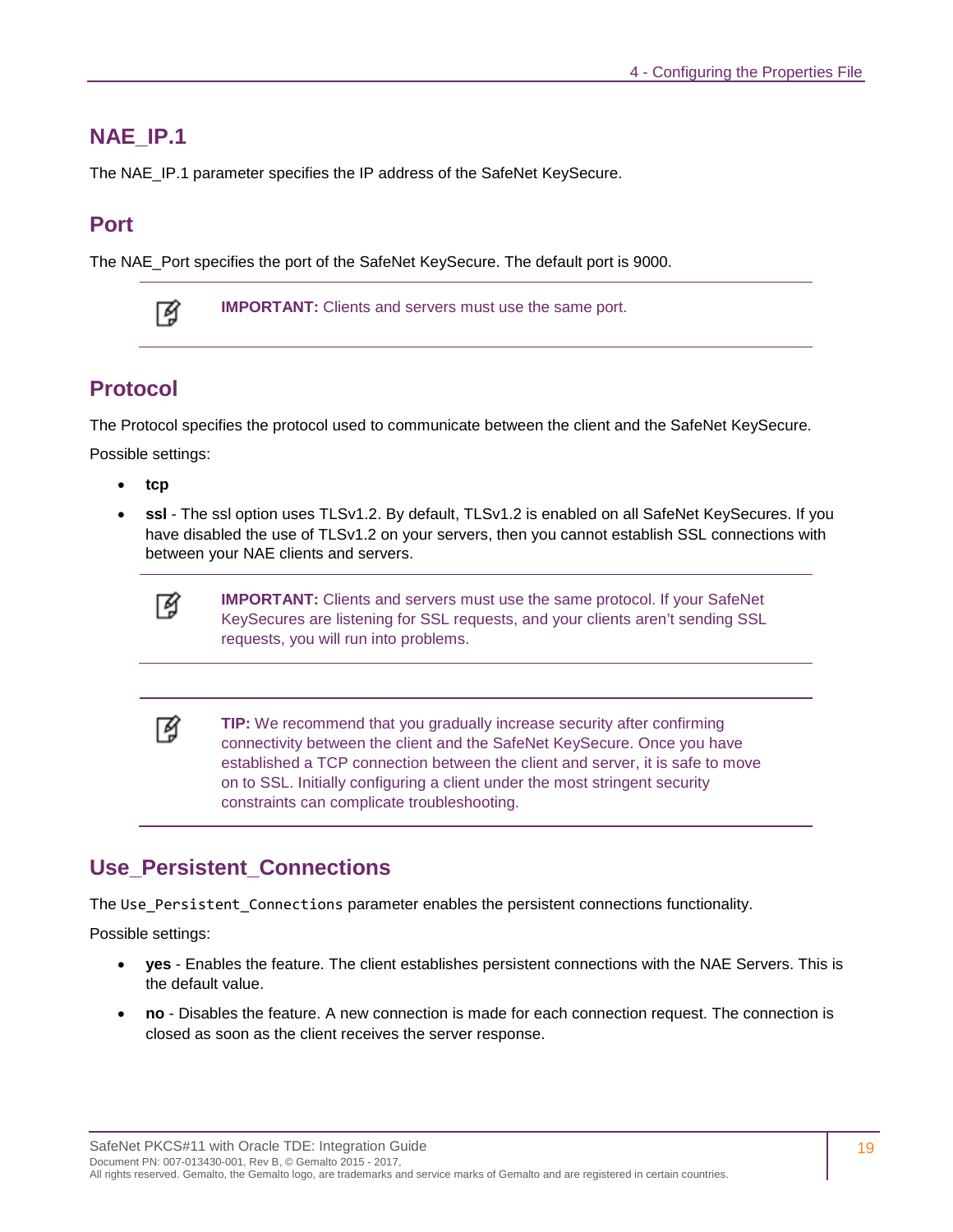## NAE_IP.1

The NAE_IP.1 parameter specifies the IP address of the SafeNet KeySecure.

## Port

The NAE_Port specifies the port of the SafeNet KeySecure. The default port is 9000.

> **IMPORTANT:** Clients and servers must use the same port.

## Protocol

The Protocol specifies the protocol used to communicate between the client and the SafeNet KeySecure.

Possible settings:

- **tcp**
- **ssl** - The ssl option uses TLSv1.2. By default, TLSv1.2 is enabled on all SafeNet KeySecures. If you have disabled the use of TLSv1.2 on your servers, then you cannot establish SSL connections with between your NAE clients and servers.

> **IMPORTANT:** Clients and servers must use the same protocol. If your SafeNet KeySecures are listening for SSL requests, and your clients aren't sending SSL requests, you will run into problems.

> **TIP:** We recommend that you gradually increase security after confirming connectivity between the client and the SafeNet KeySecure. Once you have established a TCP connection between the client and server, it is safe to move on to SSL. Initially configuring a client under the most stringent security constraints can complicate troubleshooting.

## Use_Persistent_Connections

The `Use_Persistent_Connections` parameter enables the persistent connections functionality.

Possible settings:

- **yes** - Enables the feature. The client establishes persistent connections with the NAE Servers. This is the default value.
- **no** - Disables the feature. A new connection is made for each connection request. The connection is closed as soon as the client receives the server response.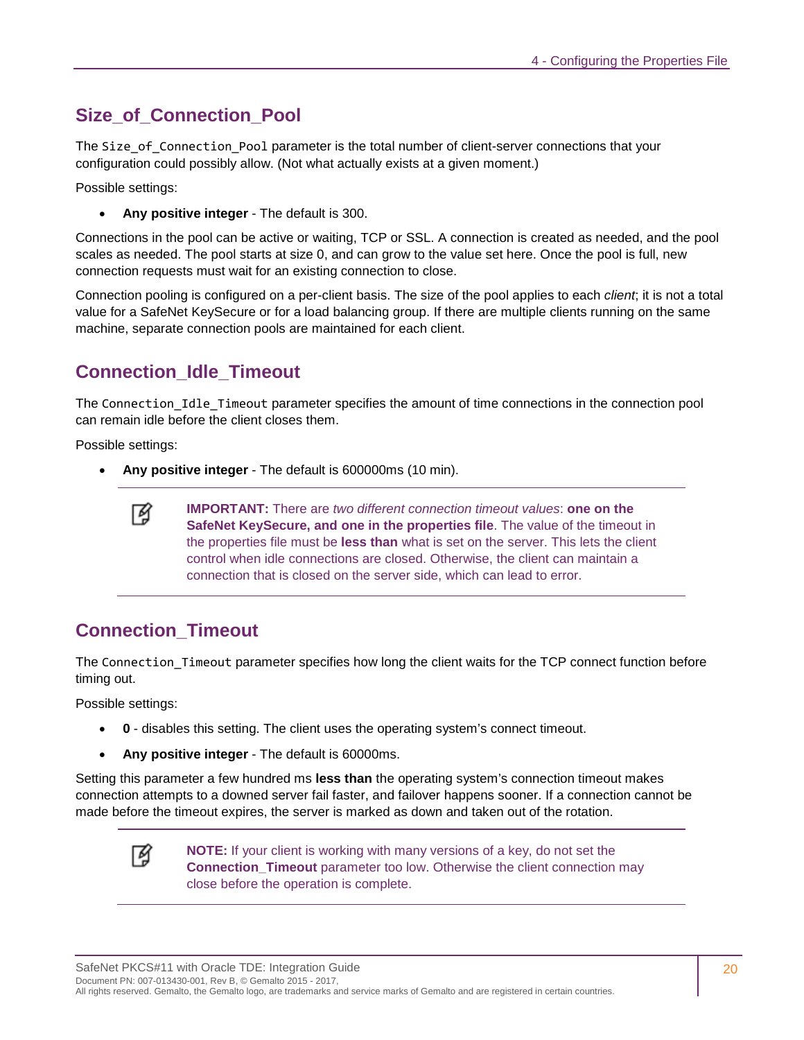## Size_of_Connection_Pool

The `Size_of_Connection_Pool` parameter is the total number of client-server connections that your configuration could possibly allow. (Not what actually exists at a given moment.)

Possible settings:

- **Any positive integer** - The default is 300.

Connections in the pool can be active or waiting, TCP or SSL. A connection is created as needed, and the pool scales as needed. The pool starts at size 0, and can grow to the value set here. Once the pool is full, new connection requests must wait for an existing connection to close.

Connection pooling is configured on a per-client basis. The size of the pool applies to each *client*; it is not a total value for a SafeNet KeySecure or for a load balancing group. If there are multiple clients running on the same machine, separate connection pools are maintained for each client.

## Connection_Idle_Timeout

The `Connection_Idle_Timeout` parameter specifies the amount of time connections in the connection pool can remain idle before the client closes them.

Possible settings:

- **Any positive integer** - The default is 600000ms (10 min).

> **IMPORTANT:** There are *two different connection timeout values*: **one on the SafeNet KeySecure, and one in the properties file**. The value of the timeout in the properties file must be **less than** what is set on the server. This lets the client control when idle connections are closed. Otherwise, the client can maintain a connection that is closed on the server side, which can lead to error.

## Connection_Timeout

The `Connection_Timeout` parameter specifies how long the client waits for the TCP connect function before timing out.

Possible settings:

- **0** - disables this setting. The client uses the operating system's connect timeout.
- **Any positive integer** - The default is 60000ms.

Setting this parameter a few hundred ms **less than** the operating system's connection timeout makes connection attempts to a downed server fail faster, and failover happens sooner. If a connection cannot be made before the timeout expires, the server is marked as down and taken out of the rotation.

> **NOTE:** If your client is working with many versions of a key, do not set the **Connection_Timeout** parameter too low. Otherwise the client connection may close before the operation is complete.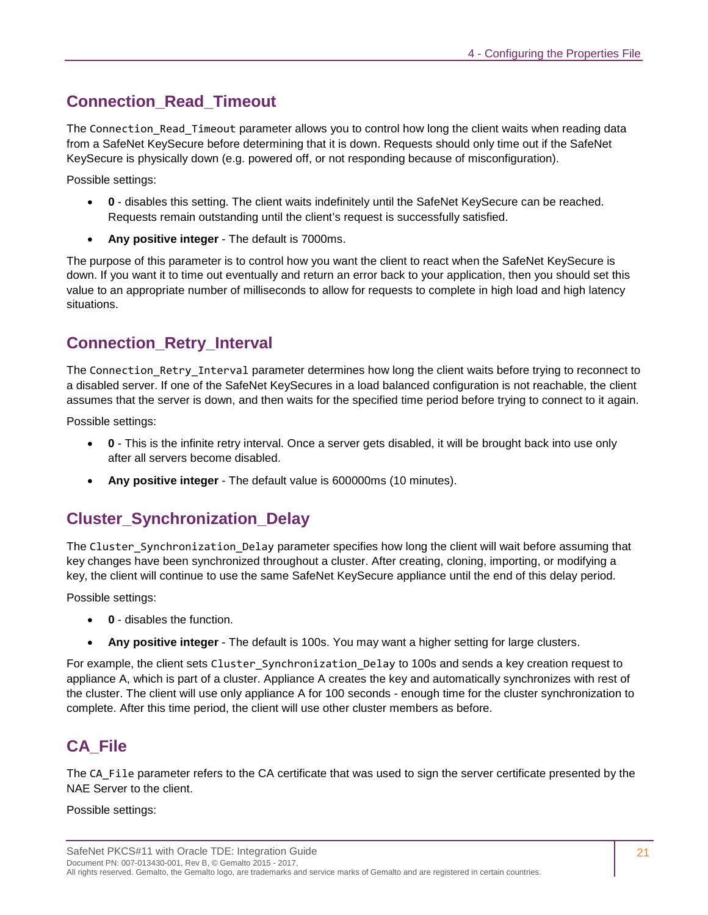## Connection_Read_Timeout

The `Connection_Read_Timeout` parameter allows you to control how long the client waits when reading data from a SafeNet KeySecure before determining that it is down. Requests should only time out if the SafeNet KeySecure is physically down (e.g. powered off, or not responding because of misconfiguration).

Possible settings:

- **0** - disables this setting. The client waits indefinitely until the SafeNet KeySecure can be reached. Requests remain outstanding until the client's request is successfully satisfied.
- **Any positive integer** - The default is 7000ms.

The purpose of this parameter is to control how you want the client to react when the SafeNet KeySecure is down. If you want it to time out eventually and return an error back to your application, then you should set this value to an appropriate number of milliseconds to allow for requests to complete in high load and high latency situations.

## Connection_Retry_Interval

The `Connection_Retry_Interval` parameter determines how long the client waits before trying to reconnect to a disabled server. If one of the SafeNet KeySecures in a load balanced configuration is not reachable, the client assumes that the server is down, and then waits for the specified time period before trying to connect to it again.

Possible settings:

- **0** - This is the infinite retry interval. Once a server gets disabled, it will be brought back into use only after all servers become disabled.
- **Any positive integer** - The default value is 600000ms (10 minutes).

## Cluster_Synchronization_Delay

The `Cluster_Synchronization_Delay` parameter specifies how long the client will wait before assuming that key changes have been synchronized throughout a cluster. After creating, cloning, importing, or modifying a key, the client will continue to use the same SafeNet KeySecure appliance until the end of this delay period.

Possible settings:

- **0** - disables the function.
- **Any positive integer** - The default is 100s. You may want a higher setting for large clusters.

For example, the client sets `Cluster_Synchronization_Delay` to 100s and sends a key creation request to appliance A, which is part of a cluster. Appliance A creates the key and automatically synchronizes with rest of the cluster. The client will use only appliance A for 100 seconds - enough time for the cluster synchronization to complete. After this time period, the client will use other cluster members as before.

## CA_File

The `CA_File` parameter refers to the CA certificate that was used to sign the server certificate presented by the NAE Server to the client.

Possible settings: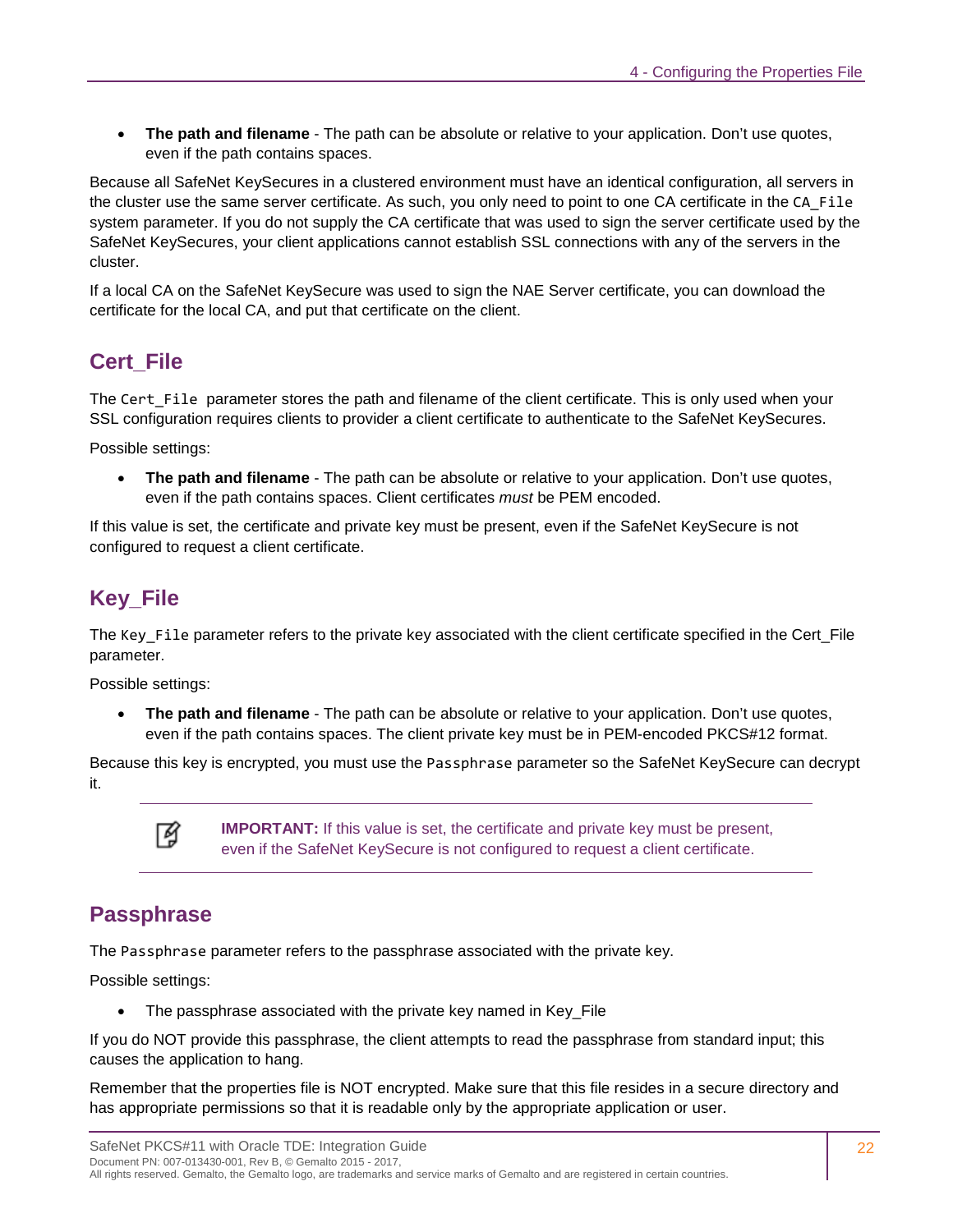- **The path and filename** - The path can be absolute or relative to your application. Don't use quotes, even if the path contains spaces.

Because all SafeNet KeySecures in a clustered environment must have an identical configuration, all servers in the cluster use the same server certificate. As such, you only need to point to one CA certificate in the `CA_File` system parameter. If you do not supply the CA certificate that was used to sign the server certificate used by the SafeNet KeySecures, your client applications cannot establish SSL connections with any of the servers in the cluster.

If a local CA on the SafeNet KeySecure was used to sign the NAE Server certificate, you can download the certificate for the local CA, and put that certificate on the client.

## Cert_File

The `Cert_File` parameter stores the path and filename of the client certificate. This is only used when your SSL configuration requires clients to provider a client certificate to authenticate to the SafeNet KeySecures.

Possible settings:

- **The path and filename** - The path can be absolute or relative to your application. Don't use quotes, even if the path contains spaces. Client certificates *must* be PEM encoded.

If this value is set, the certificate and private key must be present, even if the SafeNet KeySecure is not configured to request a client certificate.

## Key_File

The `Key_File` parameter refers to the private key associated with the client certificate specified in the Cert_File parameter.

Possible settings:

- **The path and filename** - The path can be absolute or relative to your application. Don't use quotes, even if the path contains spaces. The client private key must be in PEM-encoded PKCS#12 format.

Because this key is encrypted, you must use the `Passphrase` parameter so the SafeNet KeySecure can decrypt it.

> **IMPORTANT:** If this value is set, the certificate and private key must be present, even if the SafeNet KeySecure is not configured to request a client certificate.

## Passphrase

The `Passphrase` parameter refers to the passphrase associated with the private key.

Possible settings:

- The passphrase associated with the private key named in Key_File

If you do NOT provide this passphrase, the client attempts to read the passphrase from standard input; this causes the application to hang.

Remember that the properties file is NOT encrypted. Make sure that this file resides in a secure directory and has appropriate permissions so that it is readable only by the appropriate application or user.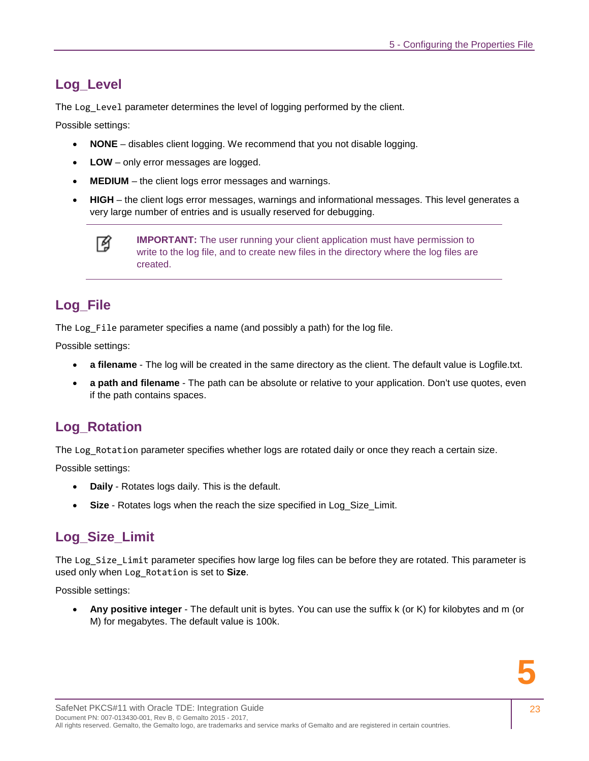## Log_Level

The `Log_Level` parameter determines the level of logging performed by the client.

Possible settings:

- **NONE** – disables client logging. We recommend that you not disable logging.
- **LOW** – only error messages are logged.
- **MEDIUM** – the client logs error messages and warnings.
- **HIGH** – the client logs error messages, warnings and informational messages. This level generates a very large number of entries and is usually reserved for debugging.

> **IMPORTANT:** The user running your client application must have permission to write to the log file, and to create new files in the directory where the log files are created.

## Log_File

The `Log_File` parameter specifies a name (and possibly a path) for the log file.

Possible settings:

- **a filename** - The log will be created in the same directory as the client. The default value is Logfile.txt.
- **a path and filename** - The path can be absolute or relative to your application. Don't use quotes, even if the path contains spaces.

## Log_Rotation

The `Log_Rotation` parameter specifies whether logs are rotated daily or once they reach a certain size.

Possible settings:

- **Daily** - Rotates logs daily. This is the default.
- **Size** - Rotates logs when the reach the size specified in Log_Size_Limit.

## Log_Size_Limit

The `Log_Size_Limit` parameter specifies how large log files can be before they are rotated. This parameter is used only when `Log_Rotation` is set to **Size**.

Possible settings:

- **Any positive integer** - The default unit is bytes. You can use the suffix k (or K) for kilobytes and m (or M) for megabytes. The default value is 100k.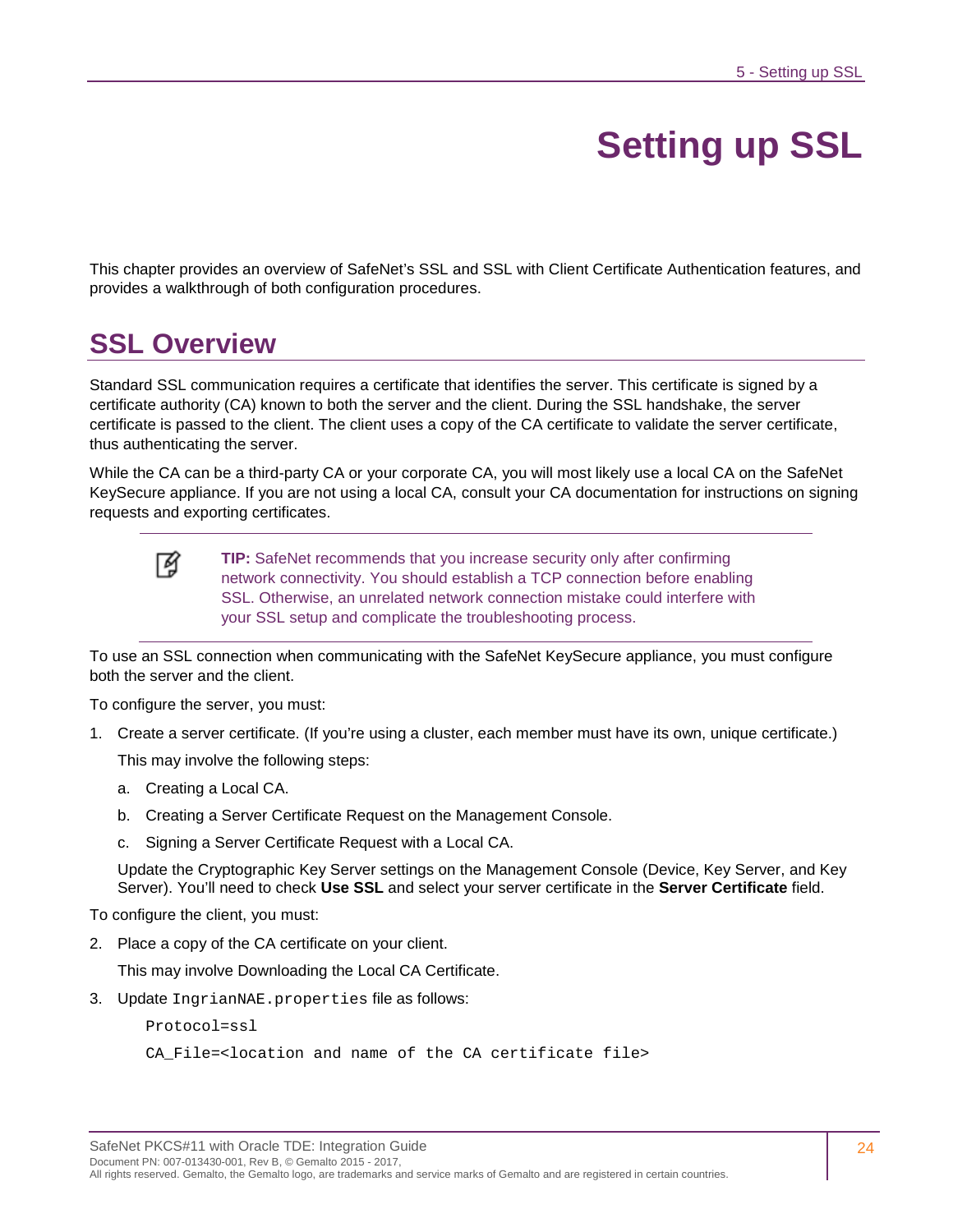# Setting up SSL

This chapter provides an overview of SafeNet's SSL and SSL with Client Certificate Authentication features, and provides a walkthrough of both configuration procedures.

## SSL Overview

Standard SSL communication requires a certificate that identifies the server. This certificate is signed by a certificate authority (CA) known to both the server and the client. During the SSL handshake, the server certificate is passed to the client. The client uses a copy of the CA certificate to validate the server certificate, thus authenticating the server.

While the CA can be a third-party CA or your corporate CA, you will most likely use a local CA on the SafeNet KeySecure appliance. If you are not using a local CA, consult your CA documentation for instructions on signing requests and exporting certificates.

> **TIP:** SafeNet recommends that you increase security only after confirming network connectivity. You should establish a TCP connection before enabling SSL. Otherwise, an unrelated network connection mistake could interfere with your SSL setup and complicate the troubleshooting process.

To use an SSL connection when communicating with the SafeNet KeySecure appliance, you must configure both the server and the client.

To configure the server, you must:

1. Create a server certificate. (If you're using a cluster, each member must have its own, unique certificate.)

   This may involve the following steps:

   a. Creating a Local CA.

   b. Creating a Server Certificate Request on the Management Console.

   c. Signing a Server Certificate Request with a Local CA.

   Update the Cryptographic Key Server settings on the Management Console (Device, Key Server, and Key Server). You'll need to check **Use SSL** and select your server certificate in the **Server Certificate** field.

To configure the client, you must:

2. Place a copy of the CA certificate on your client.

   This may involve Downloading the Local CA Certificate.

3. Update `IngrianNAE.properties` file as follows:

   ```
   Protocol=ssl
   CA_File=<location and name of the CA certificate file>
   ```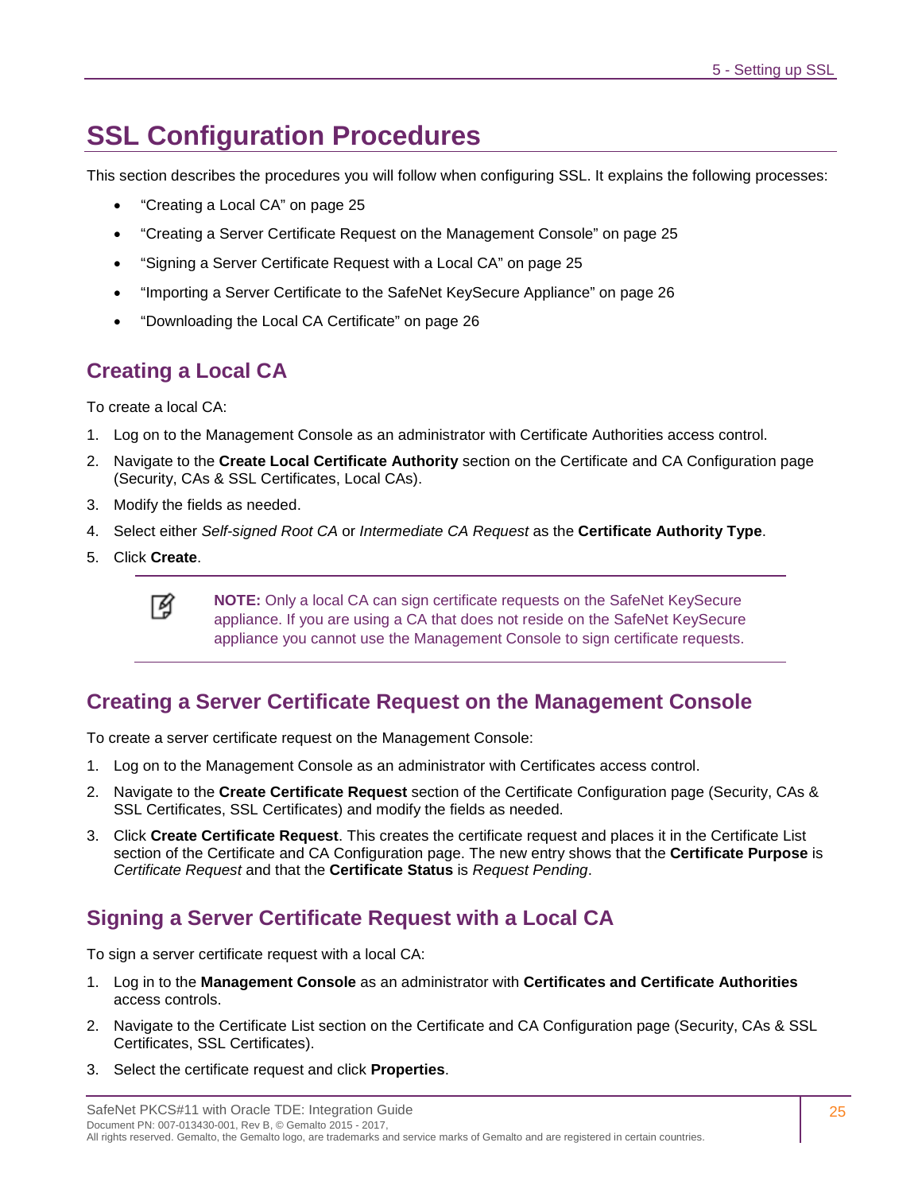# SSL Configuration Procedures

This section describes the procedures you will follow when configuring SSL. It explains the following processes:

- "Creating a Local CA" on page 25
- "Creating a Server Certificate Request on the Management Console" on page 25
- "Signing a Server Certificate Request with a Local CA" on page 25
- "Importing a Server Certificate to the SafeNet KeySecure Appliance" on page 26
- "Downloading the Local CA Certificate" on page 26

## Creating a Local CA

To create a local CA:

1. Log on to the Management Console as an administrator with Certificate Authorities access control.
2. Navigate to the **Create Local Certificate Authority** section on the Certificate and CA Configuration page (Security, CAs & SSL Certificates, Local CAs).
3. Modify the fields as needed.
4. Select either *Self-signed Root CA* or *Intermediate CA Request* as the **Certificate Authority Type**.
5. Click **Create**.

> **NOTE:** Only a local CA can sign certificate requests on the SafeNet KeySecure appliance. If you are using a CA that does not reside on the SafeNet KeySecure appliance you cannot use the Management Console to sign certificate requests.

## Creating a Server Certificate Request on the Management Console

To create a server certificate request on the Management Console:

1. Log on to the Management Console as an administrator with Certificates access control.
2. Navigate to the **Create Certificate Request** section of the Certificate Configuration page (Security, CAs & SSL Certificates, SSL Certificates) and modify the fields as needed.
3. Click **Create Certificate Request**. This creates the certificate request and places it in the Certificate List section of the Certificate and CA Configuration page. The new entry shows that the **Certificate Purpose** is *Certificate Request* and that the **Certificate Status** is *Request Pending*.

## Signing a Server Certificate Request with a Local CA

To sign a server certificate request with a local CA:

1. Log in to the **Management Console** as an administrator with **Certificates and Certificate Authorities** access controls.
2. Navigate to the Certificate List section on the Certificate and CA Configuration page (Security, CAs & SSL Certificates, SSL Certificates).
3. Select the certificate request and click **Properties**.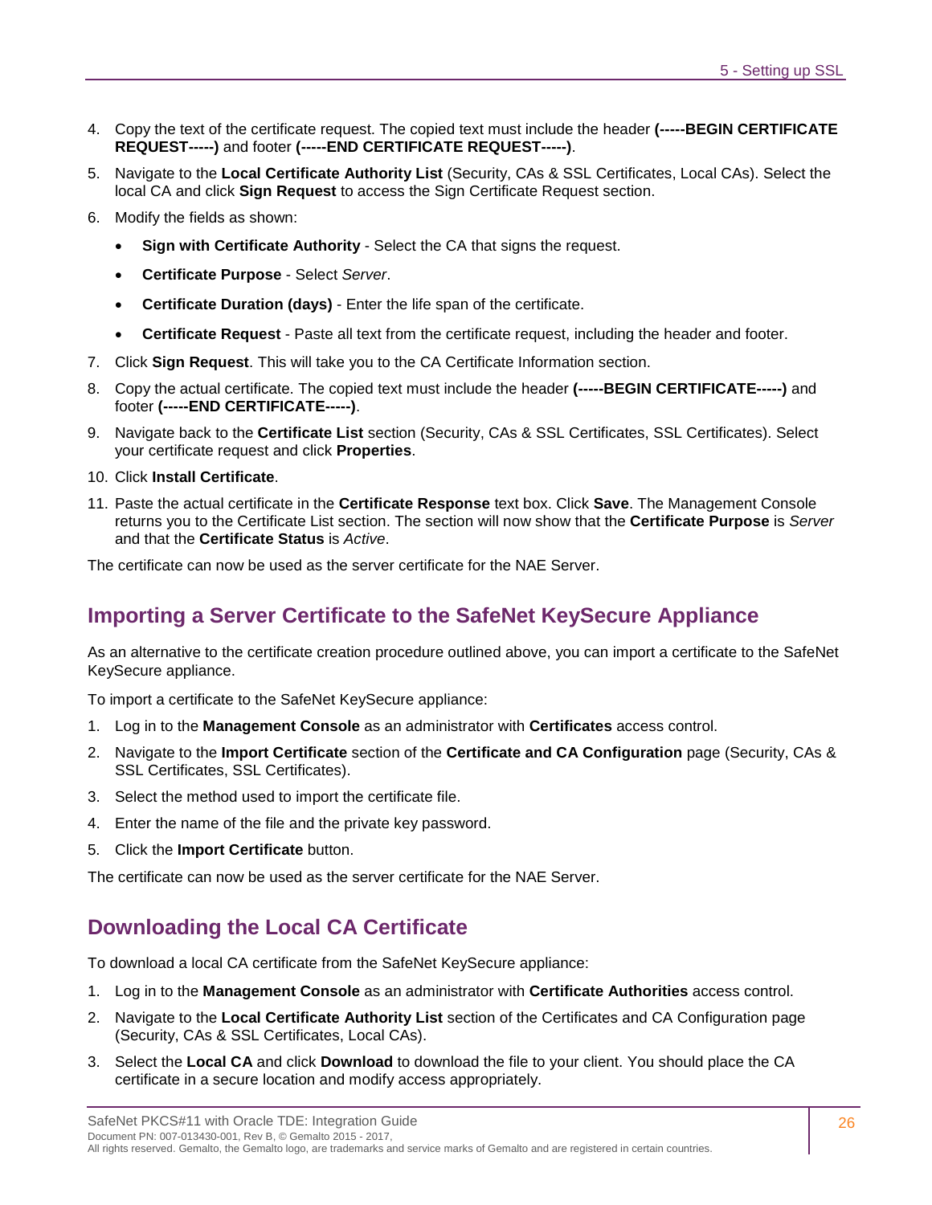4. Copy the text of the certificate request. The copied text must include the header **(-----BEGIN CERTIFICATE REQUEST-----)** and footer **(-----END CERTIFICATE REQUEST-----)**.
5. Navigate to the **Local Certificate Authority List** (Security, CAs & SSL Certificates, Local CAs). Select the local CA and click **Sign Request** to access the Sign Certificate Request section.
6. Modify the fields as shown:
   - **Sign with Certificate Authority** - Select the CA that signs the request.
   - **Certificate Purpose** - Select *Server*.
   - **Certificate Duration (days)** - Enter the life span of the certificate.
   - **Certificate Request** - Paste all text from the certificate request, including the header and footer.
7. Click **Sign Request**. This will take you to the CA Certificate Information section.
8. Copy the actual certificate. The copied text must include the header **(-----BEGIN CERTIFICATE-----)** and footer **(-----END CERTIFICATE-----)**.
9. Navigate back to the **Certificate List** section (Security, CAs & SSL Certificates, SSL Certificates). Select your certificate request and click **Properties**.
10. Click **Install Certificate**.
11. Paste the actual certificate in the **Certificate Response** text box. Click **Save**. The Management Console returns you to the Certificate List section. The section will now show that the **Certificate Purpose** is *Server* and that the **Certificate Status** is *Active*.

The certificate can now be used as the server certificate for the NAE Server.

## Importing a Server Certificate to the SafeNet KeySecure Appliance

As an alternative to the certificate creation procedure outlined above, you can import a certificate to the SafeNet KeySecure appliance.

To import a certificate to the SafeNet KeySecure appliance:

1. Log in to the **Management Console** as an administrator with **Certificates** access control.
2. Navigate to the **Import Certificate** section of the **Certificate and CA Configuration** page (Security, CAs & SSL Certificates, SSL Certificates).
3. Select the method used to import the certificate file.
4. Enter the name of the file and the private key password.
5. Click the **Import Certificate** button.

The certificate can now be used as the server certificate for the NAE Server.

## Downloading the Local CA Certificate

To download a local CA certificate from the SafeNet KeySecure appliance:

1. Log in to the **Management Console** as an administrator with **Certificate Authorities** access control.
2. Navigate to the **Local Certificate Authority List** section of the Certificates and CA Configuration page (Security, CAs & SSL Certificates, Local CAs).
3. Select the **Local CA** and click **Download** to download the file to your client. You should place the CA certificate in a secure location and modify access appropriately.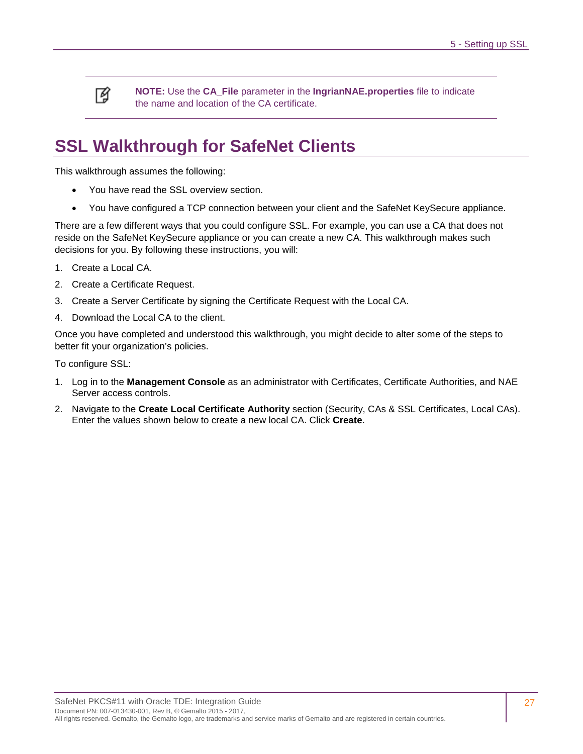**NOTE:** Use the **CA_File** parameter in the **IngrianNAE.properties** file to indicate the name and location of the CA certificate.

## SSL Walkthrough for SafeNet Clients

This walkthrough assumes the following:

- You have read the SSL overview section.
- You have configured a TCP connection between your client and the SafeNet KeySecure appliance.

There are a few different ways that you could configure SSL. For example, you can use a CA that does not reside on the SafeNet KeySecure appliance or you can create a new CA. This walkthrough makes such decisions for you. By following these instructions, you will:

1. Create a Local CA.
2. Create a Certificate Request.
3. Create a Server Certificate by signing the Certificate Request with the Local CA.
4. Download the Local CA to the client.

Once you have completed and understood this walkthrough, you might decide to alter some of the steps to better fit your organization's policies.

To configure SSL:

1. Log in to the **Management Console** as an administrator with Certificates, Certificate Authorities, and NAE Server access controls.
2. Navigate to the **Create Local Certificate Authority** section (Security, CAs & SSL Certificates, Local CAs). Enter the values shown below to create a new local CA. Click **Create**.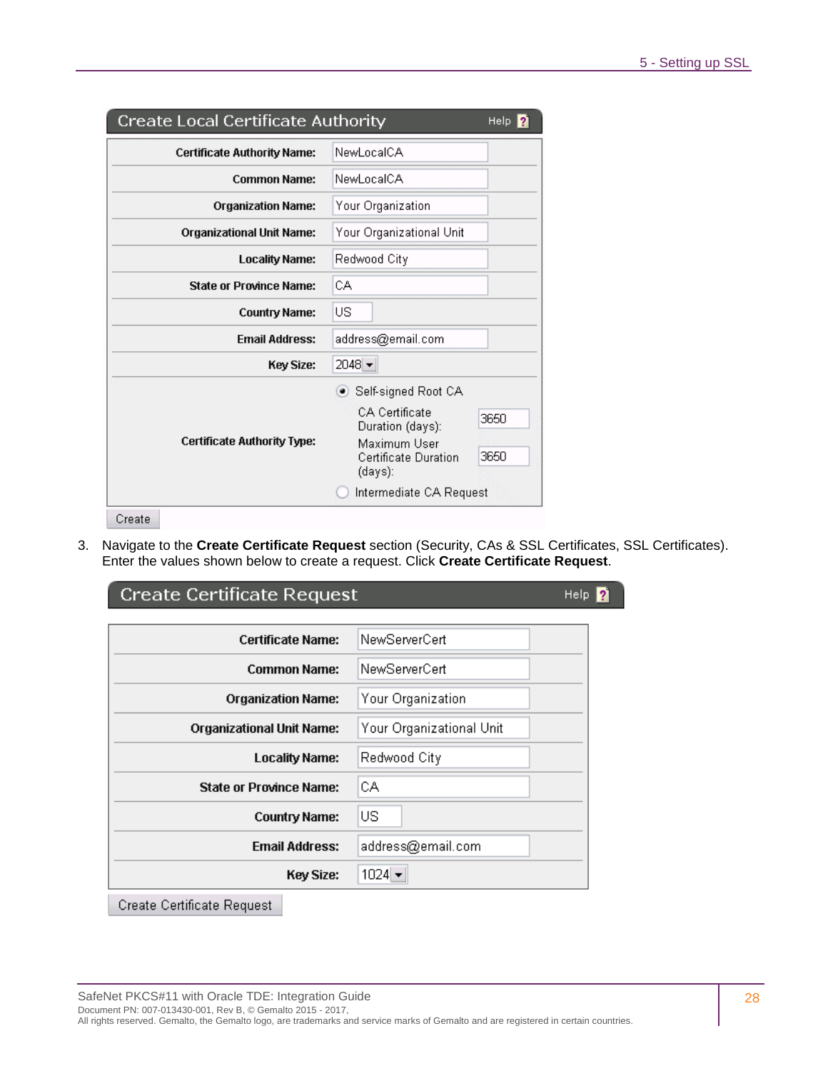**Create Local Certificate Authority** Help

| Field | Value |
| --- | --- |
| Certificate Authority Name: | NewLocalCA |
| Common Name: | NewLocalCA |
| Organization Name: | Your Organization |
| Organizational Unit Name: | Your Organizational Unit |
| Locality Name: | Redwood City |
| State or Province Name: | CA |
| Country Name: | US |
| Email Address: | address@email.com |
| Key Size: | 2048 |
| Certificate Authority Type: | (●) Self-signed Root CA<br>CA Certificate Duration (days): 3650<br>Maximum User Certificate Duration (days): 3650<br>( ) Intermediate CA Request |

Create

3. Navigate to the **Create Certificate Request** section (Security, CAs & SSL Certificates, SSL Certificates). Enter the values shown below to create a request. Click **Create Certificate Request**.

**Create Certificate Request** Help

| Field | Value |
| --- | --- |
| Certificate Name: | NewServerCert |
| Common Name: | NewServerCert |
| Organization Name: | Your Organization |
| Organizational Unit Name: | Your Organizational Unit |
| Locality Name: | Redwood City |
| State or Province Name: | CA |
| Country Name: | US |
| Email Address: | address@email.com |
| Key Size: | 1024 |

Create Certificate Request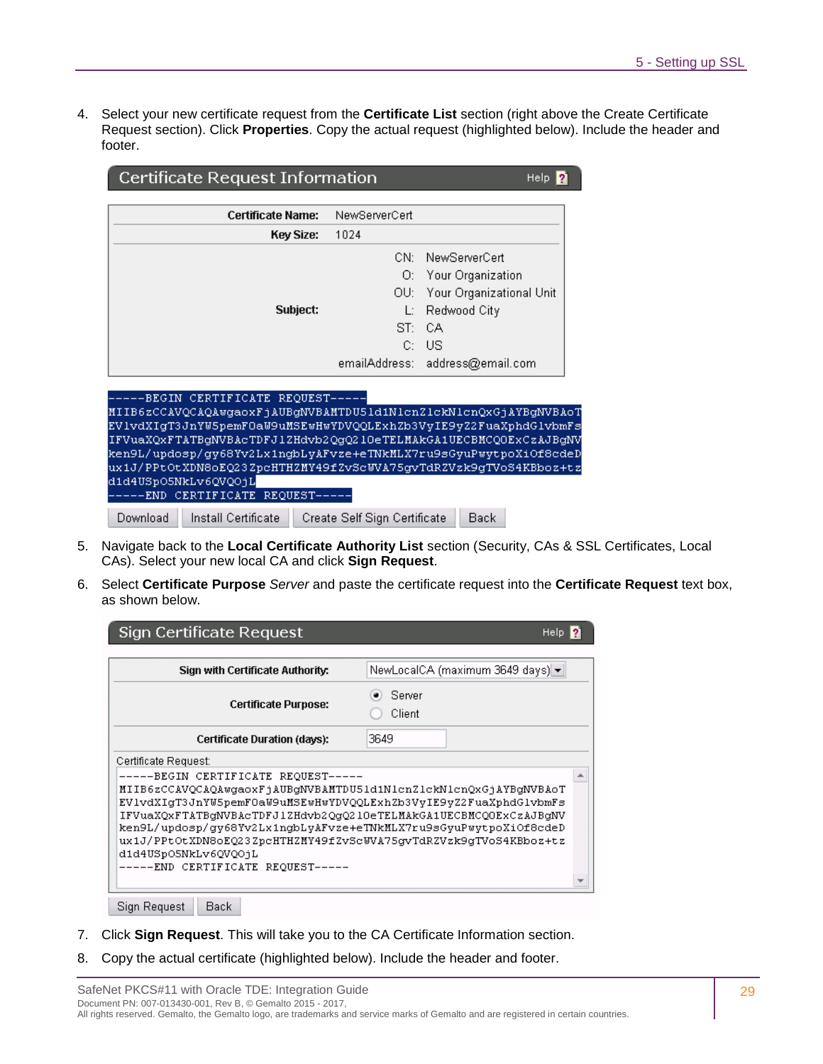4. Select your new certificate request from the **Certificate List** section (right above the Create Certificate Request section). Click **Properties**. Copy the actual request (highlighted below). Include the header and footer.

**Certificate Request Information**

| | |
|---|---|
| **Certificate Name:** | NewServerCert |
| **Key Size:** | 1024 |
| **Subject:** | CN: NewServerCert<br>O: Your Organization<br>OU: Your Organizational Unit<br>L: Redwood City<br>ST: CA<br>C: US<br>emailAddress: address@email.com |

```
-----BEGIN CERTIFICATE REQUEST-----
MIIB6zCCAVQCAQAwgaoxFjAUBgNVBAMTDU51d1NlcnZlckNlcnQxGjAYBgNVBAoT
EVlvdXIgT3JnYW5pemF0aW9uMSEwHwYDVQQLExhZb3VyIE9yZ2FuaXphdGlvbmFs
IFVuaXQxFTATBgNVBAcTDFJ1ZHdvb2QgQ2l0eTELMAkGA1UECBMCQ0ExCzAJBgNV
ken9L/updosp/gy68Yv2Lx1ngbLyAFvze+eTNkMLX7ru9sGyuPwytpoXiOf8cdeD
ux1J/PPtOtXDN8oEQ23ZpcHTHZMY49fZvScWVA75gvTdRZVzk9gTVoS4KBboz+tz
d1d4USpO5NkLv6QVQOjL
-----END CERTIFICATE REQUEST-----
```

Download | Install Certificate | Create Self Sign Certificate | Back

5. Navigate back to the **Local Certificate Authority List** section (Security, CAs & SSL Certificates, Local CAs). Select your new local CA and click **Sign Request**.

6. Select **Certificate Purpose** *Server* and paste the certificate request into the **Certificate Request** text box, as shown below.

**Sign Certificate Request**

| | |
|---|---|
| **Sign with Certificate Authority:** | NewLocalCA (maximum 3649 days) |
| **Certificate Purpose:** | (•) Server<br>( ) Client |
| **Certificate Duration (days):** | 3649 |

Certificate Request:

```
-----BEGIN CERTIFICATE REQUEST-----
MIIB6zCCAVQCAQAwgaoxFjAUBgNVBAMTDU51d1NlcnZlckNlcnQxGjAYBgNVBAoT
EVlvdXIgT3JnYW5pemF0aW9uMSEwHwYDVQQLExhZb3VyIE9yZ2FuaXphdGlvbmFs
IFVuaXQxFTATBgNVBAcTDFJ1ZHdvb2QgQ2l0eTELMAkGA1UECBMCQ0ExCzAJBgNV
ken9L/updosp/gy68Yv2Lx1ngbLyAFvze+eTNkMLX7ru9sGyuPwytpoXiOf8cdeD
ux1J/PPtOtXDN8oEQ23ZpcHTHZMY49fZvScWVA75gvTdRZVzk9gTVoS4KBboz+tz
d1d4USpO5NkLv6QVQOjL
-----END CERTIFICATE REQUEST-----
```

Sign Request | Back

7. Click **Sign Request**. This will take you to the CA Certificate Information section.

8. Copy the actual certificate (highlighted below). Include the header and footer.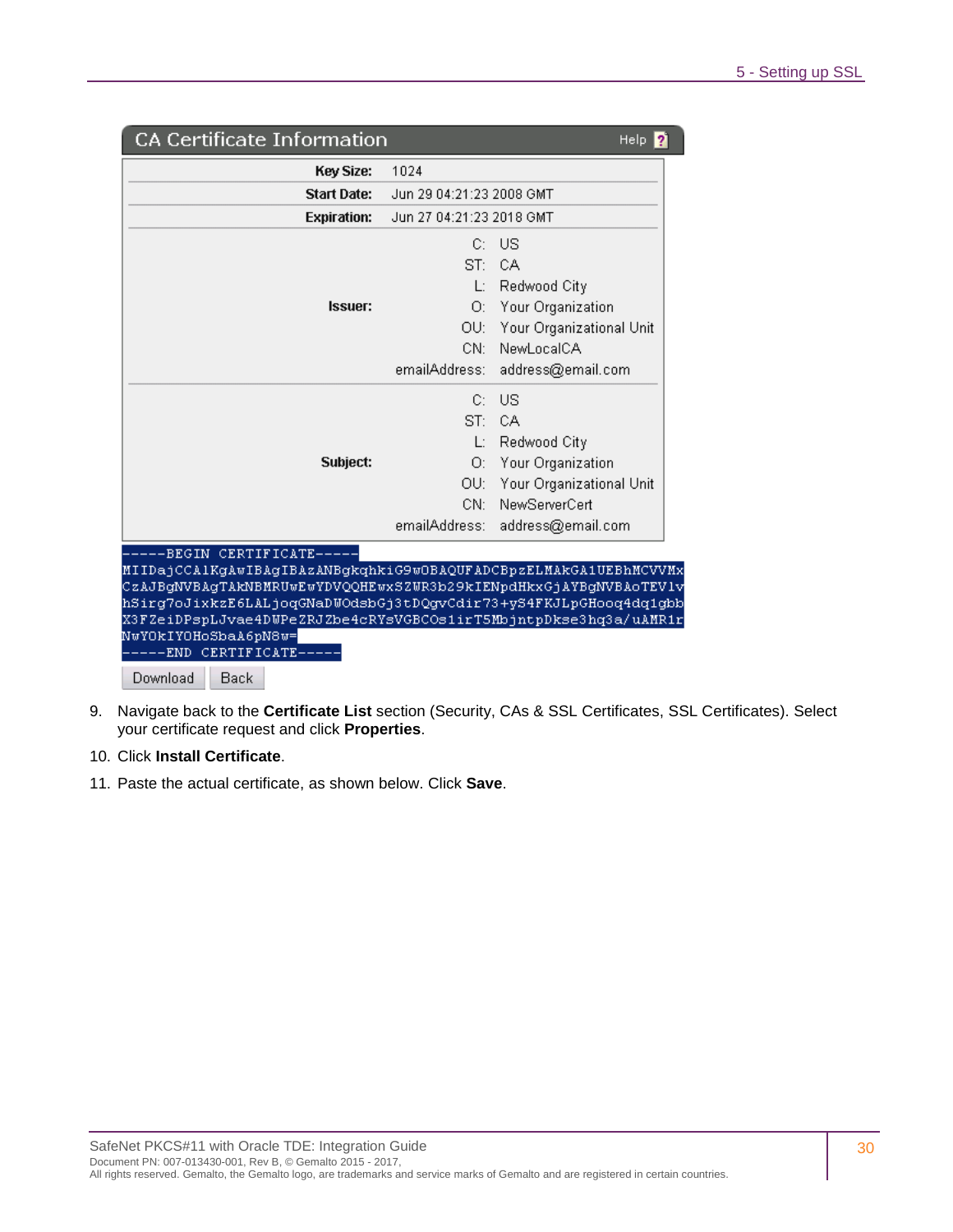**CA Certificate Information**

| | |
|---|---|
| **Key Size:** | 1024 |
| **Start Date:** | Jun 29 04:21:23 2008 GMT |
| **Expiration:** | Jun 27 04:21:23 2018 GMT |
| **Issuer:** | C: US<br>ST: CA<br>L: Redwood City<br>O: Your Organization<br>OU: Your Organizational Unit<br>CN: NewLocalCA<br>emailAddress: address@email.com |
| **Subject:** | C: US<br>ST: CA<br>L: Redwood City<br>O: Your Organization<br>OU: Your Organizational Unit<br>CN: NewServerCert<br>emailAddress: address@email.com |

```
-----BEGIN CERTIFICATE-----
MIIDajCCAlKgAwIBAgIBAzANBgkqhkiG9w0BAQUFADCBpzELMAkGA1UEBhMCVVMx
CzAJBgNVBAgTAkNBMRUwEwYDVQQHEwxSZWR3b29kIENpdHkxGjAYBgNVBAoTEV1v
hSirg7oJixkzE6LALjoqGNaDWOdsbGj3tDQgvCdir73+yS4FKJLpGHooq4dq1gbb
X3FZeiDPspLJvae4DWPeZRJZbe4cRYsVGBCOs1irT5MbjntpDkse3hq3a/uAMR1r
NwYOkIYOHoSbaA6pN8w=
-----END CERTIFICATE-----
```

Download | Back

9. Navigate back to the **Certificate List** section (Security, CAs & SSL Certificates, SSL Certificates). Select your certificate request and click **Properties**.
10. Click **Install Certificate**.
11. Paste the actual certificate, as shown below. Click **Save**.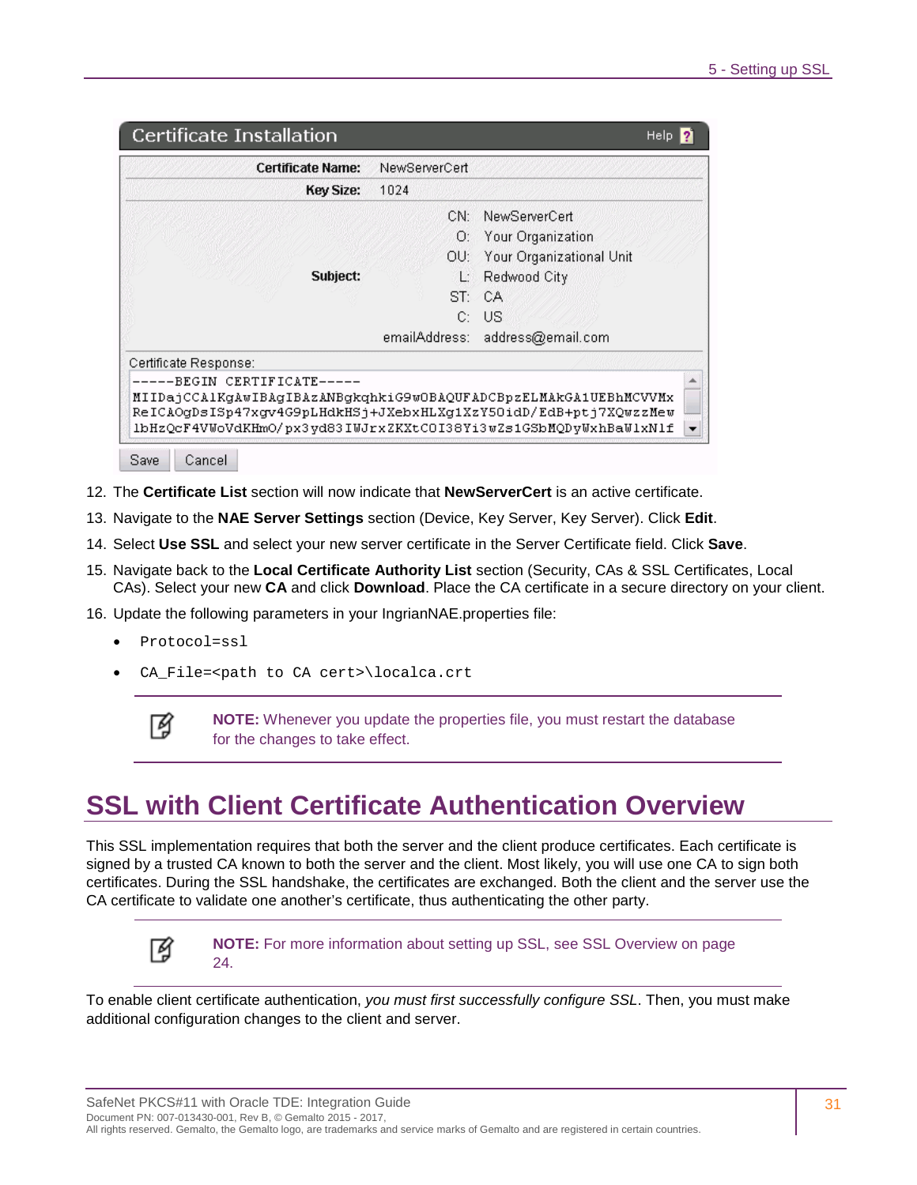**Certificate Installation**

| | |
|---|---|
| **Certificate Name:** | NewServerCert |
| **Key Size:** | 1024 |
| **Subject:** | CN: NewServerCert<br>O: Your Organization<br>OU: Your Organizational Unit<br>L: Redwood City<br>ST: CA<br>C: US<br>emailAddress: address@email.com |

Certificate Response:

```
-----BEGIN CERTIFICATE-----
MIIDajCCA1KgAwIBAgIBAzANBgkqhkiG9w0BAQUFADCBpzELMAkGA1UEBhMCVVMx
ReICAOgDsISp47xgv4G9pLHdkHSj+JXebxHLXg1XzY50idD/EdB+ptj7XQwzzMew
lbHzQcF4VWoVdKHmO/px3yd83IWJrxZKXtCOI38Yi3wZs1GSbMQDyWxhBaW1xNlf
```

Save | Cancel

12. The **Certificate List** section will now indicate that **NewServerCert** is an active certificate.
13. Navigate to the **NAE Server Settings** section (Device, Key Server, Key Server). Click **Edit**.
14. Select **Use SSL** and select your new server certificate in the Server Certificate field. Click **Save**.
15. Navigate back to the **Local Certificate Authority List** section (Security, CAs & SSL Certificates, Local CAs). Select your new **CA** and click **Download**. Place the CA certificate in a secure directory on your client.
16. Update the following parameters in your IngrianNAE.properties file:
    - `Protocol=ssl`
    - `CA_File=<path to CA cert>\localca.crt`

> **NOTE:** Whenever you update the properties file, you must restart the database for the changes to take effect.

# SSL with Client Certificate Authentication Overview

This SSL implementation requires that both the server and the client produce certificates. Each certificate is signed by a trusted CA known to both the server and the client. Most likely, you will use one CA to sign both certificates. During the SSL handshake, the certificates are exchanged. Both the client and the server use the CA certificate to validate one another's certificate, thus authenticating the other party.

> **NOTE:** For more information about setting up SSL, see SSL Overview on page 24.

To enable client certificate authentication, *you must first successfully configure SSL*. Then, you must make additional configuration changes to the client and server.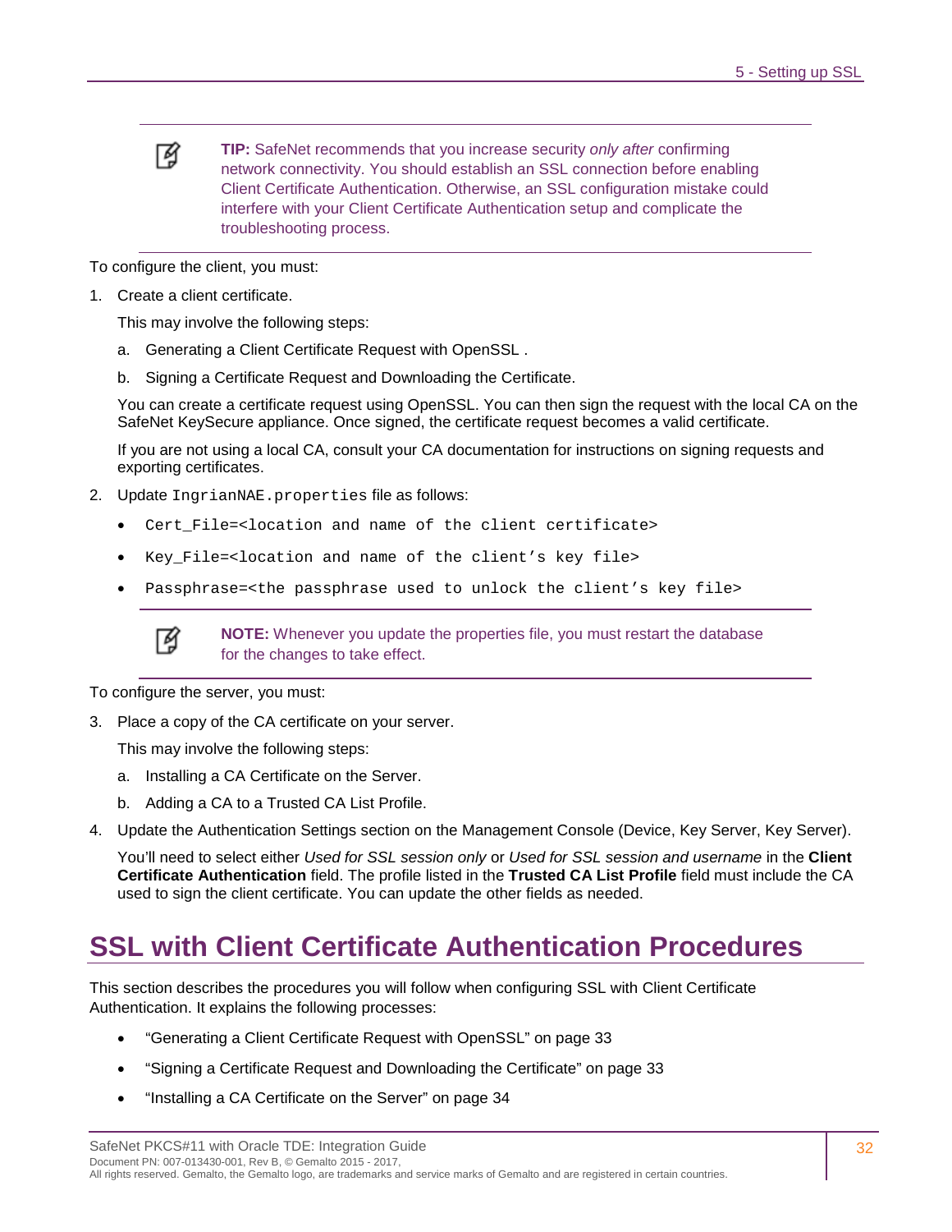**TIP:** SafeNet recommends that you increase security *only after* confirming network connectivity. You should establish an SSL connection before enabling Client Certificate Authentication. Otherwise, an SSL configuration mistake could interfere with your Client Certificate Authentication setup and complicate the troubleshooting process.

To configure the client, you must:

1. Create a client certificate.

   This may involve the following steps:

   a. Generating a Client Certificate Request with OpenSSL .

   b. Signing a Certificate Request and Downloading the Certificate.

   You can create a certificate request using OpenSSL. You can then sign the request with the local CA on the SafeNet KeySecure appliance. Once signed, the certificate request becomes a valid certificate.

   If you are not using a local CA, consult your CA documentation for instructions on signing requests and exporting certificates.

2. Update `IngrianNAE.properties` file as follows:

   - `Cert_File=<location and name of the client certificate>`
   - `Key_File=<location and name of the client's key file>`
   - `Passphrase=<the passphrase used to unlock the client's key file>`

**NOTE:** Whenever you update the properties file, you must restart the database for the changes to take effect.

To configure the server, you must:

3. Place a copy of the CA certificate on your server.

   This may involve the following steps:

   a. Installing a CA Certificate on the Server.

   b. Adding a CA to a Trusted CA List Profile.

4. Update the Authentication Settings section on the Management Console (Device, Key Server, Key Server).

   You'll need to select either *Used for SSL session only* or *Used for SSL session and username* in the **Client Certificate Authentication** field. The profile listed in the **Trusted CA List Profile** field must include the CA used to sign the client certificate. You can update the other fields as needed.

# SSL with Client Certificate Authentication Procedures

This section describes the procedures you will follow when configuring SSL with Client Certificate Authentication. It explains the following processes:

- "Generating a Client Certificate Request with OpenSSL" on page 33
- "Signing a Certificate Request and Downloading the Certificate" on page 33
- "Installing a CA Certificate on the Server" on page 34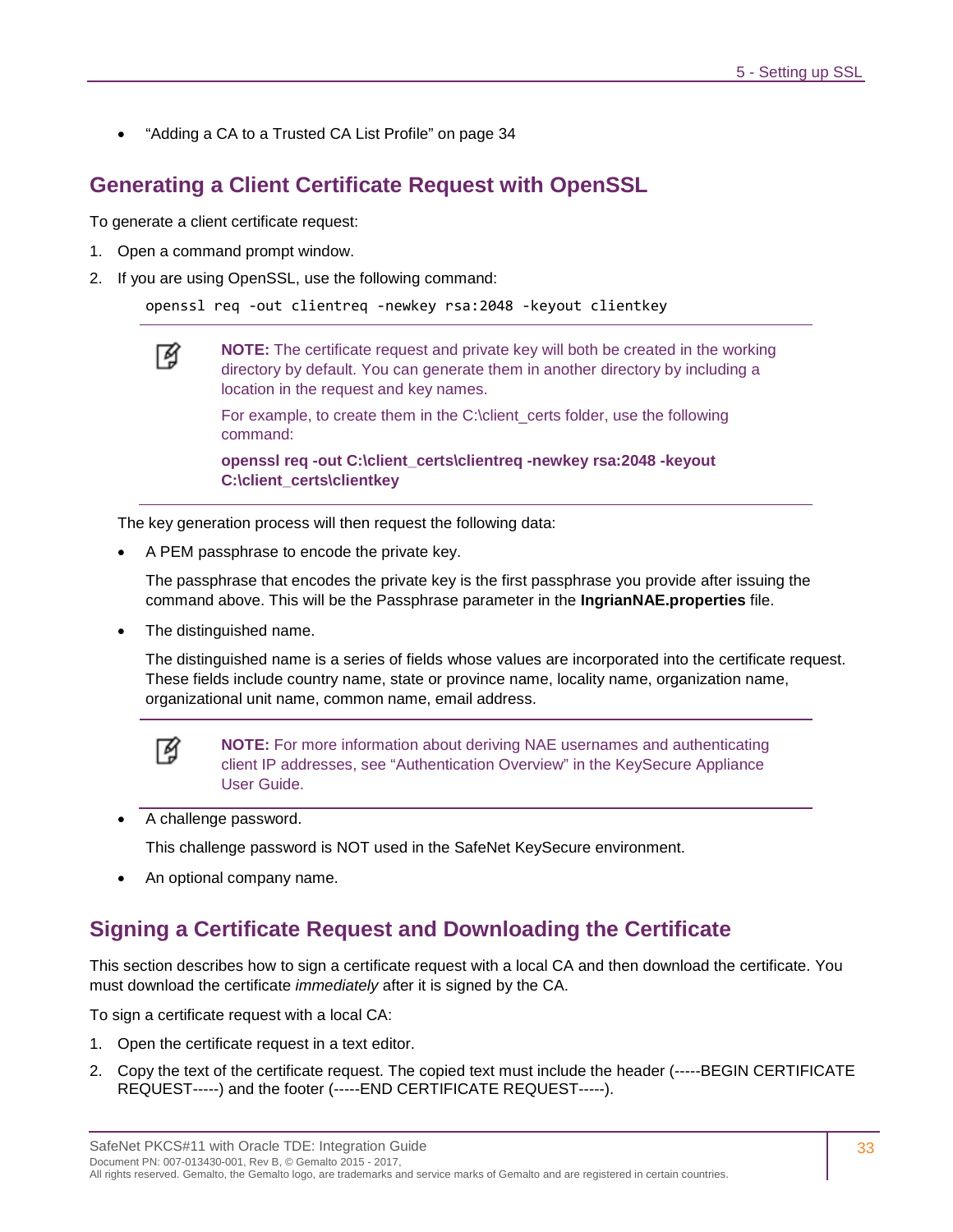- “Adding a CA to a Trusted CA List Profile” on page 34

## Generating a Client Certificate Request with OpenSSL

To generate a client certificate request:

1. Open a command prompt window.
2. If you are using OpenSSL, use the following command:

```
openssl req -out clientreq -newkey rsa:2048 -keyout clientkey
```

> **NOTE:** The certificate request and private key will both be created in the working directory by default. You can generate them in another directory by including a location in the request and key names.
>
> For example, to create them in the C:\client_certs folder, use the following command:
>
> **openssl req -out C:\client_certs\clientreq -newkey rsa:2048 -keyout C:\client_certs\clientkey**

The key generation process will then request the following data:

- A PEM passphrase to encode the private key.

  The passphrase that encodes the private key is the first passphrase you provide after issuing the command above. This will be the Passphrase parameter in the **IngrianNAE.properties** file.

- The distinguished name.

  The distinguished name is a series of fields whose values are incorporated into the certificate request. These fields include country name, state or province name, locality name, organization name, organizational unit name, common name, email address.

> **NOTE:** For more information about deriving NAE usernames and authenticating client IP addresses, see “Authentication Overview” in the KeySecure Appliance User Guide.

- A challenge password.

  This challenge password is NOT used in the SafeNet KeySecure environment.

- An optional company name.

## Signing a Certificate Request and Downloading the Certificate

This section describes how to sign a certificate request with a local CA and then download the certificate. You must download the certificate *immediately* after it is signed by the CA.

To sign a certificate request with a local CA:

1. Open the certificate request in a text editor.
2. Copy the text of the certificate request. The copied text must include the header (-----BEGIN CERTIFICATE REQUEST-----) and the footer (-----END CERTIFICATE REQUEST-----).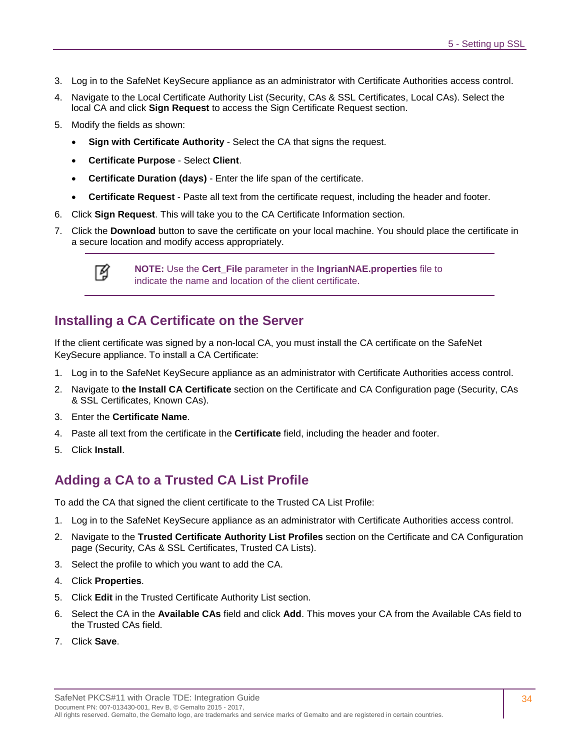3. Log in to the SafeNet KeySecure appliance as an administrator with Certificate Authorities access control.
4. Navigate to the Local Certificate Authority List (Security, CAs & SSL Certificates, Local CAs). Select the local CA and click **Sign Request** to access the Sign Certificate Request section.
5. Modify the fields as shown:
   - **Sign with Certificate Authority** - Select the CA that signs the request.
   - **Certificate Purpose** - Select **Client**.
   - **Certificate Duration (days)** - Enter the life span of the certificate.
   - **Certificate Request** - Paste all text from the certificate request, including the header and footer.
6. Click **Sign Request**. This will take you to the CA Certificate Information section.
7. Click the **Download** button to save the certificate on your local machine. You should place the certificate in a secure location and modify access appropriately.

> **NOTE:** Use the **Cert_File** parameter in the **IngrianNAE.properties** file to indicate the name and location of the client certificate.

## Installing a CA Certificate on the Server

If the client certificate was signed by a non-local CA, you must install the CA certificate on the SafeNet KeySecure appliance. To install a CA Certificate:

1. Log in to the SafeNet KeySecure appliance as an administrator with Certificate Authorities access control.
2. Navigate to **the Install CA Certificate** section on the Certificate and CA Configuration page (Security, CAs & SSL Certificates, Known CAs).
3. Enter the **Certificate Name**.
4. Paste all text from the certificate in the **Certificate** field, including the header and footer.
5. Click **Install**.

## Adding a CA to a Trusted CA List Profile

To add the CA that signed the client certificate to the Trusted CA List Profile:

1. Log in to the SafeNet KeySecure appliance as an administrator with Certificate Authorities access control.
2. Navigate to the **Trusted Certificate Authority List Profiles** section on the Certificate and CA Configuration page (Security, CAs & SSL Certificates, Trusted CA Lists).
3. Select the profile to which you want to add the CA.
4. Click **Properties**.
5. Click **Edit** in the Trusted Certificate Authority List section.
6. Select the CA in the **Available CAs** field and click **Add**. This moves your CA from the Available CAs field to the Trusted CAs field.
7. Click **Save**.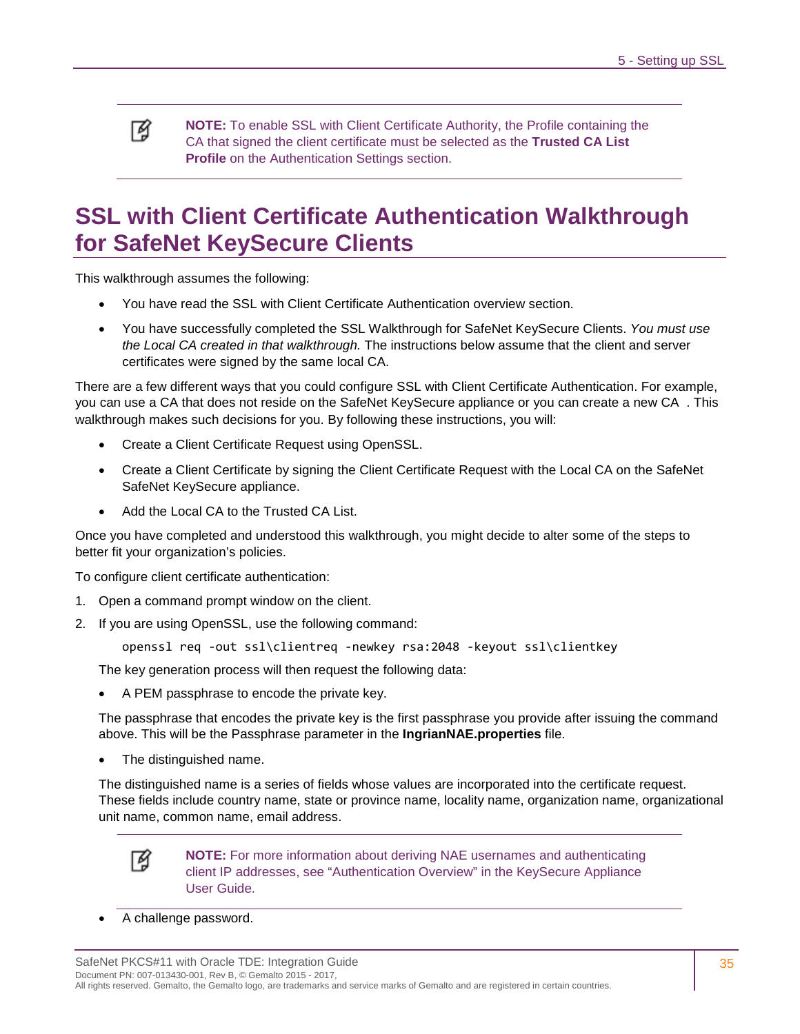> **NOTE:** To enable SSL with Client Certificate Authority, the Profile containing the CA that signed the client certificate must be selected as the **Trusted CA List Profile** on the Authentication Settings section.

## SSL with Client Certificate Authentication Walkthrough for SafeNet KeySecure Clients

This walkthrough assumes the following:

- You have read the SSL with Client Certificate Authentication overview section.
- You have successfully completed the SSL Walkthrough for SafeNet KeySecure Clients. *You must use the Local CA created in that walkthrough.* The instructions below assume that the client and server certificates were signed by the same local CA.

There are a few different ways that you could configure SSL with Client Certificate Authentication. For example, you can use a CA that does not reside on the SafeNet KeySecure appliance or you can create a new CA . This walkthrough makes such decisions for you. By following these instructions, you will:

- Create a Client Certificate Request using OpenSSL.
- Create a Client Certificate by signing the Client Certificate Request with the Local CA on the SafeNet SafeNet KeySecure appliance.
- Add the Local CA to the Trusted CA List.

Once you have completed and understood this walkthrough, you might decide to alter some of the steps to better fit your organization's policies.

To configure client certificate authentication:

1. Open a command prompt window on the client.
2. If you are using OpenSSL, use the following command:

   ```
   openssl req -out ssl\clientreq -newkey rsa:2048 -keyout ssl\clientkey
   ```

   The key generation process will then request the following data:

   - A PEM passphrase to encode the private key.

   The passphrase that encodes the private key is the first passphrase you provide after issuing the command above. This will be the Passphrase parameter in the **IngrianNAE.properties** file.

   - The distinguished name.

   The distinguished name is a series of fields whose values are incorporated into the certificate request. These fields include country name, state or province name, locality name, organization name, organizational unit name, common name, email address.

   > **NOTE:** For more information about deriving NAE usernames and authenticating client IP addresses, see "Authentication Overview" in the KeySecure Appliance User Guide.

   - A challenge password.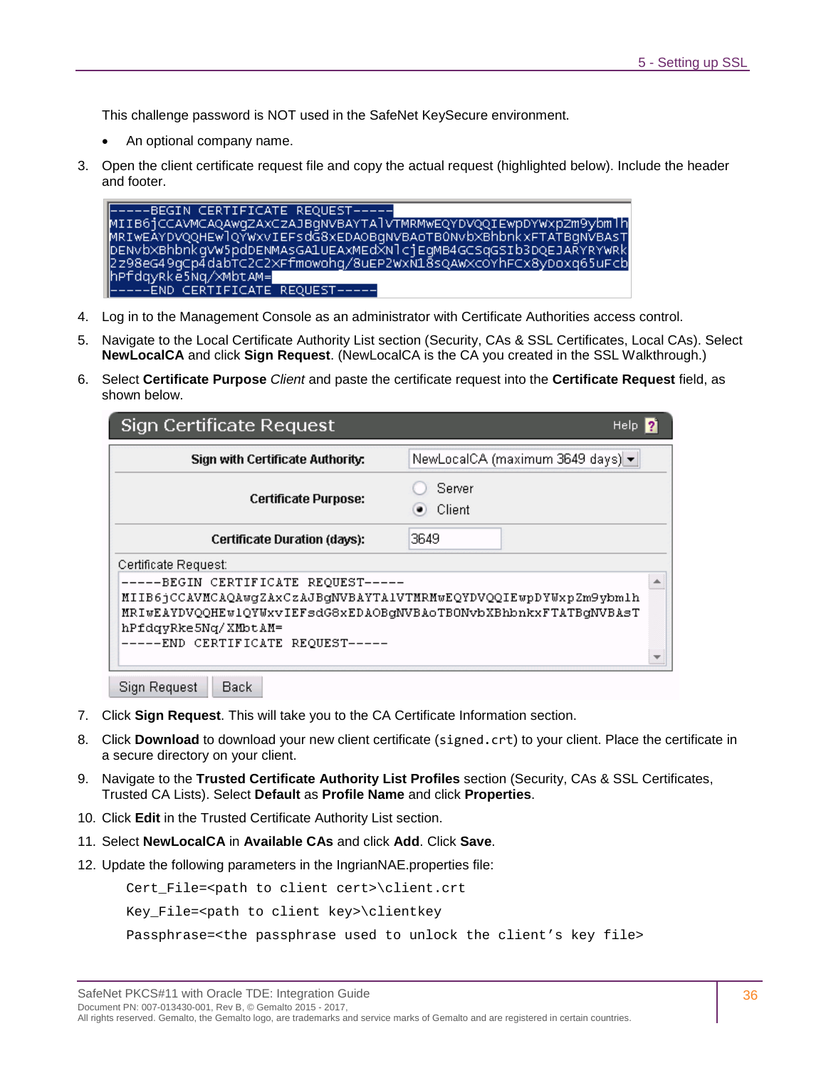This challenge password is NOT used in the SafeNet KeySecure environment.

- An optional company name.

3. Open the client certificate request file and copy the actual request (highlighted below). Include the header and footer.

```
-----BEGIN CERTIFICATE REQUEST-----
MIIB6jCCAVMCAQAwgZAxCzAJBgNVBAYTAlVTMRMwEQYDVQQIEwpDYWxpZm9ybmlh
MRIwEAYDVQQHEwlQYWxvIEFsdG8xEDAOBgNVBAoTB0NvbXBhbnkxFTATBgNVBAsT
DENvbXBhbnkgvW5pdDENMAsGA1UEAxMEdXNlcjEgMB4GCSqGSIb3DQEJARYRYWRk
2z98eG49gCp4dabTC2C2XFfmowohg/8uEP2wxN18sQAwXcOYhFCx8yDoxq65uFcb
hPfdqyRke5Nq/XMbtAM=
-----END CERTIFICATE REQUEST-----
```

4. Log in to the Management Console as an administrator with Certificate Authorities access control.
5. Navigate to the Local Certificate Authority List section (Security, CAs & SSL Certificates, Local CAs). Select **NewLocalCA** and click **Sign Request**. (NewLocalCA is the CA you created in the SSL Walkthrough.)
6. Select **Certificate Purpose** *Client* and paste the certificate request into the **Certificate Request** field, as shown below.

**Sign Certificate Request** (Help)

| | |
|---|---|
| Sign with Certificate Authority: | NewLocalCA (maximum 3649 days) |
| Certificate Purpose: | ○ Server ◉ Client |
| Certificate Duration (days): | 3649 |

Certificate Request:

```
-----BEGIN CERTIFICATE REQUEST-----
MIIB6jCCAVMCAQAwgZAxCzAJBgNVBAYTAlVTMRMwEQYDVQQIEwpDYWxpZm9ybmlh
MRIwEAYDVQQHEwlQYWxvIEFsdG8xEDAOBgNVBAoTB0NvbXBhbnkxFTATBgNVBAsT
hPfdqyRke5Nq/XMbtAM=
-----END CERTIFICATE REQUEST-----
```

[Sign Request] [Back]

7. Click **Sign Request**. This will take you to the CA Certificate Information section.
8. Click **Download** to download your new client certificate (`signed.crt`) to your client. Place the certificate in a secure directory on your client.
9. Navigate to the **Trusted Certificate Authority List Profiles** section (Security, CAs & SSL Certificates, Trusted CA Lists). Select **Default** as **Profile Name** and click **Properties**.
10. Click **Edit** in the Trusted Certificate Authority List section.
11. Select **NewLocalCA** in **Available CAs** and click **Add**. Click **Save**.
12. Update the following parameters in the IngrianNAE.properties file:

```
Cert_File=<path to client cert>\client.crt
Key_File=<path to client key>\clientkey
Passphrase=<the passphrase used to unlock the client's key file>
```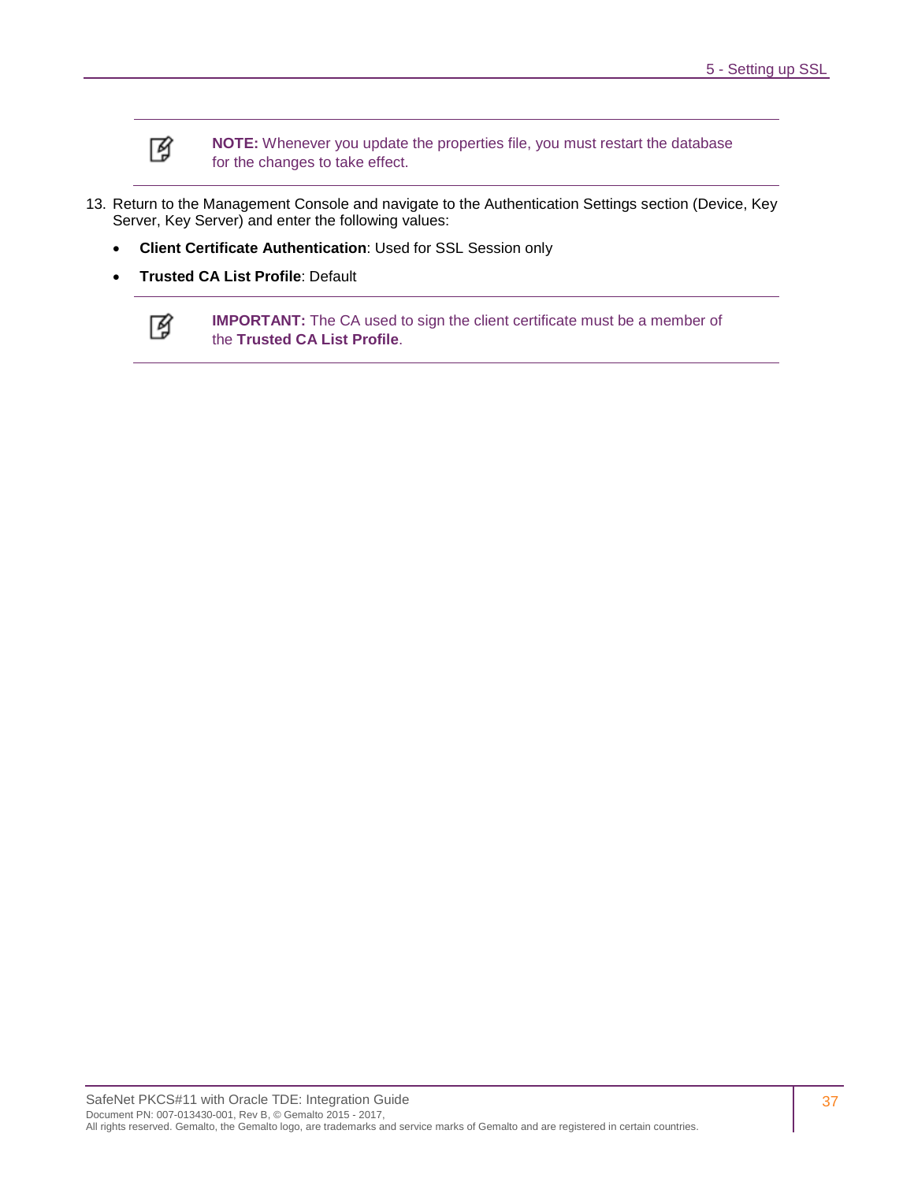> **NOTE:** Whenever you update the properties file, you must restart the database for the changes to take effect.

13. Return to the Management Console and navigate to the Authentication Settings section (Device, Key Server, Key Server) and enter the following values:

- **Client Certificate Authentication**: Used for SSL Session only
- **Trusted CA List Profile**: Default

> **IMPORTANT:** The CA used to sign the client certificate must be a member of the **Trusted CA List Profile**.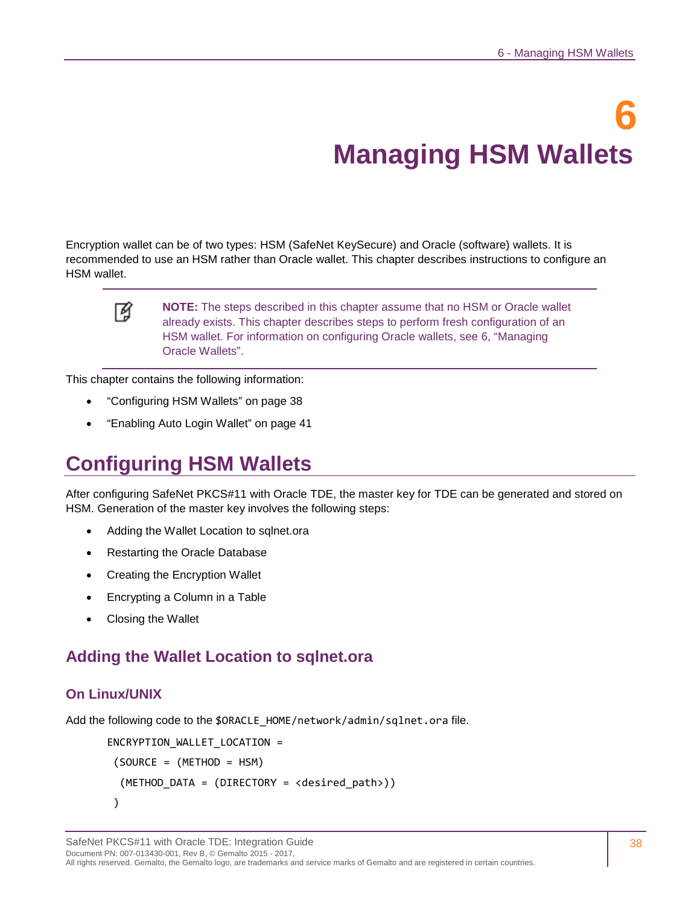# 6 Managing HSM Wallets

Encryption wallet can be of two types: HSM (SafeNet KeySecure) and Oracle (software) wallets. It is recommended to use an HSM rather than Oracle wallet. This chapter describes instructions to configure an HSM wallet.

> **NOTE:** The steps described in this chapter assume that no HSM or Oracle wallet already exists. This chapter describes steps to perform fresh configuration of an HSM wallet. For information on configuring Oracle wallets, see 6, "Managing Oracle Wallets".

This chapter contains the following information:

- "Configuring HSM Wallets" on page 38
- "Enabling Auto Login Wallet" on page 41

## Configuring HSM Wallets

After configuring SafeNet PKCS#11 with Oracle TDE, the master key for TDE can be generated and stored on HSM. Generation of the master key involves the following steps:

- Adding the Wallet Location to sqlnet.ora
- Restarting the Oracle Database
- Creating the Encryption Wallet
- Encrypting a Column in a Table
- Closing the Wallet

### Adding the Wallet Location to sqlnet.ora

#### On Linux/UNIX

Add the following code to the `$ORACLE_HOME/network/admin/sqlnet.ora` file.

```
ENCRYPTION_WALLET_LOCATION =
 (SOURCE = (METHOD = HSM)
  (METHOD_DATA = (DIRECTORY = <desired_path>))
 )
```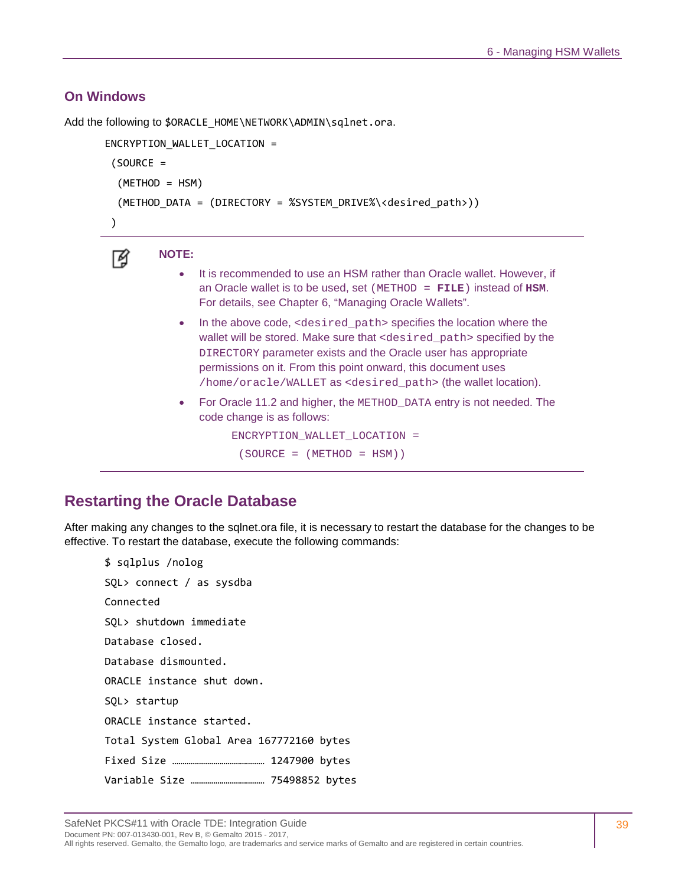### On Windows

Add the following to `$ORACLE_HOME\NETWORK\ADMIN\sqlnet.ora`.

```
ENCRYPTION_WALLET_LOCATION =
 (SOURCE =
  (METHOD = HSM)
  (METHOD_DATA = (DIRECTORY = %SYSTEM_DRIVE%\<desired_path>))
 )
```

**NOTE:**

- It is recommended to use an HSM rather than Oracle wallet. However, if an Oracle wallet is to be used, set `(METHOD = **FILE**)` instead of **`HSM`**. For details, see Chapter 6, "Managing Oracle Wallets".
- In the above code, `<desired_path>` specifies the location where the wallet will be stored. Make sure that `<desired_path>` specified by the `DIRECTORY` parameter exists and the Oracle user has appropriate permissions on it. From this point onward, this document uses `/home/oracle/WALLET` as `<desired_path>` (the wallet location).
- For Oracle 11.2 and higher, the `METHOD_DATA` entry is not needed. The code change is as follows:

```
ENCRYPTION_WALLET_LOCATION =
 (SOURCE = (METHOD = HSM))
```

## Restarting the Oracle Database

After making any changes to the sqlnet.ora file, it is necessary to restart the database for the changes to be effective. To restart the database, execute the following commands:

```
$ sqlplus /nolog
SQL> connect / as sysdba
Connected
SQL> shutdown immediate
Database closed.
Database dismounted.
ORACLE instance shut down.
SQL> startup
ORACLE instance started.
Total System Global Area 167772160 bytes
Fixed Size ………………………………… 1247900 bytes
Variable Size ……………………………… 75498852 bytes
```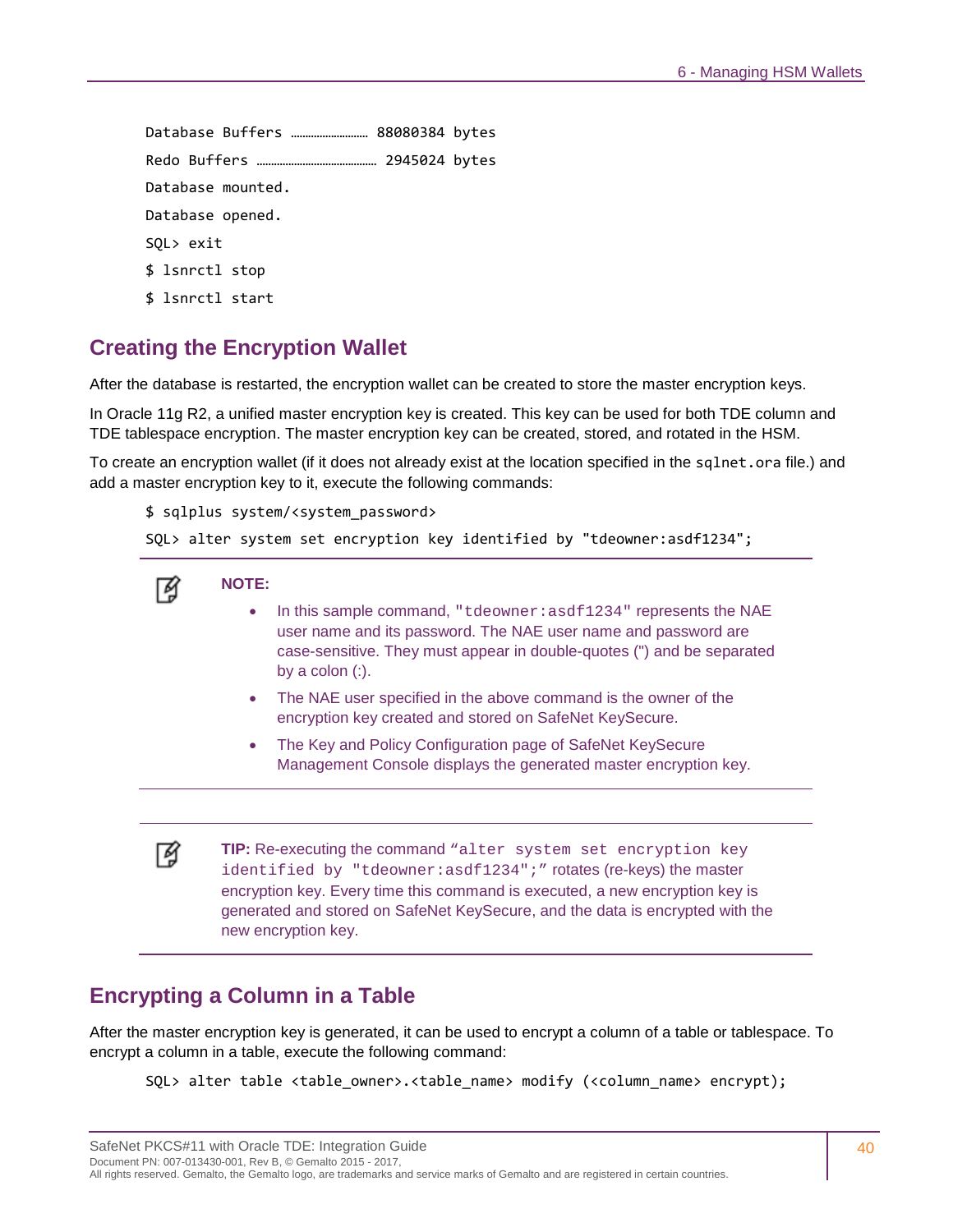```
Database Buffers ……………………… 88080384 bytes
Redo Buffers …………………………………… 2945024 bytes
Database mounted.
Database opened.
SQL> exit
$ lsnrctl stop
$ lsnrctl start
```

## Creating the Encryption Wallet

After the database is restarted, the encryption wallet can be created to store the master encryption keys.

In Oracle 11g R2, a unified master encryption key is created. This key can be used for both TDE column and TDE tablespace encryption. The master encryption key can be created, stored, and rotated in the HSM.

To create an encryption wallet (if it does not already exist at the location specified in the `sqlnet.ora` file.) and add a master encryption key to it, execute the following commands:

```
$ sqlplus system/<system_password>
SQL> alter system set encryption key identified by "tdeowner:asdf1234";
```

**NOTE:**

- In this sample command, `"tdeowner:asdf1234"` represents the NAE user name and its password. The NAE user name and password are case-sensitive. They must appear in double-quotes (") and be separated by a colon (:).
- The NAE user specified in the above command is the owner of the encryption key created and stored on SafeNet KeySecure.
- The Key and Policy Configuration page of SafeNet KeySecure Management Console displays the generated master encryption key.

**TIP:** Re-executing the command `“alter system set encryption key identified by "tdeowner:asdf1234";”` rotates (re-keys) the master encryption key. Every time this command is executed, a new encryption key is generated and stored on SafeNet KeySecure, and the data is encrypted with the new encryption key.

## Encrypting a Column in a Table

After the master encryption key is generated, it can be used to encrypt a column of a table or tablespace. To encrypt a column in a table, execute the following command:

```
SQL> alter table <table_owner>.<table_name> modify (<column_name> encrypt);
```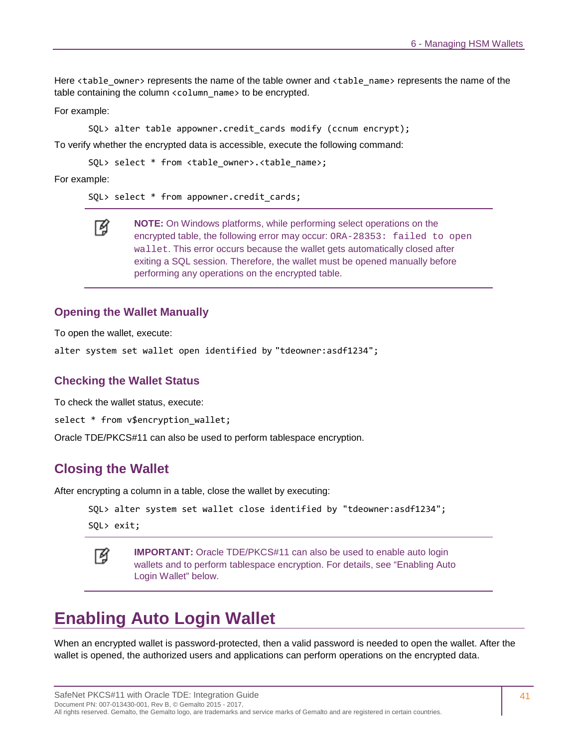Here `<table_owner>` represents the name of the table owner and `<table_name>` represents the name of the table containing the column `<column_name>` to be encrypted.

For example:

```
SQL> alter table appowner.credit_cards modify (ccnum encrypt);
```

To verify whether the encrypted data is accessible, execute the following command:

```
SQL> select * from <table_owner>.<table_name>;
```

For example:

```
SQL> select * from appowner.credit_cards;
```

> **NOTE:** On Windows platforms, while performing select operations on the encrypted table, the following error may occur: `ORA-28353: failed to open wallet`. This error occurs because the wallet gets automatically closed after exiting a SQL session. Therefore, the wallet must be opened manually before performing any operations on the encrypted table.

### Opening the Wallet Manually

To open the wallet, execute:

```
alter system set wallet open identified by "tdeowner:asdf1234";
```

### Checking the Wallet Status

To check the wallet status, execute:

```
select * from v$encryption_wallet;
```

Oracle TDE/PKCS#11 can also be used to perform tablespace encryption.

## Closing the Wallet

After encrypting a column in a table, close the wallet by executing:

```
SQL> alter system set wallet close identified by "tdeowner:asdf1234";
SQL> exit;
```

> **IMPORTANT:** Oracle TDE/PKCS#11 can also be used to enable auto login wallets and to perform tablespace encryption. For details, see "Enabling Auto Login Wallet" below.

# Enabling Auto Login Wallet

When an encrypted wallet is password-protected, then a valid password is needed to open the wallet. After the wallet is opened, the authorized users and applications can perform operations on the encrypted data.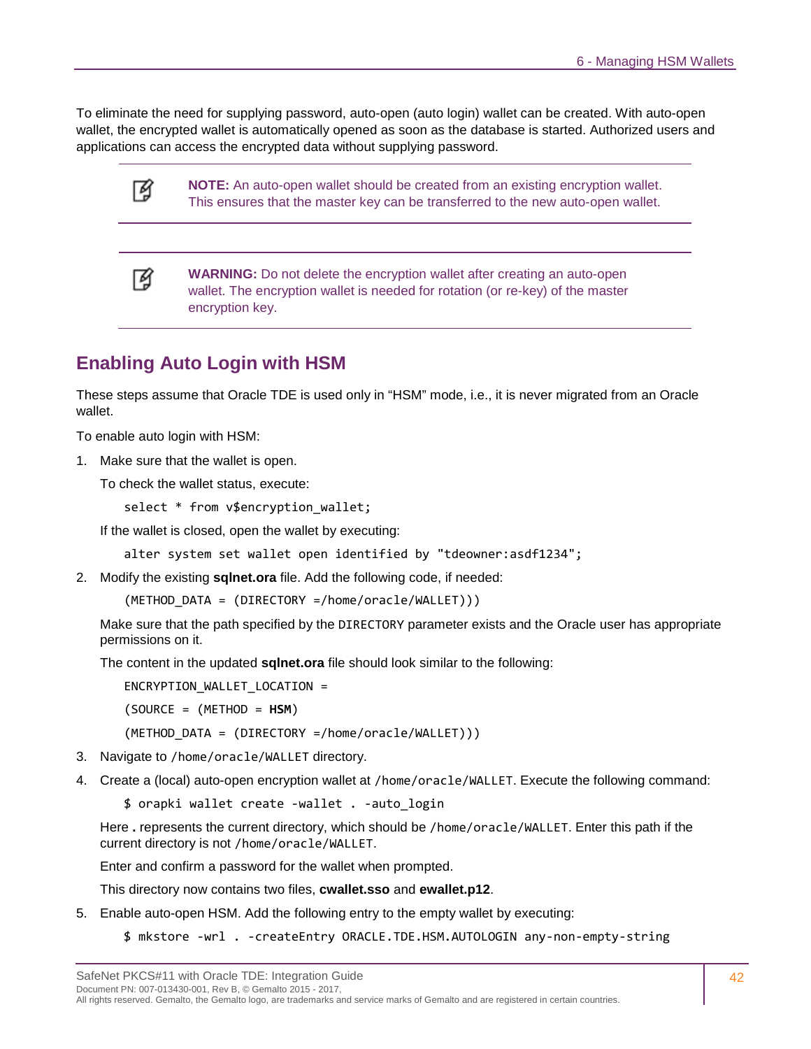To eliminate the need for supplying password, auto-open (auto login) wallet can be created. With auto-open wallet, the encrypted wallet is automatically opened as soon as the database is started. Authorized users and applications can access the encrypted data without supplying password.

> **NOTE:** An auto-open wallet should be created from an existing encryption wallet. This ensures that the master key can be transferred to the new auto-open wallet.

> **WARNING:** Do not delete the encryption wallet after creating an auto-open wallet. The encryption wallet is needed for rotation (or re-key) of the master encryption key.

## Enabling Auto Login with HSM

These steps assume that Oracle TDE is used only in "HSM" mode, i.e., it is never migrated from an Oracle wallet.

To enable auto login with HSM:

1. Make sure that the wallet is open.

   To check the wallet status, execute:

   ```
   select * from v$encryption_wallet;
   ```

   If the wallet is closed, open the wallet by executing:

   ```
   alter system set wallet open identified by "tdeowner:asdf1234";
   ```

2. Modify the existing **sqlnet.ora** file. Add the following code, if needed:

   ```
   (METHOD_DATA = (DIRECTORY =/home/oracle/WALLET)))
   ```

   Make sure that the path specified by the `DIRECTORY` parameter exists and the Oracle user has appropriate permissions on it.

   The content in the updated **sqlnet.ora** file should look similar to the following:

   ```
   ENCRYPTION_WALLET_LOCATION =
   (SOURCE = (METHOD = HSM)
   (METHOD_DATA = (DIRECTORY =/home/oracle/WALLET)))
   ```

3. Navigate to `/home/oracle/WALLET` directory.

4. Create a (local) auto-open encryption wallet at `/home/oracle/WALLET`. Execute the following command:

   ```
   $ orapki wallet create -wallet . -auto_login
   ```

   Here **.** represents the current directory, which should be `/home/oracle/WALLET`. Enter this path if the current directory is not `/home/oracle/WALLET`.

   Enter and confirm a password for the wallet when prompted.

   This directory now contains two files, **cwallet.sso** and **ewallet.p12**.

5. Enable auto-open HSM. Add the following entry to the empty wallet by executing:

   ```
   $ mkstore -wrl . -createEntry ORACLE.TDE.HSM.AUTOLOGIN any-non-empty-string
   ```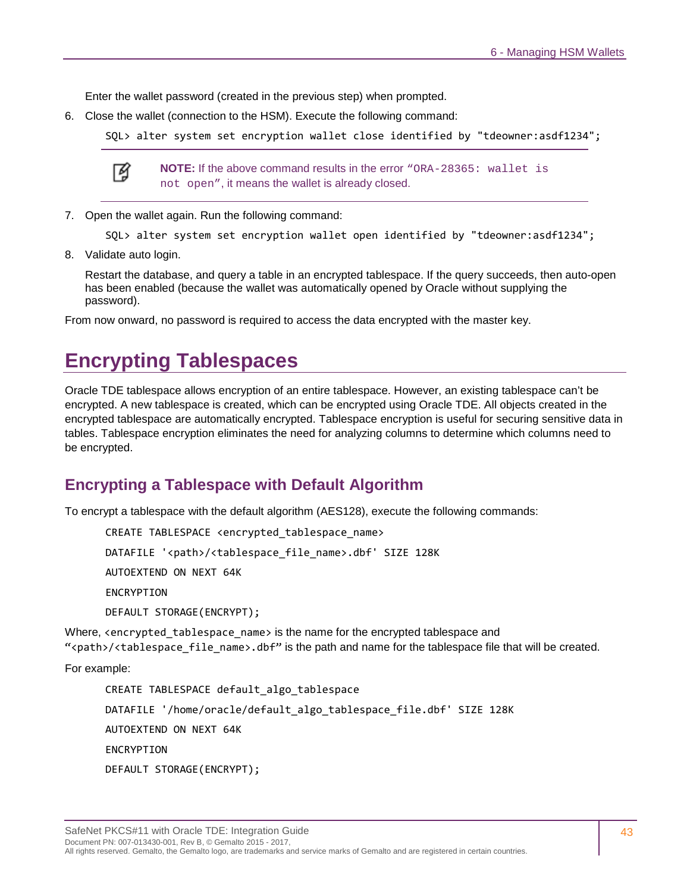Enter the wallet password (created in the previous step) when prompted.

6. Close the wallet (connection to the HSM). Execute the following command:

```
SQL> alter system set encryption wallet close identified by "tdeowner:asdf1234";
```

> **NOTE:** If the above command results in the error "`ORA-28365: wallet is not open`", it means the wallet is already closed.

7. Open the wallet again. Run the following command:

```
SQL> alter system set encryption wallet open identified by "tdeowner:asdf1234";
```

8. Validate auto login.

   Restart the database, and query a table in an encrypted tablespace. If the query succeeds, then auto-open has been enabled (because the wallet was automatically opened by Oracle without supplying the password).

From now onward, no password is required to access the data encrypted with the master key.

# Encrypting Tablespaces

Oracle TDE tablespace allows encryption of an entire tablespace. However, an existing tablespace can't be encrypted. A new tablespace is created, which can be encrypted using Oracle TDE. All objects created in the encrypted tablespace are automatically encrypted. Tablespace encryption is useful for securing sensitive data in tables. Tablespace encryption eliminates the need for analyzing columns to determine which columns need to be encrypted.

## Encrypting a Tablespace with Default Algorithm

To encrypt a tablespace with the default algorithm (AES128), execute the following commands:

```
CREATE TABLESPACE <encrypted_tablespace_name>
DATAFILE '<path>/<tablespace_file_name>.dbf' SIZE 128K
AUTOEXTEND ON NEXT 64K
ENCRYPTION
DEFAULT STORAGE(ENCRYPT);
```

Where, `<encrypted_tablespace_name>` is the name for the encrypted tablespace and "`<path>/<tablespace_file_name>.dbf`" is the path and name for the tablespace file that will be created.

For example:

```
CREATE TABLESPACE default_algo_tablespace
DATAFILE '/home/oracle/default_algo_tablespace_file.dbf' SIZE 128K
AUTOEXTEND ON NEXT 64K
ENCRYPTION
DEFAULT STORAGE(ENCRYPT);
```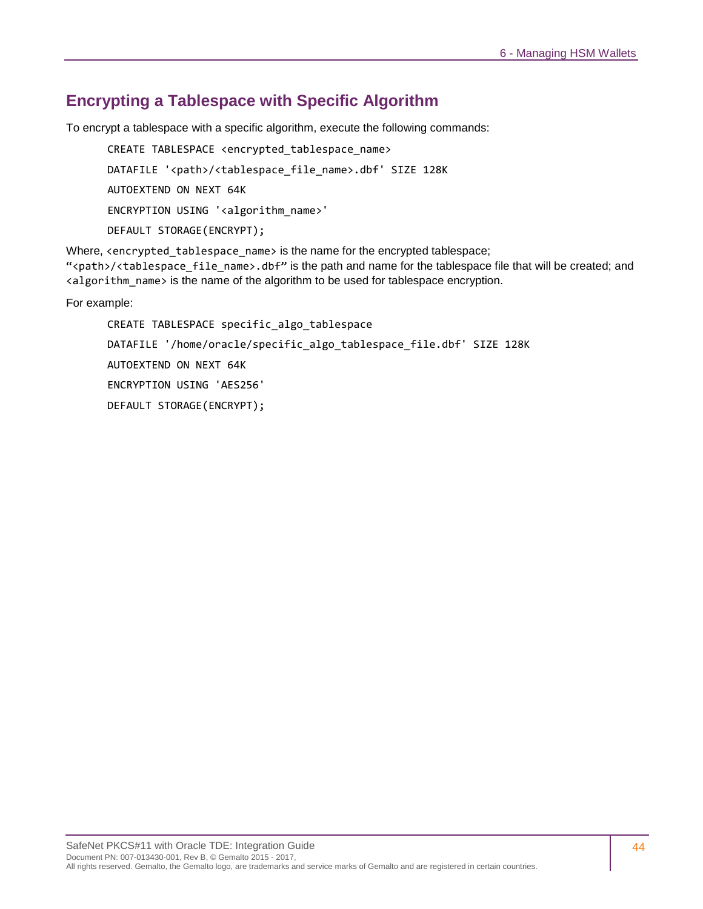## Encrypting a Tablespace with Specific Algorithm

To encrypt a tablespace with a specific algorithm, execute the following commands:

```
CREATE TABLESPACE <encrypted_tablespace_name>
DATAFILE '<path>/<tablespace_file_name>.dbf' SIZE 128K
AUTOEXTEND ON NEXT 64K
ENCRYPTION USING '<algorithm_name>'
DEFAULT STORAGE(ENCRYPT);
```

Where, `<encrypted_tablespace_name>` is the name for the encrypted tablespace; "`<path>/<tablespace_file_name>.dbf`" is the path and name for the tablespace file that will be created; and `<algorithm_name>` is the name of the algorithm to be used for tablespace encryption.

For example:

```
CREATE TABLESPACE specific_algo_tablespace
DATAFILE '/home/oracle/specific_algo_tablespace_file.dbf' SIZE 128K
AUTOEXTEND ON NEXT 64K
ENCRYPTION USING 'AES256'
DEFAULT STORAGE(ENCRYPT);
```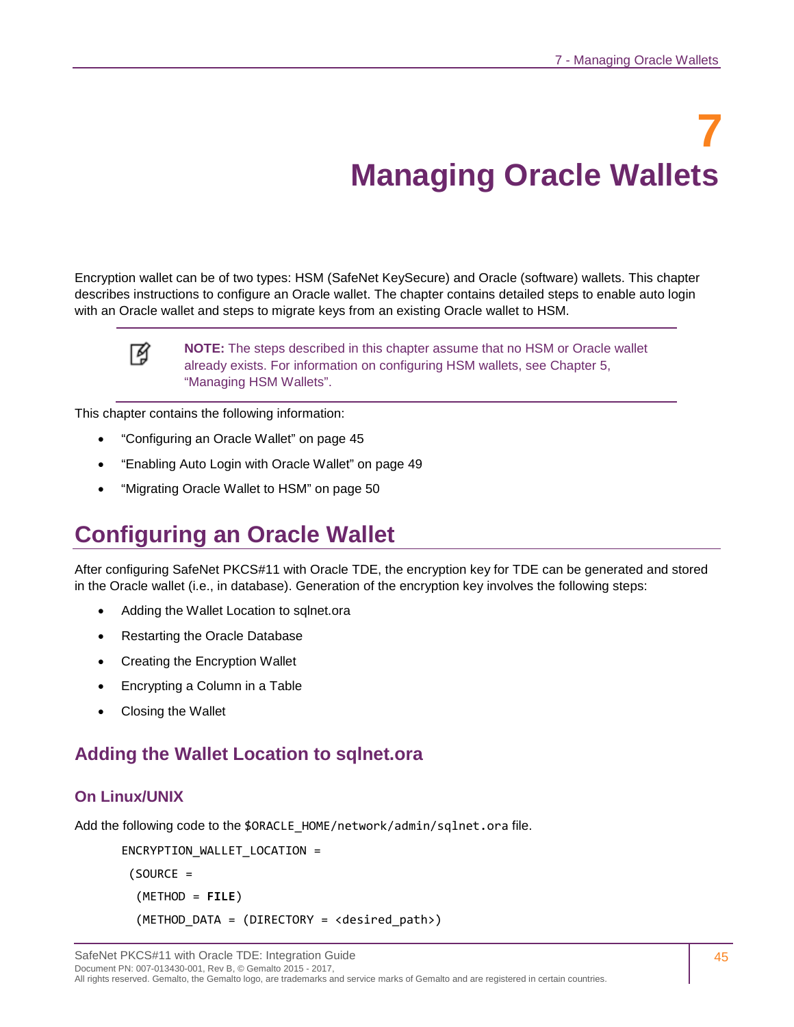# 7 Managing Oracle Wallets

Encryption wallet can be of two types: HSM (SafeNet KeySecure) and Oracle (software) wallets. This chapter describes instructions to configure an Oracle wallet. The chapter contains detailed steps to enable auto login with an Oracle wallet and steps to migrate keys from an existing Oracle wallet to HSM.

> **NOTE:** The steps described in this chapter assume that no HSM or Oracle wallet already exists. For information on configuring HSM wallets, see Chapter 5, "Managing HSM Wallets".

This chapter contains the following information:

- "Configuring an Oracle Wallet" on page 45
- "Enabling Auto Login with Oracle Wallet" on page 49
- "Migrating Oracle Wallet to HSM" on page 50

## Configuring an Oracle Wallet

After configuring SafeNet PKCS#11 with Oracle TDE, the encryption key for TDE can be generated and stored in the Oracle wallet (i.e., in database). Generation of the encryption key involves the following steps:

- Adding the Wallet Location to sqlnet.ora
- Restarting the Oracle Database
- Creating the Encryption Wallet
- Encrypting a Column in a Table
- Closing the Wallet

### Adding the Wallet Location to sqlnet.ora

#### On Linux/UNIX

Add the following code to the `$ORACLE_HOME/network/admin/sqlnet.ora` file.

```
ENCRYPTION_WALLET_LOCATION =
 (SOURCE =
  (METHOD = FILE)
  (METHOD_DATA = (DIRECTORY = <desired_path>)
```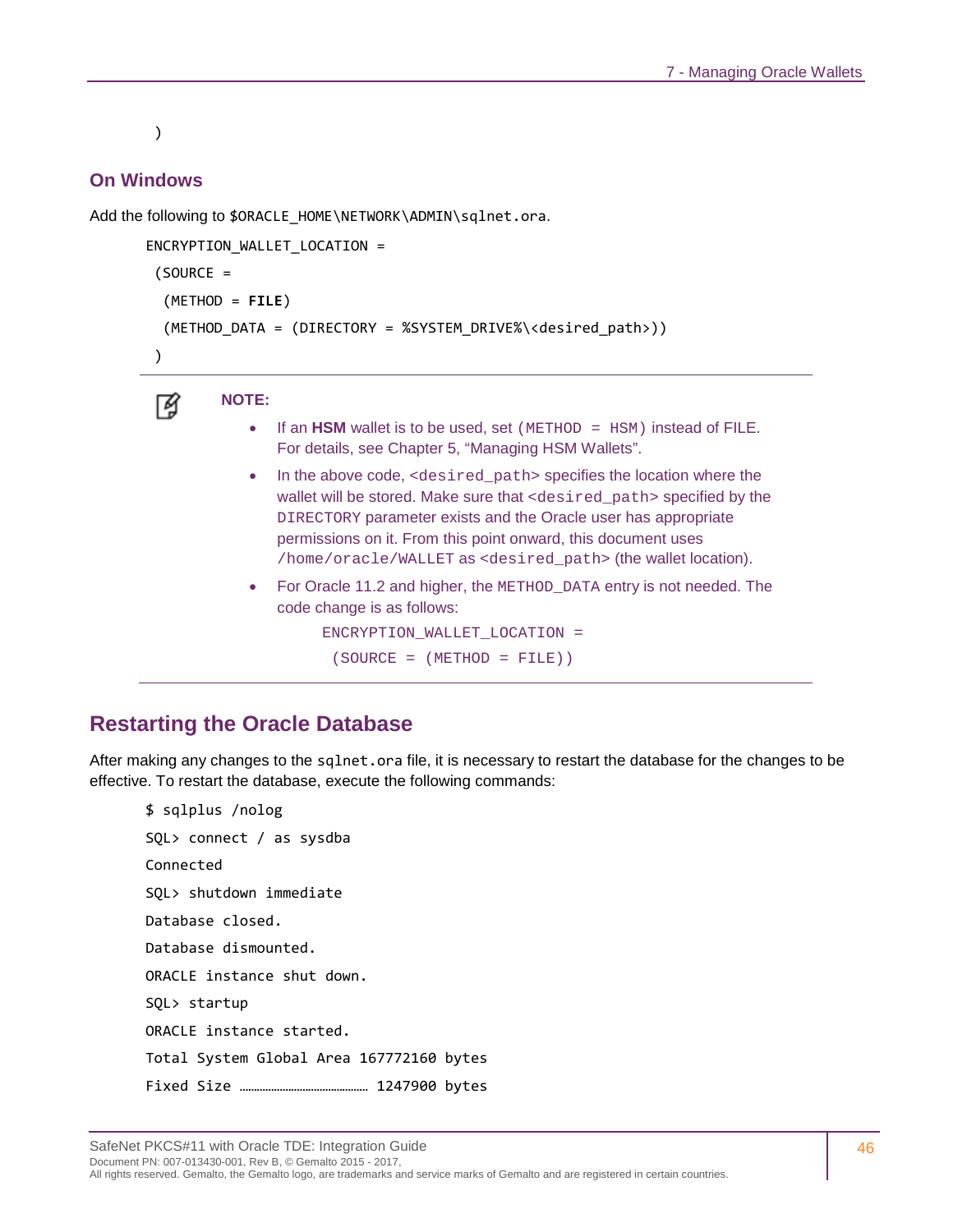```
)
```

### On Windows

Add the following to `$ORACLE_HOME\NETWORK\ADMIN\sqlnet.ora`.

```
ENCRYPTION_WALLET_LOCATION =
 (SOURCE =
  (METHOD = FILE)
  (METHOD_DATA = (DIRECTORY = %SYSTEM_DRIVE%\<desired_path>))
 )
```

**NOTE:**

- If an **HSM** wallet is to be used, set `(METHOD = HSM)` instead of FILE. For details, see Chapter 5, "Managing HSM Wallets".
- In the above code, `<desired_path>` specifies the location where the wallet will be stored. Make sure that `<desired_path>` specified by the `DIRECTORY` parameter exists and the Oracle user has appropriate permissions on it. From this point onward, this document uses `/home/oracle/WALLET` as `<desired_path>` (the wallet location).
- For Oracle 11.2 and higher, the `METHOD_DATA` entry is not needed. The code change is as follows:

```
ENCRYPTION_WALLET_LOCATION =
 (SOURCE = (METHOD = FILE))
```

## Restarting the Oracle Database

After making any changes to the `sqlnet.ora` file, it is necessary to restart the database for the changes to be effective. To restart the database, execute the following commands:

```
$ sqlplus /nolog
SQL> connect / as sysdba
Connected
SQL> shutdown immediate
Database closed.
Database dismounted.
ORACLE instance shut down.
SQL> startup
ORACLE instance started.
Total System Global Area 167772160 bytes
Fixed Size ……………………………………… 1247900 bytes
```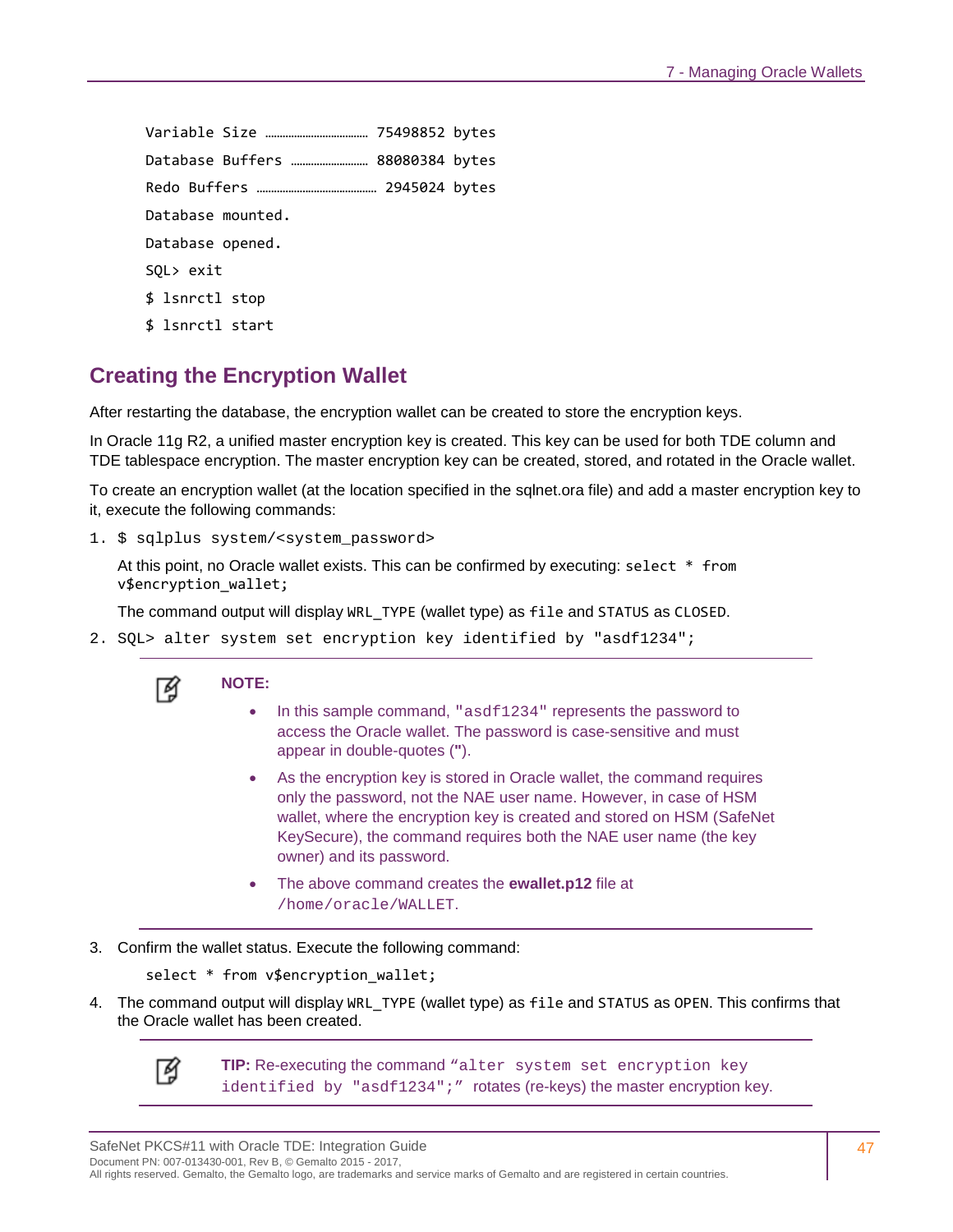```
Variable Size ………………………… 75498852 bytes
Database Buffers ……………………… 88080384 bytes
Redo Buffers …………………………… 2945024 bytes
Database mounted.
Database opened.
SQL> exit
$ lsnrctl stop
$ lsnrctl start
```

## Creating the Encryption Wallet

After restarting the database, the encryption wallet can be created to store the encryption keys.

In Oracle 11g R2, a unified master encryption key is created. This key can be used for both TDE column and TDE tablespace encryption. The master encryption key can be created, stored, and rotated in the Oracle wallet.

To create an encryption wallet (at the location specified in the sqlnet.ora file) and add a master encryption key to it, execute the following commands:

1. `$ sqlplus system/<system_password>`

   At this point, no Oracle wallet exists. This can be confirmed by executing: `select * from v$encryption_wallet;`

   The command output will display `WRL_TYPE` (wallet type) as `file` and `STATUS` as `CLOSED`.

2. `SQL> alter system set encryption key identified by "asdf1234";`

   **NOTE:**
   - In this sample command, `"asdf1234"` represents the password to access the Oracle wallet. The password is case-sensitive and must appear in double-quotes (**"**).
   - As the encryption key is stored in Oracle wallet, the command requires only the password, not the NAE user name. However, in case of HSM wallet, where the encryption key is created and stored on HSM (SafeNet KeySecure), the command requires both the NAE user name (the key owner) and its password.
   - The above command creates the **ewallet.p12** file at `/home/oracle/WALLET`.

3. Confirm the wallet status. Execute the following command:

   ```
   select * from v$encryption_wallet;
   ```

4. The command output will display `WRL_TYPE` (wallet type) as `file` and `STATUS` as `OPEN`. This confirms that the Oracle wallet has been created.

   **TIP:** Re-executing the command “`alter system set encryption key identified by "asdf1234";`” rotates (re-keys) the master encryption key.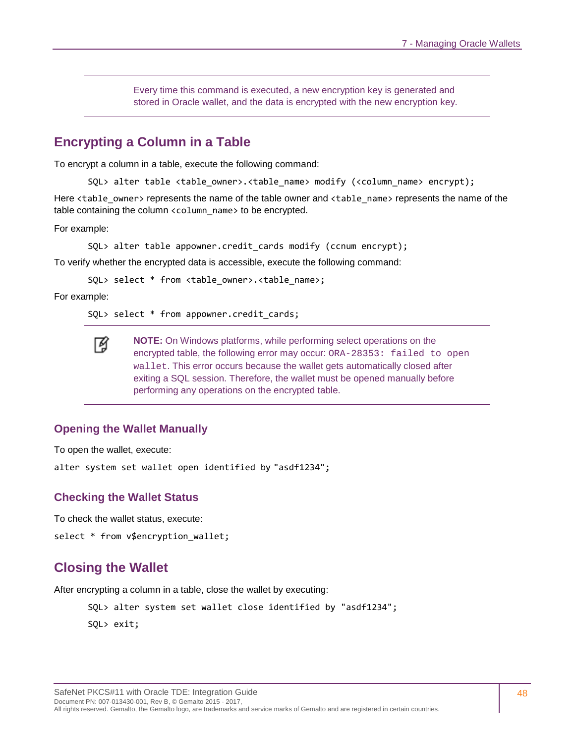> Every time this command is executed, a new encryption key is generated and stored in Oracle wallet, and the data is encrypted with the new encryption key.

## Encrypting a Column in a Table

To encrypt a column in a table, execute the following command:

```
SQL> alter table <table_owner>.<table_name> modify (<column_name> encrypt);
```

Here `<table_owner>` represents the name of the table owner and `<table_name>` represents the name of the table containing the column `<column_name>` to be encrypted.

For example:

```
SQL> alter table appowner.credit_cards modify (ccnum encrypt);
```

To verify whether the encrypted data is accessible, execute the following command:

```
SQL> select * from <table_owner>.<table_name>;
```

For example:

```
SQL> select * from appowner.credit_cards;
```

> **NOTE:** On Windows platforms, while performing select operations on the encrypted table, the following error may occur: `ORA-28353: failed to open wallet`. This error occurs because the wallet gets automatically closed after exiting a SQL session. Therefore, the wallet must be opened manually before performing any operations on the encrypted table.

### Opening the Wallet Manually

To open the wallet, execute:

```
alter system set wallet open identified by "asdf1234";
```

### Checking the Wallet Status

To check the wallet status, execute:

```
select * from v$encryption_wallet;
```

## Closing the Wallet

After encrypting a column in a table, close the wallet by executing:

```
SQL> alter system set wallet close identified by "asdf1234";
SQL> exit;
```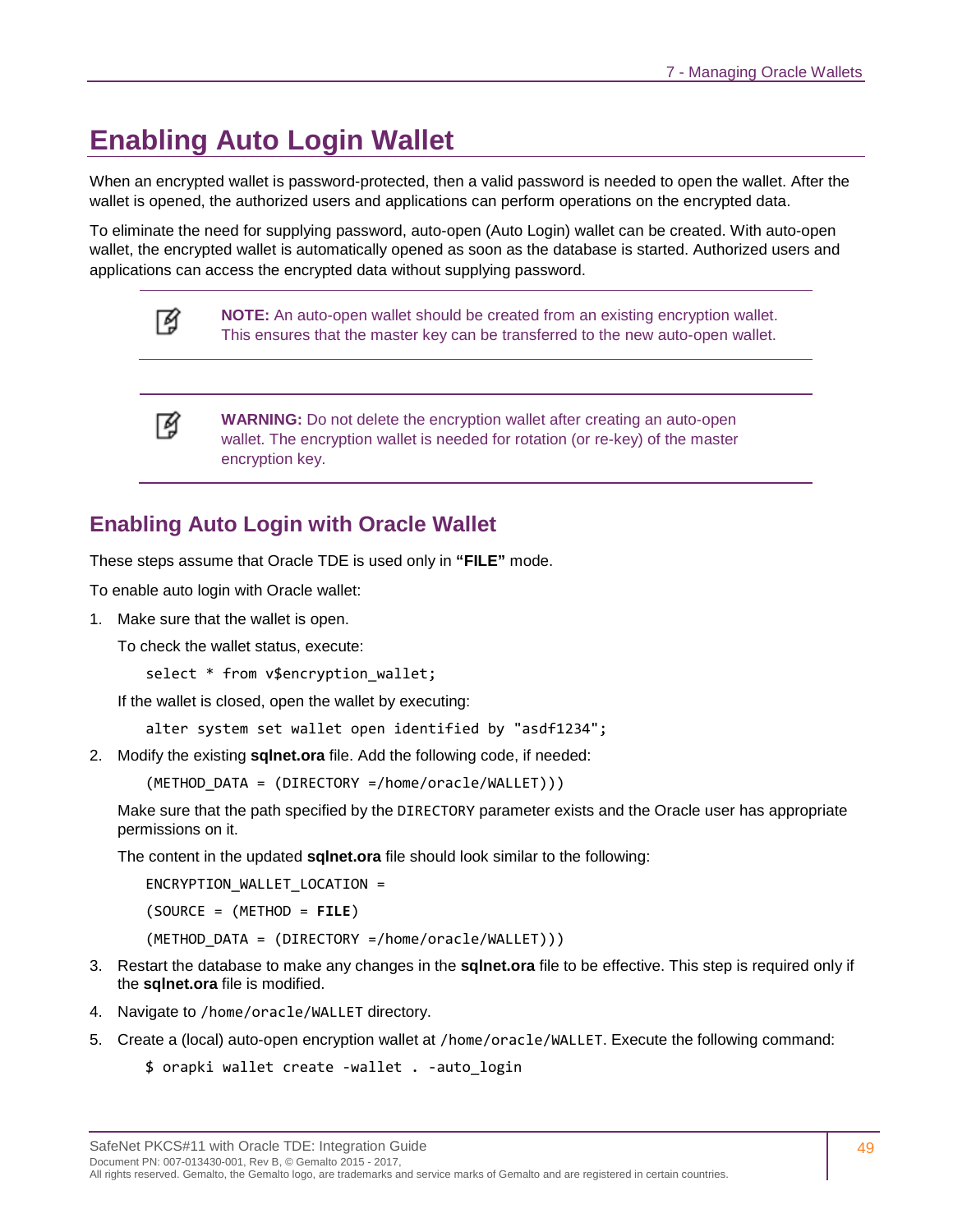# Enabling Auto Login Wallet

When an encrypted wallet is password-protected, then a valid password is needed to open the wallet. After the wallet is opened, the authorized users and applications can perform operations on the encrypted data.

To eliminate the need for supplying password, auto-open (Auto Login) wallet can be created. With auto-open wallet, the encrypted wallet is automatically opened as soon as the database is started. Authorized users and applications can access the encrypted data without supplying password.

> **NOTE:** An auto-open wallet should be created from an existing encryption wallet. This ensures that the master key can be transferred to the new auto-open wallet.

> **WARNING:** Do not delete the encryption wallet after creating an auto-open wallet. The encryption wallet is needed for rotation (or re-key) of the master encryption key.

## Enabling Auto Login with Oracle Wallet

These steps assume that Oracle TDE is used only in **"FILE"** mode.

To enable auto login with Oracle wallet:

1. Make sure that the wallet is open.

   To check the wallet status, execute:

   ```
   select * from v$encryption_wallet;
   ```

   If the wallet is closed, open the wallet by executing:

   ```
   alter system set wallet open identified by "asdf1234";
   ```

2. Modify the existing **sqlnet.ora** file. Add the following code, if needed:

   ```
   (METHOD_DATA = (DIRECTORY =/home/oracle/WALLET)))
   ```

   Make sure that the path specified by the `DIRECTORY` parameter exists and the Oracle user has appropriate permissions on it.

   The content in the updated **sqlnet.ora** file should look similar to the following:

   ```
   ENCRYPTION_WALLET_LOCATION =
   (SOURCE = (METHOD = FILE)
   (METHOD_DATA = (DIRECTORY =/home/oracle/WALLET)))
   ```

3. Restart the database to make any changes in the **sqlnet.ora** file to be effective. This step is required only if the **sqlnet.ora** file is modified.

4. Navigate to `/home/oracle/WALLET` directory.

5. Create a (local) auto-open encryption wallet at `/home/oracle/WALLET`. Execute the following command:

   ```
   $ orapki wallet create -wallet . -auto_login
   ```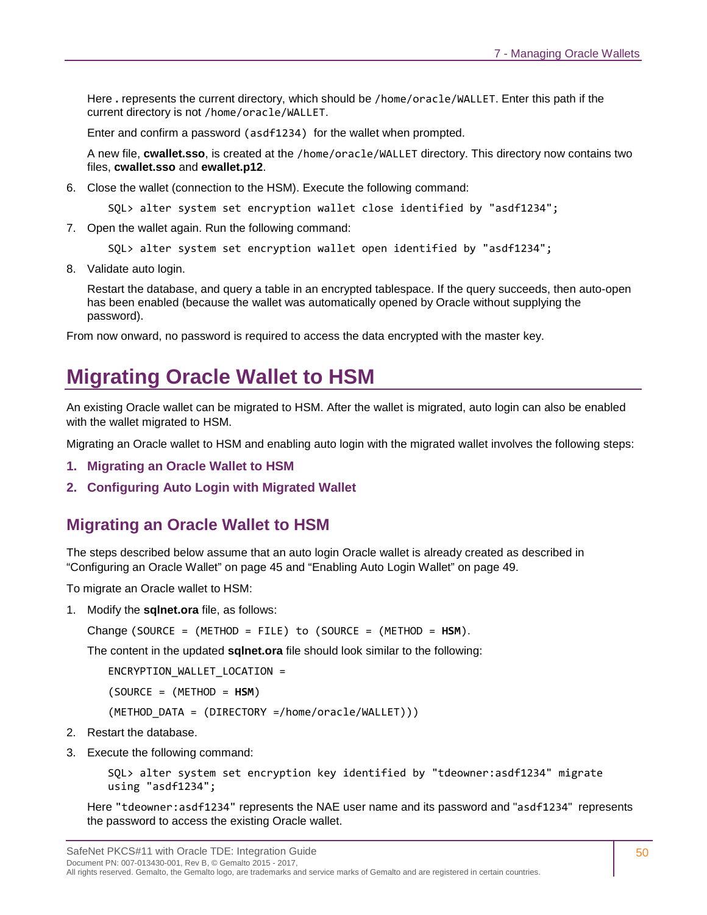Here **.** represents the current directory, which should be `/home/oracle/WALLET`. Enter this path if the current directory is not `/home/oracle/WALLET`.

Enter and confirm a password `(asdf1234)` for the wallet when prompted.

A new file, **cwallet.sso**, is created at the `/home/oracle/WALLET` directory. This directory now contains two files, **cwallet.sso** and **ewallet.p12**.

6. Close the wallet (connection to the HSM). Execute the following command:

```
SQL> alter system set encryption wallet close identified by "asdf1234";
```

7. Open the wallet again. Run the following command:

```
SQL> alter system set encryption wallet open identified by "asdf1234";
```

8. Validate auto login.

   Restart the database, and query a table in an encrypted tablespace. If the query succeeds, then auto-open has been enabled (because the wallet was automatically opened by Oracle without supplying the password).

From now onward, no password is required to access the data encrypted with the master key.

# Migrating Oracle Wallet to HSM

An existing Oracle wallet can be migrated to HSM. After the wallet is migrated, auto login can also be enabled with the wallet migrated to HSM.

Migrating an Oracle wallet to HSM and enabling auto login with the migrated wallet involves the following steps:

1. **Migrating an Oracle Wallet to HSM**
2. **Configuring Auto Login with Migrated Wallet**

## Migrating an Oracle Wallet to HSM

The steps described below assume that an auto login Oracle wallet is already created as described in "Configuring an Oracle Wallet" on page 45 and "Enabling Auto Login Wallet" on page 49.

To migrate an Oracle wallet to HSM:

1. Modify the **sqlnet.ora** file, as follows:

   Change `(SOURCE = (METHOD = FILE) to (SOURCE = (METHOD = HSM)`.

   The content in the updated **sqlnet.ora** file should look similar to the following:

```
ENCRYPTION_WALLET_LOCATION =
(SOURCE = (METHOD = HSM)
(METHOD_DATA = (DIRECTORY =/home/oracle/WALLET)))
```

2. Restart the database.
3. Execute the following command:

```
SQL> alter system set encryption key identified by "tdeowner:asdf1234" migrate
using "asdf1234";
```

   Here `"tdeowner:asdf1234"` represents the NAE user name and its password and `"asdf1234"` represents the password to access the existing Oracle wallet.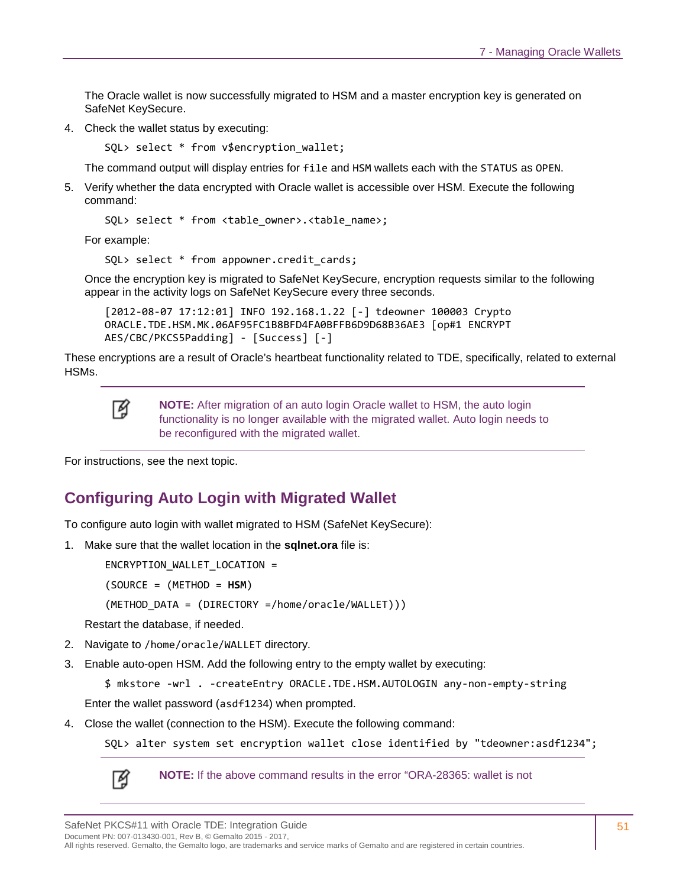The Oracle wallet is now successfully migrated to HSM and a master encryption key is generated on SafeNet KeySecure.

4. Check the wallet status by executing:

   ```
   SQL> select * from v$encryption_wallet;
   ```

   The command output will display entries for `file` and `HSM` wallets each with the `STATUS` as `OPEN`.

5. Verify whether the data encrypted with Oracle wallet is accessible over HSM. Execute the following command:

   ```
   SQL> select * from <table_owner>.<table_name>;
   ```

   For example:

   ```
   SQL> select * from appowner.credit_cards;
   ```

   Once the encryption key is migrated to SafeNet KeySecure, encryption requests similar to the following appear in the activity logs on SafeNet KeySecure every three seconds.

   ```
   [2012-08-07 17:12:01] INFO 192.168.1.22 [-] tdeowner 100003 Crypto
   ORACLE.TDE.HSM.MK.06AF95FC1B8BFD4FA0BFFB6D9D68B36AE3 [op#1 ENCRYPT
   AES/CBC/PKCS5Padding] - [Success] [-]
   ```

These encryptions are a result of Oracle's heartbeat functionality related to TDE, specifically, related to external HSMs.

> **NOTE:** After migration of an auto login Oracle wallet to HSM, the auto login functionality is no longer available with the migrated wallet. Auto login needs to be reconfigured with the migrated wallet.

For instructions, see the next topic.

## Configuring Auto Login with Migrated Wallet

To configure auto login with wallet migrated to HSM (SafeNet KeySecure):

1. Make sure that the wallet location in the **sqlnet.ora** file is:

   ```
   ENCRYPTION_WALLET_LOCATION =
   (SOURCE = (METHOD = HSM)
   (METHOD_DATA = (DIRECTORY =/home/oracle/WALLET)))
   ```

   Restart the database, if needed.

2. Navigate to `/home/oracle/WALLET` directory.

3. Enable auto-open HSM. Add the following entry to the empty wallet by executing:

   ```
   $ mkstore -wrl . -createEntry ORACLE.TDE.HSM.AUTOLOGIN any-non-empty-string
   ```

   Enter the wallet password (`asdf1234`) when prompted.

4. Close the wallet (connection to the HSM). Execute the following command:

   ```
   SQL> alter system set encryption wallet close identified by "tdeowner:asdf1234";
   ```

> **NOTE:** If the above command results in the error "ORA-28365: wallet is not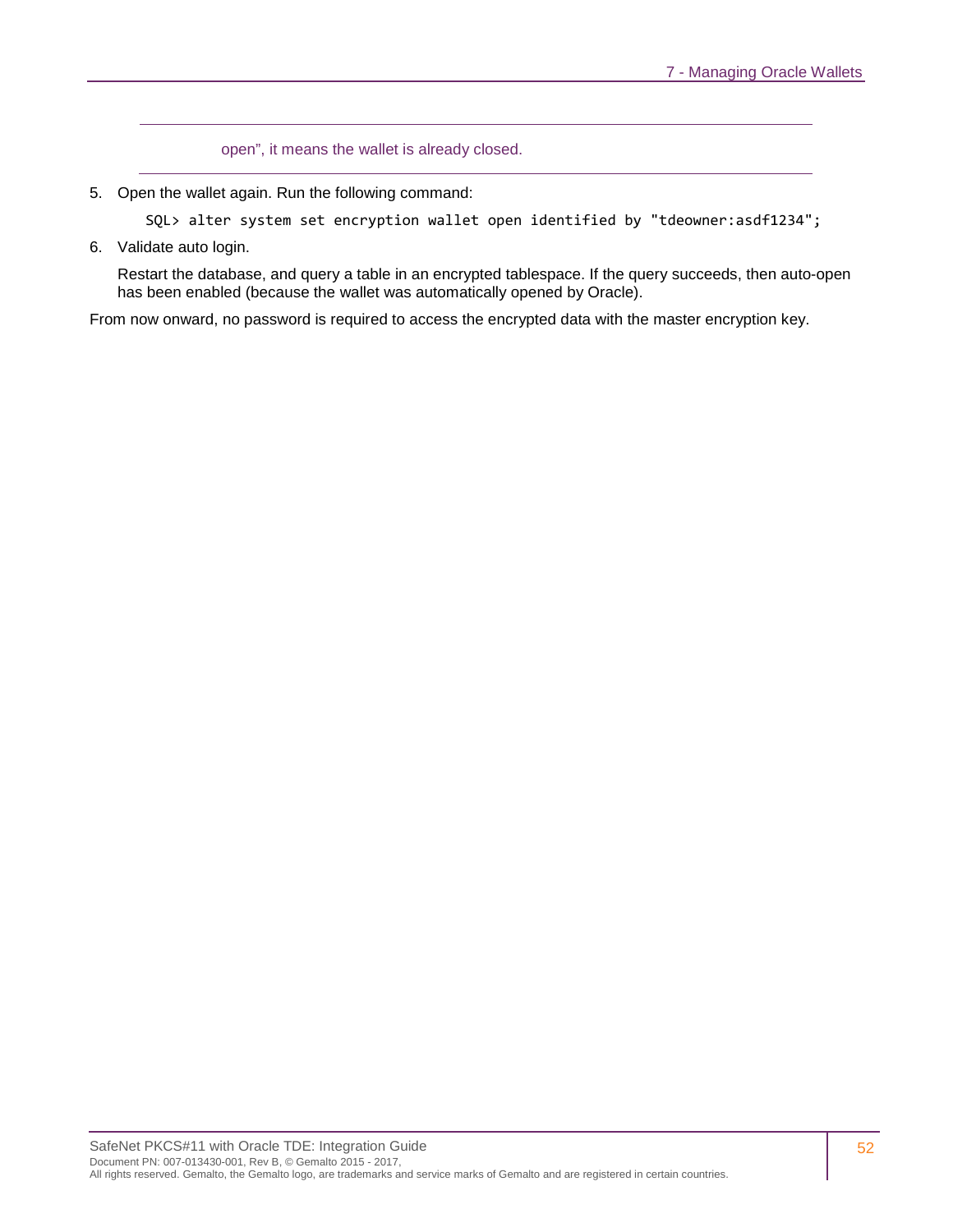open", it means the wallet is already closed.

5. Open the wallet again. Run the following command:

```
SQL> alter system set encryption wallet open identified by "tdeowner:asdf1234";
```

6. Validate auto login.

   Restart the database, and query a table in an encrypted tablespace. If the query succeeds, then auto-open has been enabled (because the wallet was automatically opened by Oracle).

From now onward, no password is required to access the encrypted data with the master encryption key.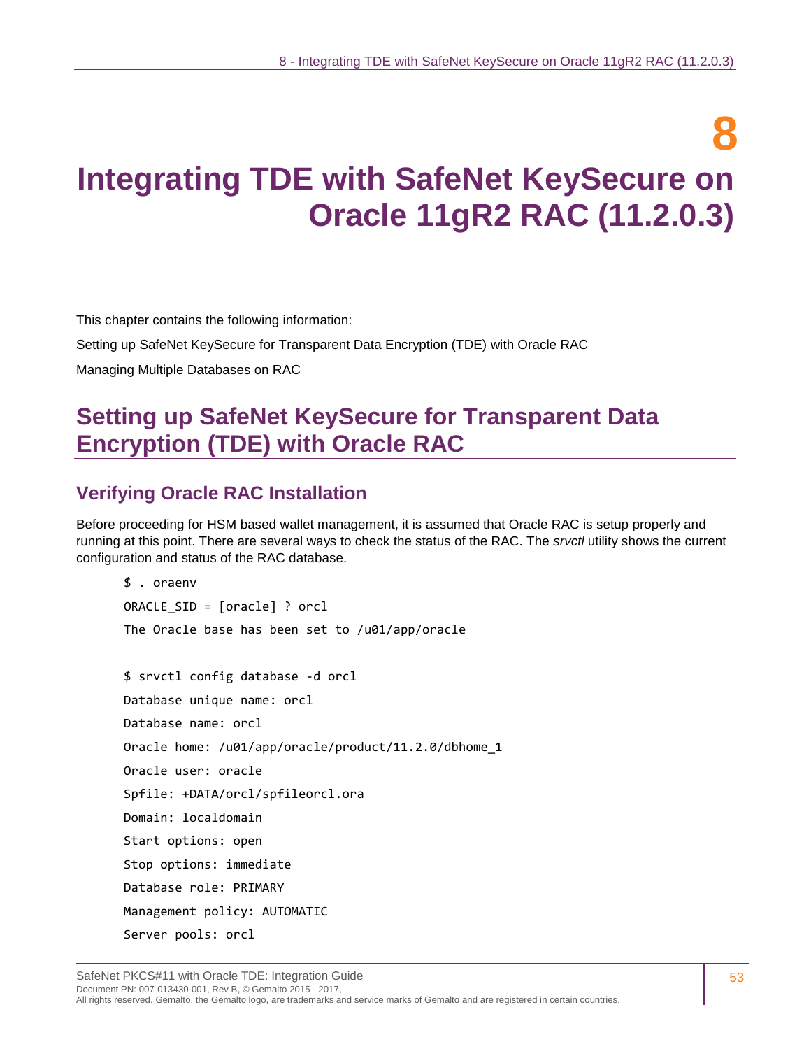# 8 Integrating TDE with SafeNet KeySecure on Oracle 11gR2 RAC (11.2.0.3)

This chapter contains the following information:

Setting up SafeNet KeySecure for Transparent Data Encryption (TDE) with Oracle RAC

Managing Multiple Databases on RAC

## Setting up SafeNet KeySecure for Transparent Data Encryption (TDE) with Oracle RAC

### Verifying Oracle RAC Installation

Before proceeding for HSM based wallet management, it is assumed that Oracle RAC is setup properly and running at this point. There are several ways to check the status of the RAC. The *srvctl* utility shows the current configuration and status of the RAC database.

```
$ . oraenv
ORACLE_SID = [oracle] ? orcl
The Oracle base has been set to /u01/app/oracle

$ srvctl config database -d orcl
Database unique name: orcl
Database name: orcl
Oracle home: /u01/app/oracle/product/11.2.0/dbhome_1
Oracle user: oracle
Spfile: +DATA/orcl/spfileorcl.ora
Domain: localdomain
Start options: open
Stop options: immediate
Database role: PRIMARY
Management policy: AUTOMATIC
Server pools: orcl
```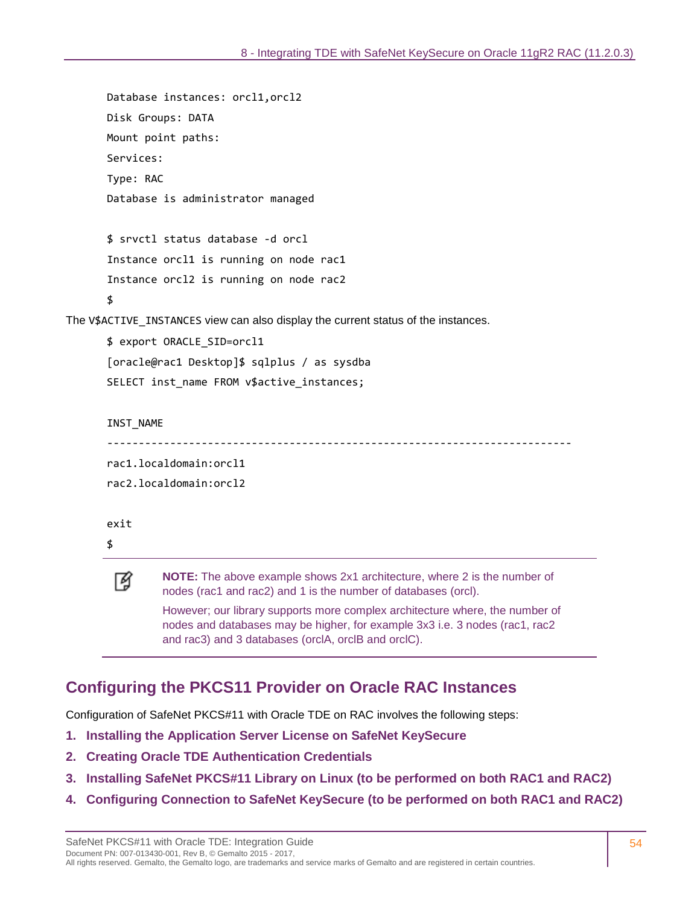```
Database instances: orcl1,orcl2
Disk Groups: DATA
Mount point paths:
Services:
Type: RAC
Database is administrator managed

$ srvctl status database -d orcl
Instance orcl1 is running on node rac1
Instance orcl2 is running on node rac2
$
```

The `V$ACTIVE_INSTANCES` view can also display the current status of the instances.

```
$ export ORACLE_SID=orcl1
[oracle@rac1 Desktop]$ sqlplus / as sysdba
SELECT inst_name FROM v$active_instances;

INST_NAME
--------------------------------------------------------------------------
rac1.localdomain:orcl1
rac2.localdomain:orcl2

exit
$
```

> **NOTE:** The above example shows 2x1 architecture, where 2 is the number of nodes (rac1 and rac2) and 1 is the number of databases (orcl).
>
> However; our library supports more complex architecture where, the number of nodes and databases may be higher, for example 3x3 i.e. 3 nodes (rac1, rac2 and rac3) and 3 databases (orclA, orclB and orclC).

## Configuring the PKCS11 Provider on Oracle RAC Instances

Configuration of SafeNet PKCS#11 with Oracle TDE on RAC involves the following steps:

1. **Installing the Application Server License on SafeNet KeySecure**
2. **Creating Oracle TDE Authentication Credentials**
3. **Installing SafeNet PKCS#11 Library on Linux (to be performed on both RAC1 and RAC2)**
4. **Configuring Connection to SafeNet KeySecure (to be performed on both RAC1 and RAC2)**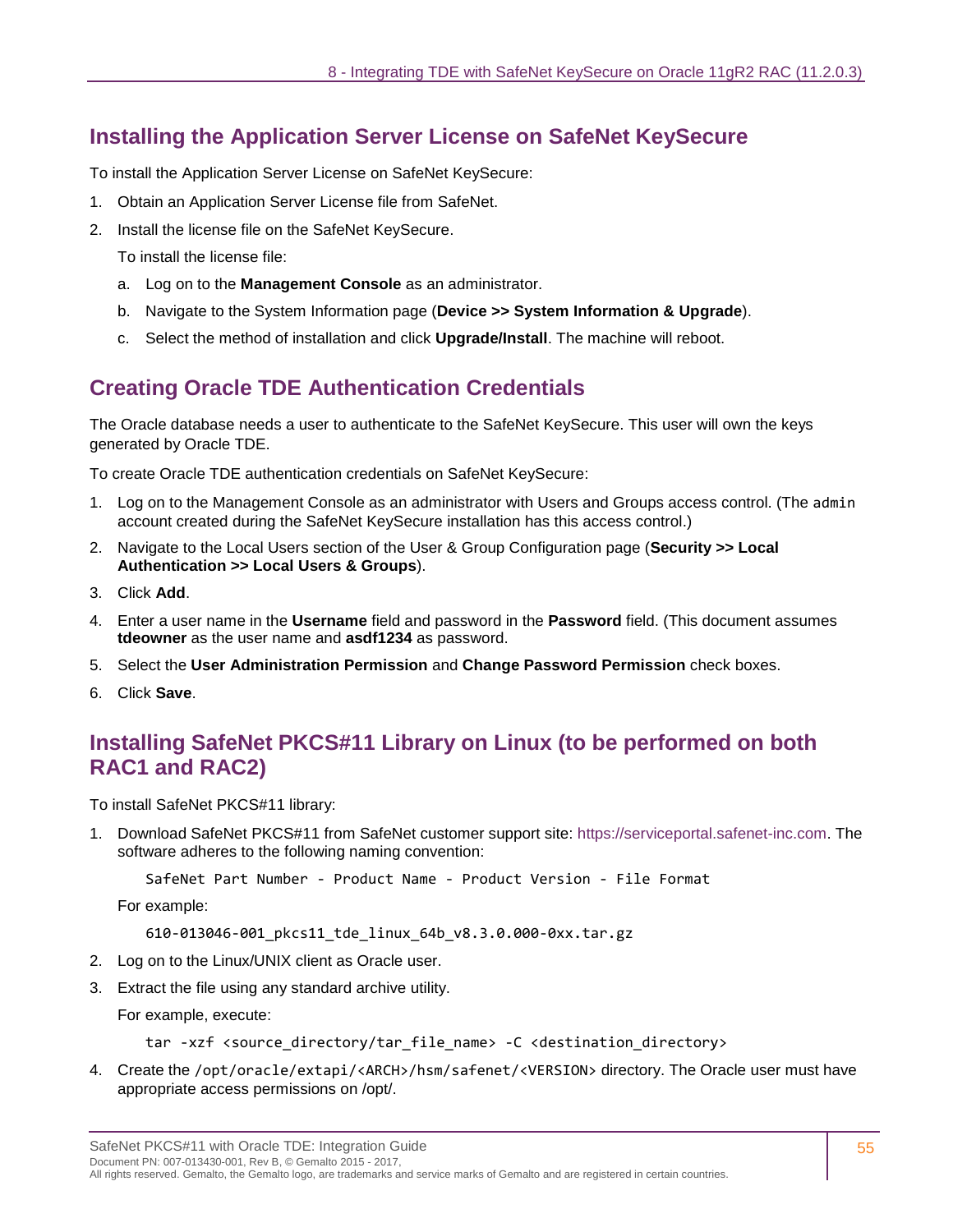## Installing the Application Server License on SafeNet KeySecure

To install the Application Server License on SafeNet KeySecure:

1. Obtain an Application Server License file from SafeNet.
2. Install the license file on the SafeNet KeySecure.

   To install the license file:

   a. Log on to the **Management Console** as an administrator.

   b. Navigate to the System Information page (**Device >> System Information & Upgrade**).

   c. Select the method of installation and click **Upgrade/Install**. The machine will reboot.

## Creating Oracle TDE Authentication Credentials

The Oracle database needs a user to authenticate to the SafeNet KeySecure. This user will own the keys generated by Oracle TDE.

To create Oracle TDE authentication credentials on SafeNet KeySecure:

1. Log on to the Management Console as an administrator with Users and Groups access control. (The `admin` account created during the SafeNet KeySecure installation has this access control.)
2. Navigate to the Local Users section of the User & Group Configuration page (**Security >> Local Authentication >> Local Users & Groups**).
3. Click **Add**.
4. Enter a user name in the **Username** field and password in the **Password** field. (This document assumes **tdeowner** as the user name and **asdf1234** as password.
5. Select the **User Administration Permission** and **Change Password Permission** check boxes.
6. Click **Save**.

## Installing SafeNet PKCS#11 Library on Linux (to be performed on both RAC1 and RAC2)

To install SafeNet PKCS#11 library:

1. Download SafeNet PKCS#11 from SafeNet customer support site: https://serviceportal.safenet-inc.com. The software adheres to the following naming convention:

   ```
   SafeNet Part Number - Product Name - Product Version - File Format
   ```

   For example:

   ```
   610-013046-001_pkcs11_tde_linux_64b_v8.3.0.000-0xx.tar.gz
   ```

2. Log on to the Linux/UNIX client as Oracle user.
3. Extract the file using any standard archive utility.

   For example, execute:

   ```
   tar -xzf <source_directory/tar_file_name> -C <destination_directory>
   ```

4. Create the `/opt/oracle/extapi/<ARCH>/hsm/safenet/<VERSION>` directory. The Oracle user must have appropriate access permissions on /opt/.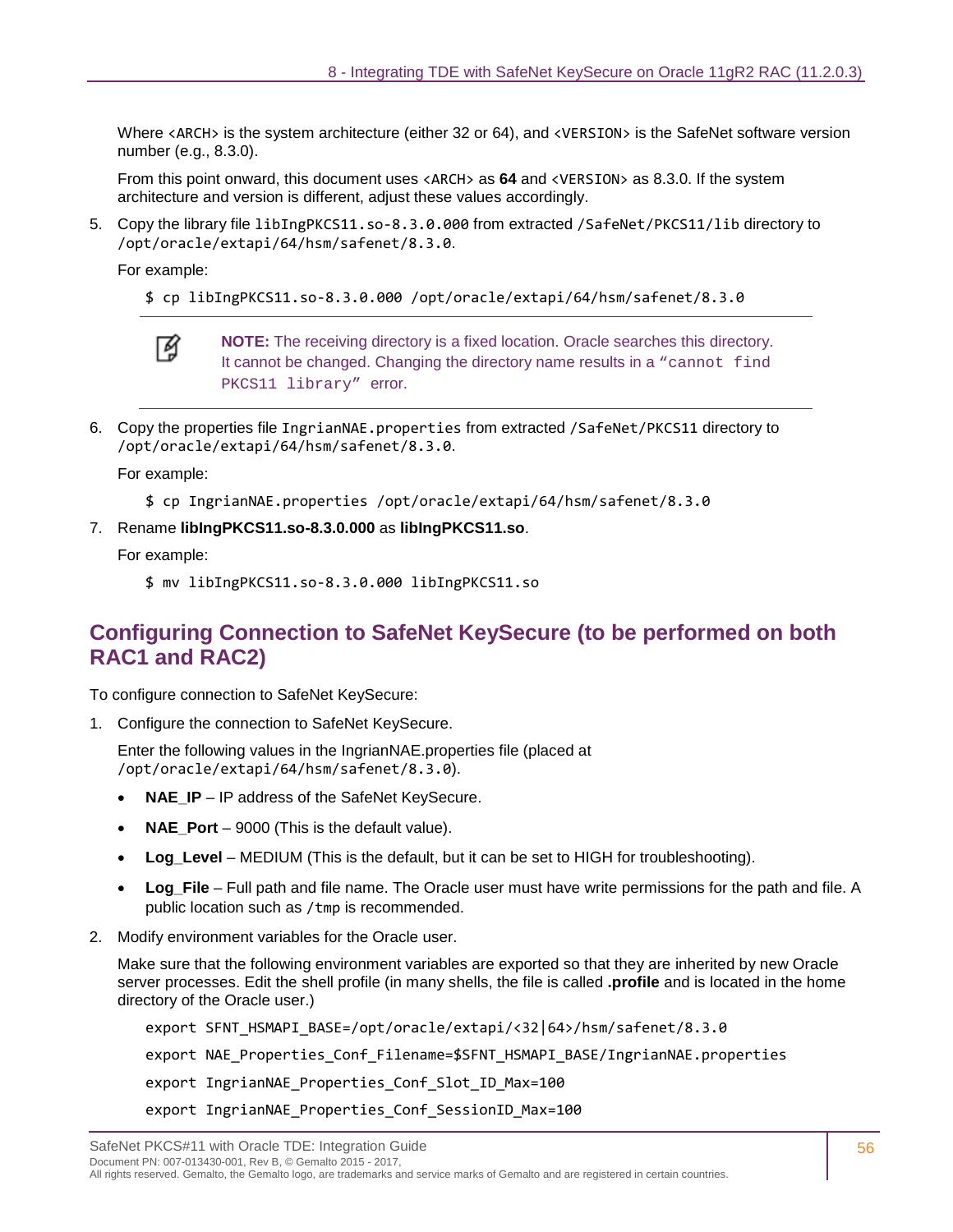Where `<ARCH>` is the system architecture (either 32 or 64), and `<VERSION>` is the SafeNet software version number (e.g., 8.3.0).

From this point onward, this document uses `<ARCH>` as **64** and `<VERSION>` as 8.3.0. If the system architecture and version is different, adjust these values accordingly.

5. Copy the library file `libIngPKCS11.so-8.3.0.000` from extracted `/SafeNet/PKCS11/lib` directory to `/opt/oracle/extapi/64/hsm/safenet/8.3.0`.

   For example:

   ```
   $ cp libIngPKCS11.so-8.3.0.000 /opt/oracle/extapi/64/hsm/safenet/8.3.0
   ```

   > **NOTE:** The receiving directory is a fixed location. Oracle searches this directory. It cannot be changed. Changing the directory name results in a `"cannot find PKCS11 library"` error.

6. Copy the properties file `IngrianNAE.properties` from extracted `/SafeNet/PKCS11` directory to `/opt/oracle/extapi/64/hsm/safenet/8.3.0`.

   For example:

   ```
   $ cp IngrianNAE.properties /opt/oracle/extapi/64/hsm/safenet/8.3.0
   ```

7. Rename **libIngPKCS11.so-8.3.0.000** as **libIngPKCS11.so**.

   For example:

   ```
   $ mv libIngPKCS11.so-8.3.0.000 libIngPKCS11.so
   ```

## Configuring Connection to SafeNet KeySecure (to be performed on both RAC1 and RAC2)

To configure connection to SafeNet KeySecure:

1. Configure the connection to SafeNet KeySecure.

   Enter the following values in the IngrianNAE.properties file (placed at `/opt/oracle/extapi/64/hsm/safenet/8.3.0`).

   - **NAE_IP** – IP address of the SafeNet KeySecure.
   - **NAE_Port** – 9000 (This is the default value).
   - **Log_Level** – MEDIUM (This is the default, but it can be set to HIGH for troubleshooting).
   - **Log_File** – Full path and file name. The Oracle user must have write permissions for the path and file. A public location such as `/tmp` is recommended.

2. Modify environment variables for the Oracle user.

   Make sure that the following environment variables are exported so that they are inherited by new Oracle server processes. Edit the shell profile (in many shells, the file is called **.profile** and is located in the home directory of the Oracle user.)

   ```
   export SFNT_HSMAPI_BASE=/opt/oracle/extapi/<32|64>/hsm/safenet/8.3.0
   export NAE_Properties_Conf_Filename=$SFNT_HSMAPI_BASE/IngrianNAE.properties
   export IngrianNAE_Properties_Conf_Slot_ID_Max=100
   export IngrianNAE_Properties_Conf_SessionID_Max=100
   ```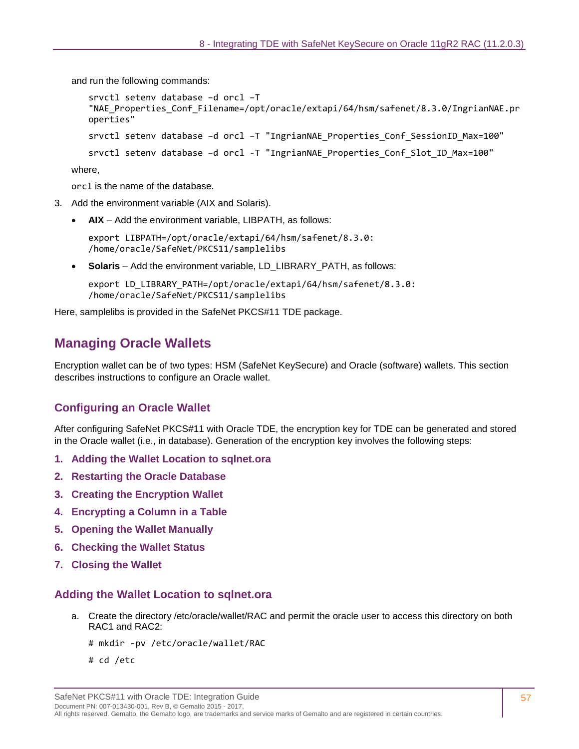and run the following commands:

```
srvctl setenv database –d orcl –T
"NAE_Properties_Conf_Filename=/opt/oracle/extapi/64/hsm/safenet/8.3.0/IngrianNAE.properties"
srvctl setenv database –d orcl –T "IngrianNAE_Properties_Conf_SessionID_Max=100"
srvctl setenv database –d orcl -T "IngrianNAE_Properties_Conf_Slot_ID_Max=100"
```

where,

`orcl` is the name of the database.

3. Add the environment variable (AIX and Solaris).

   - **AIX** – Add the environment variable, LIBPATH, as follows:

     ```
     export LIBPATH=/opt/oracle/extapi/64/hsm/safenet/8.3.0:
     /home/oracle/SafeNet/PKCS11/samplelibs
     ```

   - **Solaris** – Add the environment variable, LD_LIBRARY_PATH, as follows:

     ```
     export LD_LIBRARY_PATH=/opt/oracle/extapi/64/hsm/safenet/8.3.0:
     /home/oracle/SafeNet/PKCS11/samplelibs
     ```

Here, samplelibs is provided in the SafeNet PKCS#11 TDE package.

## Managing Oracle Wallets

Encryption wallet can be of two types: HSM (SafeNet KeySecure) and Oracle (software) wallets. This section describes instructions to configure an Oracle wallet.

### Configuring an Oracle Wallet

After configuring SafeNet PKCS#11 with Oracle TDE, the encryption key for TDE can be generated and stored in the Oracle wallet (i.e., in database). Generation of the encryption key involves the following steps:

1. **Adding the Wallet Location to sqlnet.ora**
2. **Restarting the Oracle Database**
3. **Creating the Encryption Wallet**
4. **Encrypting a Column in a Table**
5. **Opening the Wallet Manually**
6. **Checking the Wallet Status**
7. **Closing the Wallet**

### Adding the Wallet Location to sqlnet.ora

a. Create the directory /etc/oracle/wallet/RAC and permit the oracle user to access this directory on both RAC1 and RAC2:

   ```
   # mkdir -pv /etc/oracle/wallet/RAC
   # cd /etc
   ```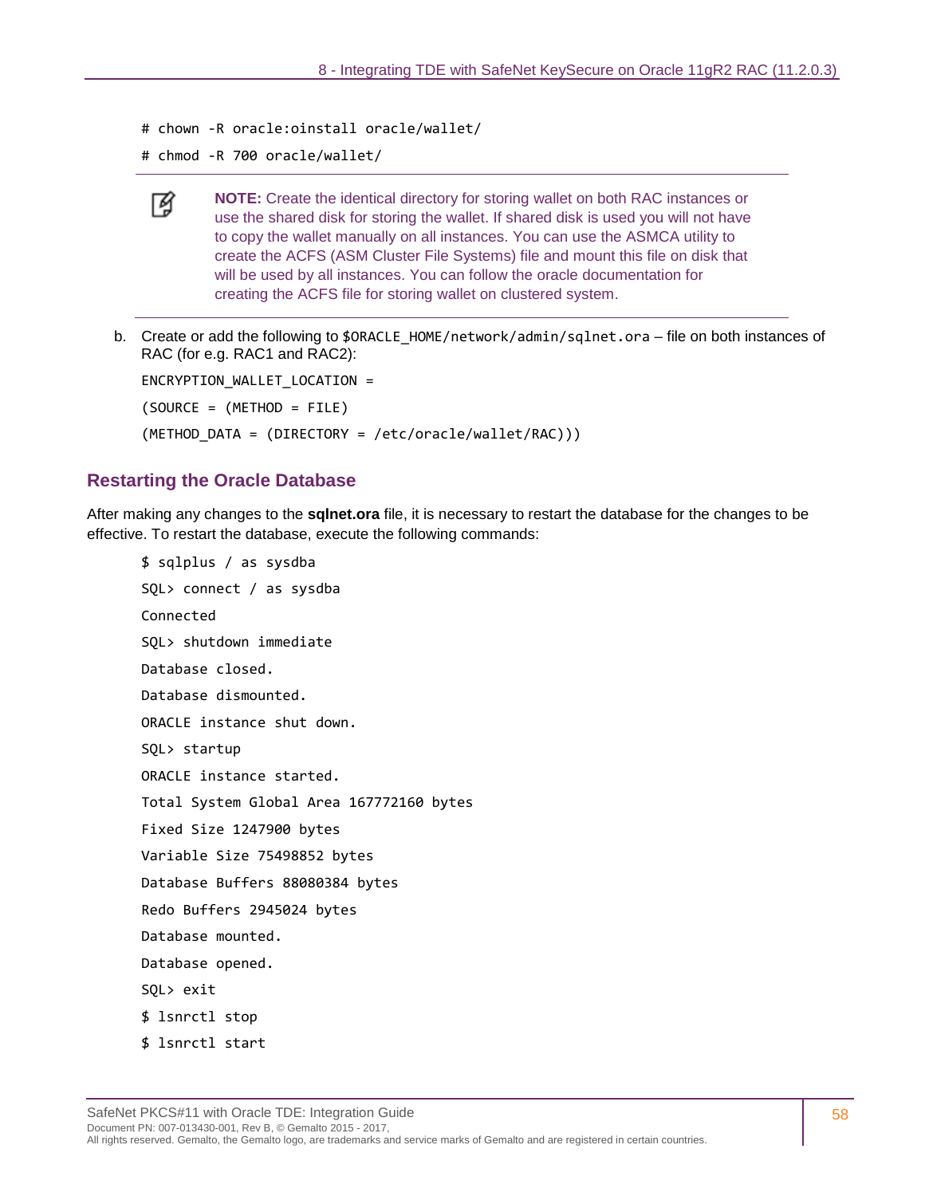```
# chown -R oracle:oinstall oracle/wallet/
# chmod -R 700 oracle/wallet/
```

> **NOTE:** Create the identical directory for storing wallet on both RAC instances or use the shared disk for storing the wallet. If shared disk is used you will not have to copy the wallet manually on all instances. You can use the ASMCA utility to create the ACFS (ASM Cluster File Systems) file and mount this file on disk that will be used by all instances. You can follow the oracle documentation for creating the ACFS file for storing wallet on clustered system.

b. Create or add the following to `$ORACLE_HOME/network/admin/sqlnet.ora` – file on both instances of RAC (for e.g. RAC1 and RAC2):

```
ENCRYPTION_WALLET_LOCATION =
(SOURCE = (METHOD = FILE)
(METHOD_DATA = (DIRECTORY = /etc/oracle/wallet/RAC)))
```

## Restarting the Oracle Database

After making any changes to the **sqlnet.ora** file, it is necessary to restart the database for the changes to be effective. To restart the database, execute the following commands:

```
$ sqlplus / as sysdba
SQL> connect / as sysdba
Connected
SQL> shutdown immediate
Database closed.
Database dismounted.
ORACLE instance shut down.
SQL> startup
ORACLE instance started.
Total System Global Area 167772160 bytes
Fixed Size 1247900 bytes
Variable Size 75498852 bytes
Database Buffers 88080384 bytes
Redo Buffers 2945024 bytes
Database mounted.
Database opened.
SQL> exit
$ lsnrctl stop
$ lsnrctl start
```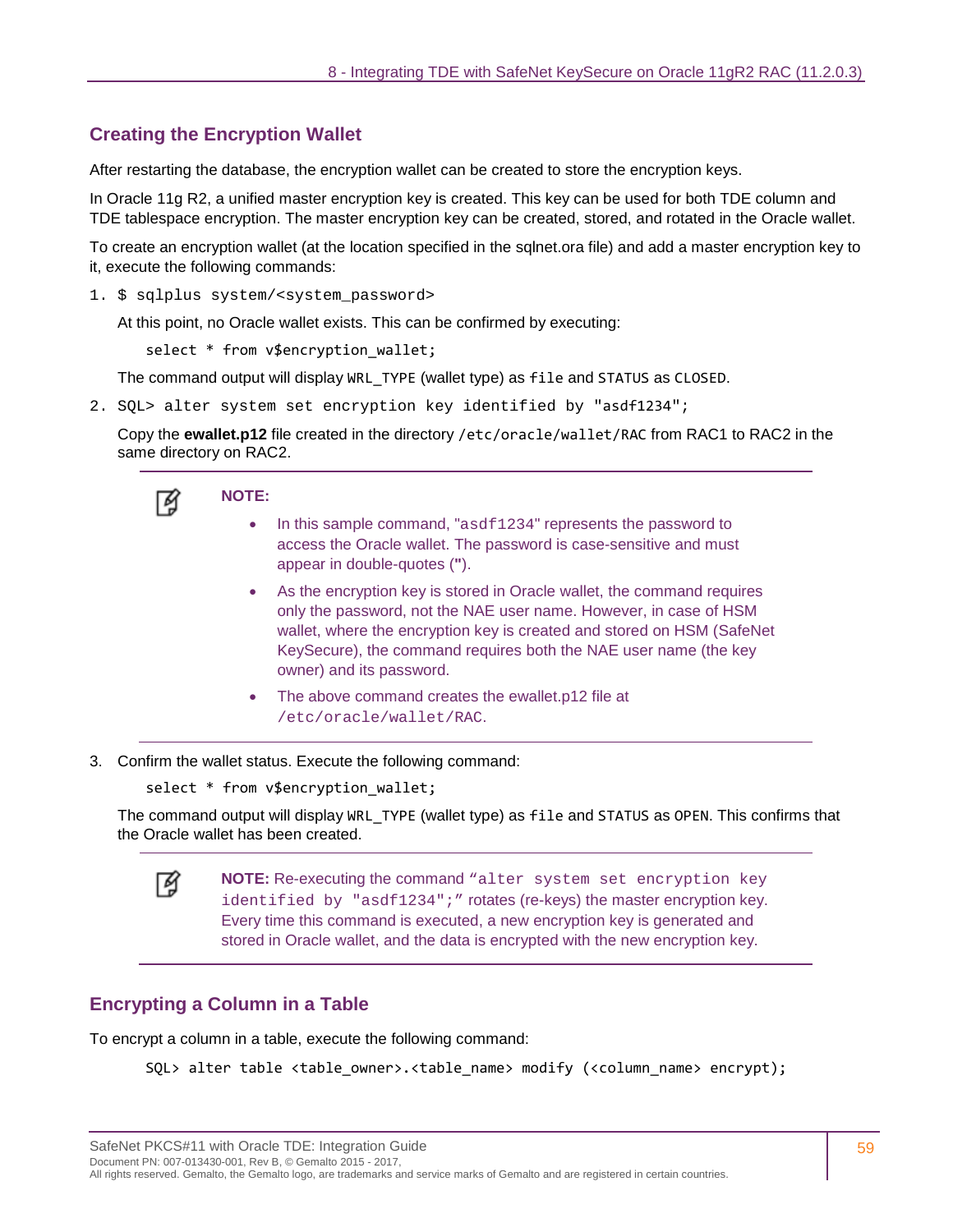## Creating the Encryption Wallet

After restarting the database, the encryption wallet can be created to store the encryption keys.

In Oracle 11g R2, a unified master encryption key is created. This key can be used for both TDE column and TDE tablespace encryption. The master encryption key can be created, stored, and rotated in the Oracle wallet.

To create an encryption wallet (at the location specified in the sqlnet.ora file) and add a master encryption key to it, execute the following commands:

1. `$ sqlplus system/<system_password>`

   At this point, no Oracle wallet exists. This can be confirmed by executing:

   ```
   select * from v$encryption_wallet;
   ```

   The command output will display `WRL_TYPE` (wallet type) as `file` and `STATUS` as `CLOSED`.

2. `SQL> alter system set encryption key identified by "asdf1234";`

   Copy the **ewallet.p12** file created in the directory `/etc/oracle/wallet/RAC` from RAC1 to RAC2 in the same directory on RAC2.

   > **NOTE:**
   > - In this sample command, "`asdf1234`" represents the password to access the Oracle wallet. The password is case-sensitive and must appear in double-quotes (**"**).
   > - As the encryption key is stored in Oracle wallet, the command requires only the password, not the NAE user name. However, in case of HSM wallet, where the encryption key is created and stored on HSM (SafeNet KeySecure), the command requires both the NAE user name (the key owner) and its password.
   > - The above command creates the ewallet.p12 file at `/etc/oracle/wallet/RAC`.

3. Confirm the wallet status. Execute the following command:

   ```
   select * from v$encryption_wallet;
   ```

   The command output will display `WRL_TYPE` (wallet type) as `file` and `STATUS` as `OPEN`. This confirms that the Oracle wallet has been created.

   > **NOTE:** Re-executing the command "`alter system set encryption key identified by "asdf1234";`" rotates (re-keys) the master encryption key. Every time this command is executed, a new encryption key is generated and stored in Oracle wallet, and the data is encrypted with the new encryption key.

## Encrypting a Column in a Table

To encrypt a column in a table, execute the following command:

```
SQL> alter table <table_owner>.<table_name> modify (<column_name> encrypt);
```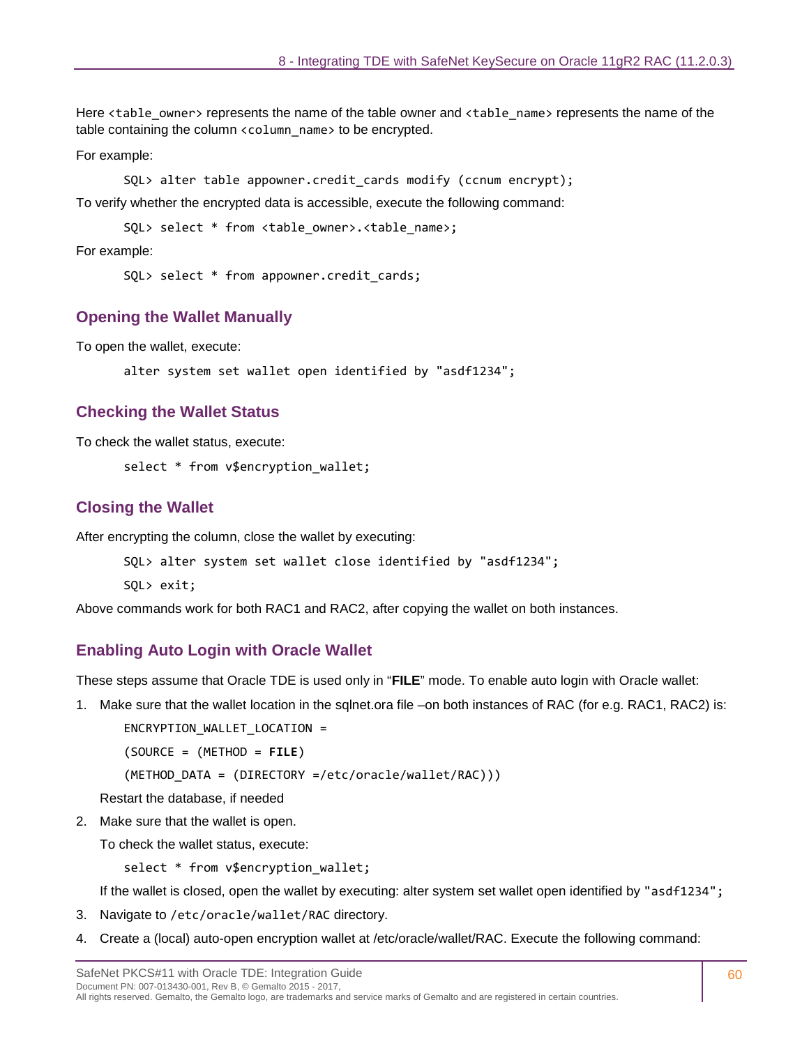Here `<table_owner>` represents the name of the table owner and `<table_name>` represents the name of the table containing the column `<column_name>` to be encrypted.

For example:

```
SQL> alter table appowner.credit_cards modify (ccnum encrypt);
```

To verify whether the encrypted data is accessible, execute the following command:

```
SQL> select * from <table_owner>.<table_name>;
```

For example:

```
SQL> select * from appowner.credit_cards;
```

## Opening the Wallet Manually

To open the wallet, execute:

```
alter system set wallet open identified by "asdf1234";
```

## Checking the Wallet Status

To check the wallet status, execute:

```
select * from v$encryption_wallet;
```

## Closing the Wallet

After encrypting the column, close the wallet by executing:

```
SQL> alter system set wallet close identified by "asdf1234";
SQL> exit;
```

Above commands work for both RAC1 and RAC2, after copying the wallet on both instances.

## Enabling Auto Login with Oracle Wallet

These steps assume that Oracle TDE is used only in "**FILE**" mode. To enable auto login with Oracle wallet:

1. Make sure that the wallet location in the sqlnet.ora file –on both instances of RAC (for e.g. RAC1, RAC2) is:

   ```
   ENCRYPTION_WALLET_LOCATION =
   (SOURCE = (METHOD = FILE)
   (METHOD_DATA = (DIRECTORY =/etc/oracle/wallet/RAC)))
   ```

   Restart the database, if needed

2. Make sure that the wallet is open.

   To check the wallet status, execute:

   ```
   select * from v$encryption_wallet;
   ```

   If the wallet is closed, open the wallet by executing: alter system set wallet open identified by `"asdf1234";`

3. Navigate to `/etc/oracle/wallet/RAC` directory.

4. Create a (local) auto-open encryption wallet at /etc/oracle/wallet/RAC. Execute the following command: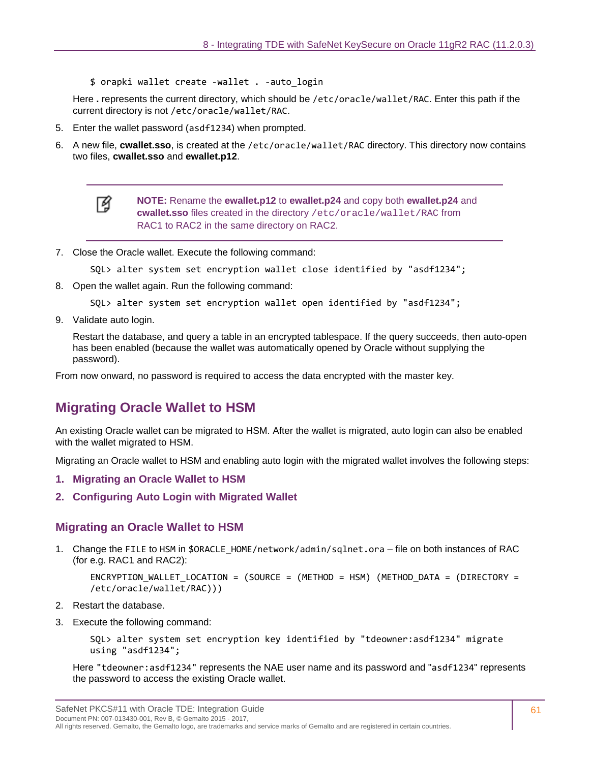```
$ orapki wallet create -wallet . -auto_login
```

Here **.** represents the current directory, which should be `/etc/oracle/wallet/RAC`. Enter this path if the current directory is not `/etc/oracle/wallet/RAC`.

5. Enter the wallet password (`asdf1234`) when prompted.
6. A new file, **cwallet.sso**, is created at the `/etc/oracle/wallet/RAC` directory. This directory now contains two files, **cwallet.sso** and **ewallet.p12**.

> **NOTE:** Rename the **ewallet.p12** to **ewallet.p24** and copy both **ewallet.p24** and **cwallet.sso** files created in the directory `/etc/oracle/wallet/RAC` from RAC1 to RAC2 in the same directory on RAC2.

7. Close the Oracle wallet. Execute the following command:

```
SQL> alter system set encryption wallet close identified by "asdf1234";
```

8. Open the wallet again. Run the following command:

```
SQL> alter system set encryption wallet open identified by "asdf1234";
```

9. Validate auto login.

   Restart the database, and query a table in an encrypted tablespace. If the query succeeds, then auto-open has been enabled (because the wallet was automatically opened by Oracle without supplying the password).

From now onward, no password is required to access the data encrypted with the master key.

## Migrating Oracle Wallet to HSM

An existing Oracle wallet can be migrated to HSM. After the wallet is migrated, auto login can also be enabled with the wallet migrated to HSM.

Migrating an Oracle wallet to HSM and enabling auto login with the migrated wallet involves the following steps:

1. **Migrating an Oracle Wallet to HSM**
2. **Configuring Auto Login with Migrated Wallet**

### Migrating an Oracle Wallet to HSM

1. Change the `FILE` to `HSM` in `$ORACLE_HOME/network/admin/sqlnet.ora` – file on both instances of RAC (for e.g. RAC1 and RAC2):

```
ENCRYPTION_WALLET_LOCATION = (SOURCE = (METHOD = HSM) (METHOD_DATA = (DIRECTORY =
/etc/oracle/wallet/RAC)))
```

2. Restart the database.
3. Execute the following command:

```
SQL> alter system set encryption key identified by "tdeowner:asdf1234" migrate
using "asdf1234";
```

Here "`tdeowner:asdf1234`" represents the NAE user name and its password and "`asdf1234`" represents the password to access the existing Oracle wallet.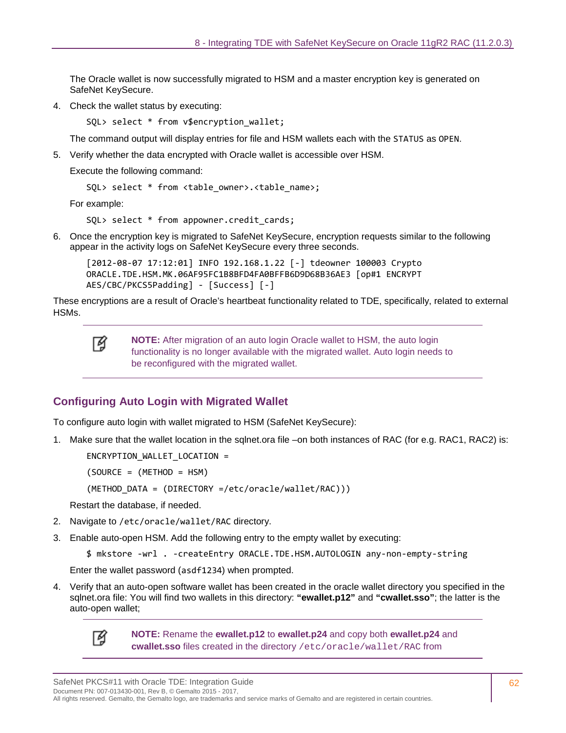The Oracle wallet is now successfully migrated to HSM and a master encryption key is generated on SafeNet KeySecure.

4. Check the wallet status by executing:

```
SQL> select * from v$encryption_wallet;
```

The command output will display entries for file and HSM wallets each with the `STATUS` as `OPEN`.

5. Verify whether the data encrypted with Oracle wallet is accessible over HSM.

Execute the following command:

```
SQL> select * from <table_owner>.<table_name>;
```

For example:

```
SQL> select * from appowner.credit_cards;
```

6. Once the encryption key is migrated to SafeNet KeySecure, encryption requests similar to the following appear in the activity logs on SafeNet KeySecure every three seconds.

```
[2012-08-07 17:12:01] INFO 192.168.1.22 [-] tdeowner 100003 Crypto
ORACLE.TDE.HSM.MK.06AF95FC1B8BFD4FA0BFFB6D9D68B36AE3 [op#1 ENCRYPT
AES/CBC/PKCS5Padding] - [Success] [-]
```

These encryptions are a result of Oracle's heartbeat functionality related to TDE, specifically, related to external HSMs.

> **NOTE:** After migration of an auto login Oracle wallet to HSM, the auto login functionality is no longer available with the migrated wallet. Auto login needs to be reconfigured with the migrated wallet.

## Configuring Auto Login with Migrated Wallet

To configure auto login with wallet migrated to HSM (SafeNet KeySecure):

1. Make sure that the wallet location in the sqlnet.ora file –on both instances of RAC (for e.g. RAC1, RAC2) is:

```
ENCRYPTION_WALLET_LOCATION =
(SOURCE = (METHOD = HSM)
(METHOD_DATA = (DIRECTORY =/etc/oracle/wallet/RAC)))
```

Restart the database, if needed.

2. Navigate to `/etc/oracle/wallet/RAC` directory.

3. Enable auto-open HSM. Add the following entry to the empty wallet by executing:

```
$ mkstore -wrl . -createEntry ORACLE.TDE.HSM.AUTOLOGIN any-non-empty-string
```

Enter the wallet password (`asdf1234`) when prompted.

4. Verify that an auto-open software wallet has been created in the oracle wallet directory you specified in the sqlnet.ora file: You will find two wallets in this directory: **"ewallet.p12"** and **"cwallet.sso"**; the latter is the auto-open wallet;

> **NOTE:** Rename the **ewallet.p12** to **ewallet.p24** and copy both **ewallet.p24** and **cwallet.sso** files created in the directory `/etc/oracle/wallet/RAC` from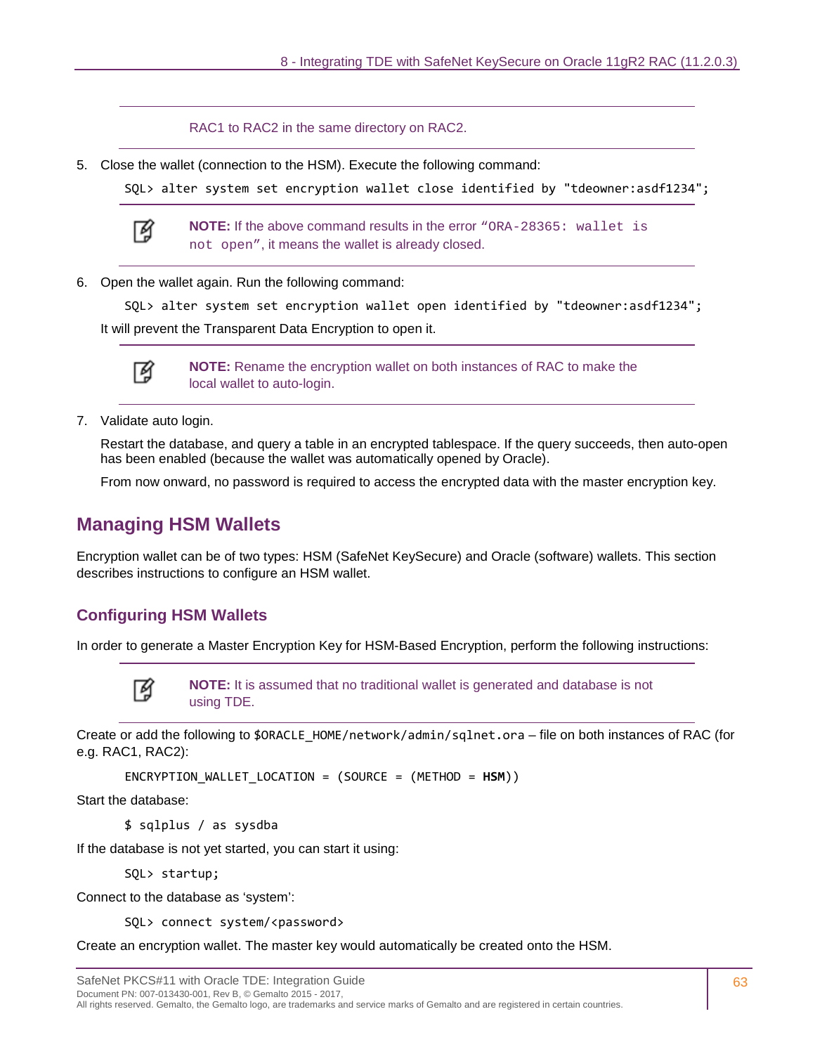RAC1 to RAC2 in the same directory on RAC2.

5. Close the wallet (connection to the HSM). Execute the following command:

```
SQL> alter system set encryption wallet close identified by "tdeowner:asdf1234";
```

> **NOTE:** If the above command results in the error "`ORA-28365: wallet is not open`", it means the wallet is already closed.

6. Open the wallet again. Run the following command:

```
SQL> alter system set encryption wallet open identified by "tdeowner:asdf1234";
```

   It will prevent the Transparent Data Encryption to open it.

> **NOTE:** Rename the encryption wallet on both instances of RAC to make the local wallet to auto-login.

7. Validate auto login.

   Restart the database, and query a table in an encrypted tablespace. If the query succeeds, then auto-open has been enabled (because the wallet was automatically opened by Oracle).

   From now onward, no password is required to access the encrypted data with the master encryption key.

## Managing HSM Wallets

Encryption wallet can be of two types: HSM (SafeNet KeySecure) and Oracle (software) wallets. This section describes instructions to configure an HSM wallet.

### Configuring HSM Wallets

In order to generate a Master Encryption Key for HSM-Based Encryption, perform the following instructions:

> **NOTE:** It is assumed that no traditional wallet is generated and database is not using TDE.

Create or add the following to `$ORACLE_HOME/network/admin/sqlnet.ora` – file on both instances of RAC (for e.g. RAC1, RAC2):

```
ENCRYPTION_WALLET_LOCATION = (SOURCE = (METHOD = HSM))
```

Start the database:

```
$ sqlplus / as sysdba
```

If the database is not yet started, you can start it using:

```
SQL> startup;
```

Connect to the database as 'system':

```
SQL> connect system/<password>
```

Create an encryption wallet. The master key would automatically be created onto the HSM.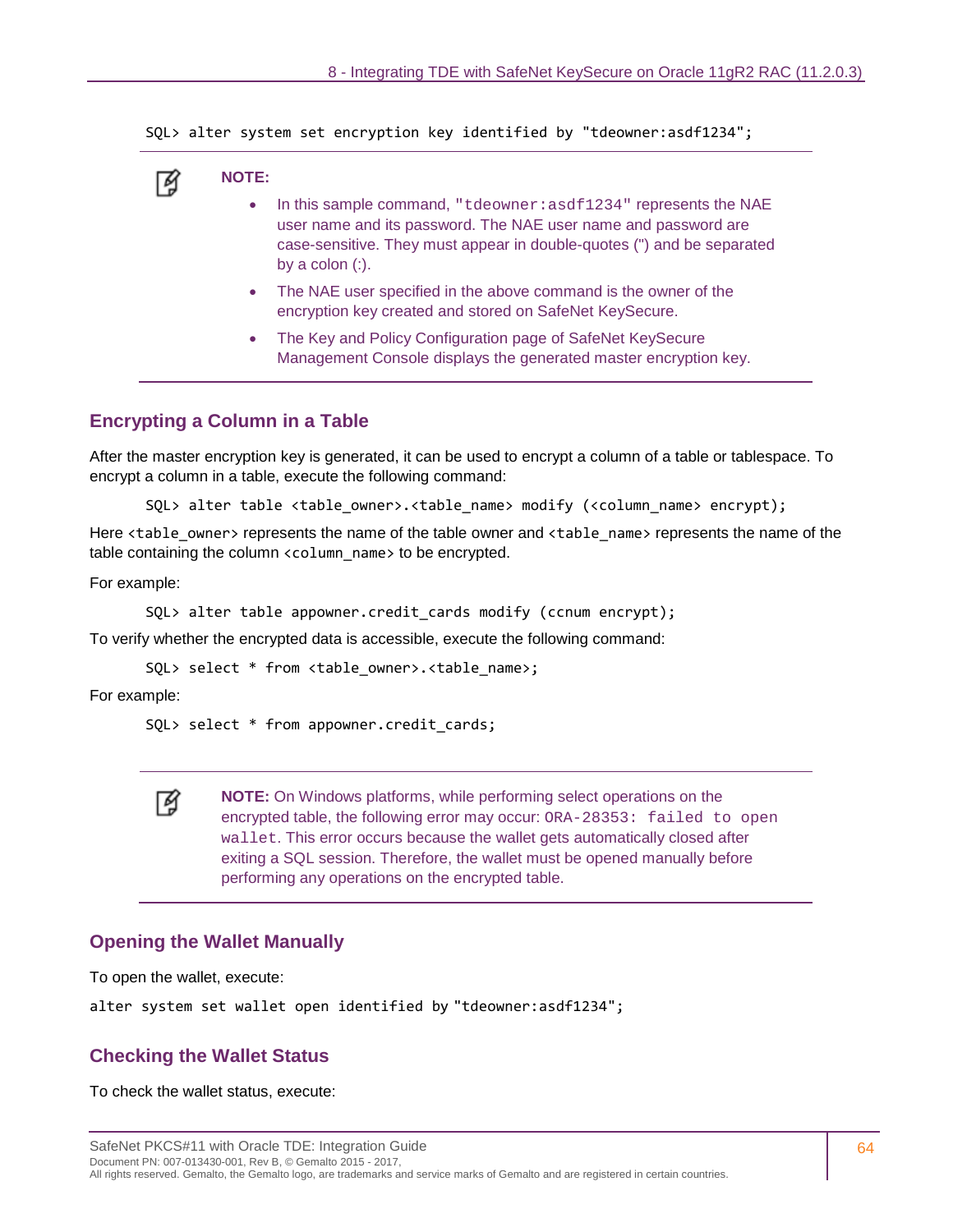```
SQL> alter system set encryption key identified by "tdeowner:asdf1234";
```

**NOTE:**

- In this sample command, `"tdeowner:asdf1234"` represents the NAE user name and its password. The NAE user name and password are case-sensitive. They must appear in double-quotes (") and be separated by a colon (:).
- The NAE user specified in the above command is the owner of the encryption key created and stored on SafeNet KeySecure.
- The Key and Policy Configuration page of SafeNet KeySecure Management Console displays the generated master encryption key.

## Encrypting a Column in a Table

After the master encryption key is generated, it can be used to encrypt a column of a table or tablespace. To encrypt a column in a table, execute the following command:

```
SQL> alter table <table_owner>.<table_name> modify (<column_name> encrypt);
```

Here `<table_owner>` represents the name of the table owner and `<table_name>` represents the name of the table containing the column `<column_name>` to be encrypted.

For example:

```
SQL> alter table appowner.credit_cards modify (ccnum encrypt);
```

To verify whether the encrypted data is accessible, execute the following command:

```
SQL> select * from <table_owner>.<table_name>;
```

For example:

```
SQL> select * from appowner.credit_cards;
```

**NOTE:** On Windows platforms, while performing select operations on the encrypted table, the following error may occur: `ORA-28353: failed to open wallet`. This error occurs because the wallet gets automatically closed after exiting a SQL session. Therefore, the wallet must be opened manually before performing any operations on the encrypted table.

## Opening the Wallet Manually

To open the wallet, execute:

```
alter system set wallet open identified by "tdeowner:asdf1234";
```

## Checking the Wallet Status

To check the wallet status, execute: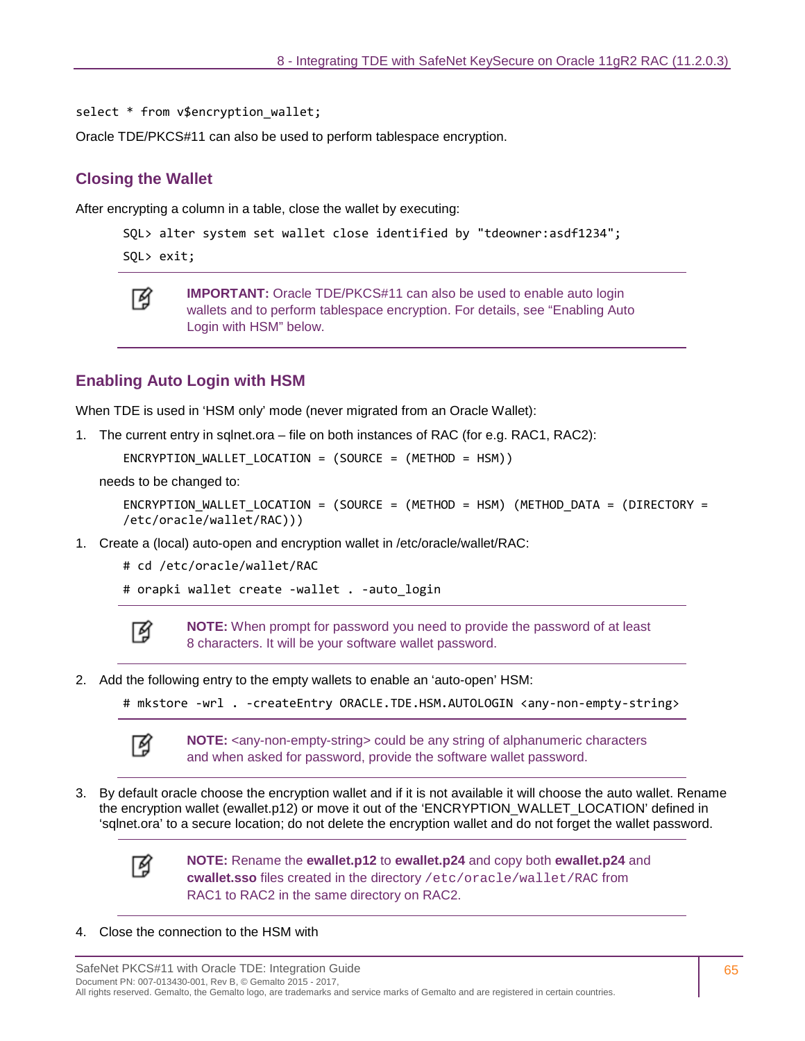```
select * from v$encryption_wallet;
```

Oracle TDE/PKCS#11 can also be used to perform tablespace encryption.

## Closing the Wallet

After encrypting a column in a table, close the wallet by executing:

```
SQL> alter system set wallet close identified by "tdeowner:asdf1234";
SQL> exit;
```

> **IMPORTANT:** Oracle TDE/PKCS#11 can also be used to enable auto login wallets and to perform tablespace encryption. For details, see "Enabling Auto Login with HSM" below.

## Enabling Auto Login with HSM

When TDE is used in 'HSM only' mode (never migrated from an Oracle Wallet):

1. The current entry in sqlnet.ora – file on both instances of RAC (for e.g. RAC1, RAC2):

   ```
   ENCRYPTION_WALLET_LOCATION = (SOURCE = (METHOD = HSM))
   ```

   needs to be changed to:

   ```
   ENCRYPTION_WALLET_LOCATION = (SOURCE = (METHOD = HSM) (METHOD_DATA = (DIRECTORY =
   /etc/oracle/wallet/RAC)))
   ```

1. Create a (local) auto-open and encryption wallet in /etc/oracle/wallet/RAC:

   ```
   # cd /etc/oracle/wallet/RAC
   # orapki wallet create -wallet . -auto_login
   ```

   > **NOTE:** When prompt for password you need to provide the password of at least 8 characters. It will be your software wallet password.

2. Add the following entry to the empty wallets to enable an 'auto-open' HSM:

   ```
   # mkstore -wrl . -createEntry ORACLE.TDE.HSM.AUTOLOGIN <any-non-empty-string>
   ```

   > **NOTE:** <any-non-empty-string> could be any string of alphanumeric characters and when asked for password, provide the software wallet password.

3. By default oracle choose the encryption wallet and if it is not available it will choose the auto wallet. Rename the encryption wallet (ewallet.p12) or move it out of the 'ENCRYPTION_WALLET_LOCATION' defined in 'sqlnet.ora' to a secure location; do not delete the encryption wallet and do not forget the wallet password.

   > **NOTE:** Rename the **ewallet.p12** to **ewallet.p24** and copy both **ewallet.p24** and **cwallet.sso** files created in the directory `/etc/oracle/wallet/RAC` from RAC1 to RAC2 in the same directory on RAC2.

4. Close the connection to the HSM with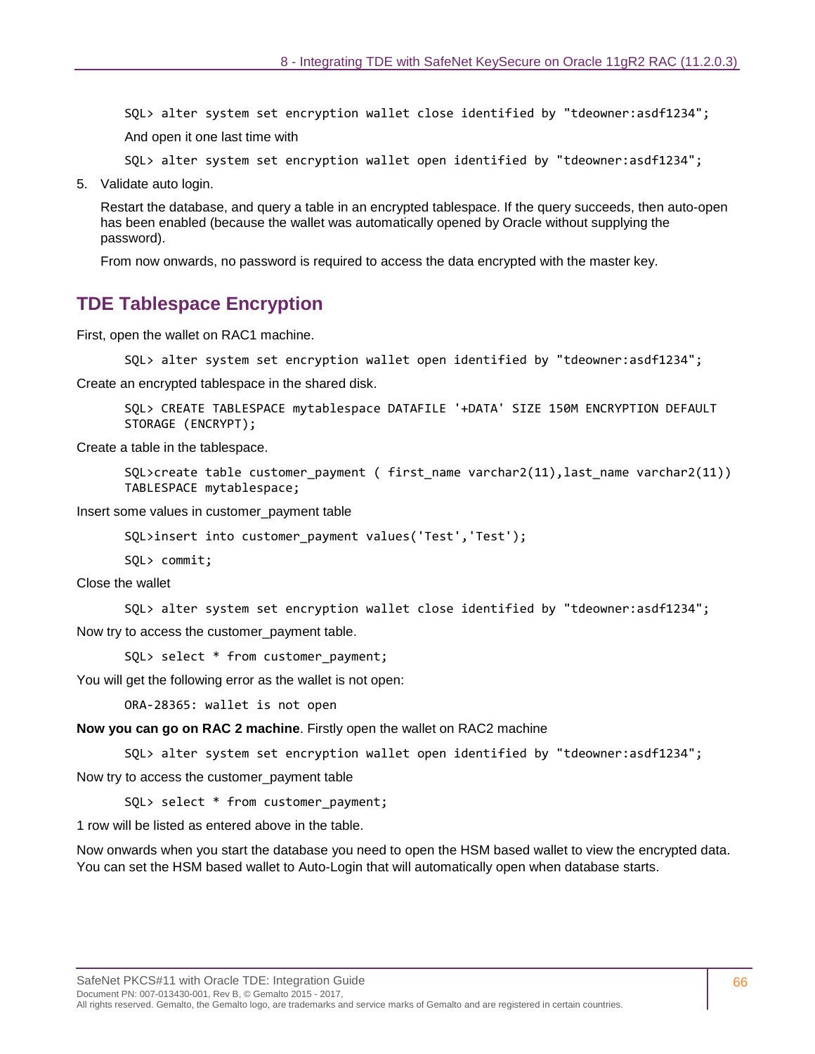```
SQL> alter system set encryption wallet close identified by "tdeowner:asdf1234";
```

And open it one last time with

```
SQL> alter system set encryption wallet open identified by "tdeowner:asdf1234";
```

5. Validate auto login.

   Restart the database, and query a table in an encrypted tablespace. If the query succeeds, then auto-open has been enabled (because the wallet was automatically opened by Oracle without supplying the password).

   From now onwards, no password is required to access the data encrypted with the master key.

## TDE Tablespace Encryption

First, open the wallet on RAC1 machine.

```
SQL> alter system set encryption wallet open identified by "tdeowner:asdf1234";
```

Create an encrypted tablespace in the shared disk.

```
SQL> CREATE TABLESPACE mytablespace DATAFILE '+DATA' SIZE 150M ENCRYPTION DEFAULT
STORAGE (ENCRYPT);
```

Create a table in the tablespace.

```
SQL>create table customer_payment ( first_name varchar2(11),last_name varchar2(11))
TABLESPACE mytablespace;
```

Insert some values in customer_payment table

```
SQL>insert into customer_payment values('Test','Test');
```

```
SQL> commit;
```

Close the wallet

```
SQL> alter system set encryption wallet close identified by "tdeowner:asdf1234";
```

Now try to access the customer_payment table.

```
SQL> select * from customer_payment;
```

You will get the following error as the wallet is not open:

```
ORA-28365: wallet is not open
```

**Now you can go on RAC 2 machine**. Firstly open the wallet on RAC2 machine

```
SQL> alter system set encryption wallet open identified by "tdeowner:asdf1234";
```

Now try to access the customer_payment table

```
SQL> select * from customer_payment;
```

1 row will be listed as entered above in the table.

Now onwards when you start the database you need to open the HSM based wallet to view the encrypted data. You can set the HSM based wallet to Auto-Login that will automatically open when database starts.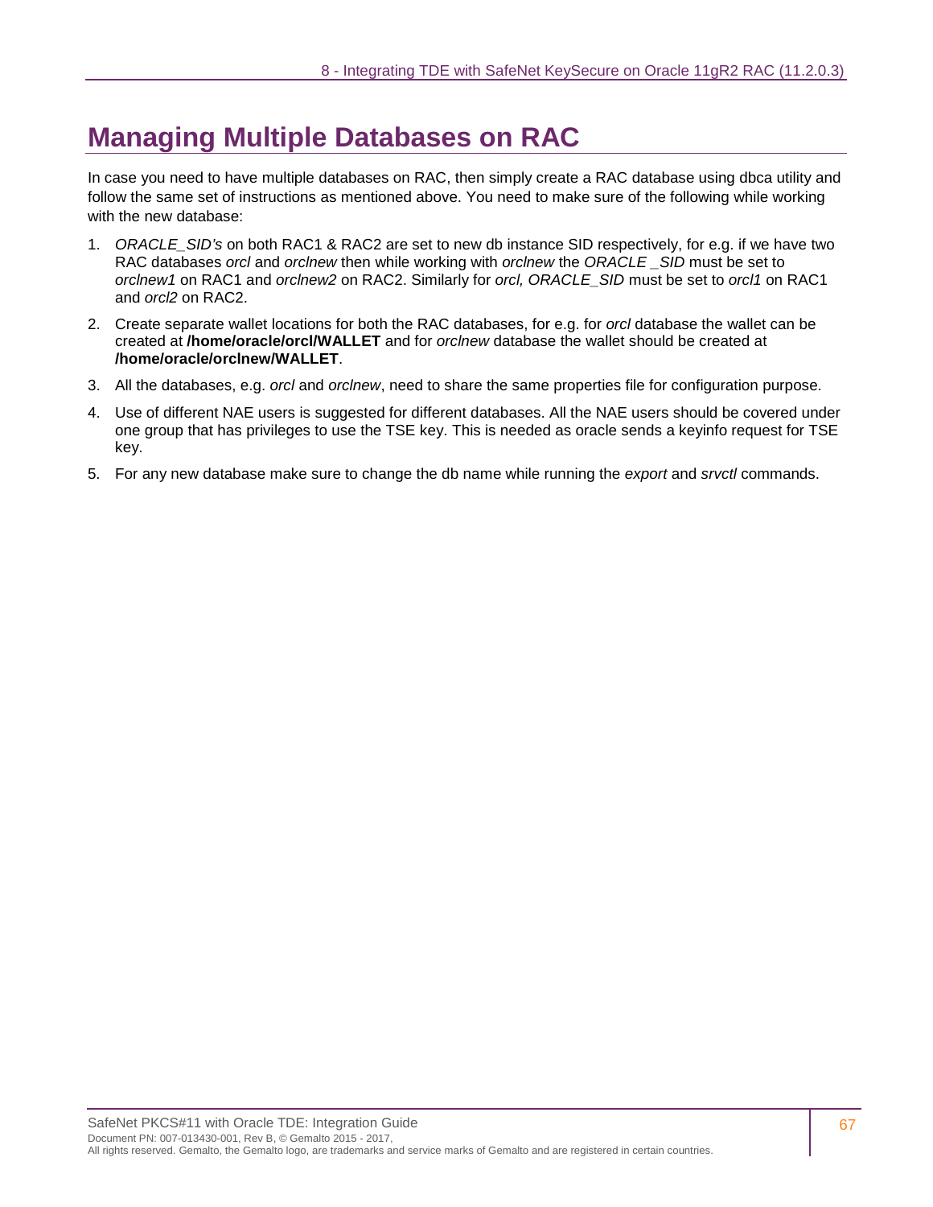# Managing Multiple Databases on RAC

In case you need to have multiple databases on RAC, then simply create a RAC database using dbca utility and follow the same set of instructions as mentioned above. You need to make sure of the following while working with the new database:

1. *ORACLE_SID's* on both RAC1 & RAC2 are set to new db instance SID respectively, for e.g. if we have two RAC databases *orcl* and *orclnew* then while working with *orclnew* the *ORACLE _SID* must be set to *orclnew1* on RAC1 and *orclnew2* on RAC2. Similarly for *orcl, ORACLE_SID* must be set to *orcl1* on RAC1 and *orcl2* on RAC2.
2. Create separate wallet locations for both the RAC databases, for e.g. for *orcl* database the wallet can be created at **/home/oracle/orcl/WALLET** and for *orclnew* database the wallet should be created at **/home/oracle/orclnew/WALLET**.
3. All the databases, e.g. *orcl* and *orclnew*, need to share the same properties file for configuration purpose.
4. Use of different NAE users is suggested for different databases. All the NAE users should be covered under one group that has privileges to use the TSE key. This is needed as oracle sends a keyinfo request for TSE key.
5. For any new database make sure to change the db name while running the *export* and *srvctl* commands.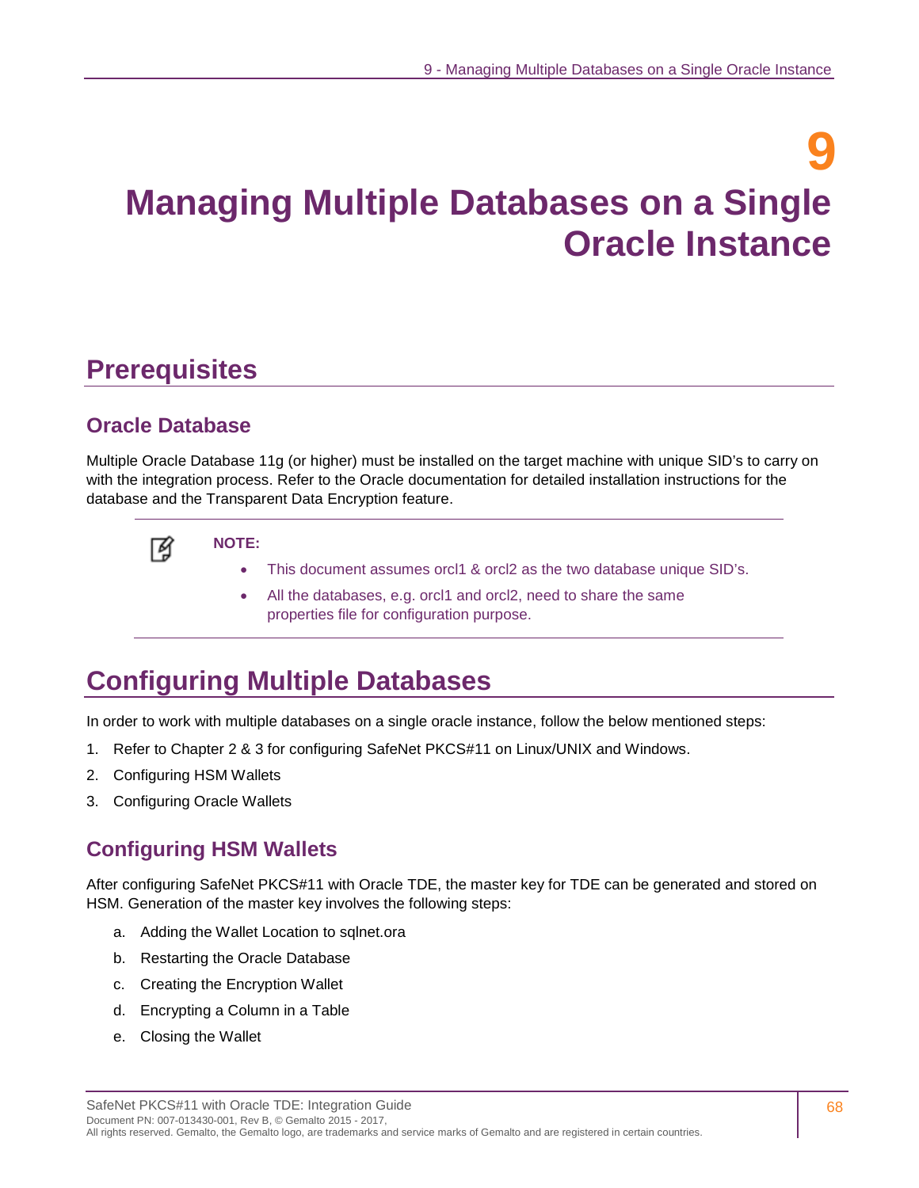# 9 Managing Multiple Databases on a Single Oracle Instance

## Prerequisites

### Oracle Database

Multiple Oracle Database 11g (or higher) must be installed on the target machine with unique SID's to carry on with the integration process. Refer to the Oracle documentation for detailed installation instructions for the database and the Transparent Data Encryption feature.

> **NOTE:**
> - This document assumes orcl1 & orcl2 as the two database unique SID's.
> - All the databases, e.g. orcl1 and orcl2, need to share the same properties file for configuration purpose.

## Configuring Multiple Databases

In order to work with multiple databases on a single oracle instance, follow the below mentioned steps:

1. Refer to Chapter 2 & 3 for configuring SafeNet PKCS#11 on Linux/UNIX and Windows.
2. Configuring HSM Wallets
3. Configuring Oracle Wallets

### Configuring HSM Wallets

After configuring SafeNet PKCS#11 with Oracle TDE, the master key for TDE can be generated and stored on HSM. Generation of the master key involves the following steps:

a. Adding the Wallet Location to sqlnet.ora
b. Restarting the Oracle Database
c. Creating the Encryption Wallet
d. Encrypting a Column in a Table
e. Closing the Wallet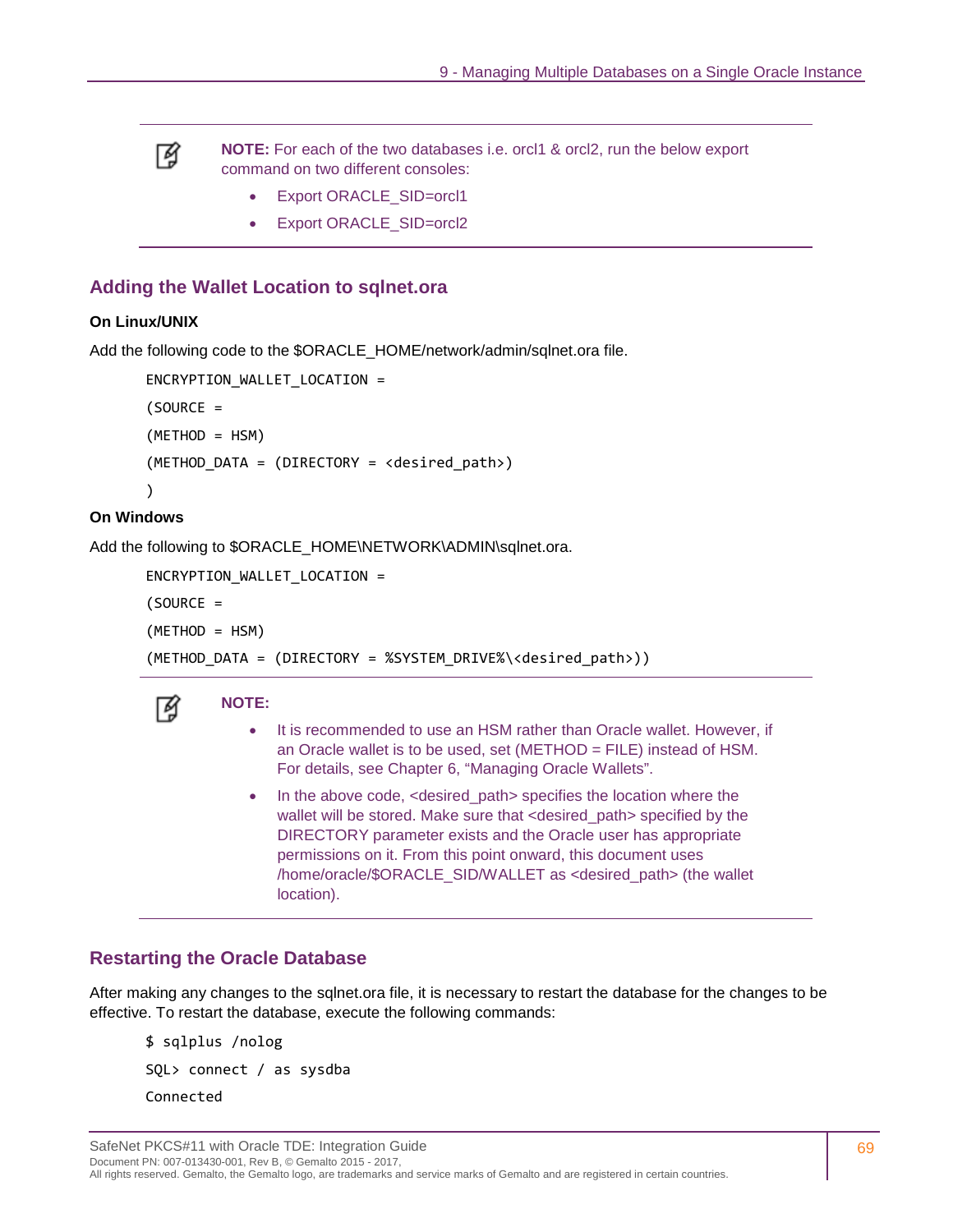> **NOTE:** For each of the two databases i.e. orcl1 & orcl2, run the below export command on two different consoles:
>
> - Export ORACLE_SID=orcl1
> - Export ORACLE_SID=orcl2

## Adding the Wallet Location to sqlnet.ora

**On Linux/UNIX**

Add the following code to the $ORACLE_HOME/network/admin/sqlnet.ora file.

```
ENCRYPTION_WALLET_LOCATION =
(SOURCE =
(METHOD = HSM)
(METHOD_DATA = (DIRECTORY = <desired_path>)
)
```

**On Windows**

Add the following to $ORACLE_HOME\NETWORK\ADMIN\sqlnet.ora.

```
ENCRYPTION_WALLET_LOCATION =
(SOURCE =
(METHOD = HSM)
(METHOD_DATA = (DIRECTORY = %SYSTEM_DRIVE%\<desired_path>))
```

> **NOTE:**
>
> - It is recommended to use an HSM rather than Oracle wallet. However, if an Oracle wallet is to be used, set (METHOD = FILE) instead of HSM. For details, see Chapter 6, "Managing Oracle Wallets".
> - In the above code, <desired_path> specifies the location where the wallet will be stored. Make sure that <desired_path> specified by the DIRECTORY parameter exists and the Oracle user has appropriate permissions on it. From this point onward, this document uses /home/oracle/$ORACLE_SID/WALLET as <desired_path> (the wallet location).

## Restarting the Oracle Database

After making any changes to the sqlnet.ora file, it is necessary to restart the database for the changes to be effective. To restart the database, execute the following commands:

```
$ sqlplus /nolog
SQL> connect / as sysdba
Connected
```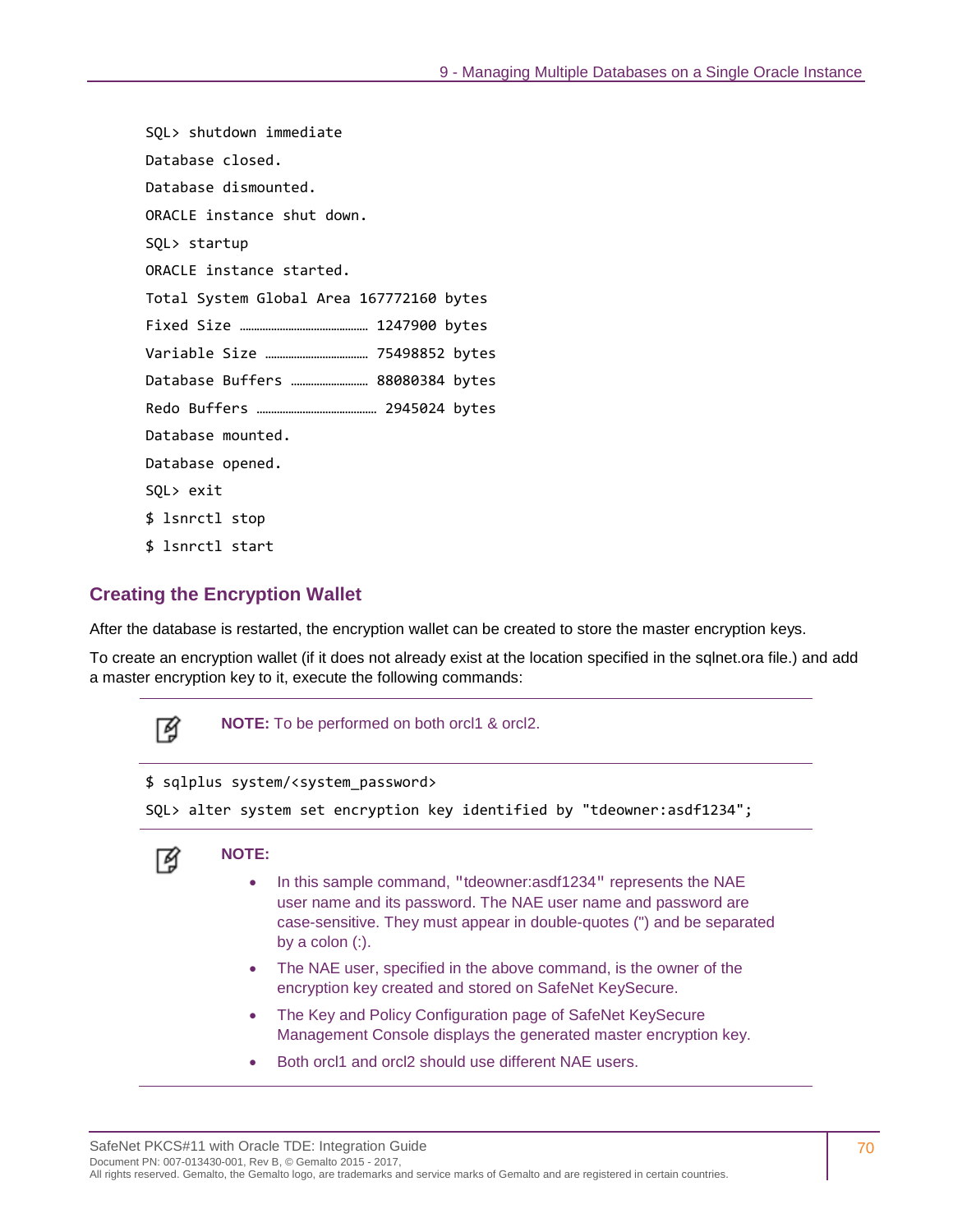```
SQL> shutdown immediate
Database closed.
Database dismounted.
ORACLE instance shut down.
SQL> startup
ORACLE instance started.
Total System Global Area 167772160 bytes
Fixed Size ……………………………………… 1247900 bytes
Variable Size ……………………………… 75498852 bytes
Database Buffers …………………… 88080384 bytes
Redo Buffers …………………………………… 2945024 bytes
Database mounted.
Database opened.
SQL> exit
$ lsnrctl stop
$ lsnrctl start
```

## Creating the Encryption Wallet

After the database is restarted, the encryption wallet can be created to store the master encryption keys.

To create an encryption wallet (if it does not already exist at the location specified in the sqlnet.ora file.) and add a master encryption key to it, execute the following commands:

> **NOTE:** To be performed on both orcl1 & orcl2.

```
$ sqlplus system/<system_password>
SQL> alter system set encryption key identified by "tdeowner:asdf1234";
```

> **NOTE:**
>
> - In this sample command, "tdeowner:asdf1234" represents the NAE user name and its password. The NAE user name and password are case-sensitive. They must appear in double-quotes (") and be separated by a colon (:).
> - The NAE user, specified in the above command, is the owner of the encryption key created and stored on SafeNet KeySecure.
> - The Key and Policy Configuration page of SafeNet KeySecure Management Console displays the generated master encryption key.
> - Both orcl1 and orcl2 should use different NAE users.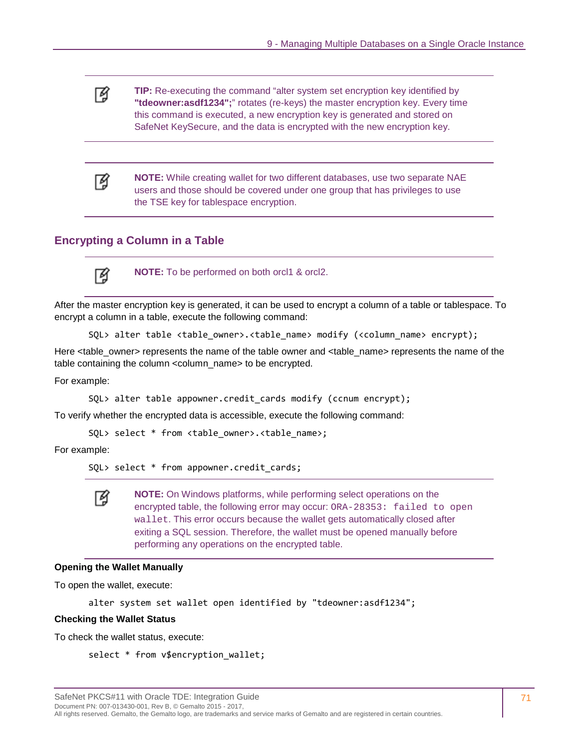**TIP:** Re-executing the command “alter system set encryption key identified by **"tdeowner:asdf1234";**” rotates (re-keys) the master encryption key. Every time this command is executed, a new encryption key is generated and stored on SafeNet KeySecure, and the data is encrypted with the new encryption key.

**NOTE:** While creating wallet for two different databases, use two separate NAE users and those should be covered under one group that has privileges to use the TSE key for tablespace encryption.

## Encrypting a Column in a Table

**NOTE:** To be performed on both orcl1 & orcl2.

After the master encryption key is generated, it can be used to encrypt a column of a table or tablespace. To encrypt a column in a table, execute the following command:

```
SQL> alter table <table_owner>.<table_name> modify (<column_name> encrypt);
```

Here <table_owner> represents the name of the table owner and <table_name> represents the name of the table containing the column <column_name> to be encrypted.

For example:

```
SQL> alter table appowner.credit_cards modify (ccnum encrypt);
```

To verify whether the encrypted data is accessible, execute the following command:

```
SQL> select * from <table_owner>.<table_name>;
```

For example:

```
SQL> select * from appowner.credit_cards;
```

**NOTE:** On Windows platforms, while performing select operations on the encrypted table, the following error may occur: `ORA-28353: failed to open wallet`. This error occurs because the wallet gets automatically closed after exiting a SQL session. Therefore, the wallet must be opened manually before performing any operations on the encrypted table.

**Opening the Wallet Manually**

To open the wallet, execute:

```
alter system set wallet open identified by "tdeowner:asdf1234";
```

**Checking the Wallet Status**

To check the wallet status, execute:

```
select * from v$encryption_wallet;
```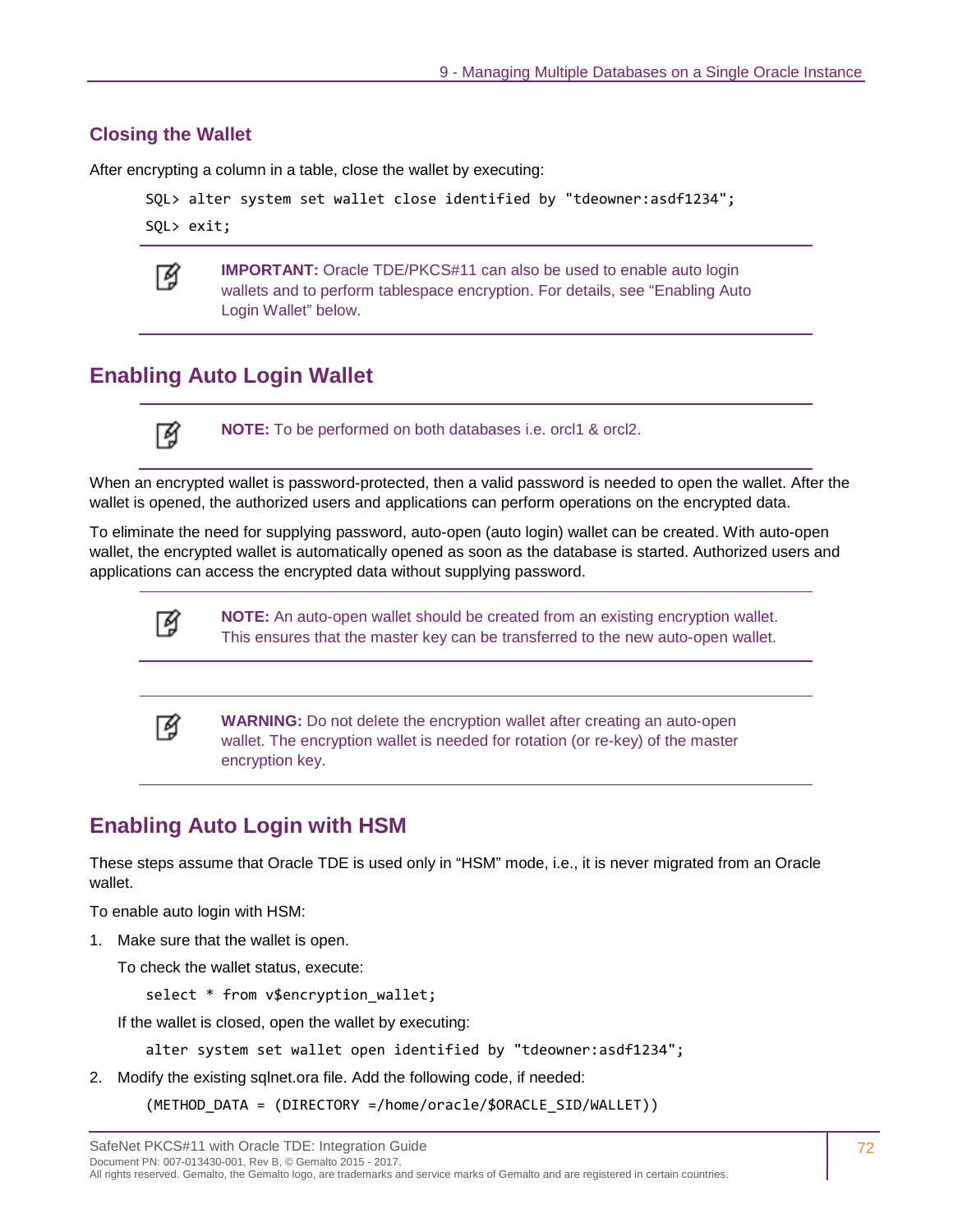### Closing the Wallet

After encrypting a column in a table, close the wallet by executing:

```
SQL> alter system set wallet close identified by "tdeowner:asdf1234";
SQL> exit;
```

> **IMPORTANT:** Oracle TDE/PKCS#11 can also be used to enable auto login wallets and to perform tablespace encryption. For details, see “Enabling Auto Login Wallet” below.

## Enabling Auto Login Wallet

> **NOTE:** To be performed on both databases i.e. orcl1 & orcl2.

When an encrypted wallet is password-protected, then a valid password is needed to open the wallet. After the wallet is opened, the authorized users and applications can perform operations on the encrypted data.

To eliminate the need for supplying password, auto-open (auto login) wallet can be created. With auto-open wallet, the encrypted wallet is automatically opened as soon as the database is started. Authorized users and applications can access the encrypted data without supplying password.

> **NOTE:** An auto-open wallet should be created from an existing encryption wallet. This ensures that the master key can be transferred to the new auto-open wallet.

> **WARNING:** Do not delete the encryption wallet after creating an auto-open wallet. The encryption wallet is needed for rotation (or re-key) of the master encryption key.

## Enabling Auto Login with HSM

These steps assume that Oracle TDE is used only in “HSM” mode, i.e., it is never migrated from an Oracle wallet.

To enable auto login with HSM:

1. Make sure that the wallet is open.

   To check the wallet status, execute:

   ```
   select * from v$encryption_wallet;
   ```

   If the wallet is closed, open the wallet by executing:

   ```
   alter system set wallet open identified by "tdeowner:asdf1234";
   ```

2. Modify the existing sqlnet.ora file. Add the following code, if needed:

   ```
   (METHOD_DATA = (DIRECTORY =/home/oracle/$ORACLE_SID/WALLET))
   ```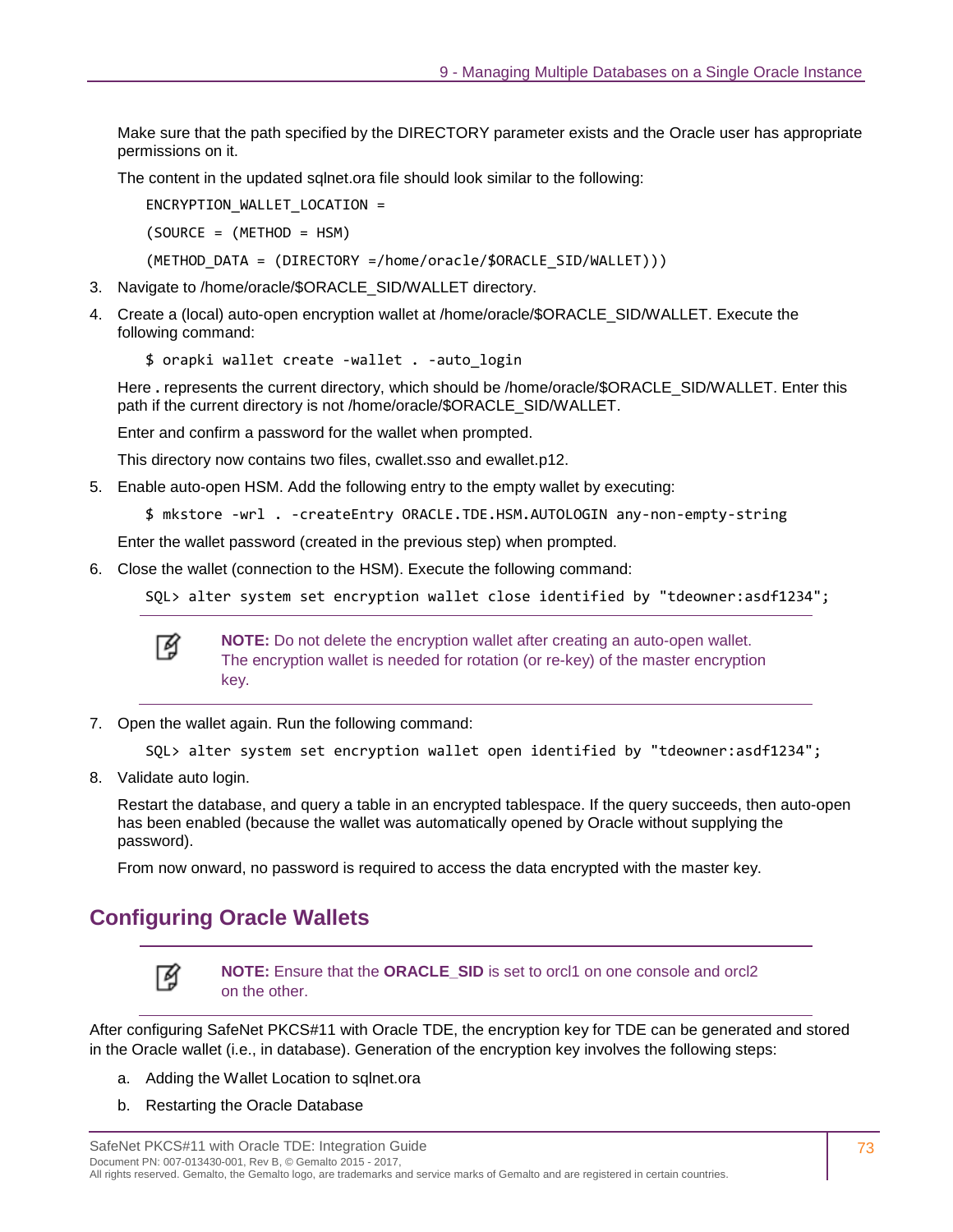Make sure that the path specified by the DIRECTORY parameter exists and the Oracle user has appropriate permissions on it.

The content in the updated sqlnet.ora file should look similar to the following:

```
ENCRYPTION_WALLET_LOCATION =
(SOURCE = (METHOD = HSM)
(METHOD_DATA = (DIRECTORY =/home/oracle/$ORACLE_SID/WALLET)))
```

3. Navigate to /home/oracle/$ORACLE_SID/WALLET directory.

4. Create a (local) auto-open encryption wallet at /home/oracle/$ORACLE_SID/WALLET. Execute the following command:

   ```
   $ orapki wallet create -wallet . -auto_login
   ```

   Here **.** represents the current directory, which should be /home/oracle/$ORACLE_SID/WALLET. Enter this path if the current directory is not /home/oracle/$ORACLE_SID/WALLET.

   Enter and confirm a password for the wallet when prompted.

   This directory now contains two files, cwallet.sso and ewallet.p12.

5. Enable auto-open HSM. Add the following entry to the empty wallet by executing:

   ```
   $ mkstore -wrl . -createEntry ORACLE.TDE.HSM.AUTOLOGIN any-non-empty-string
   ```

   Enter the wallet password (created in the previous step) when prompted.

6. Close the wallet (connection to the HSM). Execute the following command:

   ```
   SQL> alter system set encryption wallet close identified by "tdeowner:asdf1234";
   ```

   **NOTE:** Do not delete the encryption wallet after creating an auto-open wallet. The encryption wallet is needed for rotation (or re-key) of the master encryption key.

7. Open the wallet again. Run the following command:

   ```
   SQL> alter system set encryption wallet open identified by "tdeowner:asdf1234";
   ```

8. Validate auto login.

   Restart the database, and query a table in an encrypted tablespace. If the query succeeds, then auto-open has been enabled (because the wallet was automatically opened by Oracle without supplying the password).

   From now onward, no password is required to access the data encrypted with the master key.

## Configuring Oracle Wallets

**NOTE:** Ensure that the **ORACLE_SID** is set to orcl1 on one console and orcl2 on the other.

After configuring SafeNet PKCS#11 with Oracle TDE, the encryption key for TDE can be generated and stored in the Oracle wallet (i.e., in database). Generation of the encryption key involves the following steps:

a. Adding the Wallet Location to sqlnet.ora
b. Restarting the Oracle Database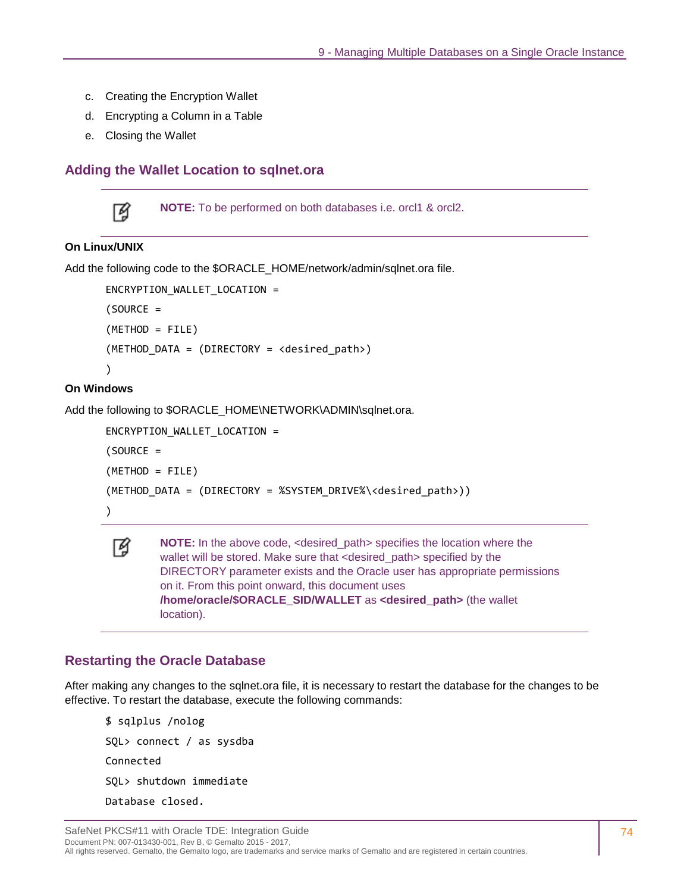c. Creating the Encryption Wallet
d. Encrypting a Column in a Table
e. Closing the Wallet

## Adding the Wallet Location to sqlnet.ora

> **NOTE:** To be performed on both databases i.e. orcl1 & orcl2.

**On Linux/UNIX**

Add the following code to the $ORACLE_HOME/network/admin/sqlnet.ora file.

```
ENCRYPTION_WALLET_LOCATION =
(SOURCE =
(METHOD = FILE)
(METHOD_DATA = (DIRECTORY = <desired_path>)
)
```

**On Windows**

Add the following to $ORACLE_HOME\NETWORK\ADMIN\sqlnet.ora.

```
ENCRYPTION_WALLET_LOCATION =
(SOURCE =
(METHOD = FILE)
(METHOD_DATA = (DIRECTORY = %SYSTEM_DRIVE%\<desired_path>))
)
```

> **NOTE:** In the above code, <desired_path> specifies the location where the wallet will be stored. Make sure that <desired_path> specified by the DIRECTORY parameter exists and the Oracle user has appropriate permissions on it. From this point onward, this document uses **/home/oracle/$ORACLE_SID/WALLET** as **<desired_path>** (the wallet location).

## Restarting the Oracle Database

After making any changes to the sqlnet.ora file, it is necessary to restart the database for the changes to be effective. To restart the database, execute the following commands:

```
$ sqlplus /nolog
SQL> connect / as sysdba
Connected
SQL> shutdown immediate
Database closed.
```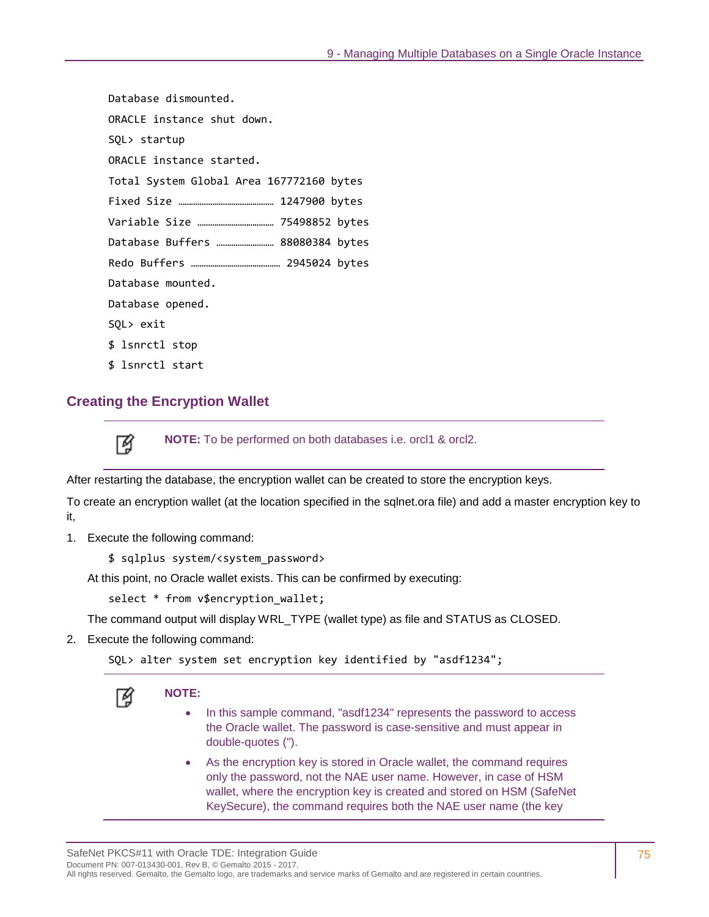```
Database dismounted.
ORACLE instance shut down.
SQL> startup
ORACLE instance started.
Total System Global Area 167772160 bytes
Fixed Size ………………………………………… 1247900 bytes
Variable Size ……………………………… 75498852 bytes
Database Buffers ……………………… 88080384 bytes
Redo Buffers …………………………………… 2945024 bytes
Database mounted.
Database opened.
SQL> exit
$ lsnrctl stop
$ lsnrctl start
```

## Creating the Encryption Wallet

> **NOTE:** To be performed on both databases i.e. orcl1 & orcl2.

After restarting the database, the encryption wallet can be created to store the encryption keys.

To create an encryption wallet (at the location specified in the sqlnet.ora file) and add a master encryption key to it,

1. Execute the following command:

   ```
   $ sqlplus system/<system_password>
   ```

   At this point, no Oracle wallet exists. This can be confirmed by executing:

   ```
   select * from v$encryption_wallet;
   ```

   The command output will display WRL_TYPE (wallet type) as file and STATUS as CLOSED.

2. Execute the following command:

   ```
   SQL> alter system set encryption key identified by "asdf1234";
   ```

> **NOTE:**
>
> - In this sample command, "asdf1234" represents the password to access the Oracle wallet. The password is case-sensitive and must appear in double-quotes (").
> - As the encryption key is stored in Oracle wallet, the command requires only the password, not the NAE user name. However, in case of HSM wallet, where the encryption key is created and stored on HSM (SafeNet KeySecure), the command requires both the NAE user name (the key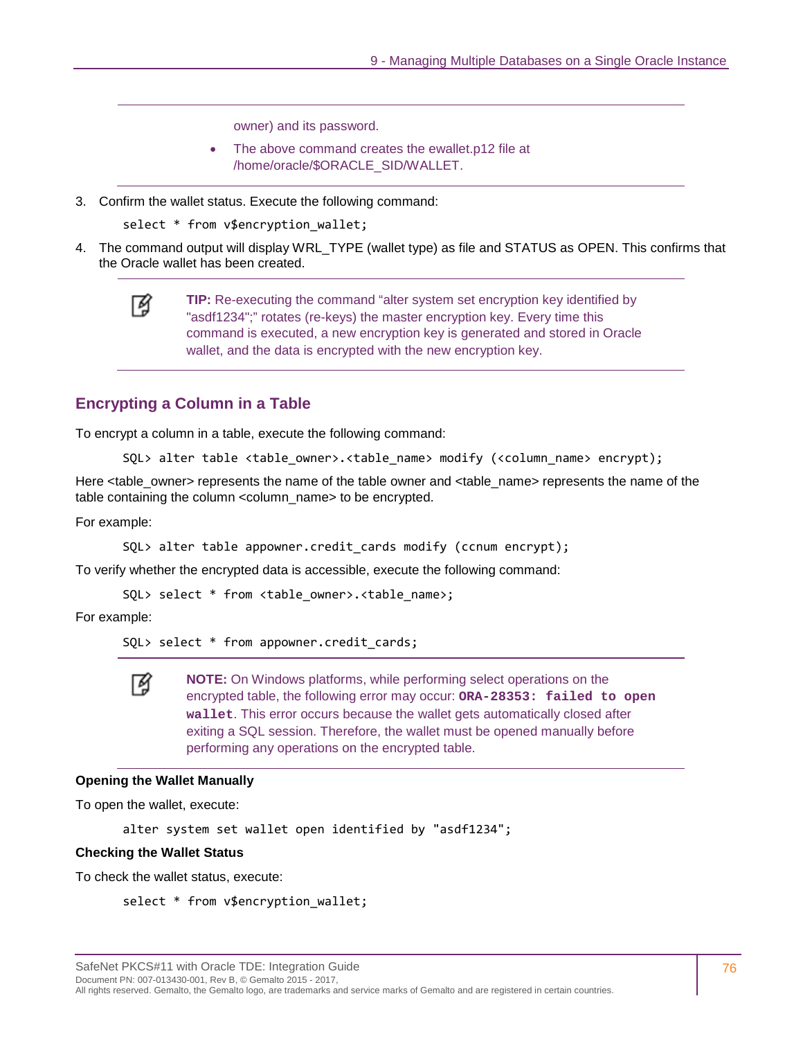owner) and its password.

- The above command creates the ewallet.p12 file at /home/oracle/$ORACLE_SID/WALLET.

3. Confirm the wallet status. Execute the following command:

```
select * from v$encryption_wallet;
```

4. The command output will display WRL_TYPE (wallet type) as file and STATUS as OPEN. This confirms that the Oracle wallet has been created.

**TIP:** Re-executing the command "alter system set encryption key identified by "asdf1234";" rotates (re-keys) the master encryption key. Every time this command is executed, a new encryption key is generated and stored in Oracle wallet, and the data is encrypted with the new encryption key.

## Encrypting a Column in a Table

To encrypt a column in a table, execute the following command:

```
SQL> alter table <table_owner>.<table_name> modify (<column_name> encrypt);
```

Here <table_owner> represents the name of the table owner and <table_name> represents the name of the table containing the column <column_name> to be encrypted.

For example:

```
SQL> alter table appowner.credit_cards modify (ccnum encrypt);
```

To verify whether the encrypted data is accessible, execute the following command:

```
SQL> select * from <table_owner>.<table_name>;
```

For example:

```
SQL> select * from appowner.credit_cards;
```

**NOTE:** On Windows platforms, while performing select operations on the encrypted table, the following error may occur: **`ORA-28353: failed to open wallet`**. This error occurs because the wallet gets automatically closed after exiting a SQL session. Therefore, the wallet must be opened manually before performing any operations on the encrypted table.

**Opening the Wallet Manually**

To open the wallet, execute:

```
alter system set wallet open identified by "asdf1234";
```

**Checking the Wallet Status**

To check the wallet status, execute:

```
select * from v$encryption_wallet;
```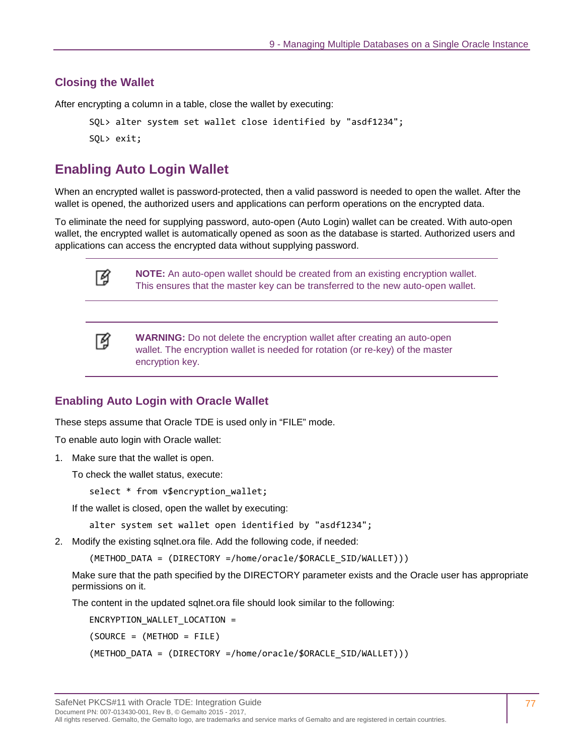### Closing the Wallet

After encrypting a column in a table, close the wallet by executing:

```
SQL> alter system set wallet close identified by "asdf1234";
SQL> exit;
```

## Enabling Auto Login Wallet

When an encrypted wallet is password-protected, then a valid password is needed to open the wallet. After the wallet is opened, the authorized users and applications can perform operations on the encrypted data.

To eliminate the need for supplying password, auto-open (Auto Login) wallet can be created. With auto-open wallet, the encrypted wallet is automatically opened as soon as the database is started. Authorized users and applications can access the encrypted data without supplying password.

> **NOTE:** An auto-open wallet should be created from an existing encryption wallet. This ensures that the master key can be transferred to the new auto-open wallet.

> **WARNING:** Do not delete the encryption wallet after creating an auto-open wallet. The encryption wallet is needed for rotation (or re-key) of the master encryption key.

### Enabling Auto Login with Oracle Wallet

These steps assume that Oracle TDE is used only in “FILE” mode.

To enable auto login with Oracle wallet:

1. Make sure that the wallet is open.

   To check the wallet status, execute:

   ```
   select * from v$encryption_wallet;
   ```

   If the wallet is closed, open the wallet by executing:

   ```
   alter system set wallet open identified by "asdf1234";
   ```

2. Modify the existing sqlnet.ora file. Add the following code, if needed:

   ```
   (METHOD_DATA = (DIRECTORY =/home/oracle/$ORACLE_SID/WALLET)))
   ```

   Make sure that the path specified by the DIRECTORY parameter exists and the Oracle user has appropriate permissions on it.

   The content in the updated sqlnet.ora file should look similar to the following:

   ```
   ENCRYPTION_WALLET_LOCATION =
   (SOURCE = (METHOD = FILE)
   (METHOD_DATA = (DIRECTORY =/home/oracle/$ORACLE_SID/WALLET)))
   ```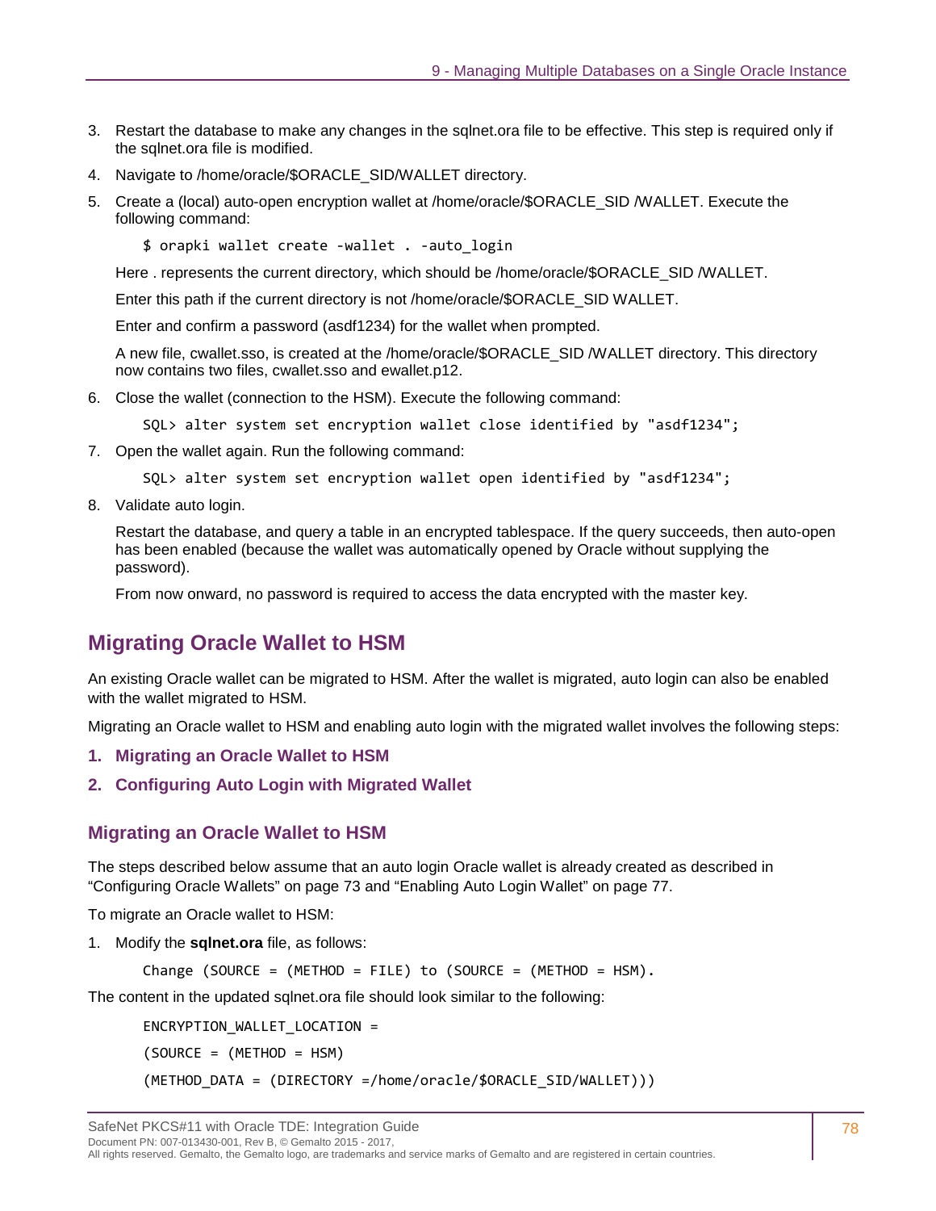3. Restart the database to make any changes in the sqlnet.ora file to be effective. This step is required only if the sqlnet.ora file is modified.
4. Navigate to /home/oracle/$ORACLE_SID/WALLET directory.
5. Create a (local) auto-open encryption wallet at /home/oracle/$ORACLE_SID /WALLET. Execute the following command:

   ```
   $ orapki wallet create -wallet . -auto_login
   ```

   Here . represents the current directory, which should be /home/oracle/$ORACLE_SID /WALLET.

   Enter this path if the current directory is not /home/oracle/$ORACLE_SID WALLET.

   Enter and confirm a password (asdf1234) for the wallet when prompted.

   A new file, cwallet.sso, is created at the /home/oracle/$ORACLE_SID /WALLET directory. This directory now contains two files, cwallet.sso and ewallet.p12.

6. Close the wallet (connection to the HSM). Execute the following command:

   ```
   SQL> alter system set encryption wallet close identified by "asdf1234";
   ```

7. Open the wallet again. Run the following command:

   ```
   SQL> alter system set encryption wallet open identified by "asdf1234";
   ```

8. Validate auto login.

   Restart the database, and query a table in an encrypted tablespace. If the query succeeds, then auto-open has been enabled (because the wallet was automatically opened by Oracle without supplying the password).

   From now onward, no password is required to access the data encrypted with the master key.

## Migrating Oracle Wallet to HSM

An existing Oracle wallet can be migrated to HSM. After the wallet is migrated, auto login can also be enabled with the wallet migrated to HSM.

Migrating an Oracle wallet to HSM and enabling auto login with the migrated wallet involves the following steps:

1. **Migrating an Oracle Wallet to HSM**
2. **Configuring Auto Login with Migrated Wallet**

### Migrating an Oracle Wallet to HSM

The steps described below assume that an auto login Oracle wallet is already created as described in “Configuring Oracle Wallets” on page 73 and “Enabling Auto Login Wallet” on page 77.

To migrate an Oracle wallet to HSM:

1. Modify the **sqlnet.ora** file, as follows:

   ```
   Change (SOURCE = (METHOD = FILE) to (SOURCE = (METHOD = HSM).
   ```

The content in the updated sqlnet.ora file should look similar to the following:

```
ENCRYPTION_WALLET_LOCATION =
(SOURCE = (METHOD = HSM)
(METHOD_DATA = (DIRECTORY =/home/oracle/$ORACLE_SID/WALLET)))
```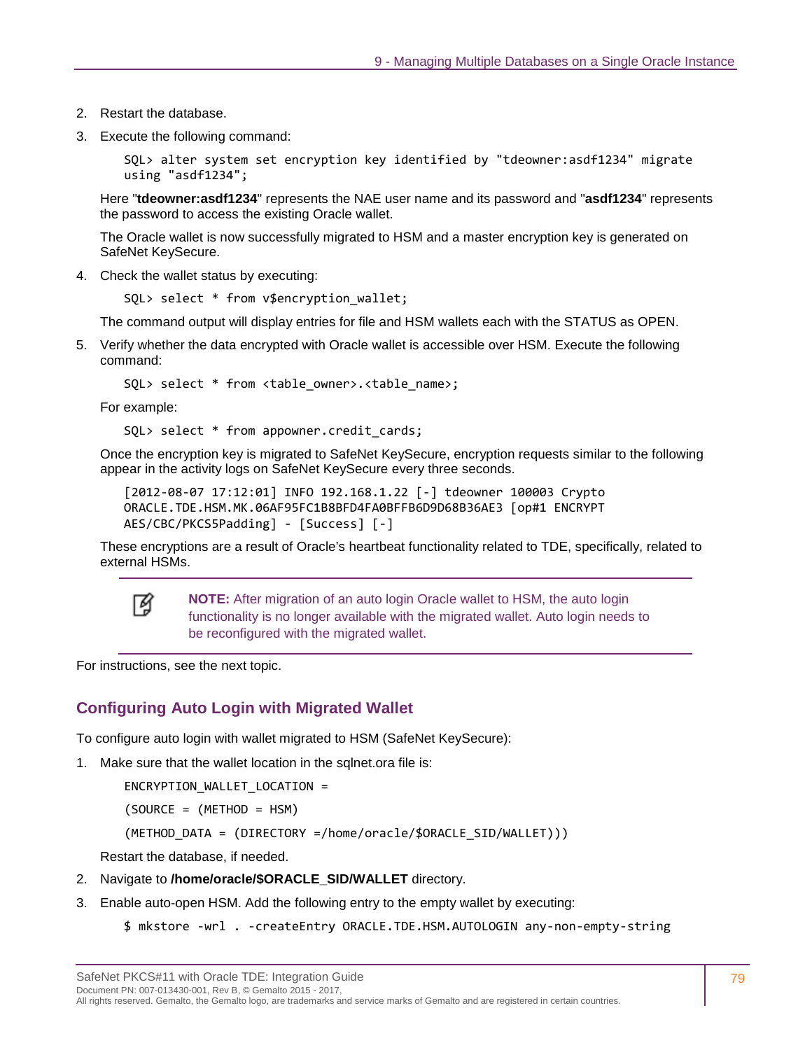2. Restart the database.
3. Execute the following command:

   ```
   SQL> alter system set encryption key identified by "tdeowner:asdf1234" migrate
   using "asdf1234";
   ```

   Here "**tdeowner:asdf1234**" represents the NAE user name and its password and "**asdf1234**" represents the password to access the existing Oracle wallet.

   The Oracle wallet is now successfully migrated to HSM and a master encryption key is generated on SafeNet KeySecure.

4. Check the wallet status by executing:

   ```
   SQL> select * from v$encryption_wallet;
   ```

   The command output will display entries for file and HSM wallets each with the STATUS as OPEN.

5. Verify whether the data encrypted with Oracle wallet is accessible over HSM. Execute the following command:

   ```
   SQL> select * from <table_owner>.<table_name>;
   ```

   For example:

   ```
   SQL> select * from appowner.credit_cards;
   ```

   Once the encryption key is migrated to SafeNet KeySecure, encryption requests similar to the following appear in the activity logs on SafeNet KeySecure every three seconds.

   ```
   [2012-08-07 17:12:01] INFO 192.168.1.22 [-] tdeowner 100003 Crypto
   ORACLE.TDE.HSM.MK.06AF95FC1B8BFD4FA0BFFB6D9D68B36AE3 [op#1 ENCRYPT
   AES/CBC/PKCS5Padding] - [Success] [-]
   ```

   These encryptions are a result of Oracle's heartbeat functionality related to TDE, specifically, related to external HSMs.

> **NOTE:** After migration of an auto login Oracle wallet to HSM, the auto login functionality is no longer available with the migrated wallet. Auto login needs to be reconfigured with the migrated wallet.

For instructions, see the next topic.

## Configuring Auto Login with Migrated Wallet

To configure auto login with wallet migrated to HSM (SafeNet KeySecure):

1. Make sure that the wallet location in the sqlnet.ora file is:

   ```
   ENCRYPTION_WALLET_LOCATION =
   (SOURCE = (METHOD = HSM)
   (METHOD_DATA = (DIRECTORY =/home/oracle/$ORACLE_SID/WALLET)))
   ```

   Restart the database, if needed.

2. Navigate to **/home/oracle/$ORACLE_SID/WALLET** directory.
3. Enable auto-open HSM. Add the following entry to the empty wallet by executing:

   ```
   $ mkstore -wrl . -createEntry ORACLE.TDE.HSM.AUTOLOGIN any-non-empty-string
   ```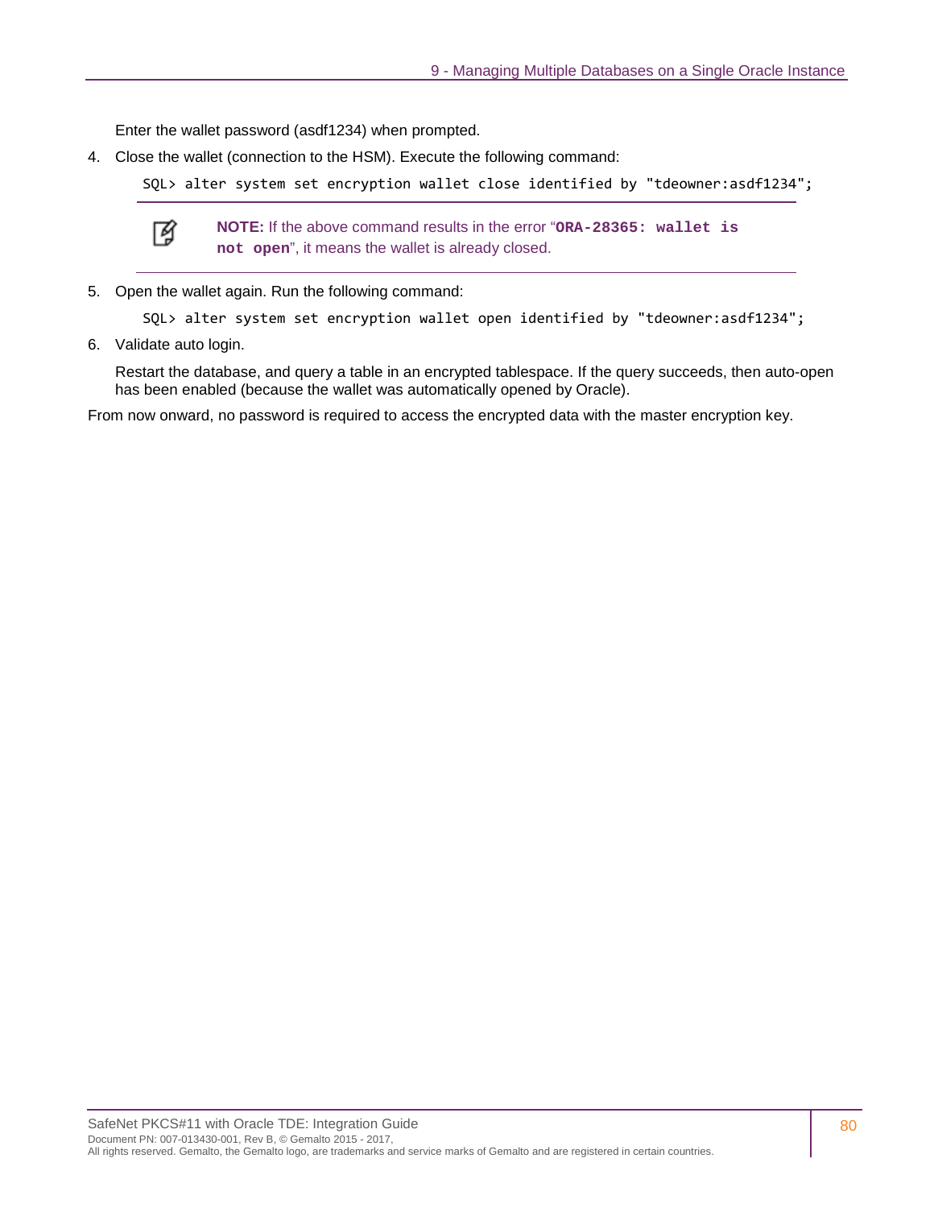Enter the wallet password (asdf1234) when prompted.

4. Close the wallet (connection to the HSM). Execute the following command:

```
SQL> alter system set encryption wallet close identified by "tdeowner:asdf1234";
```

> **NOTE:** If the above command results in the error "**ORA-28365: wallet is not open**", it means the wallet is already closed.

5. Open the wallet again. Run the following command:

```
SQL> alter system set encryption wallet open identified by "tdeowner:asdf1234";
```

6. Validate auto login.

   Restart the database, and query a table in an encrypted tablespace. If the query succeeds, then auto-open has been enabled (because the wallet was automatically opened by Oracle).

From now onward, no password is required to access the encrypted data with the master encryption key.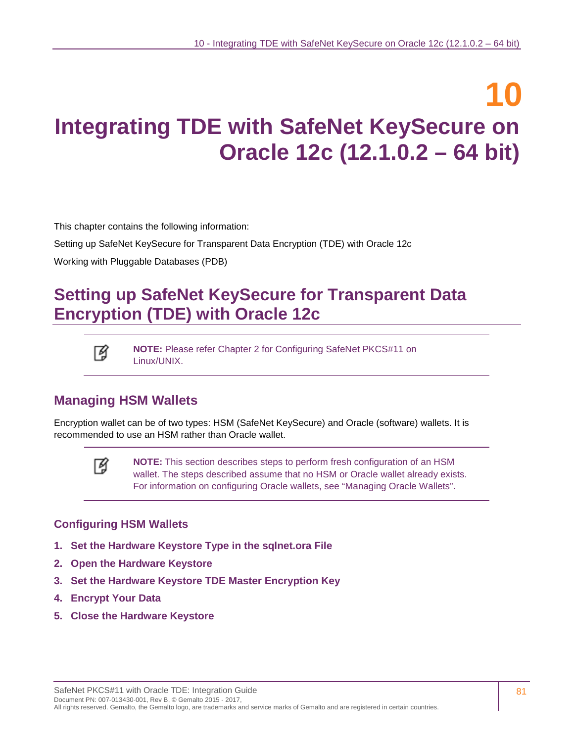# 10 Integrating TDE with SafeNet KeySecure on Oracle 12c (12.1.0.2 – 64 bit)

This chapter contains the following information:

Setting up SafeNet KeySecure for Transparent Data Encryption (TDE) with Oracle 12c

Working with Pluggable Databases (PDB)

## Setting up SafeNet KeySecure for Transparent Data Encryption (TDE) with Oracle 12c

> **NOTE:** Please refer Chapter 2 for Configuring SafeNet PKCS#11 on Linux/UNIX.

### Managing HSM Wallets

Encryption wallet can be of two types: HSM (SafeNet KeySecure) and Oracle (software) wallets. It is recommended to use an HSM rather than Oracle wallet.

> **NOTE:** This section describes steps to perform fresh configuration of an HSM wallet. The steps described assume that no HSM or Oracle wallet already exists. For information on configuring Oracle wallets, see "Managing Oracle Wallets".

#### Configuring HSM Wallets

1. **Set the Hardware Keystore Type in the sqlnet.ora File**
2. **Open the Hardware Keystore**
3. **Set the Hardware Keystore TDE Master Encryption Key**
4. **Encrypt Your Data**
5. **Close the Hardware Keystore**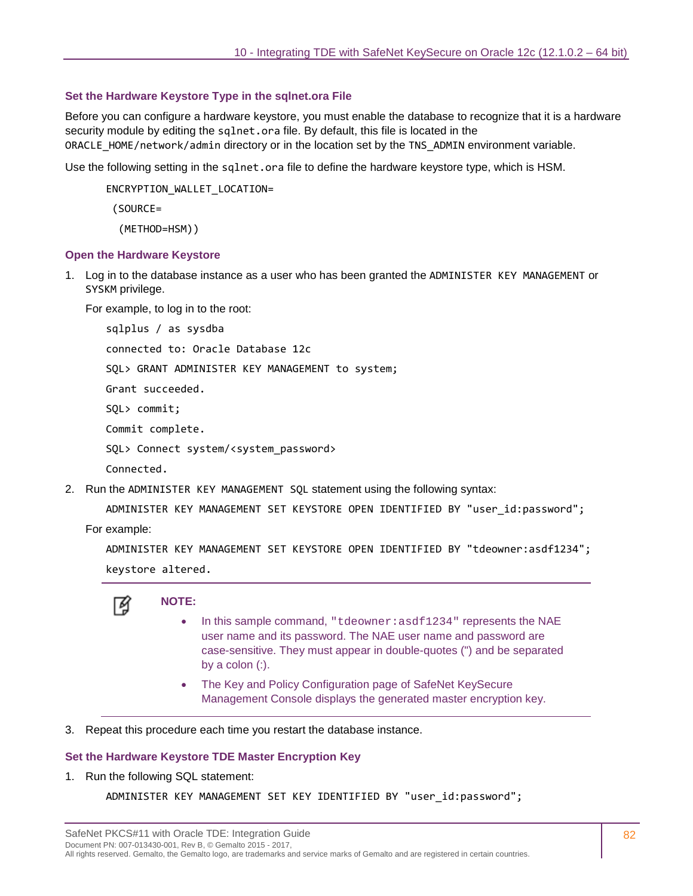### Set the Hardware Keystore Type in the sqlnet.ora File

Before you can configure a hardware keystore, you must enable the database to recognize that it is a hardware security module by editing the `sqlnet.ora` file. By default, this file is located in the `ORACLE_HOME/network/admin` directory or in the location set by the `TNS_ADMIN` environment variable.

Use the following setting in the `sqlnet.ora` file to define the hardware keystore type, which is HSM.

```
ENCRYPTION_WALLET_LOCATION=
 (SOURCE=
  (METHOD=HSM))
```

### Open the Hardware Keystore

1. Log in to the database instance as a user who has been granted the `ADMINISTER KEY MANAGEMENT` or `SYSKM` privilege.

   For example, to log in to the root:

   ```
   sqlplus / as sysdba
   connected to: Oracle Database 12c
   SQL> GRANT ADMINISTER KEY MANAGEMENT to system;
   Grant succeeded.
   SQL> commit;
   Commit complete.
   SQL> Connect system/<system_password>
   Connected.
   ```

2. Run the `ADMINISTER KEY MANAGEMENT SQL` statement using the following syntax:

   ```
   ADMINISTER KEY MANAGEMENT SET KEYSTORE OPEN IDENTIFIED BY "user_id:password";
   ```

   For example:

   ```
   ADMINISTER KEY MANAGEMENT SET KEYSTORE OPEN IDENTIFIED BY "tdeowner:asdf1234";
   keystore altered.
   ```

   **NOTE:**

   - In this sample command, `"tdeowner:asdf1234"` represents the NAE user name and its password. The NAE user name and password are case-sensitive. They must appear in double-quotes (") and be separated by a colon (:).
   - The Key and Policy Configuration page of SafeNet KeySecure Management Console displays the generated master encryption key.

3. Repeat this procedure each time you restart the database instance.

### Set the Hardware Keystore TDE Master Encryption Key

1. Run the following SQL statement:

   ```
   ADMINISTER KEY MANAGEMENT SET KEY IDENTIFIED BY "user_id:password";
   ```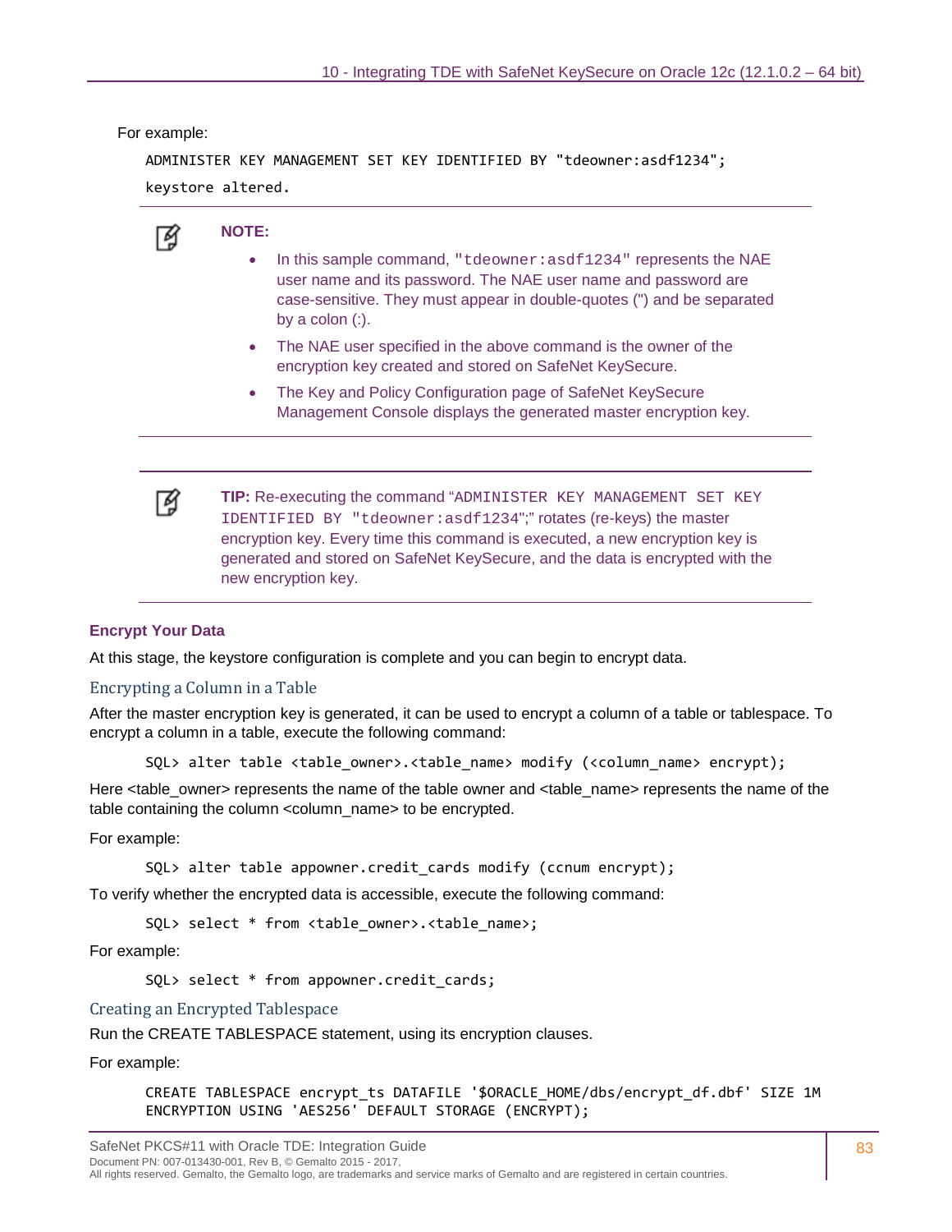For example:

```
ADMINISTER KEY MANAGEMENT SET KEY IDENTIFIED BY "tdeowner:asdf1234";
keystore altered.
```

**NOTE:**

- In this sample command, `"tdeowner:asdf1234"` represents the NAE user name and its password. The NAE user name and password are case-sensitive. They must appear in double-quotes (") and be separated by a colon (:).
- The NAE user specified in the above command is the owner of the encryption key created and stored on SafeNet KeySecure.
- The Key and Policy Configuration page of SafeNet KeySecure Management Console displays the generated master encryption key.

**TIP:** Re-executing the command "`ADMINISTER KEY MANAGEMENT SET KEY IDENTIFIED BY "tdeowner:asdf1234";`" rotates (re-keys) the master encryption key. Every time this command is executed, a new encryption key is generated and stored on SafeNet KeySecure, and the data is encrypted with the new encryption key.

### Encrypt Your Data

At this stage, the keystore configuration is complete and you can begin to encrypt data.

#### Encrypting a Column in a Table

After the master encryption key is generated, it can be used to encrypt a column of a table or tablespace. To encrypt a column in a table, execute the following command:

```
SQL> alter table <table_owner>.<table_name> modify (<column_name> encrypt);
```

Here <table_owner> represents the name of the table owner and <table_name> represents the name of the table containing the column <column_name> to be encrypted.

For example:

```
SQL> alter table appowner.credit_cards modify (ccnum encrypt);
```

To verify whether the encrypted data is accessible, execute the following command:

```
SQL> select * from <table_owner>.<table_name>;
```

For example:

```
SQL> select * from appowner.credit_cards;
```

#### Creating an Encrypted Tablespace

Run the CREATE TABLESPACE statement, using its encryption clauses.

For example:

```
CREATE TABLESPACE encrypt_ts DATAFILE '$ORACLE_HOME/dbs/encrypt_df.dbf' SIZE 1M
ENCRYPTION USING 'AES256' DEFAULT STORAGE (ENCRYPT);
```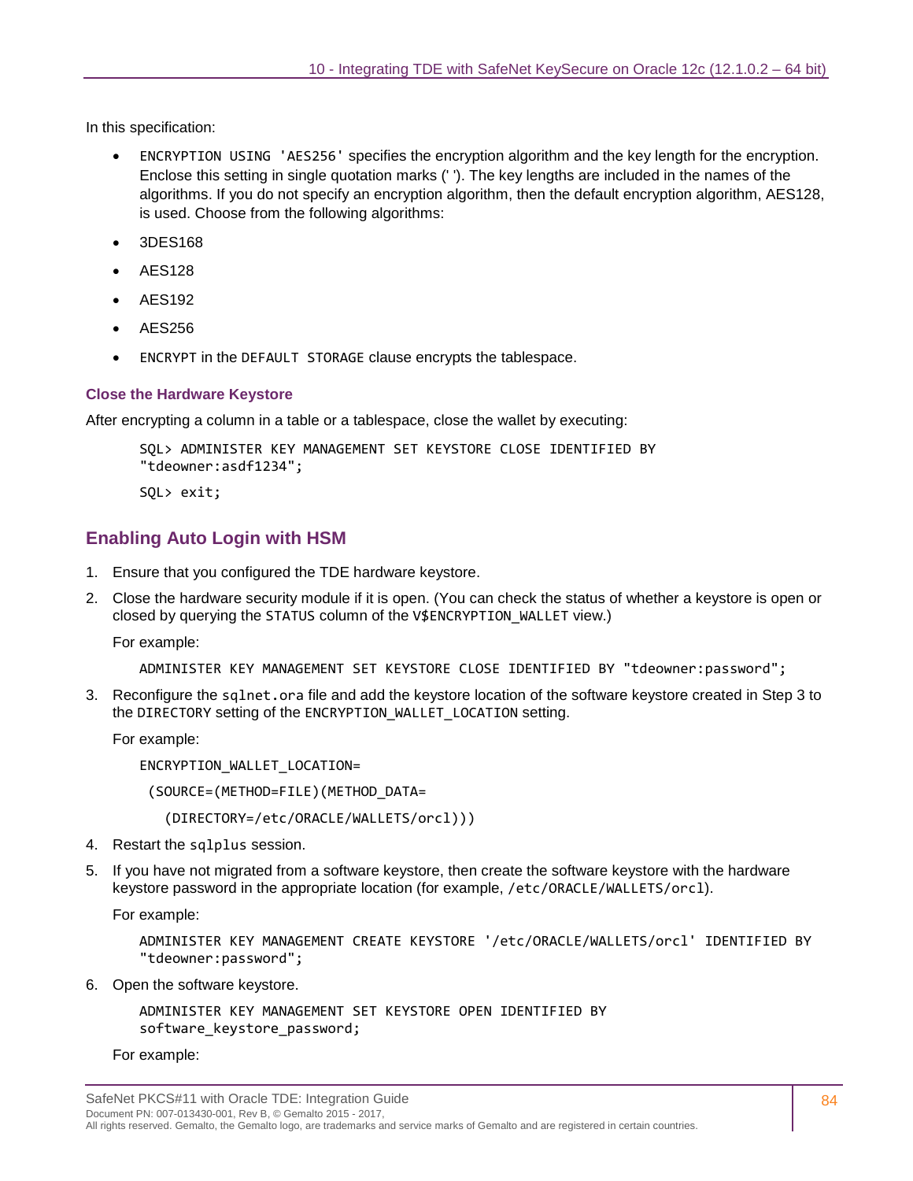In this specification:

- `ENCRYPTION USING 'AES256'` specifies the encryption algorithm and the key length for the encryption. Enclose this setting in single quotation marks (' '). The key lengths are included in the names of the algorithms. If you do not specify an encryption algorithm, then the default encryption algorithm, AES128, is used. Choose from the following algorithms:
- 3DES168
- AES128
- AES192
- AES256
- `ENCRYPT` in the `DEFAULT STORAGE` clause encrypts the tablespace.

#### Close the Hardware Keystore

After encrypting a column in a table or a tablespace, close the wallet by executing:

```
SQL> ADMINISTER KEY MANAGEMENT SET KEYSTORE CLOSE IDENTIFIED BY
"tdeowner:asdf1234";
SQL> exit;
```

### Enabling Auto Login with HSM

1. Ensure that you configured the TDE hardware keystore.
2. Close the hardware security module if it is open. (You can check the status of whether a keystore is open or closed by querying the `STATUS` column of the `V$ENCRYPTION_WALLET` view.)

   For example:

   ```
   ADMINISTER KEY MANAGEMENT SET KEYSTORE CLOSE IDENTIFIED BY "tdeowner:password";
   ```

3. Reconfigure the `sqlnet.ora` file and add the keystore location of the software keystore created in Step 3 to the `DIRECTORY` setting of the `ENCRYPTION_WALLET_LOCATION` setting.

   For example:

   ```
   ENCRYPTION_WALLET_LOCATION=
    (SOURCE=(METHOD=FILE)(METHOD_DATA=
      (DIRECTORY=/etc/ORACLE/WALLETS/orcl)))
   ```

4. Restart the `sqlplus` session.
5. If you have not migrated from a software keystore, then create the software keystore with the hardware keystore password in the appropriate location (for example, `/etc/ORACLE/WALLETS/orcl`).

   For example:

   ```
   ADMINISTER KEY MANAGEMENT CREATE KEYSTORE '/etc/ORACLE/WALLETS/orcl' IDENTIFIED BY
   "tdeowner:password";
   ```

6. Open the software keystore.

   ```
   ADMINISTER KEY MANAGEMENT SET KEYSTORE OPEN IDENTIFIED BY
   software_keystore_password;
   ```

   For example: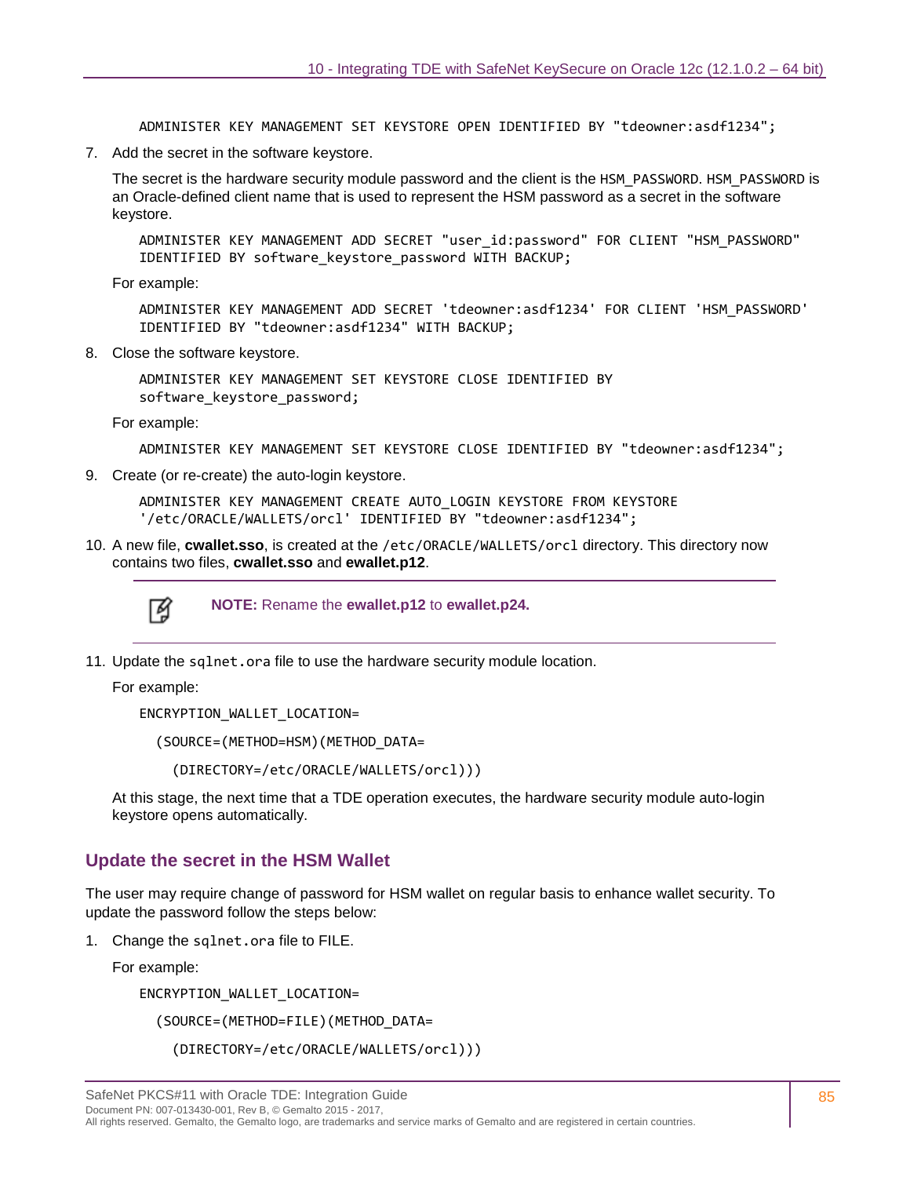```
ADMINISTER KEY MANAGEMENT SET KEYSTORE OPEN IDENTIFIED BY "tdeowner:asdf1234";
```

7. Add the secret in the software keystore.

   The secret is the hardware security module password and the client is the `HSM_PASSWORD`. `HSM_PASSWORD` is an Oracle-defined client name that is used to represent the HSM password as a secret in the software keystore.

   ```
   ADMINISTER KEY MANAGEMENT ADD SECRET "user_id:password" FOR CLIENT "HSM_PASSWORD"
   IDENTIFIED BY software_keystore_password WITH BACKUP;
   ```

   For example:

   ```
   ADMINISTER KEY MANAGEMENT ADD SECRET 'tdeowner:asdf1234' FOR CLIENT 'HSM_PASSWORD'
   IDENTIFIED BY "tdeowner:asdf1234" WITH BACKUP;
   ```

8. Close the software keystore.

   ```
   ADMINISTER KEY MANAGEMENT SET KEYSTORE CLOSE IDENTIFIED BY
   software_keystore_password;
   ```

   For example:

   ```
   ADMINISTER KEY MANAGEMENT SET KEYSTORE CLOSE IDENTIFIED BY "tdeowner:asdf1234";
   ```

9. Create (or re-create) the auto-login keystore.

   ```
   ADMINISTER KEY MANAGEMENT CREATE AUTO_LOGIN KEYSTORE FROM KEYSTORE
   '/etc/ORACLE/WALLETS/orcl' IDENTIFIED BY "tdeowner:asdf1234";
   ```

10. A new file, **cwallet.sso**, is created at the `/etc/ORACLE/WALLETS/orcl` directory. This directory now contains two files, **cwallet.sso** and **ewallet.p12**.

    > **NOTE:** Rename the **ewallet.p12** to **ewallet.p24.**

11. Update the `sqlnet.ora` file to use the hardware security module location.

    For example:

    ```
    ENCRYPTION_WALLET_LOCATION=
      (SOURCE=(METHOD=HSM)(METHOD_DATA=
        (DIRECTORY=/etc/ORACLE/WALLETS/orcl)))
    ```

    At this stage, the next time that a TDE operation executes, the hardware security module auto-login keystore opens automatically.

## Update the secret in the HSM Wallet

The user may require change of password for HSM wallet on regular basis to enhance wallet security. To update the password follow the steps below:

1. Change the `sqlnet.ora` file to FILE.

   For example:

   ```
   ENCRYPTION_WALLET_LOCATION=
     (SOURCE=(METHOD=FILE)(METHOD_DATA=
       (DIRECTORY=/etc/ORACLE/WALLETS/orcl)))
   ```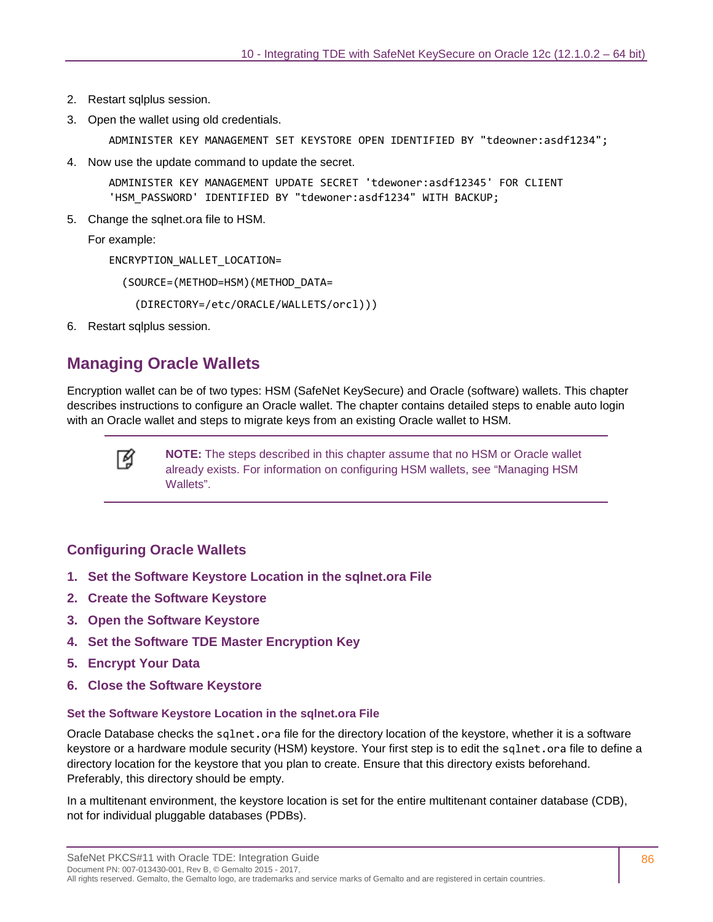2. Restart sqlplus session.
3. Open the wallet using old credentials.

   ```
   ADMINISTER KEY MANAGEMENT SET KEYSTORE OPEN IDENTIFIED BY "tdeowner:asdf1234";
   ```

4. Now use the update command to update the secret.

   ```
   ADMINISTER KEY MANAGEMENT UPDATE SECRET 'tdewoner:asdf12345' FOR CLIENT
   'HSM_PASSWORD' IDENTIFIED BY "tdewoner:asdf1234" WITH BACKUP;
   ```

5. Change the sqlnet.ora file to HSM.

   For example:

   ```
   ENCRYPTION_WALLET_LOCATION=

     (SOURCE=(METHOD=HSM)(METHOD_DATA=

       (DIRECTORY=/etc/ORACLE/WALLETS/orcl)))
   ```

6. Restart sqlplus session.

## Managing Oracle Wallets

Encryption wallet can be of two types: HSM (SafeNet KeySecure) and Oracle (software) wallets. This chapter describes instructions to configure an Oracle wallet. The chapter contains detailed steps to enable auto login with an Oracle wallet and steps to migrate keys from an existing Oracle wallet to HSM.

> **NOTE:** The steps described in this chapter assume that no HSM or Oracle wallet already exists. For information on configuring HSM wallets, see "Managing HSM Wallets".

### Configuring Oracle Wallets

1. **Set the Software Keystore Location in the sqlnet.ora File**
2. **Create the Software Keystore**
3. **Open the Software Keystore**
4. **Set the Software TDE Master Encryption Key**
5. **Encrypt Your Data**
6. **Close the Software Keystore**

#### Set the Software Keystore Location in the sqlnet.ora File

Oracle Database checks the `sqlnet.ora` file for the directory location of the keystore, whether it is a software keystore or a hardware module security (HSM) keystore. Your first step is to edit the `sqlnet.ora` file to define a directory location for the keystore that you plan to create. Ensure that this directory exists beforehand. Preferably, this directory should be empty.

In a multitenant environment, the keystore location is set for the entire multitenant container database (CDB), not for individual pluggable databases (PDBs).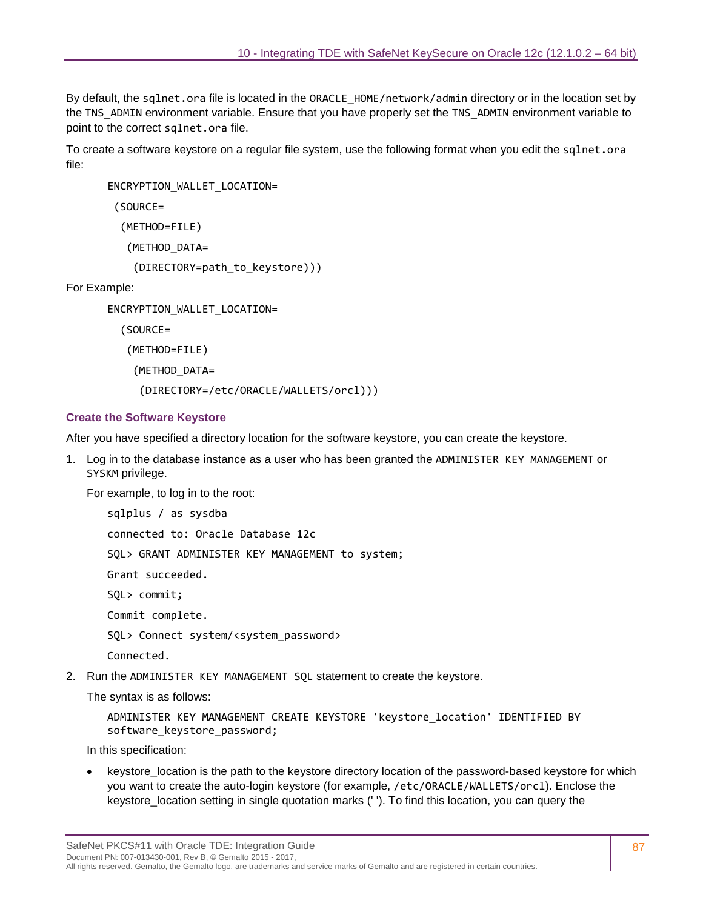By default, the `sqlnet.ora` file is located in the `ORACLE_HOME/network/admin` directory or in the location set by the `TNS_ADMIN` environment variable. Ensure that you have properly set the `TNS_ADMIN` environment variable to point to the correct `sqlnet.ora` file.

To create a software keystore on a regular file system, use the following format when you edit the `sqlnet.ora` file:

```
ENCRYPTION_WALLET_LOCATION=
 (SOURCE=
  (METHOD=FILE)
   (METHOD_DATA=
    (DIRECTORY=path_to_keystore)))
```

For Example:

```
ENCRYPTION_WALLET_LOCATION=
  (SOURCE=
   (METHOD=FILE)
    (METHOD_DATA=
     (DIRECTORY=/etc/ORACLE/WALLETS/orcl)))
```

### Create the Software Keystore

After you have specified a directory location for the software keystore, you can create the keystore.

1. Log in to the database instance as a user who has been granted the `ADMINISTER KEY MANAGEMENT` or `SYSKM` privilege.

   For example, to log in to the root:

   ```
   sqlplus / as sysdba
   connected to: Oracle Database 12c
   SQL> GRANT ADMINISTER KEY MANAGEMENT to system;
   Grant succeeded.
   SQL> commit;
   Commit complete.
   SQL> Connect system/<system_password>
   Connected.
   ```

2. Run the `ADMINISTER KEY MANAGEMENT SQL` statement to create the keystore.

   The syntax is as follows:

   ```
   ADMINISTER KEY MANAGEMENT CREATE KEYSTORE 'keystore_location' IDENTIFIED BY
   software_keystore_password;
   ```

   In this specification:

   - keystore_location is the path to the keystore directory location of the password-based keystore for which you want to create the auto-login keystore (for example, `/etc/ORACLE/WALLETS/orcl`). Enclose the keystore_location setting in single quotation marks (' '). To find this location, you can query the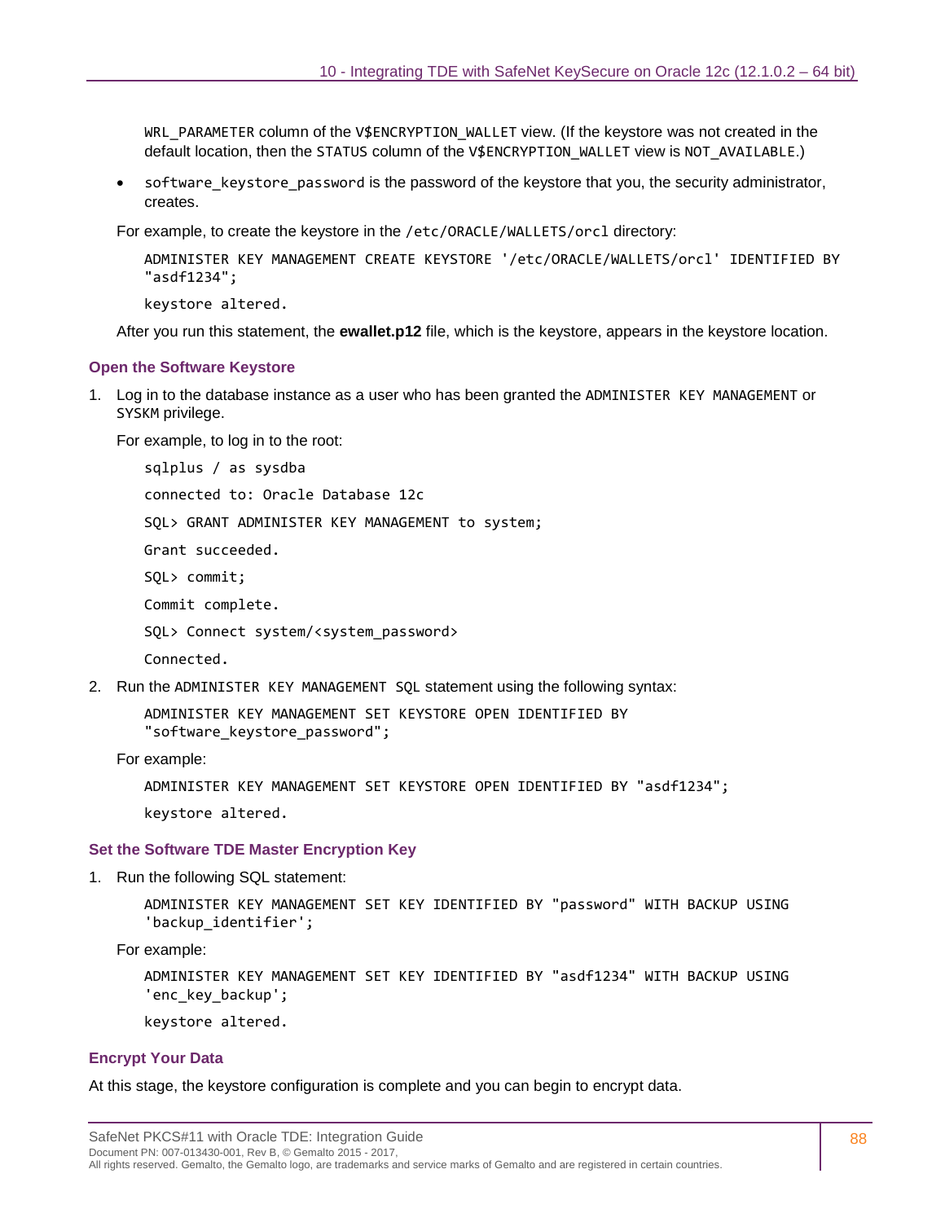`WRL_PARAMETER` column of the `V$ENCRYPTION_WALLET` view. (If the keystore was not created in the default location, then the `STATUS` column of the `V$ENCRYPTION_WALLET` view is `NOT_AVAILABLE`.)

- `software_keystore_password` is the password of the keystore that you, the security administrator, creates.

For example, to create the keystore in the `/etc/ORACLE/WALLETS/orcl` directory:

```
ADMINISTER KEY MANAGEMENT CREATE KEYSTORE '/etc/ORACLE/WALLETS/orcl' IDENTIFIED BY
"asdf1234";

keystore altered.
```

After you run this statement, the **ewallet.p12** file, which is the keystore, appears in the keystore location.

### Open the Software Keystore

1. Log in to the database instance as a user who has been granted the `ADMINISTER KEY MANAGEMENT` or `SYSKM` privilege.

   For example, to log in to the root:

   ```
   sqlplus / as sysdba

   connected to: Oracle Database 12c

   SQL> GRANT ADMINISTER KEY MANAGEMENT to system;

   Grant succeeded.

   SQL> commit;

   Commit complete.

   SQL> Connect system/<system_password>

   Connected.
   ```

2. Run the `ADMINISTER KEY MANAGEMENT SQL` statement using the following syntax:

   ```
   ADMINISTER KEY MANAGEMENT SET KEYSTORE OPEN IDENTIFIED BY
   "software_keystore_password";
   ```

   For example:

   ```
   ADMINISTER KEY MANAGEMENT SET KEYSTORE OPEN IDENTIFIED BY "asdf1234";

   keystore altered.
   ```

### Set the Software TDE Master Encryption Key

1. Run the following SQL statement:

   ```
   ADMINISTER KEY MANAGEMENT SET KEY IDENTIFIED BY "password" WITH BACKUP USING
   'backup_identifier';
   ```

   For example:

   ```
   ADMINISTER KEY MANAGEMENT SET KEY IDENTIFIED BY "asdf1234" WITH BACKUP USING
   'enc_key_backup';

   keystore altered.
   ```

### Encrypt Your Data

At this stage, the keystore configuration is complete and you can begin to encrypt data.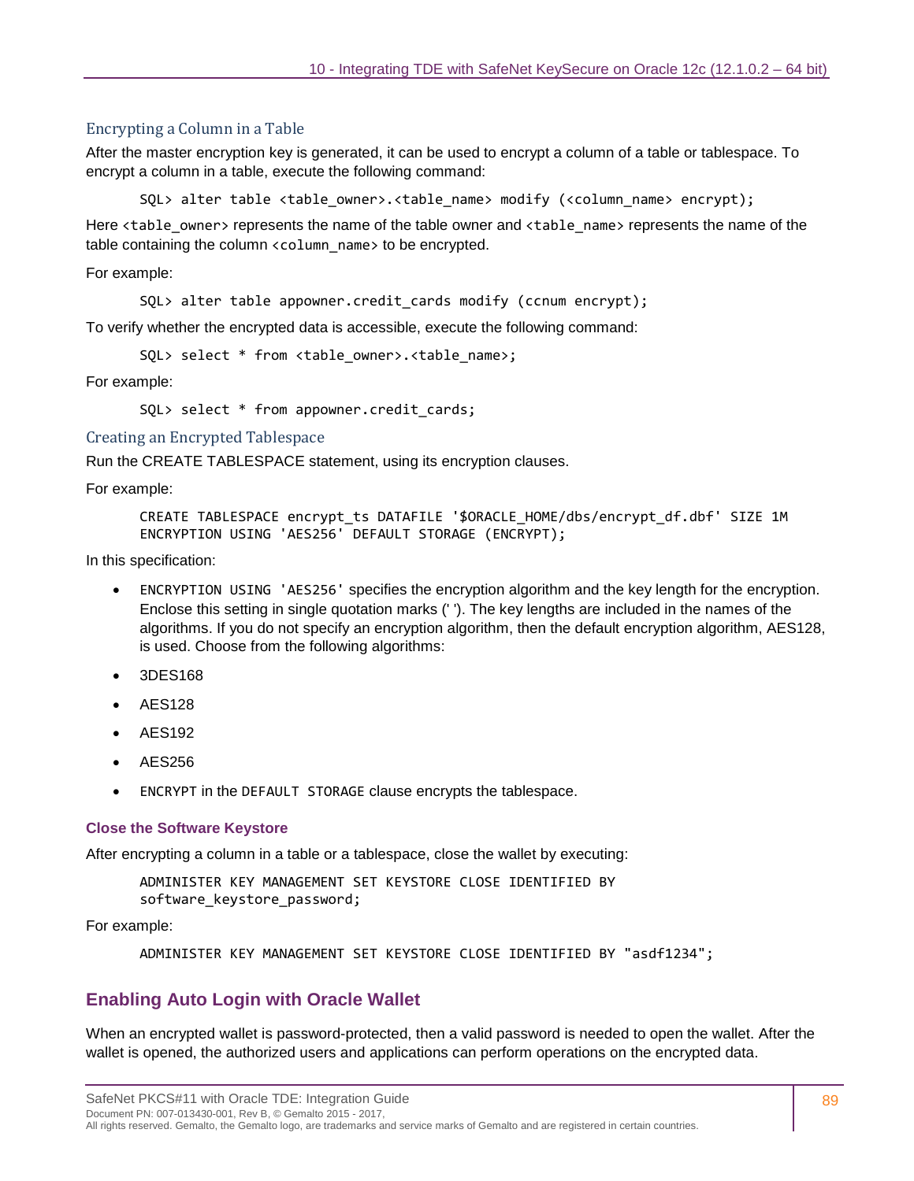### Encrypting a Column in a Table

After the master encryption key is generated, it can be used to encrypt a column of a table or tablespace. To encrypt a column in a table, execute the following command:

```
SQL> alter table <table_owner>.<table_name> modify (<column_name> encrypt);
```

Here `<table_owner>` represents the name of the table owner and `<table_name>` represents the name of the table containing the column `<column_name>` to be encrypted.

For example:

```
SQL> alter table appowner.credit_cards modify (ccnum encrypt);
```

To verify whether the encrypted data is accessible, execute the following command:

```
SQL> select * from <table_owner>.<table_name>;
```

For example:

```
SQL> select * from appowner.credit_cards;
```

### Creating an Encrypted Tablespace

Run the CREATE TABLESPACE statement, using its encryption clauses.

For example:

```
CREATE TABLESPACE encrypt_ts DATAFILE '$ORACLE_HOME/dbs/encrypt_df.dbf' SIZE 1M
ENCRYPTION USING 'AES256' DEFAULT STORAGE (ENCRYPT);
```

In this specification:

- `ENCRYPTION USING 'AES256'` specifies the encryption algorithm and the key length for the encryption. Enclose this setting in single quotation marks (' '). The key lengths are included in the names of the algorithms. If you do not specify an encryption algorithm, then the default encryption algorithm, AES128, is used. Choose from the following algorithms:
- 3DES168
- AES128
- AES192
- AES256
- `ENCRYPT` in the `DEFAULT STORAGE` clause encrypts the tablespace.

#### Close the Software Keystore

After encrypting a column in a table or a tablespace, close the wallet by executing:

```
ADMINISTER KEY MANAGEMENT SET KEYSTORE CLOSE IDENTIFIED BY
software_keystore_password;
```

For example:

```
ADMINISTER KEY MANAGEMENT SET KEYSTORE CLOSE IDENTIFIED BY "asdf1234";
```

## Enabling Auto Login with Oracle Wallet

When an encrypted wallet is password-protected, then a valid password is needed to open the wallet. After the wallet is opened, the authorized users and applications can perform operations on the encrypted data.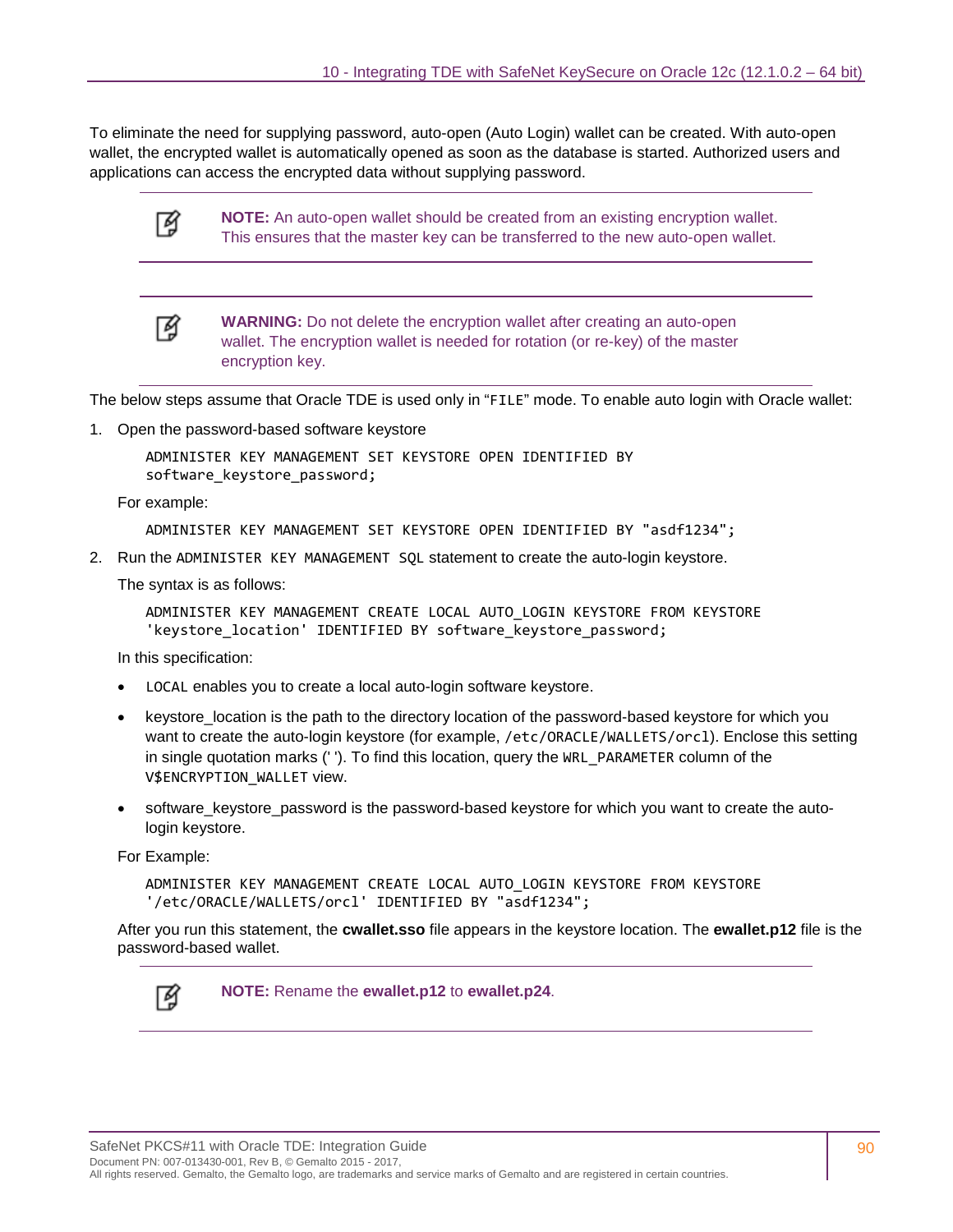To eliminate the need for supplying password, auto-open (Auto Login) wallet can be created. With auto-open wallet, the encrypted wallet is automatically opened as soon as the database is started. Authorized users and applications can access the encrypted data without supplying password.

> **NOTE:** An auto-open wallet should be created from an existing encryption wallet. This ensures that the master key can be transferred to the new auto-open wallet.

> **WARNING:** Do not delete the encryption wallet after creating an auto-open wallet. The encryption wallet is needed for rotation (or re-key) of the master encryption key.

The below steps assume that Oracle TDE is used only in "`FILE`" mode. To enable auto login with Oracle wallet:

1. Open the password-based software keystore

   ```
   ADMINISTER KEY MANAGEMENT SET KEYSTORE OPEN IDENTIFIED BY
   software_keystore_password;
   ```

   For example:

   ```
   ADMINISTER KEY MANAGEMENT SET KEYSTORE OPEN IDENTIFIED BY "asdf1234";
   ```

2. Run the `ADMINISTER KEY MANAGEMENT SQL` statement to create the auto-login keystore.

   The syntax is as follows:

   ```
   ADMINISTER KEY MANAGEMENT CREATE LOCAL AUTO_LOGIN KEYSTORE FROM KEYSTORE
   'keystore_location' IDENTIFIED BY software_keystore_password;
   ```

   In this specification:

   - `LOCAL` enables you to create a local auto-login software keystore.
   - keystore_location is the path to the directory location of the password-based keystore for which you want to create the auto-login keystore (for example, `/etc/ORACLE/WALLETS/orcl`). Enclose this setting in single quotation marks (' '). To find this location, query the `WRL_PARAMETER` column of the `V$ENCRYPTION_WALLET` view.
   - software_keystore_password is the password-based keystore for which you want to create the auto-login keystore.

   For Example:

   ```
   ADMINISTER KEY MANAGEMENT CREATE LOCAL AUTO_LOGIN KEYSTORE FROM KEYSTORE
   '/etc/ORACLE/WALLETS/orcl' IDENTIFIED BY "asdf1234";
   ```

   After you run this statement, the **cwallet.sso** file appears in the keystore location. The **ewallet.p12** file is the password-based wallet.

   > **NOTE:** Rename the **ewallet.p12** to **ewallet.p24**.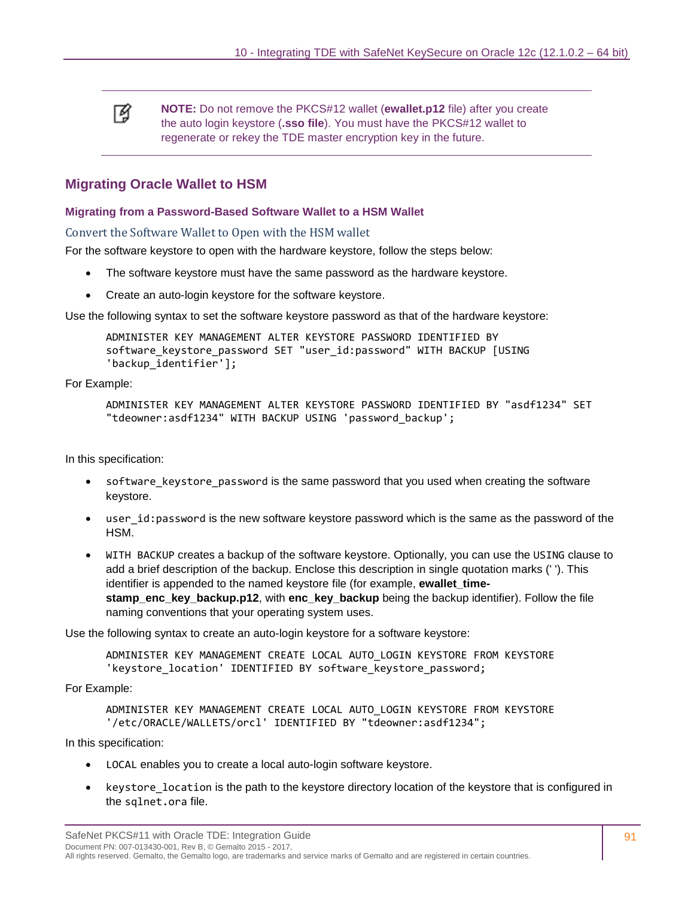> **NOTE:** Do not remove the PKCS#12 wallet (**ewallet.p12** file) after you create the auto login keystore (**.sso file**). You must have the PKCS#12 wallet to regenerate or rekey the TDE master encryption key in the future.

## Migrating Oracle Wallet to HSM

### Migrating from a Password-Based Software Wallet to a HSM Wallet

#### Convert the Software Wallet to Open with the HSM wallet

For the software keystore to open with the hardware keystore, follow the steps below:

- The software keystore must have the same password as the hardware keystore.
- Create an auto-login keystore for the software keystore.

Use the following syntax to set the software keystore password as that of the hardware keystore:

```
ADMINISTER KEY MANAGEMENT ALTER KEYSTORE PASSWORD IDENTIFIED BY
software_keystore_password SET "user_id:password" WITH BACKUP [USING
'backup_identifier'];
```

For Example:

```
ADMINISTER KEY MANAGEMENT ALTER KEYSTORE PASSWORD IDENTIFIED BY "asdf1234" SET
"tdeowner:asdf1234" WITH BACKUP USING 'password_backup';
```

In this specification:

- `software_keystore_password` is the same password that you used when creating the software keystore.
- `user_id:password` is the new software keystore password which is the same as the password of the HSM.
- `WITH BACKUP` creates a backup of the software keystore. Optionally, you can use the `USING` clause to add a brief description of the backup. Enclose this description in single quotation marks (' '). This identifier is appended to the named keystore file (for example, **ewallet_time-stamp_enc_key_backup.p12**, with **enc_key_backup** being the backup identifier). Follow the file naming conventions that your operating system uses.

Use the following syntax to create an auto-login keystore for a software keystore:

```
ADMINISTER KEY MANAGEMENT CREATE LOCAL AUTO_LOGIN KEYSTORE FROM KEYSTORE
'keystore_location' IDENTIFIED BY software_keystore_password;
```

For Example:

```
ADMINISTER KEY MANAGEMENT CREATE LOCAL AUTO_LOGIN KEYSTORE FROM KEYSTORE
'/etc/ORACLE/WALLETS/orcl' IDENTIFIED BY "tdeowner:asdf1234";
```

In this specification:

- `LOCAL` enables you to create a local auto-login software keystore.
- `keystore_location` is the path to the keystore directory location of the keystore that is configured in the `sqlnet.ora` file.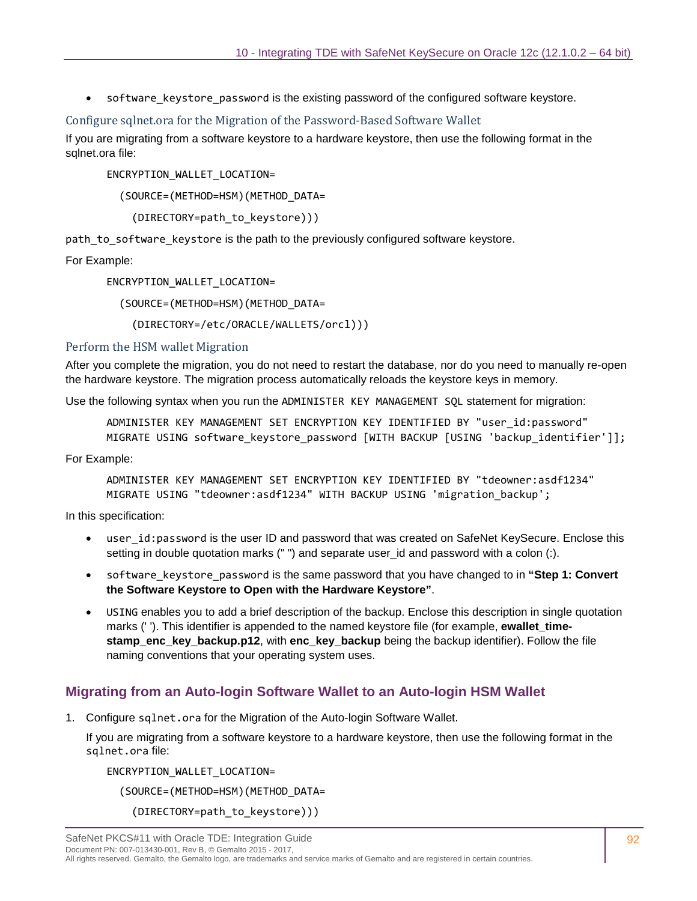- `software_keystore_password` is the existing password of the configured software keystore.

### Configure sqlnet.ora for the Migration of the Password-Based Software Wallet

If you are migrating from a software keystore to a hardware keystore, then use the following format in the sqlnet.ora file:

```
ENCRYPTION_WALLET_LOCATION=
  (SOURCE=(METHOD=HSM)(METHOD_DATA=
    (DIRECTORY=path_to_keystore)))
```

`path_to_software_keystore` is the path to the previously configured software keystore.

For Example:

```
ENCRYPTION_WALLET_LOCATION=
  (SOURCE=(METHOD=HSM)(METHOD_DATA=
    (DIRECTORY=/etc/ORACLE/WALLETS/orcl)))
```

### Perform the HSM wallet Migration

After you complete the migration, you do not need to restart the database, nor do you need to manually re-open the hardware keystore. The migration process automatically reloads the keystore keys in memory.

Use the following syntax when you run the `ADMINISTER KEY MANAGEMENT SQL` statement for migration:

```
ADMINISTER KEY MANAGEMENT SET ENCRYPTION KEY IDENTIFIED BY "user_id:password"
MIGRATE USING software_keystore_password [WITH BACKUP [USING 'backup_identifier']];
```

For Example:

```
ADMINISTER KEY MANAGEMENT SET ENCRYPTION KEY IDENTIFIED BY "tdeowner:asdf1234"
MIGRATE USING "tdeowner:asdf1234" WITH BACKUP USING 'migration_backup';
```

In this specification:

- `user_id:password` is the user ID and password that was created on SafeNet KeySecure. Enclose this setting in double quotation marks (" ") and separate user_id and password with a colon (:).
- `software_keystore_password` is the same password that you have changed to in **"Step 1: Convert the Software Keystore to Open with the Hardware Keystore"**.
- `USING` enables you to add a brief description of the backup. Enclose this description in single quotation marks (' '). This identifier is appended to the named keystore file (for example, **ewallet_time-stamp_enc_key_backup.p12**, with **enc_key_backup** being the backup identifier). Follow the file naming conventions that your operating system uses.

## Migrating from an Auto-login Software Wallet to an Auto-login HSM Wallet

1. Configure `sqlnet.ora` for the Migration of the Auto-login Software Wallet.

   If you are migrating from a software keystore to a hardware keystore, then use the following format in the `sqlnet.ora` file:

   ```
   ENCRYPTION_WALLET_LOCATION=
     (SOURCE=(METHOD=HSM)(METHOD_DATA=
       (DIRECTORY=path_to_keystore)))
   ```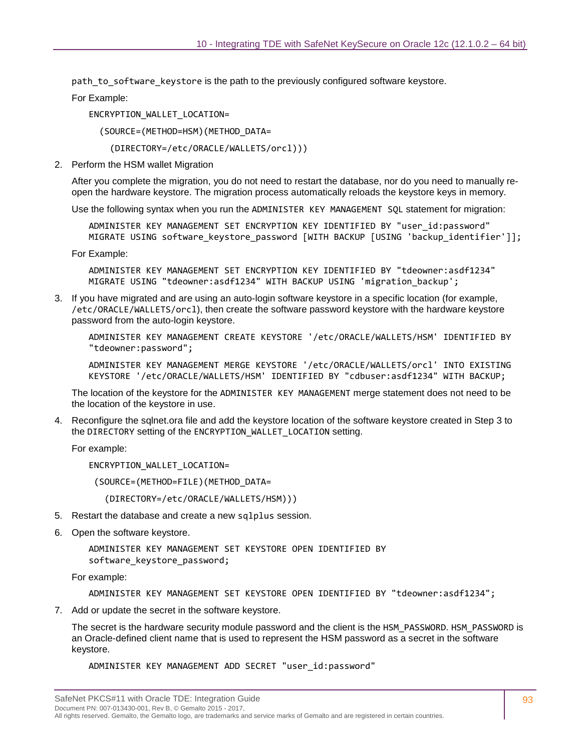`path_to_software_keystore` is the path to the previously configured software keystore.

For Example:

```
ENCRYPTION_WALLET_LOCATION=
  (SOURCE=(METHOD=HSM)(METHOD_DATA=
    (DIRECTORY=/etc/ORACLE/WALLETS/orcl)))
```

2. Perform the HSM wallet Migration

   After you complete the migration, you do not need to restart the database, nor do you need to manually re-open the hardware keystore. The migration process automatically reloads the keystore keys in memory.

   Use the following syntax when you run the `ADMINISTER KEY MANAGEMENT SQL` statement for migration:

   ```
   ADMINISTER KEY MANAGEMENT SET ENCRYPTION KEY IDENTIFIED BY "user_id:password"
   MIGRATE USING software_keystore_password [WITH BACKUP [USING 'backup_identifier']];
   ```

   For Example:

   ```
   ADMINISTER KEY MANAGEMENT SET ENCRYPTION KEY IDENTIFIED BY "tdeowner:asdf1234"
   MIGRATE USING "tdeowner:asdf1234" WITH BACKUP USING 'migration_backup';
   ```

3. If you have migrated and are using an auto-login software keystore in a specific location (for example, `/etc/ORACLE/WALLETS/orcl`), then create the software password keystore with the hardware keystore password from the auto-login keystore.

   ```
   ADMINISTER KEY MANAGEMENT CREATE KEYSTORE '/etc/ORACLE/WALLETS/HSM' IDENTIFIED BY
   "tdeowner:password";

   ADMINISTER KEY MANAGEMENT MERGE KEYSTORE '/etc/ORACLE/WALLETS/orcl' INTO EXISTING
   KEYSTORE '/etc/ORACLE/WALLETS/HSM' IDENTIFIED BY "cdbuser:asdf1234" WITH BACKUP;
   ```

   The location of the keystore for the `ADMINISTER KEY MANAGEMENT` merge statement does not need to be the location of the keystore in use.

4. Reconfigure the sqlnet.ora file and add the keystore location of the software keystore created in Step 3 to the `DIRECTORY` setting of the `ENCRYPTION_WALLET_LOCATION` setting.

   For example:

   ```
   ENCRYPTION_WALLET_LOCATION=
    (SOURCE=(METHOD=FILE)(METHOD_DATA=
      (DIRECTORY=/etc/ORACLE/WALLETS/HSM)))
   ```

5. Restart the database and create a new `sqlplus` session.

6. Open the software keystore.

   ```
   ADMINISTER KEY MANAGEMENT SET KEYSTORE OPEN IDENTIFIED BY
   software_keystore_password;
   ```

   For example:

   ```
   ADMINISTER KEY MANAGEMENT SET KEYSTORE OPEN IDENTIFIED BY "tdeowner:asdf1234";
   ```

7. Add or update the secret in the software keystore.

   The secret is the hardware security module password and the client is the `HSM_PASSWORD`. `HSM_PASSWORD` is an Oracle-defined client name that is used to represent the HSM password as a secret in the software keystore.

   ```
   ADMINISTER KEY MANAGEMENT ADD SECRET "user_id:password"
   ```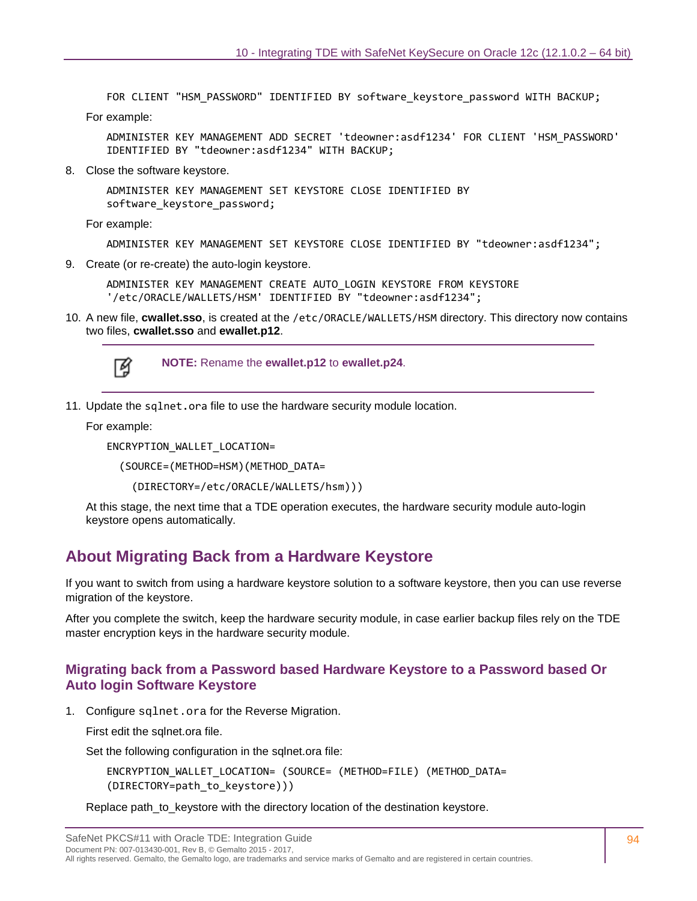```
FOR CLIENT "HSM_PASSWORD" IDENTIFIED BY software_keystore_password WITH BACKUP;
```

For example:

```
ADMINISTER KEY MANAGEMENT ADD SECRET 'tdeowner:asdf1234' FOR CLIENT 'HSM_PASSWORD'
IDENTIFIED BY "tdeowner:asdf1234" WITH BACKUP;
```

8. Close the software keystore.

```
ADMINISTER KEY MANAGEMENT SET KEYSTORE CLOSE IDENTIFIED BY
software_keystore_password;
```

For example:

```
ADMINISTER KEY MANAGEMENT SET KEYSTORE CLOSE IDENTIFIED BY "tdeowner:asdf1234";
```

9. Create (or re-create) the auto-login keystore.

```
ADMINISTER KEY MANAGEMENT CREATE AUTO_LOGIN KEYSTORE FROM KEYSTORE
'/etc/ORACLE/WALLETS/HSM' IDENTIFIED BY "tdeowner:asdf1234";
```

10. A new file, **cwallet.sso**, is created at the `/etc/ORACLE/WALLETS/HSM` directory. This directory now contains two files, **cwallet.sso** and **ewallet.p12**.

> **NOTE:** Rename the **ewallet.p12** to **ewallet.p24**.

11. Update the `sqlnet.ora` file to use the hardware security module location.

For example:

```
ENCRYPTION_WALLET_LOCATION=
  (SOURCE=(METHOD=HSM)(METHOD_DATA=
    (DIRECTORY=/etc/ORACLE/WALLETS/hsm)))
```

At this stage, the next time that a TDE operation executes, the hardware security module auto-login keystore opens automatically.

## About Migrating Back from a Hardware Keystore

If you want to switch from using a hardware keystore solution to a software keystore, then you can use reverse migration of the keystore.

After you complete the switch, keep the hardware security module, in case earlier backup files rely on the TDE master encryption keys in the hardware security module.

### Migrating back from a Password based Hardware Keystore to a Password based Or Auto login Software Keystore

1. Configure `sqlnet.ora` for the Reverse Migration.

First edit the sqlnet.ora file.

Set the following configuration in the sqlnet.ora file:

```
ENCRYPTION_WALLET_LOCATION= (SOURCE= (METHOD=FILE) (METHOD_DATA=
(DIRECTORY=path_to_keystore)))
```

Replace path_to_keystore with the directory location of the destination keystore.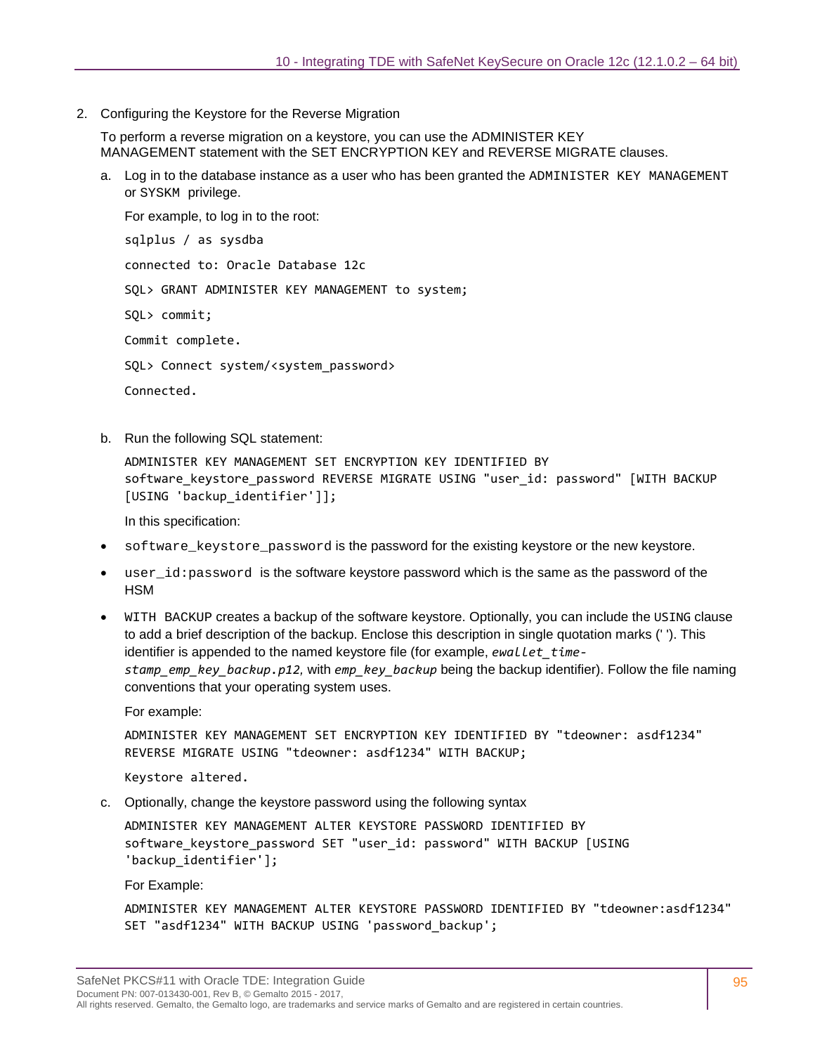2. Configuring the Keystore for the Reverse Migration

   To perform a reverse migration on a keystore, you can use the ADMINISTER KEY MANAGEMENT statement with the SET ENCRYPTION KEY and REVERSE MIGRATE clauses.

   a. Log in to the database instance as a user who has been granted the `ADMINISTER KEY MANAGEMENT` or `SYSKM` privilege.

      For example, to log in to the root:

      ```
      sqlplus / as sysdba
      connected to: Oracle Database 12c
      SQL> GRANT ADMINISTER KEY MANAGEMENT to system;
      SQL> commit;
      Commit complete.
      SQL> Connect system/<system_password>
      Connected.
      ```

   b. Run the following SQL statement:

      ```
      ADMINISTER KEY MANAGEMENT SET ENCRYPTION KEY IDENTIFIED BY
      software_keystore_password REVERSE MIGRATE USING "user_id: password" [WITH BACKUP
      [USING 'backup_identifier']];
      ```

      In this specification:

- `software_keystore_password` is the password for the existing keystore or the new keystore.
- `user_id:password` is the software keystore password which is the same as the password of the HSM
- `WITH BACKUP` creates a backup of the software keystore. Optionally, you can include the `USING` clause to add a brief description of the backup. Enclose this description in single quotation marks (' '). This identifier is appended to the named keystore file (for example, *`ewallet_time-stamp_emp_key_backup.p12`*, with *`emp_key_backup`* being the backup identifier). Follow the file naming conventions that your operating system uses.

  For example:

  ```
  ADMINISTER KEY MANAGEMENT SET ENCRYPTION KEY IDENTIFIED BY "tdeowner: asdf1234"
  REVERSE MIGRATE USING "tdeowner: asdf1234" WITH BACKUP;
  Keystore altered.
  ```

   c. Optionally, change the keystore password using the following syntax

      ```
      ADMINISTER KEY MANAGEMENT ALTER KEYSTORE PASSWORD IDENTIFIED BY
      software_keystore_password SET "user_id: password" WITH BACKUP [USING
      'backup_identifier'];
      ```

      For Example:

      ```
      ADMINISTER KEY MANAGEMENT ALTER KEYSTORE PASSWORD IDENTIFIED BY "tdeowner:asdf1234"
      SET "asdf1234" WITH BACKUP USING 'password_backup';
      ```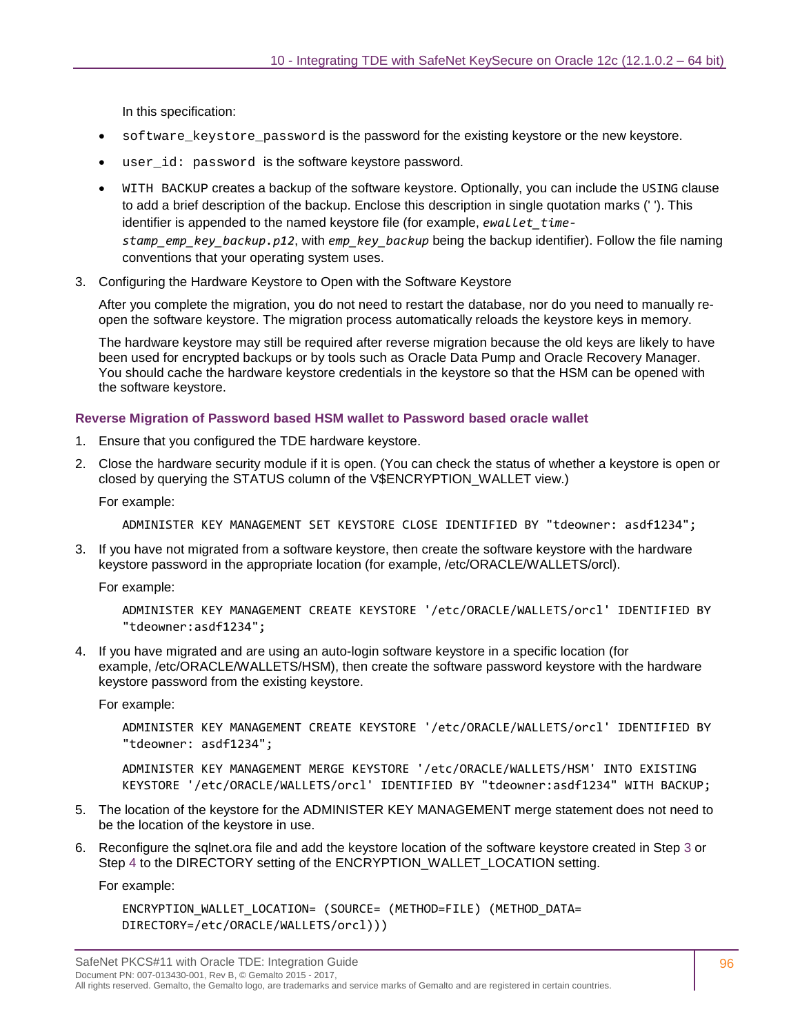In this specification:

- `software_keystore_password` is the password for the existing keystore or the new keystore.
- `user_id: password` is the software keystore password.
- `WITH BACKUP` creates a backup of the software keystore. Optionally, you can include the `USING` clause to add a brief description of the backup. Enclose this description in single quotation marks (' '). This identifier is appended to the named keystore file (for example, *ewallet_time-stamp_emp_key_backup.p12*, with *emp_key_backup* being the backup identifier). Follow the file naming conventions that your operating system uses.

3. Configuring the Hardware Keystore to Open with the Software Keystore

   After you complete the migration, you do not need to restart the database, nor do you need to manually re-open the software keystore. The migration process automatically reloads the keystore keys in memory.

   The hardware keystore may still be required after reverse migration because the old keys are likely to have been used for encrypted backups or by tools such as Oracle Data Pump and Oracle Recovery Manager. You should cache the hardware keystore credentials in the keystore so that the HSM can be opened with the software keystore.

### Reverse Migration of Password based HSM wallet to Password based oracle wallet

1. Ensure that you configured the TDE hardware keystore.

2. Close the hardware security module if it is open. (You can check the status of whether a keystore is open or closed by querying the STATUS column of the V$ENCRYPTION_WALLET view.)

   For example:

   ```
   ADMINISTER KEY MANAGEMENT SET KEYSTORE CLOSE IDENTIFIED BY "tdeowner: asdf1234";
   ```

3. If you have not migrated from a software keystore, then create the software keystore with the hardware keystore password in the appropriate location (for example, /etc/ORACLE/WALLETS/orcl).

   For example:

   ```
   ADMINISTER KEY MANAGEMENT CREATE KEYSTORE '/etc/ORACLE/WALLETS/orcl' IDENTIFIED BY
   "tdeowner:asdf1234";
   ```

4. If you have migrated and are using an auto-login software keystore in a specific location (for example, /etc/ORACLE/WALLETS/HSM), then create the software password keystore with the hardware keystore password from the existing keystore.

   For example:

   ```
   ADMINISTER KEY MANAGEMENT CREATE KEYSTORE '/etc/ORACLE/WALLETS/orcl' IDENTIFIED BY
   "tdeowner: asdf1234";
   ```

   ```
   ADMINISTER KEY MANAGEMENT MERGE KEYSTORE '/etc/ORACLE/WALLETS/HSM' INTO EXISTING
   KEYSTORE '/etc/ORACLE/WALLETS/orcl' IDENTIFIED BY "tdeowner:asdf1234" WITH BACKUP;
   ```

5. The location of the keystore for the ADMINISTER KEY MANAGEMENT merge statement does not need to be the location of the keystore in use.

6. Reconfigure the sqlnet.ora file and add the keystore location of the software keystore created in Step 3 or Step 4 to the DIRECTORY setting of the ENCRYPTION_WALLET_LOCATION setting.

   For example:

   ```
   ENCRYPTION_WALLET_LOCATION= (SOURCE= (METHOD=FILE) (METHOD_DATA=
   DIRECTORY=/etc/ORACLE/WALLETS/orcl)))
   ```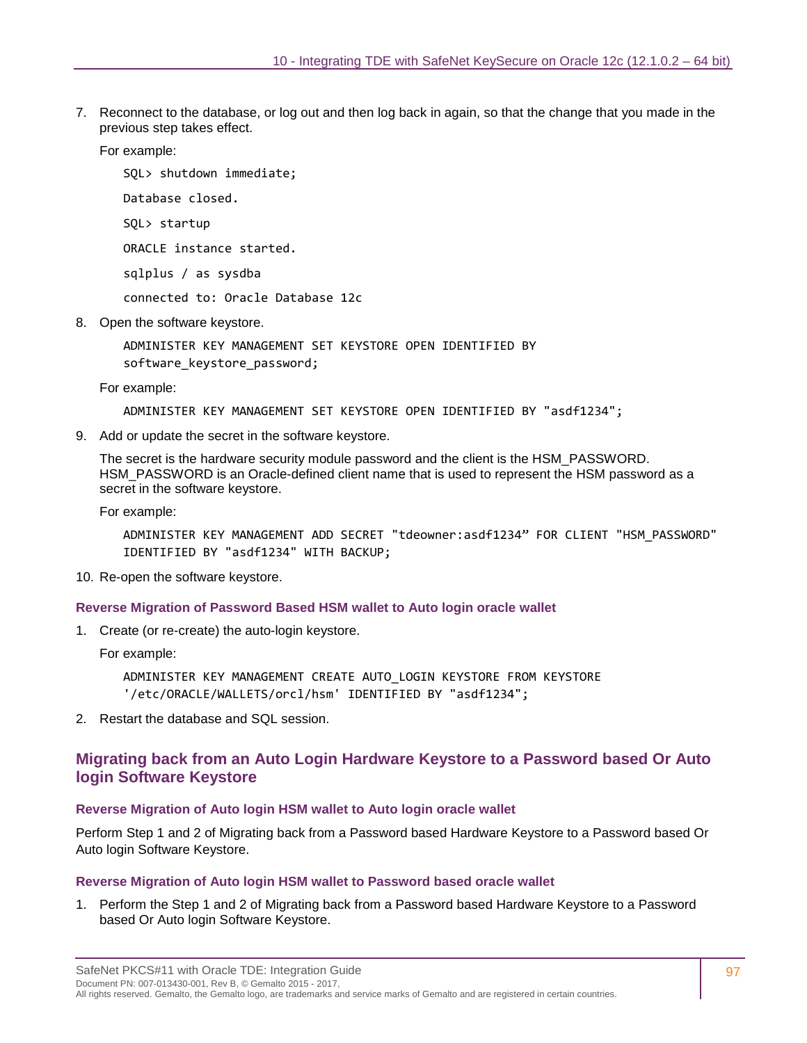7. Reconnect to the database, or log out and then log back in again, so that the change that you made in the previous step takes effect.

   For example:

   ```
   SQL> shutdown immediate;
   
   Database closed.
   
   SQL> startup
   
   ORACLE instance started.
   
   sqlplus / as sysdba
   
   connected to: Oracle Database 12c
   ```

8. Open the software keystore.

   ```
   ADMINISTER KEY MANAGEMENT SET KEYSTORE OPEN IDENTIFIED BY
   software_keystore_password;
   ```

   For example:

   ```
   ADMINISTER KEY MANAGEMENT SET KEYSTORE OPEN IDENTIFIED BY "asdf1234";
   ```

9. Add or update the secret in the software keystore.

   The secret is the hardware security module password and the client is the HSM_PASSWORD. HSM_PASSWORD is an Oracle-defined client name that is used to represent the HSM password as a secret in the software keystore.

   For example:

   ```
   ADMINISTER KEY MANAGEMENT ADD SECRET "tdeowner:asdf1234” FOR CLIENT "HSM_PASSWORD"
   IDENTIFIED BY "asdf1234" WITH BACKUP;
   ```

10. Re-open the software keystore.

#### Reverse Migration of Password Based HSM wallet to Auto login oracle wallet

1. Create (or re-create) the auto-login keystore.

   For example:

   ```
   ADMINISTER KEY MANAGEMENT CREATE AUTO_LOGIN KEYSTORE FROM KEYSTORE
   '/etc/ORACLE/WALLETS/orcl/hsm' IDENTIFIED BY "asdf1234";
   ```

2. Restart the database and SQL session.

### Migrating back from an Auto Login Hardware Keystore to a Password based Or Auto login Software Keystore

#### Reverse Migration of Auto login HSM wallet to Auto login oracle wallet

Perform Step 1 and 2 of Migrating back from a Password based Hardware Keystore to a Password based Or Auto login Software Keystore.

#### Reverse Migration of Auto login HSM wallet to Password based oracle wallet

1. Perform the Step 1 and 2 of Migrating back from a Password based Hardware Keystore to a Password based Or Auto login Software Keystore.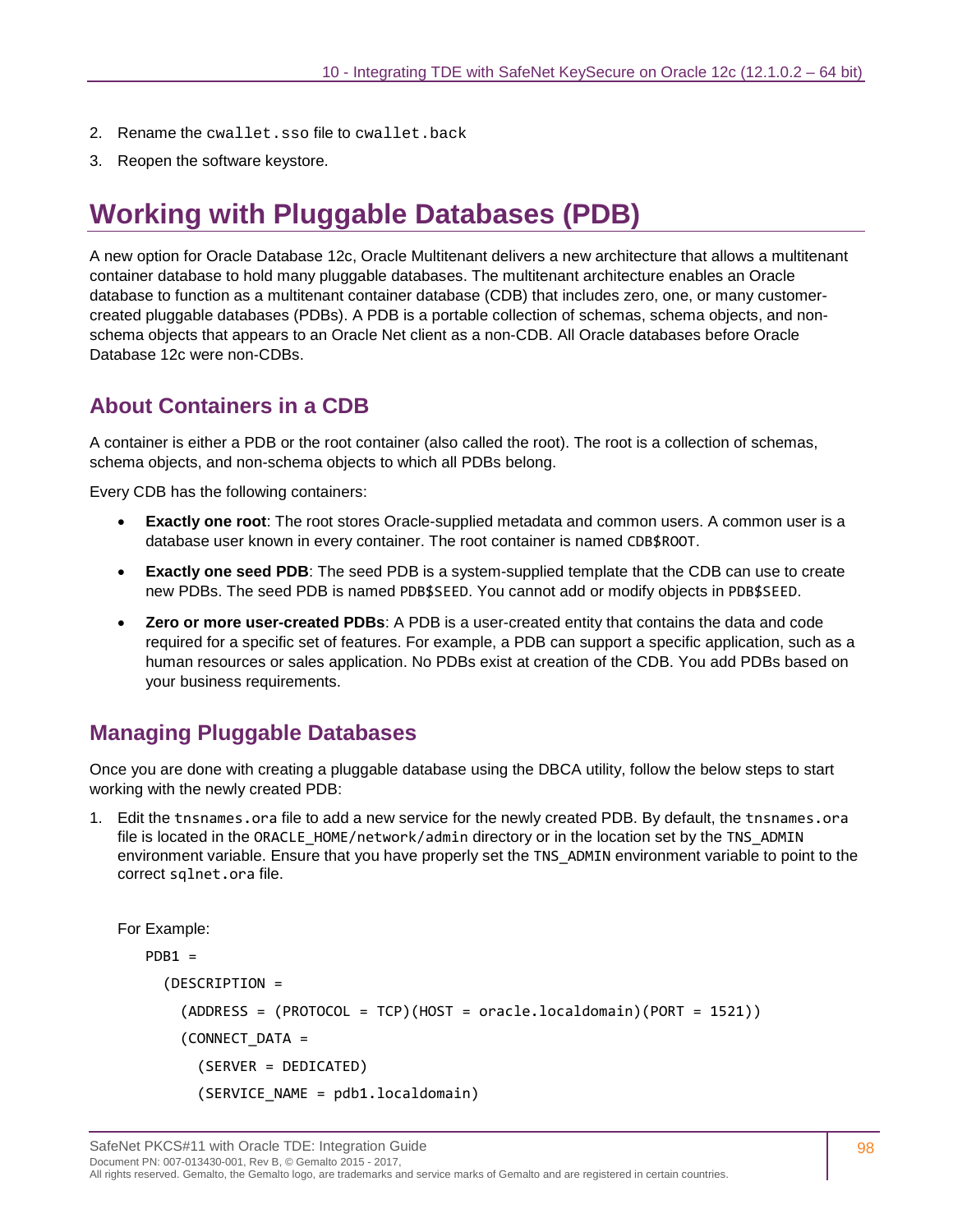2. Rename the `cwallet.sso` file to `cwallet.back`
3. Reopen the software keystore.

# Working with Pluggable Databases (PDB)

A new option for Oracle Database 12c, Oracle Multitenant delivers a new architecture that allows a multitenant container database to hold many pluggable databases. The multitenant architecture enables an Oracle database to function as a multitenant container database (CDB) that includes zero, one, or many customer-created pluggable databases (PDBs). A PDB is a portable collection of schemas, schema objects, and non-schema objects that appears to an Oracle Net client as a non-CDB. All Oracle databases before Oracle Database 12c were non-CDBs.

## About Containers in a CDB

A container is either a PDB or the root container (also called the root). The root is a collection of schemas, schema objects, and non-schema objects to which all PDBs belong.

Every CDB has the following containers:

- **Exactly one root**: The root stores Oracle-supplied metadata and common users. A common user is a database user known in every container. The root container is named `CDB$ROOT`.
- **Exactly one seed PDB**: The seed PDB is a system-supplied template that the CDB can use to create new PDBs. The seed PDB is named `PDB$SEED`. You cannot add or modify objects in `PDB$SEED`.
- **Zero or more user-created PDBs**: A PDB is a user-created entity that contains the data and code required for a specific set of features. For example, a PDB can support a specific application, such as a human resources or sales application. No PDBs exist at creation of the CDB. You add PDBs based on your business requirements.

## Managing Pluggable Databases

Once you are done with creating a pluggable database using the DBCA utility, follow the below steps to start working with the newly created PDB:

1. Edit the `tnsnames.ora` file to add a new service for the newly created PDB. By default, the `tnsnames.ora` file is located in the `ORACLE_HOME/network/admin` directory or in the location set by the `TNS_ADMIN` environment variable. Ensure that you have properly set the `TNS_ADMIN` environment variable to point to the correct `sqlnet.ora` file.

   For Example:

   ```
   PDB1 =
     (DESCRIPTION =
       (ADDRESS = (PROTOCOL = TCP)(HOST = oracle.localdomain)(PORT = 1521))
       (CONNECT_DATA =
         (SERVER = DEDICATED)
         (SERVICE_NAME = pdb1.localdomain)
   ```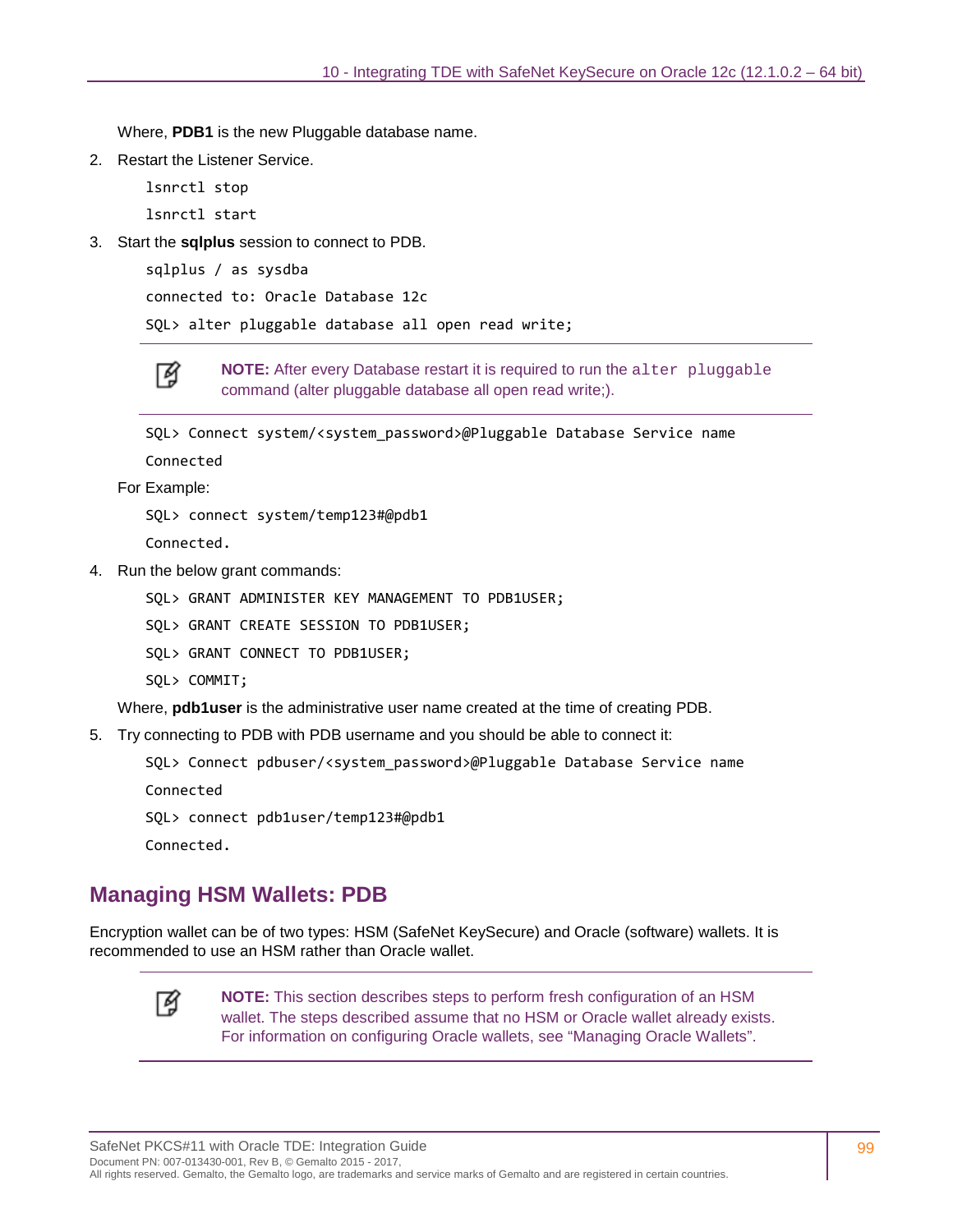Where, **PDB1** is the new Pluggable database name.

2. Restart the Listener Service.

```
lsnrctl stop
lsnrctl start
```

3. Start the **sqlplus** session to connect to PDB.

```
sqlplus / as sysdba
connected to: Oracle Database 12c
SQL> alter pluggable database all open read write;
```

> **NOTE:** After every Database restart it is required to run the `alter pluggable` command (alter pluggable database all open read write;).

```
SQL> Connect system/<system_password>@Pluggable Database Service name
Connected
```

For Example:

```
SQL> connect system/temp123#@pdb1
Connected.
```

4. Run the below grant commands:

```
SQL> GRANT ADMINISTER KEY MANAGEMENT TO PDB1USER;
SQL> GRANT CREATE SESSION TO PDB1USER;
SQL> GRANT CONNECT TO PDB1USER;
SQL> COMMIT;
```

Where, **pdb1user** is the administrative user name created at the time of creating PDB.

5. Try connecting to PDB with PDB username and you should be able to connect it:

```
SQL> Connect pdbuser/<system_password>@Pluggable Database Service name
Connected
SQL> connect pdb1user/temp123#@pdb1
Connected.
```

## Managing HSM Wallets: PDB

Encryption wallet can be of two types: HSM (SafeNet KeySecure) and Oracle (software) wallets. It is recommended to use an HSM rather than Oracle wallet.

> **NOTE:** This section describes steps to perform fresh configuration of an HSM wallet. The steps described assume that no HSM or Oracle wallet already exists. For information on configuring Oracle wallets, see "Managing Oracle Wallets".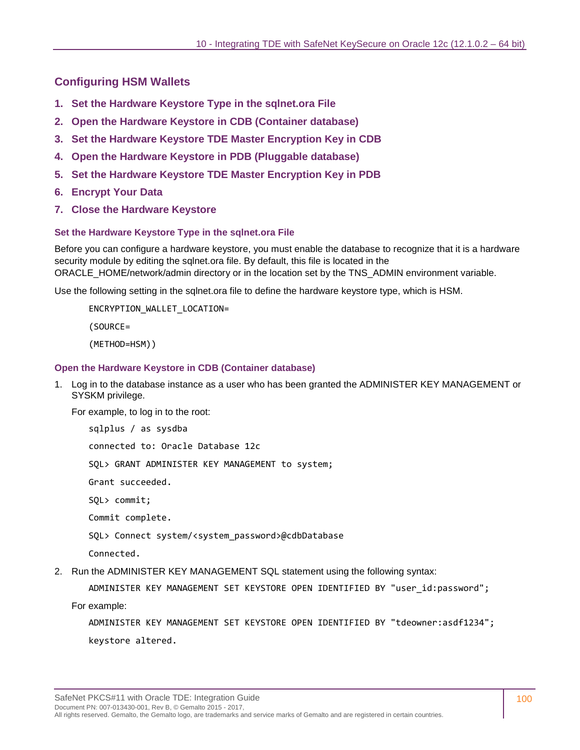## Configuring HSM Wallets

1. **Set the Hardware Keystore Type in the sqlnet.ora File**
2. **Open the Hardware Keystore in CDB (Container database)**
3. **Set the Hardware Keystore TDE Master Encryption Key in CDB**
4. **Open the Hardware Keystore in PDB (Pluggable database)**
5. **Set the Hardware Keystore TDE Master Encryption Key in PDB**
6. **Encrypt Your Data**
7. **Close the Hardware Keystore**

### Set the Hardware Keystore Type in the sqlnet.ora File

Before you can configure a hardware keystore, you must enable the database to recognize that it is a hardware security module by editing the sqlnet.ora file. By default, this file is located in the ORACLE_HOME/network/admin directory or in the location set by the TNS_ADMIN environment variable.

Use the following setting in the sqlnet.ora file to define the hardware keystore type, which is HSM.

```
ENCRYPTION_WALLET_LOCATION=
(SOURCE=
(METHOD=HSM))
```

### Open the Hardware Keystore in CDB (Container database)

1. Log in to the database instance as a user who has been granted the ADMINISTER KEY MANAGEMENT or SYSKM privilege.

   For example, to log in to the root:

   ```
   sqlplus / as sysdba
   connected to: Oracle Database 12c
   SQL> GRANT ADMINISTER KEY MANAGEMENT to system;
   Grant succeeded.
   SQL> commit;
   Commit complete.
   SQL> Connect system/<system_password>@cdbDatabase
   Connected.
   ```

2. Run the ADMINISTER KEY MANAGEMENT SQL statement using the following syntax:

   ```
   ADMINISTER KEY MANAGEMENT SET KEYSTORE OPEN IDENTIFIED BY "user_id:password";
   ```

   For example:

   ```
   ADMINISTER KEY MANAGEMENT SET KEYSTORE OPEN IDENTIFIED BY "tdeowner:asdf1234";
   keystore altered.
   ```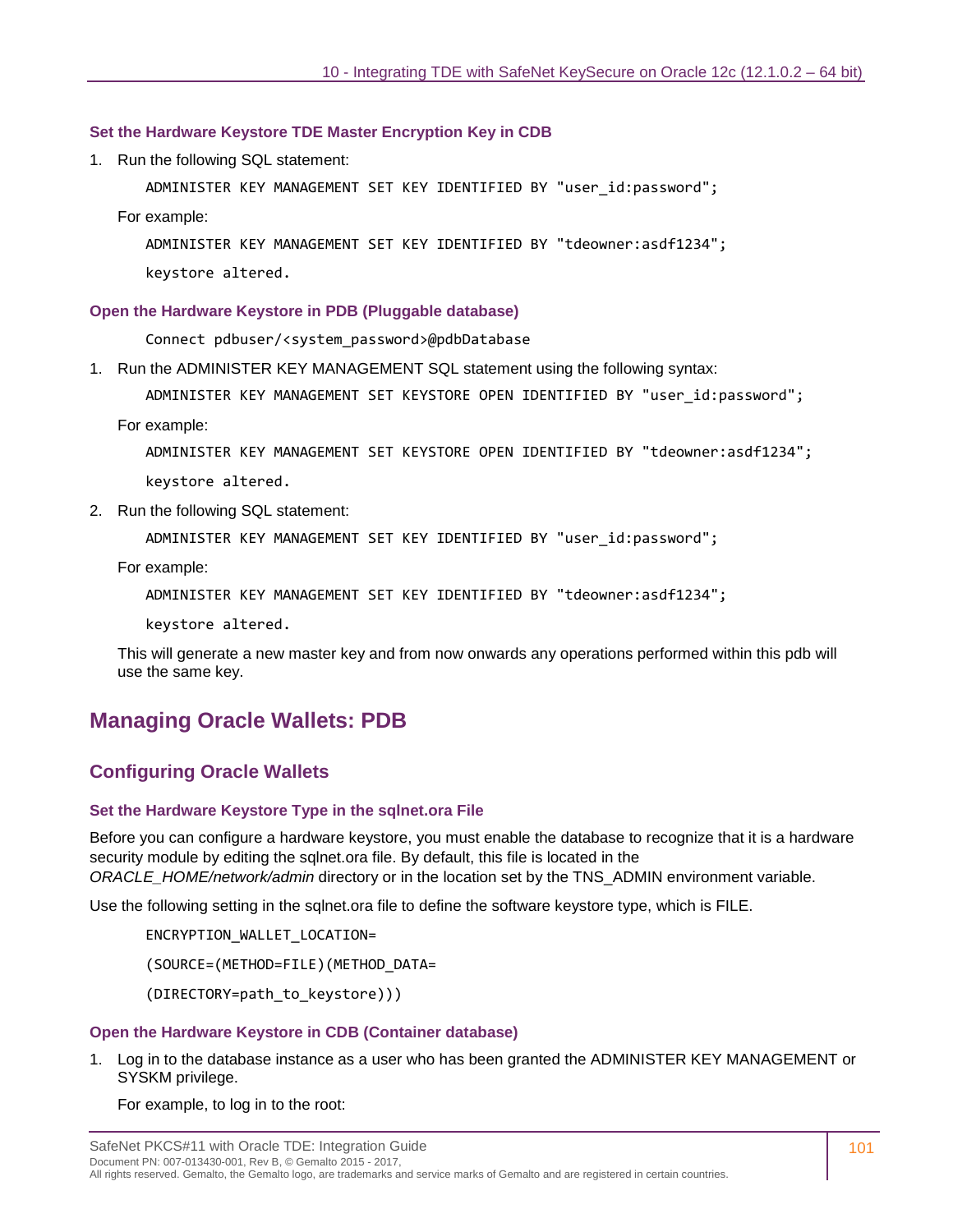#### Set the Hardware Keystore TDE Master Encryption Key in CDB

1. Run the following SQL statement:

   ```
   ADMINISTER KEY MANAGEMENT SET KEY IDENTIFIED BY "user_id:password";
   ```

   For example:

   ```
   ADMINISTER KEY MANAGEMENT SET KEY IDENTIFIED BY "tdeowner:asdf1234";
   keystore altered.
   ```

#### Open the Hardware Keystore in PDB (Pluggable database)

```
Connect pdbuser/<system_password>@pdbDatabase
```

1. Run the ADMINISTER KEY MANAGEMENT SQL statement using the following syntax:

   ```
   ADMINISTER KEY MANAGEMENT SET KEYSTORE OPEN IDENTIFIED BY "user_id:password";
   ```

   For example:

   ```
   ADMINISTER KEY MANAGEMENT SET KEYSTORE OPEN IDENTIFIED BY "tdeowner:asdf1234";
   keystore altered.
   ```

2. Run the following SQL statement:

   ```
   ADMINISTER KEY MANAGEMENT SET KEY IDENTIFIED BY "user_id:password";
   ```

   For example:

   ```
   ADMINISTER KEY MANAGEMENT SET KEY IDENTIFIED BY "tdeowner:asdf1234";
   keystore altered.
   ```

   This will generate a new master key and from now onwards any operations performed within this pdb will use the same key.

## Managing Oracle Wallets: PDB

### Configuring Oracle Wallets

#### Set the Hardware Keystore Type in the sqlnet.ora File

Before you can configure a hardware keystore, you must enable the database to recognize that it is a hardware security module by editing the sqlnet.ora file. By default, this file is located in the *ORACLE_HOME/network/admin* directory or in the location set by the TNS_ADMIN environment variable.

Use the following setting in the sqlnet.ora file to define the software keystore type, which is FILE.

```
ENCRYPTION_WALLET_LOCATION=
(SOURCE=(METHOD=FILE)(METHOD_DATA=
(DIRECTORY=path_to_keystore)))
```

#### Open the Hardware Keystore in CDB (Container database)

1. Log in to the database instance as a user who has been granted the ADMINISTER KEY MANAGEMENT or SYSKM privilege.

   For example, to log in to the root: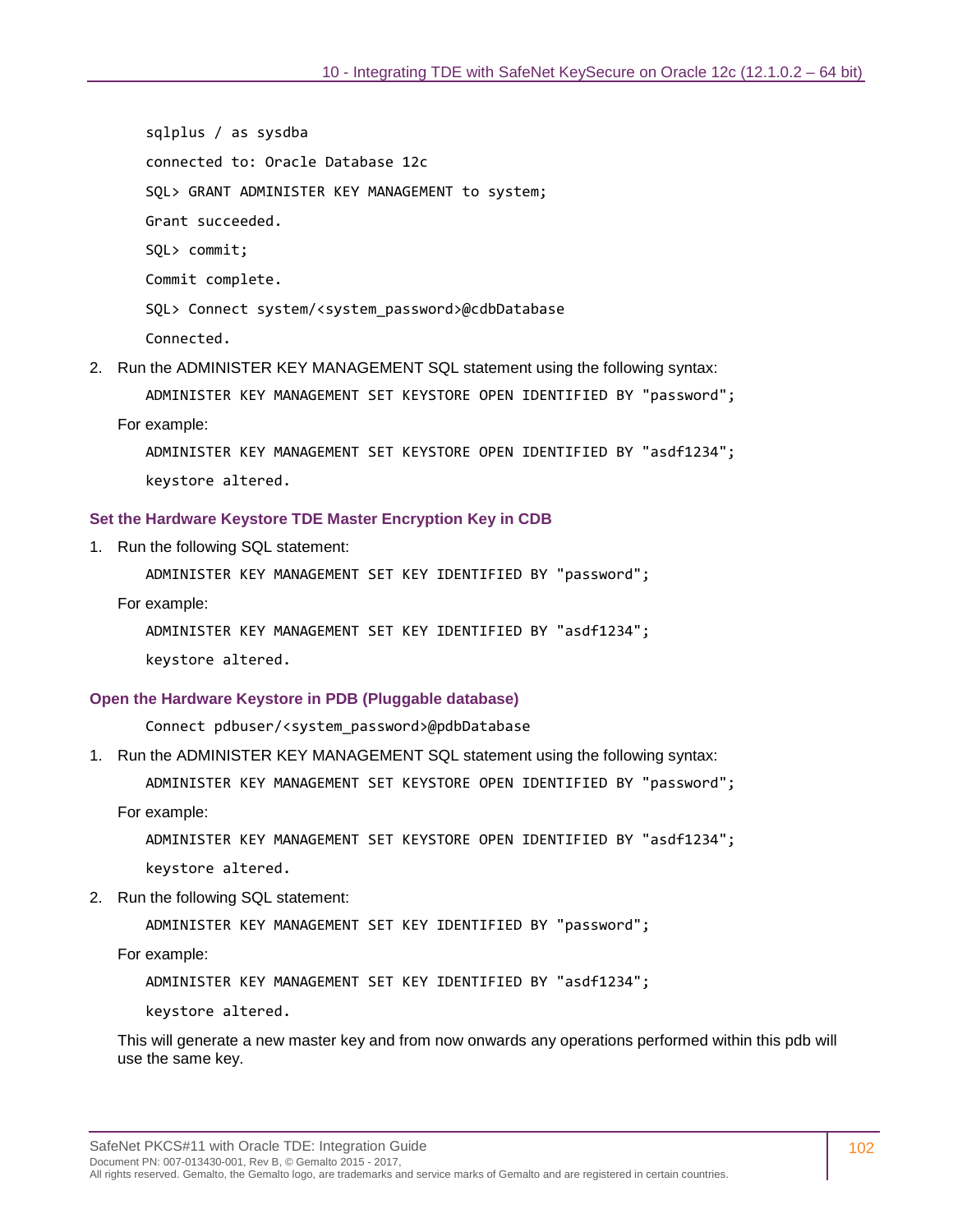```
sqlplus / as sysdba
connected to: Oracle Database 12c
SQL> GRANT ADMINISTER KEY MANAGEMENT to system;
Grant succeeded.
SQL> commit;
Commit complete.
SQL> Connect system/<system_password>@cdbDatabase
Connected.
```

2. Run the ADMINISTER KEY MANAGEMENT SQL statement using the following syntax:

   ```
   ADMINISTER KEY MANAGEMENT SET KEYSTORE OPEN IDENTIFIED BY "password";
   ```

   For example:

   ```
   ADMINISTER KEY MANAGEMENT SET KEYSTORE OPEN IDENTIFIED BY "asdf1234";
   keystore altered.
   ```

### Set the Hardware Keystore TDE Master Encryption Key in CDB

1. Run the following SQL statement:

   ```
   ADMINISTER KEY MANAGEMENT SET KEY IDENTIFIED BY "password";
   ```

   For example:

   ```
   ADMINISTER KEY MANAGEMENT SET KEY IDENTIFIED BY "asdf1234";
   keystore altered.
   ```

### Open the Hardware Keystore in PDB (Pluggable database)

```
Connect pdbuser/<system_password>@pdbDatabase
```

1. Run the ADMINISTER KEY MANAGEMENT SQL statement using the following syntax:

   ```
   ADMINISTER KEY MANAGEMENT SET KEYSTORE OPEN IDENTIFIED BY "password";
   ```

   For example:

   ```
   ADMINISTER KEY MANAGEMENT SET KEYSTORE OPEN IDENTIFIED BY "asdf1234";
   keystore altered.
   ```

2. Run the following SQL statement:

   ```
   ADMINISTER KEY MANAGEMENT SET KEY IDENTIFIED BY "password";
   ```

   For example:

   ```
   ADMINISTER KEY MANAGEMENT SET KEY IDENTIFIED BY "asdf1234";
   keystore altered.
   ```

   This will generate a new master key and from now onwards any operations performed within this pdb will use the same key.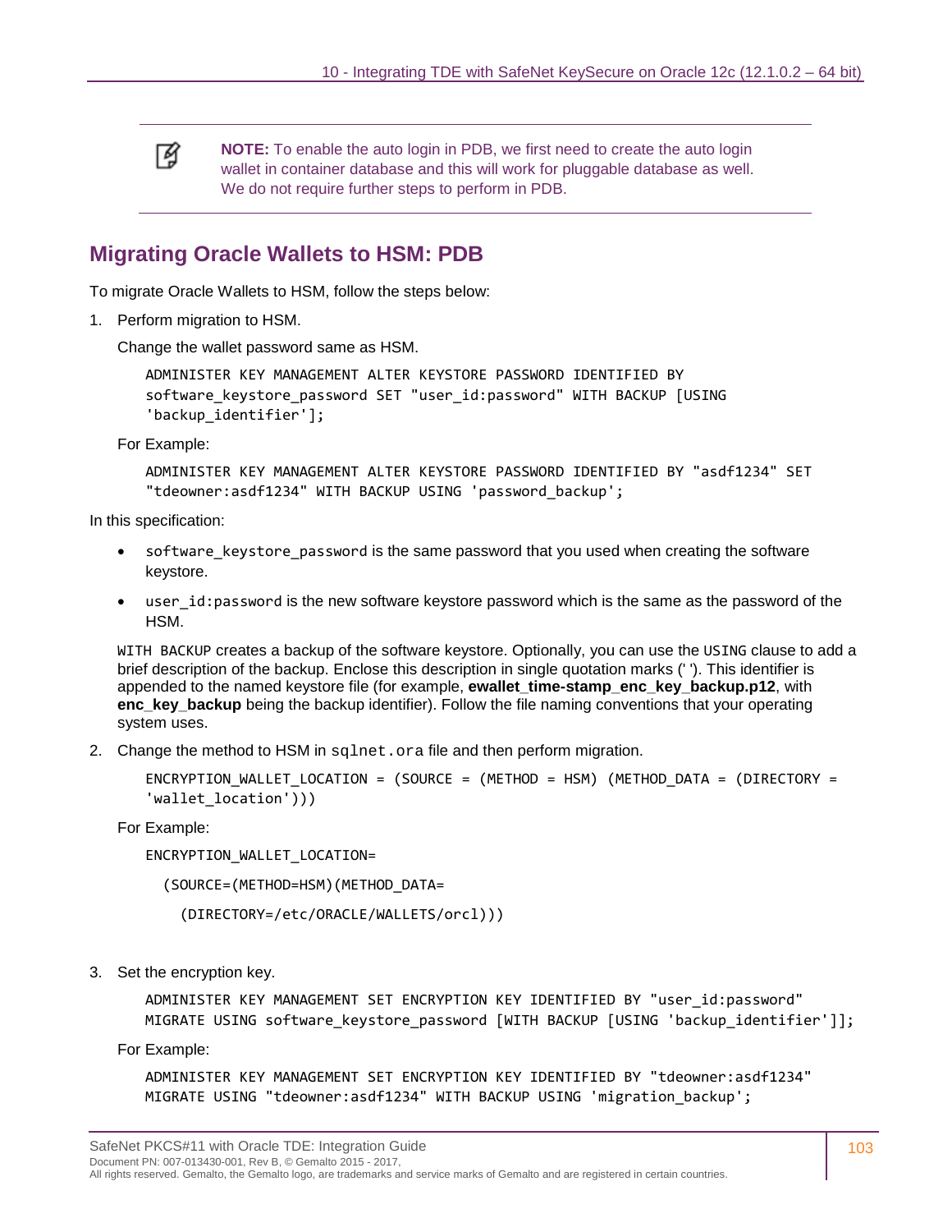> **NOTE:** To enable the auto login in PDB, we first need to create the auto login wallet in container database and this will work for pluggable database as well. We do not require further steps to perform in PDB.

## Migrating Oracle Wallets to HSM: PDB

To migrate Oracle Wallets to HSM, follow the steps below:

1. Perform migration to HSM.

   Change the wallet password same as HSM.

   ```
   ADMINISTER KEY MANAGEMENT ALTER KEYSTORE PASSWORD IDENTIFIED BY
   software_keystore_password SET "user_id:password" WITH BACKUP [USING
   'backup_identifier'];
   ```

   For Example:

   ```
   ADMINISTER KEY MANAGEMENT ALTER KEYSTORE PASSWORD IDENTIFIED BY "asdf1234" SET
   "tdeowner:asdf1234" WITH BACKUP USING 'password_backup';
   ```

In this specification:

- `software_keystore_password` is the same password that you used when creating the software keystore.
- `user_id:password` is the new software keystore password which is the same as the password of the HSM.

   `WITH BACKUP` creates a backup of the software keystore. Optionally, you can use the `USING` clause to add a brief description of the backup. Enclose this description in single quotation marks (' '). This identifier is appended to the named keystore file (for example, **ewallet_time-stamp_enc_key_backup.p12**, with **enc_key_backup** being the backup identifier). Follow the file naming conventions that your operating system uses.

2. Change the method to HSM in `sqlnet.ora` file and then perform migration.

   ```
   ENCRYPTION_WALLET_LOCATION = (SOURCE = (METHOD = HSM) (METHOD_DATA = (DIRECTORY =
   'wallet_location')))
   ```

   For Example:

   ```
   ENCRYPTION_WALLET_LOCATION=
     (SOURCE=(METHOD=HSM)(METHOD_DATA=
       (DIRECTORY=/etc/ORACLE/WALLETS/orcl)))
   ```

3. Set the encryption key.

   ```
   ADMINISTER KEY MANAGEMENT SET ENCRYPTION KEY IDENTIFIED BY "user_id:password"
   MIGRATE USING software_keystore_password [WITH BACKUP [USING 'backup_identifier']];
   ```

   For Example:

   ```
   ADMINISTER KEY MANAGEMENT SET ENCRYPTION KEY IDENTIFIED BY "tdeowner:asdf1234"
   MIGRATE USING "tdeowner:asdf1234" WITH BACKUP USING 'migration_backup';
   ```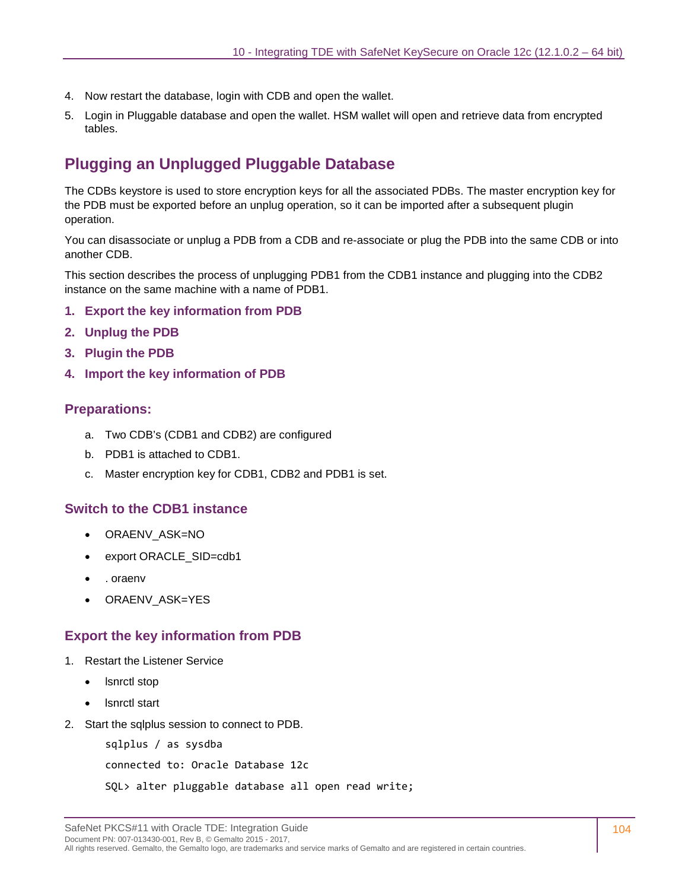4. Now restart the database, login with CDB and open the wallet.
5. Login in Pluggable database and open the wallet. HSM wallet will open and retrieve data from encrypted tables.

## Plugging an Unplugged Pluggable Database

The CDBs keystore is used to store encryption keys for all the associated PDBs. The master encryption key for the PDB must be exported before an unplug operation, so it can be imported after a subsequent plugin operation.

You can disassociate or unplug a PDB from a CDB and re-associate or plug the PDB into the same CDB or into another CDB.

This section describes the process of unplugging PDB1 from the CDB1 instance and plugging into the CDB2 instance on the same machine with a name of PDB1.

1. **Export the key information from PDB**
2. **Unplug the PDB**
3. **Plugin the PDB**
4. **Import the key information of PDB**

### Preparations:

a. Two CDB's (CDB1 and CDB2) are configured
b. PDB1 is attached to CDB1.
c. Master encryption key for CDB1, CDB2 and PDB1 is set.

### Switch to the CDB1 instance

- ORAENV_ASK=NO
- export ORACLE_SID=cdb1
- . oraenv
- ORAENV_ASK=YES

### Export the key information from PDB

1. Restart the Listener Service
   - lsnrctl stop
   - lsnrctl start
2. Start the sqlplus session to connect to PDB.

```
sqlplus / as sysdba
connected to: Oracle Database 12c
SQL> alter pluggable database all open read write;
```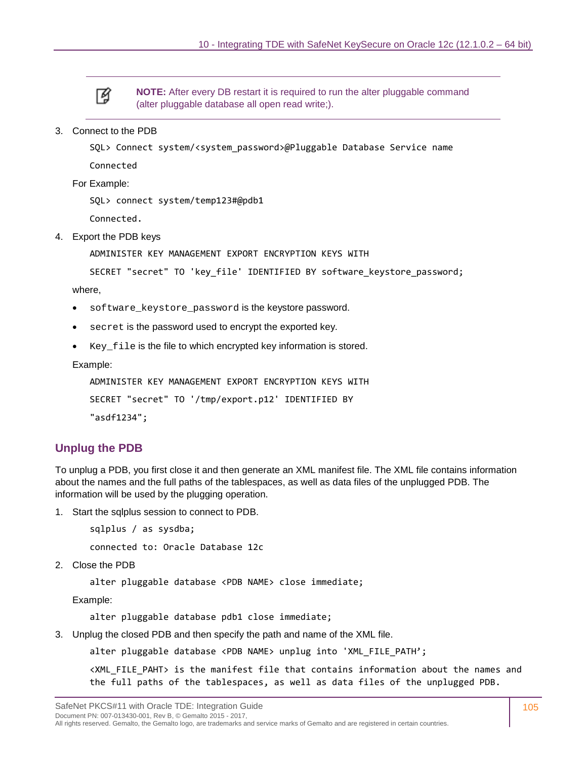> **NOTE:** After every DB restart it is required to run the alter pluggable command (alter pluggable database all open read write;).

3. Connect to the PDB

```
SQL> Connect system/<system_password>@Pluggable Database Service name
Connected
```

For Example:

```
SQL> connect system/temp123#@pdb1
Connected.
```

4. Export the PDB keys

```
ADMINISTER KEY MANAGEMENT EXPORT ENCRYPTION KEYS WITH
SECRET "secret" TO 'key_file' IDENTIFIED BY software_keystore_password;
```

where,

- `software_keystore_password` is the keystore password.
- `secret` is the password used to encrypt the exported key.
- `Key_file` is the file to which encrypted key information is stored.

Example:

```
ADMINISTER KEY MANAGEMENT EXPORT ENCRYPTION KEYS WITH
SECRET "secret" TO '/tmp/export.p12' IDENTIFIED BY
"asdf1234";
```

## Unplug the PDB

To unplug a PDB, you first close it and then generate an XML manifest file. The XML file contains information about the names and the full paths of the tablespaces, as well as data files of the unplugged PDB. The information will be used by the plugging operation.

1. Start the sqlplus session to connect to PDB.

```
sqlplus / as sysdba;
connected to: Oracle Database 12c
```

2. Close the PDB

```
alter pluggable database <PDB NAME> close immediate;
```

Example:

```
alter pluggable database pdb1 close immediate;
```

3. Unplug the closed PDB and then specify the path and name of the XML file.

```
alter pluggable database <PDB NAME> unplug into 'XML_FILE_PATH';
```

`<XML_FILE_PAHT> is the manifest file that contains information about the names and the full paths of the tablespaces, as well as data files of the unplugged PDB.`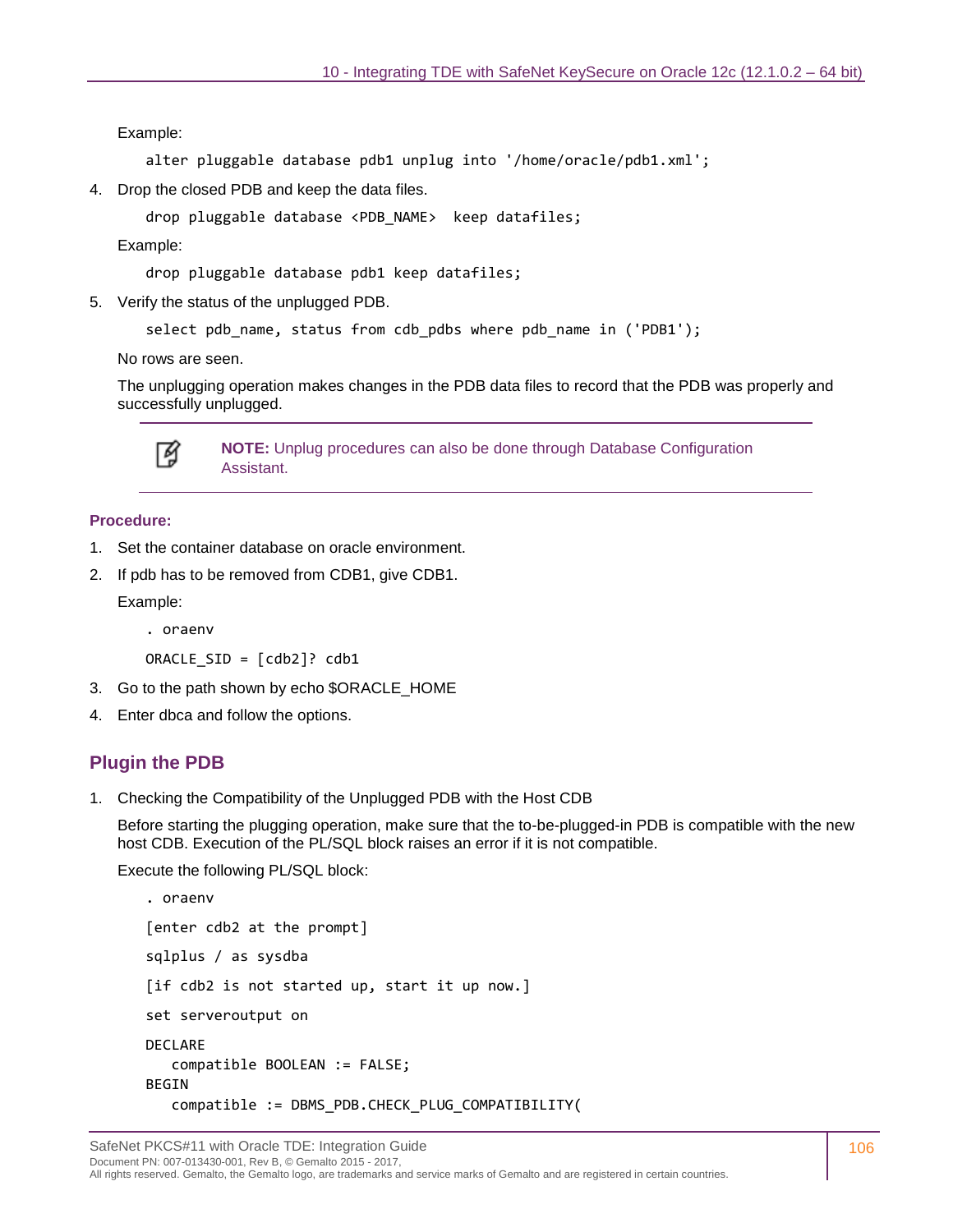Example:

```
alter pluggable database pdb1 unplug into '/home/oracle/pdb1.xml';
```

4. Drop the closed PDB and keep the data files.

```
drop pluggable database <PDB_NAME>  keep datafiles;
```

Example:

```
drop pluggable database pdb1 keep datafiles;
```

5. Verify the status of the unplugged PDB.

```
select pdb_name, status from cdb_pdbs where pdb_name in ('PDB1');
```

No rows are seen.

The unplugging operation makes changes in the PDB data files to record that the PDB was properly and successfully unplugged.

> **NOTE:** Unplug procedures can also be done through Database Configuration Assistant.

**Procedure:**

1. Set the container database on oracle environment.
2. If pdb has to be removed from CDB1, give CDB1.

   Example:

```
. oraenv

ORACLE_SID = [cdb2]? cdb1
```

3. Go to the path shown by echo $ORACLE_HOME
4. Enter dbca and follow the options.

## Plugin the PDB

1. Checking the Compatibility of the Unplugged PDB with the Host CDB

   Before starting the plugging operation, make sure that the to-be-plugged-in PDB is compatible with the new host CDB. Execution of the PL/SQL block raises an error if it is not compatible.

   Execute the following PL/SQL block:

```
. oraenv

[enter cdb2 at the prompt]

sqlplus / as sysdba

[if cdb2 is not started up, start it up now.]

set serveroutput on

DECLARE
   compatible BOOLEAN := FALSE;
BEGIN
   compatible := DBMS_PDB.CHECK_PLUG_COMPATIBILITY(
```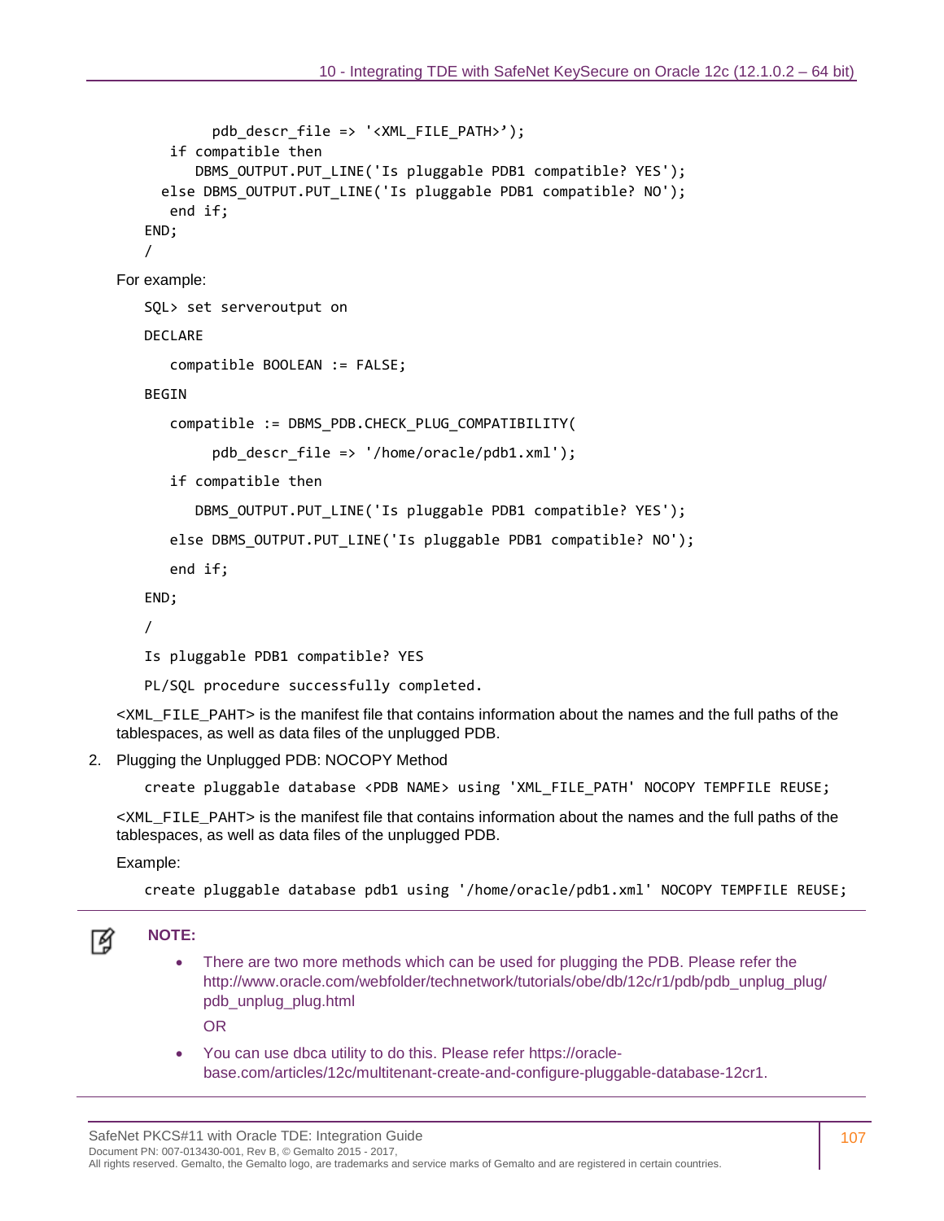```
        pdb_descr_file => '<XML_FILE_PATH>');
    if compatible then
       DBMS_OUTPUT.PUT_LINE('Is pluggable PDB1 compatible? YES');
   else DBMS_OUTPUT.PUT_LINE('Is pluggable PDB1 compatible? NO');
    end if;
END;
/
```

For example:

```
SQL> set serveroutput on

DECLARE

   compatible BOOLEAN := FALSE;

BEGIN

   compatible := DBMS_PDB.CHECK_PLUG_COMPATIBILITY(

        pdb_descr_file => '/home/oracle/pdb1.xml');

   if compatible then

      DBMS_OUTPUT.PUT_LINE('Is pluggable PDB1 compatible? YES');

   else DBMS_OUTPUT.PUT_LINE('Is pluggable PDB1 compatible? NO');

   end if;

END;

/

Is pluggable PDB1 compatible? YES

PL/SQL procedure successfully completed.
```

<XML_FILE_PAHT> is the manifest file that contains information about the names and the full paths of the tablespaces, as well as data files of the unplugged PDB.

2. Plugging the Unplugged PDB: NOCOPY Method

```
create pluggable database <PDB NAME> using 'XML_FILE_PATH' NOCOPY TEMPFILE REUSE;
```

<XML_FILE_PAHT> is the manifest file that contains information about the names and the full paths of the tablespaces, as well as data files of the unplugged PDB.

Example:

```
create pluggable database pdb1 using '/home/oracle/pdb1.xml' NOCOPY TEMPFILE REUSE;
```

**NOTE:**

- There are two more methods which can be used for plugging the PDB. Please refer the http://www.oracle.com/webfolder/technetwork/tutorials/obe/db/12c/r1/pdb/pdb_unplug_plug/pdb_unplug_plug.html

  OR

- You can use dbca utility to do this. Please refer https://oracle-base.com/articles/12c/multitenant-create-and-configure-pluggable-database-12cr1.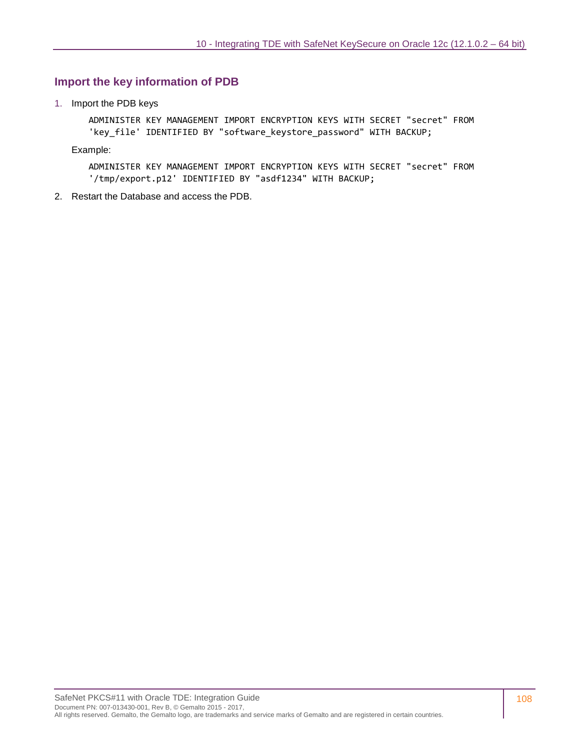## Import the key information of PDB

1. Import the PDB keys

   ```
   ADMINISTER KEY MANAGEMENT IMPORT ENCRYPTION KEYS WITH SECRET "secret" FROM
   'key_file' IDENTIFIED BY "software_keystore_password" WITH BACKUP;
   ```

   Example:

   ```
   ADMINISTER KEY MANAGEMENT IMPORT ENCRYPTION KEYS WITH SECRET "secret" FROM
   '/tmp/export.p12' IDENTIFIED BY "asdf1234" WITH BACKUP;
   ```

2. Restart the Database and access the PDB.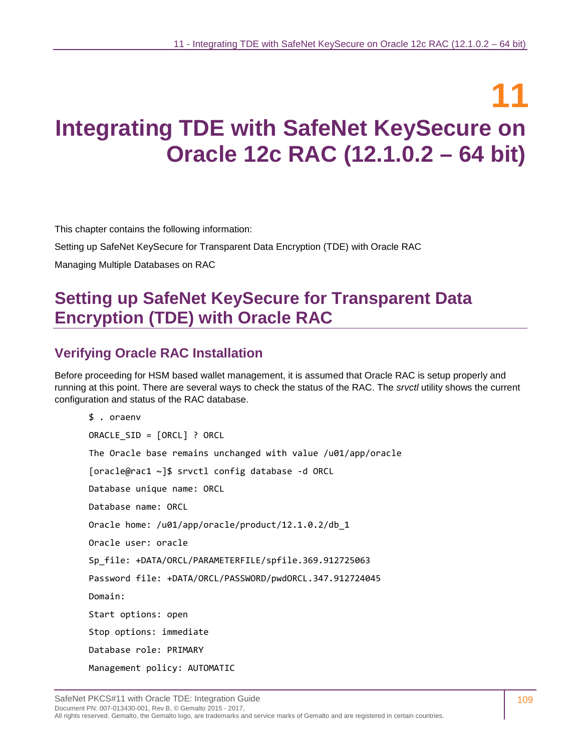# 11 Integrating TDE with SafeNet KeySecure on Oracle 12c RAC (12.1.0.2 – 64 bit)

This chapter contains the following information:

Setting up SafeNet KeySecure for Transparent Data Encryption (TDE) with Oracle RAC

Managing Multiple Databases on RAC

## Setting up SafeNet KeySecure for Transparent Data Encryption (TDE) with Oracle RAC

### Verifying Oracle RAC Installation

Before proceeding for HSM based wallet management, it is assumed that Oracle RAC is setup properly and running at this point. There are several ways to check the status of the RAC. The *srvctl* utility shows the current configuration and status of the RAC database.

```
$ . oraenv
ORACLE_SID = [ORCL] ? ORCL
The Oracle base remains unchanged with value /u01/app/oracle
[oracle@rac1 ~]$ srvctl config database -d ORCL
Database unique name: ORCL
Database name: ORCL
Oracle home: /u01/app/oracle/product/12.1.0.2/db_1
Oracle user: oracle
Sp_file: +DATA/ORCL/PARAMETERFILE/spfile.369.912725063
Password file: +DATA/ORCL/PASSWORD/pwdORCL.347.912724045
Domain:
Start options: open
Stop options: immediate
Database role: PRIMARY
Management policy: AUTOMATIC
```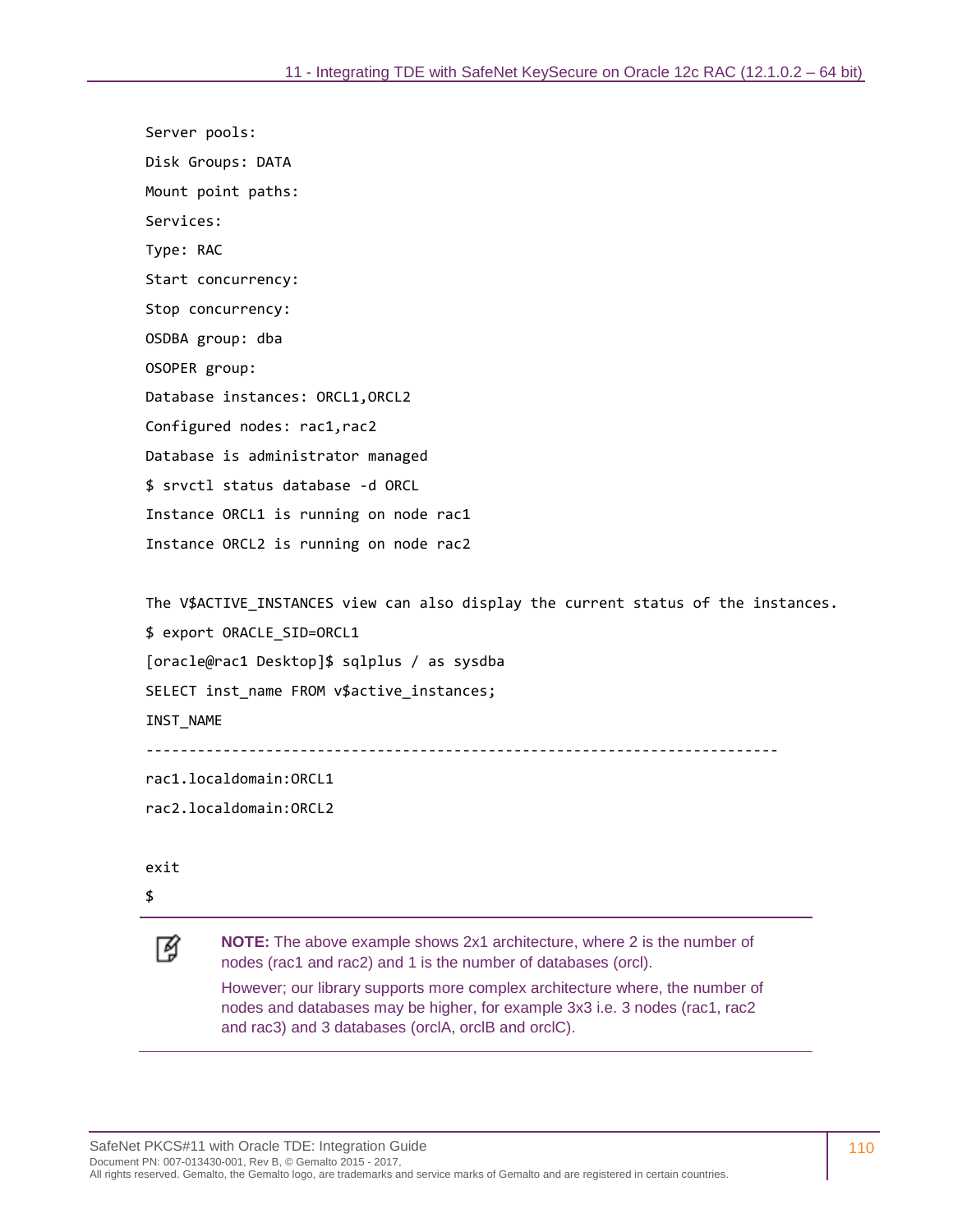```
Server pools:
Disk Groups: DATA
Mount point paths:
Services:
Type: RAC
Start concurrency:
Stop concurrency:
OSDBA group: dba
OSOPER group:
Database instances: ORCL1,ORCL2
Configured nodes: rac1,rac2
Database is administrator managed
$ srvctl status database -d ORCL
Instance ORCL1 is running on node rac1
Instance ORCL2 is running on node rac2

The V$ACTIVE_INSTANCES view can also display the current status of the instances.
$ export ORACLE_SID=ORCL1
[oracle@rac1 Desktop]$ sqlplus / as sysdba
SELECT inst_name FROM v$active_instances;
INST_NAME
--------------------------------------------------------------------------
rac1.localdomain:ORCL1
rac2.localdomain:ORCL2

exit
$
```

**NOTE:** The above example shows 2x1 architecture, where 2 is the number of nodes (rac1 and rac2) and 1 is the number of databases (orcl).

However; our library supports more complex architecture where, the number of nodes and databases may be higher, for example 3x3 i.e. 3 nodes (rac1, rac2 and rac3) and 3 databases (orclA, orclB and orclC).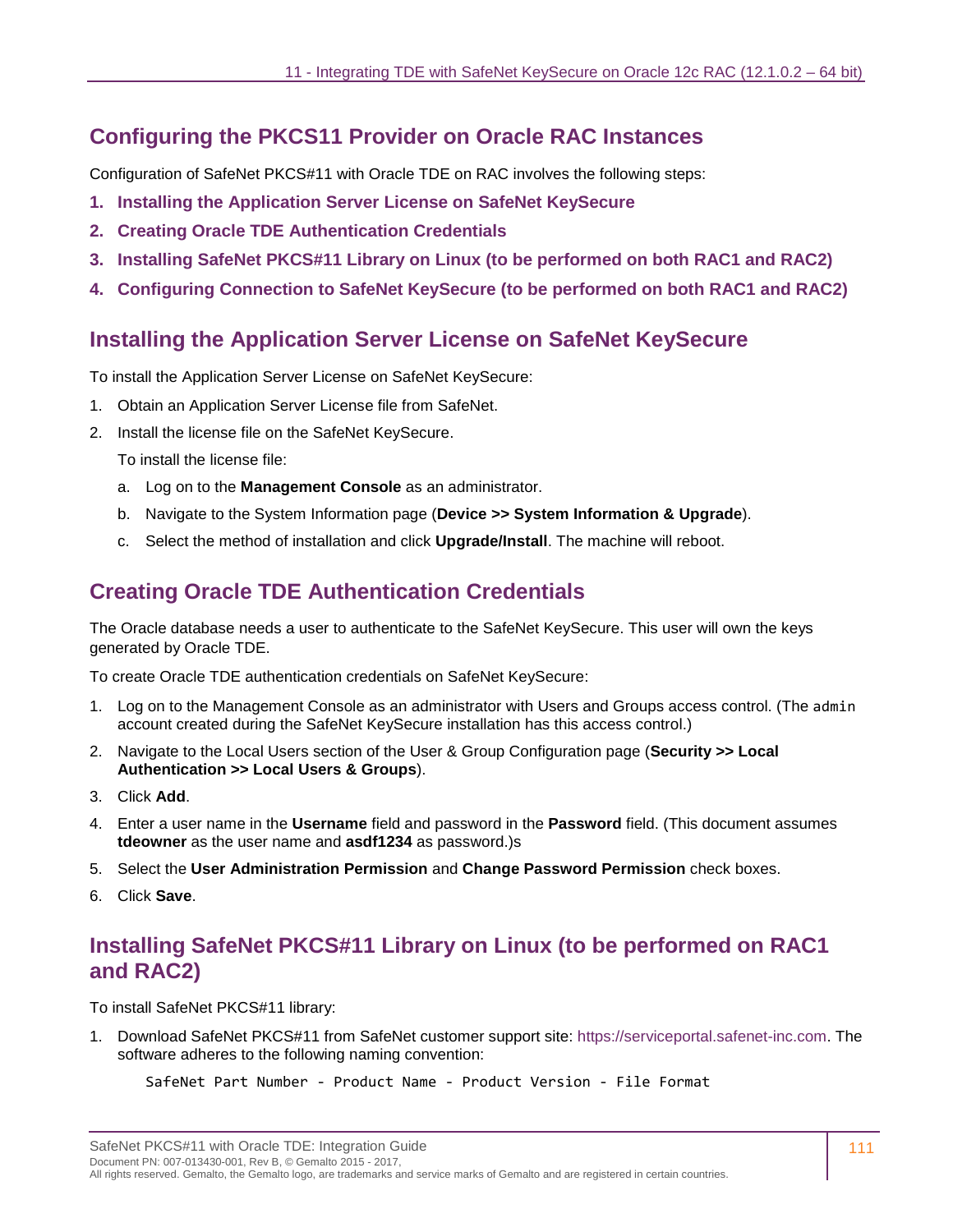## Configuring the PKCS11 Provider on Oracle RAC Instances

Configuration of SafeNet PKCS#11 with Oracle TDE on RAC involves the following steps:

1. **Installing the Application Server License on SafeNet KeySecure**
2. **Creating Oracle TDE Authentication Credentials**
3. **Installing SafeNet PKCS#11 Library on Linux (to be performed on both RAC1 and RAC2)**
4. **Configuring Connection to SafeNet KeySecure (to be performed on both RAC1 and RAC2)**

## Installing the Application Server License on SafeNet KeySecure

To install the Application Server License on SafeNet KeySecure:

1. Obtain an Application Server License file from SafeNet.
2. Install the license file on the SafeNet KeySecure.

   To install the license file:

   a. Log on to the **Management Console** as an administrator.

   b. Navigate to the System Information page (**Device >> System Information & Upgrade**).

   c. Select the method of installation and click **Upgrade/Install**. The machine will reboot.

## Creating Oracle TDE Authentication Credentials

The Oracle database needs a user to authenticate to the SafeNet KeySecure. This user will own the keys generated by Oracle TDE.

To create Oracle TDE authentication credentials on SafeNet KeySecure:

1. Log on to the Management Console as an administrator with Users and Groups access control. (The `admin` account created during the SafeNet KeySecure installation has this access control.)
2. Navigate to the Local Users section of the User & Group Configuration page (**Security >> Local Authentication >> Local Users & Groups**).
3. Click **Add**.
4. Enter a user name in the **Username** field and password in the **Password** field. (This document assumes **tdeowner** as the user name and **asdf1234** as password.)s
5. Select the **User Administration Permission** and **Change Password Permission** check boxes.
6. Click **Save**.

## Installing SafeNet PKCS#11 Library on Linux (to be performed on RAC1 and RAC2)

To install SafeNet PKCS#11 library:

1. Download SafeNet PKCS#11 from SafeNet customer support site: https://serviceportal.safenet-inc.com. The software adheres to the following naming convention:

```
SafeNet Part Number - Product Name - Product Version - File Format
```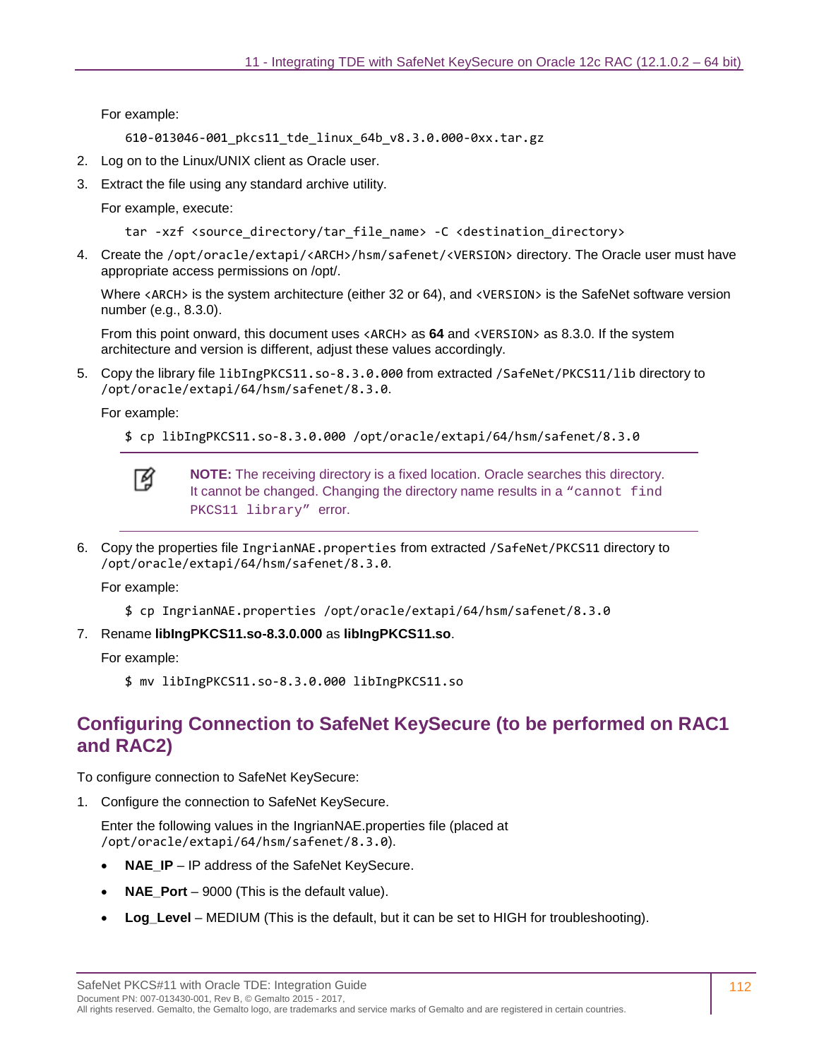For example:

```
610-013046-001_pkcs11_tde_linux_64b_v8.3.0.000-0xx.tar.gz
```

2. Log on to the Linux/UNIX client as Oracle user.
3. Extract the file using any standard archive utility.

   For example, execute:

   ```
   tar -xzf <source_directory/tar_file_name> -C <destination_directory>
   ```

4. Create the `/opt/oracle/extapi/<ARCH>/hsm/safenet/<VERSION>` directory. The Oracle user must have appropriate access permissions on /opt/.

   Where `<ARCH>` is the system architecture (either 32 or 64), and `<VERSION>` is the SafeNet software version number (e.g., 8.3.0).

   From this point onward, this document uses `<ARCH>` as **64** and `<VERSION>` as 8.3.0. If the system architecture and version is different, adjust these values accordingly.

5. Copy the library file `libIngPKCS11.so-8.3.0.000` from extracted `/SafeNet/PKCS11/lib` directory to `/opt/oracle/extapi/64/hsm/safenet/8.3.0`.

   For example:

   ```
   $ cp libIngPKCS11.so-8.3.0.000 /opt/oracle/extapi/64/hsm/safenet/8.3.0
   ```

   > **NOTE:** The receiving directory is a fixed location. Oracle searches this directory. It cannot be changed. Changing the directory name results in a `"cannot find PKCS11 library"` error.

6. Copy the properties file `IngrianNAE.properties` from extracted `/SafeNet/PKCS11` directory to `/opt/oracle/extapi/64/hsm/safenet/8.3.0`.

   For example:

   ```
   $ cp IngrianNAE.properties /opt/oracle/extapi/64/hsm/safenet/8.3.0
   ```

7. Rename **libIngPKCS11.so-8.3.0.000** as **libIngPKCS11.so**.

   For example:

   ```
   $ mv libIngPKCS11.so-8.3.0.000 libIngPKCS11.so
   ```

## Configuring Connection to SafeNet KeySecure (to be performed on RAC1 and RAC2)

To configure connection to SafeNet KeySecure:

1. Configure the connection to SafeNet KeySecure.

   Enter the following values in the IngrianNAE.properties file (placed at `/opt/oracle/extapi/64/hsm/safenet/8.3.0`).

   - **NAE_IP** – IP address of the SafeNet KeySecure.
   - **NAE_Port** – 9000 (This is the default value).
   - **Log_Level** – MEDIUM (This is the default, but it can be set to HIGH for troubleshooting).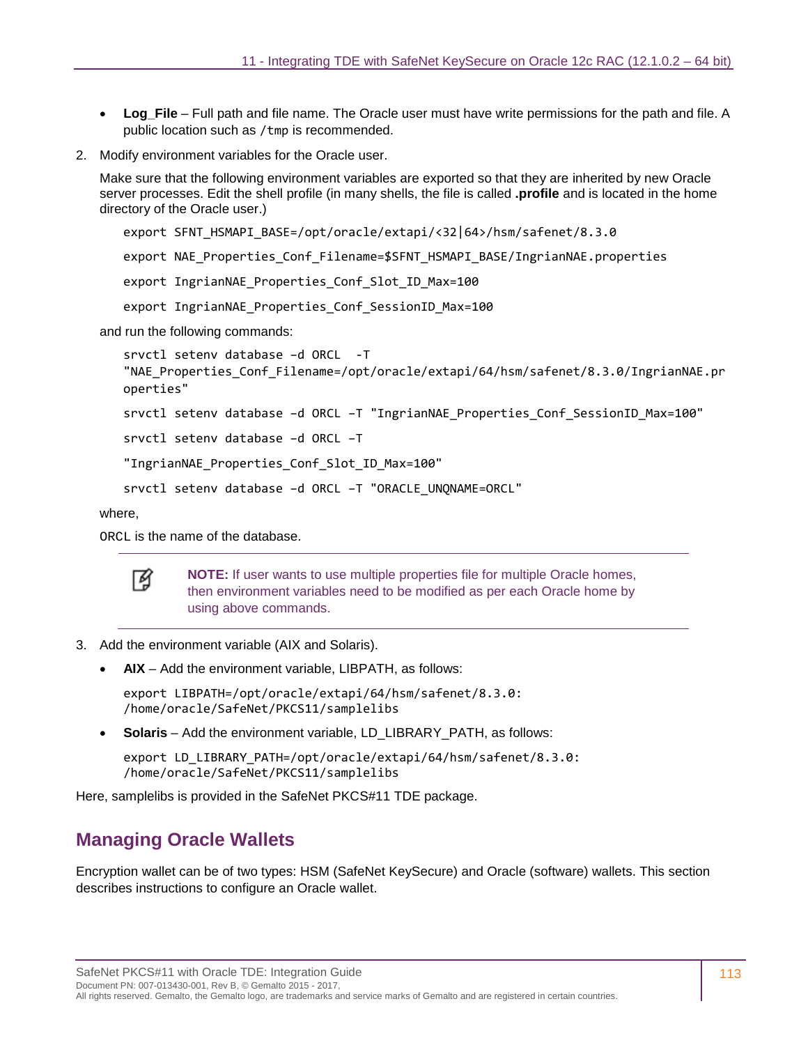- **Log_File** – Full path and file name. The Oracle user must have write permissions for the path and file. A public location such as `/tmp` is recommended.

2. Modify environment variables for the Oracle user.

   Make sure that the following environment variables are exported so that they are inherited by new Oracle server processes. Edit the shell profile (in many shells, the file is called **.profile** and is located in the home directory of the Oracle user.)

   ```
   export SFNT_HSMAPI_BASE=/opt/oracle/extapi/<32|64>/hsm/safenet/8.3.0
   export NAE_Properties_Conf_Filename=$SFNT_HSMAPI_BASE/IngrianNAE.properties
   export IngrianNAE_Properties_Conf_Slot_ID_Max=100
   export IngrianNAE_Properties_Conf_SessionID_Max=100
   ```

   and run the following commands:

   ```
   srvctl setenv database -d ORCL  -T
   "NAE_Properties_Conf_Filename=/opt/oracle/extapi/64/hsm/safenet/8.3.0/IngrianNAE.pr
   operties"
   srvctl setenv database -d ORCL -T "IngrianNAE_Properties_Conf_SessionID_Max=100"
   srvctl setenv database -d ORCL -T
   "IngrianNAE_Properties_Conf_Slot_ID_Max=100"
   srvctl setenv database -d ORCL -T "ORACLE_UNQNAME=ORCL"
   ```

   where,

   `ORCL` is the name of the database.

   > **NOTE:** If user wants to use multiple properties file for multiple Oracle homes, then environment variables need to be modified as per each Oracle home by using above commands.

3. Add the environment variable (AIX and Solaris).

   - **AIX** – Add the environment variable, LIBPATH, as follows:

     ```
     export LIBPATH=/opt/oracle/extapi/64/hsm/safenet/8.3.0:
     /home/oracle/SafeNet/PKCS11/samplelibs
     ```

   - **Solaris** – Add the environment variable, LD_LIBRARY_PATH, as follows:

     ```
     export LD_LIBRARY_PATH=/opt/oracle/extapi/64/hsm/safenet/8.3.0:
     /home/oracle/SafeNet/PKCS11/samplelibs
     ```

Here, samplelibs is provided in the SafeNet PKCS#11 TDE package.

## Managing Oracle Wallets

Encryption wallet can be of two types: HSM (SafeNet KeySecure) and Oracle (software) wallets. This section describes instructions to configure an Oracle wallet.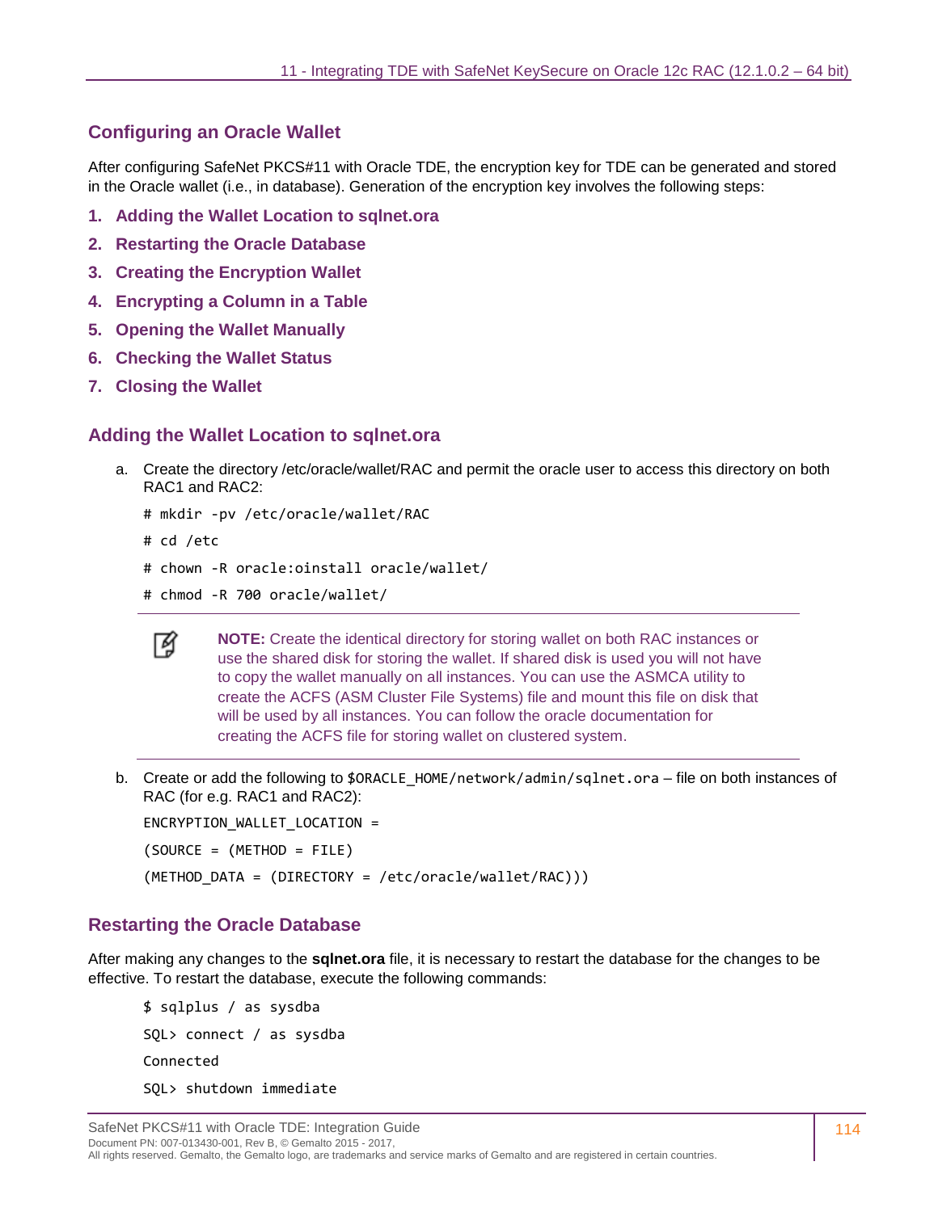## Configuring an Oracle Wallet

After configuring SafeNet PKCS#11 with Oracle TDE, the encryption key for TDE can be generated and stored in the Oracle wallet (i.e., in database). Generation of the encryption key involves the following steps:

1. **Adding the Wallet Location to sqlnet.ora**
2. **Restarting the Oracle Database**
3. **Creating the Encryption Wallet**
4. **Encrypting a Column in a Table**
5. **Opening the Wallet Manually**
6. **Checking the Wallet Status**
7. **Closing the Wallet**

## Adding the Wallet Location to sqlnet.ora

a. Create the directory /etc/oracle/wallet/RAC and permit the oracle user to access this directory on both RAC1 and RAC2:

```
# mkdir -pv /etc/oracle/wallet/RAC
# cd /etc
# chown -R oracle:oinstall oracle/wallet/
# chmod -R 700 oracle/wallet/
```

> **NOTE:** Create the identical directory for storing wallet on both RAC instances or use the shared disk for storing the wallet. If shared disk is used you will not have to copy the wallet manually on all instances. You can use the ASMCA utility to create the ACFS (ASM Cluster File Systems) file and mount this file on disk that will be used by all instances. You can follow the oracle documentation for creating the ACFS file for storing wallet on clustered system.

b. Create or add the following to `$ORACLE_HOME/network/admin/sqlnet.ora` – file on both instances of RAC (for e.g. RAC1 and RAC2):

```
ENCRYPTION_WALLET_LOCATION =
(SOURCE = (METHOD = FILE)
(METHOD_DATA = (DIRECTORY = /etc/oracle/wallet/RAC)))
```

## Restarting the Oracle Database

After making any changes to the **sqlnet.ora** file, it is necessary to restart the database for the changes to be effective. To restart the database, execute the following commands:

```
$ sqlplus / as sysdba
SQL> connect / as sysdba
Connected
SQL> shutdown immediate
```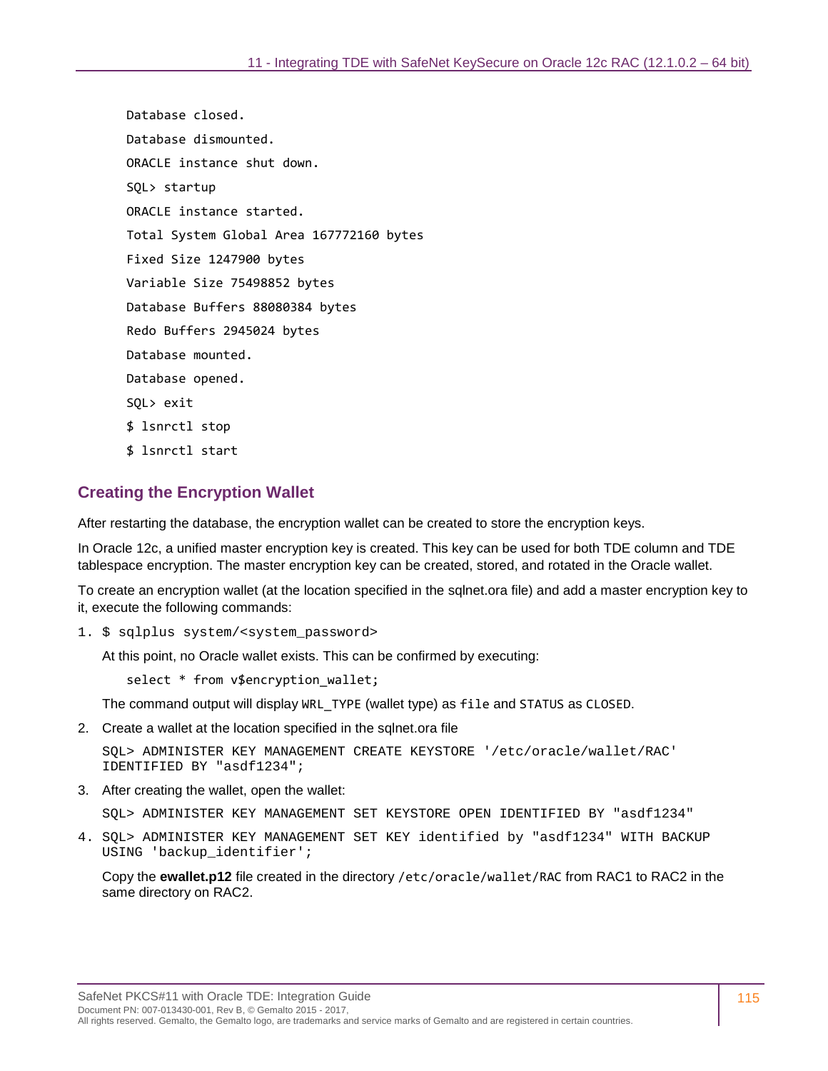```
Database closed.
Database dismounted.
ORACLE instance shut down.
SQL> startup
ORACLE instance started.
Total System Global Area 167772160 bytes
Fixed Size 1247900 bytes
Variable Size 75498852 bytes
Database Buffers 88080384 bytes
Redo Buffers 2945024 bytes
Database mounted.
Database opened.
SQL> exit
$ lsnrctl stop
$ lsnrctl start
```

## Creating the Encryption Wallet

After restarting the database, the encryption wallet can be created to store the encryption keys.

In Oracle 12c, a unified master encryption key is created. This key can be used for both TDE column and TDE tablespace encryption. The master encryption key can be created, stored, and rotated in the Oracle wallet.

To create an encryption wallet (at the location specified in the sqlnet.ora file) and add a master encryption key to it, execute the following commands:

1. `$ sqlplus system/<system_password>`

   At this point, no Oracle wallet exists. This can be confirmed by executing:

   ```
   select * from v$encryption_wallet;
   ```

   The command output will display `WRL_TYPE` (wallet type) as `file` and `STATUS` as `CLOSED`.

2. Create a wallet at the location specified in the sqlnet.ora file

   ```
   SQL> ADMINISTER KEY MANAGEMENT CREATE KEYSTORE '/etc/oracle/wallet/RAC'
   IDENTIFIED BY "asdf1234";
   ```

3. After creating the wallet, open the wallet:

   ```
   SQL> ADMINISTER KEY MANAGEMENT SET KEYSTORE OPEN IDENTIFIED BY "asdf1234"
   ```

4. ```
   SQL> ADMINISTER KEY MANAGEMENT SET KEY identified by "asdf1234" WITH BACKUP
   USING 'backup_identifier';
   ```

   Copy the **ewallet.p12** file created in the directory `/etc/oracle/wallet/RAC` from RAC1 to RAC2 in the same directory on RAC2.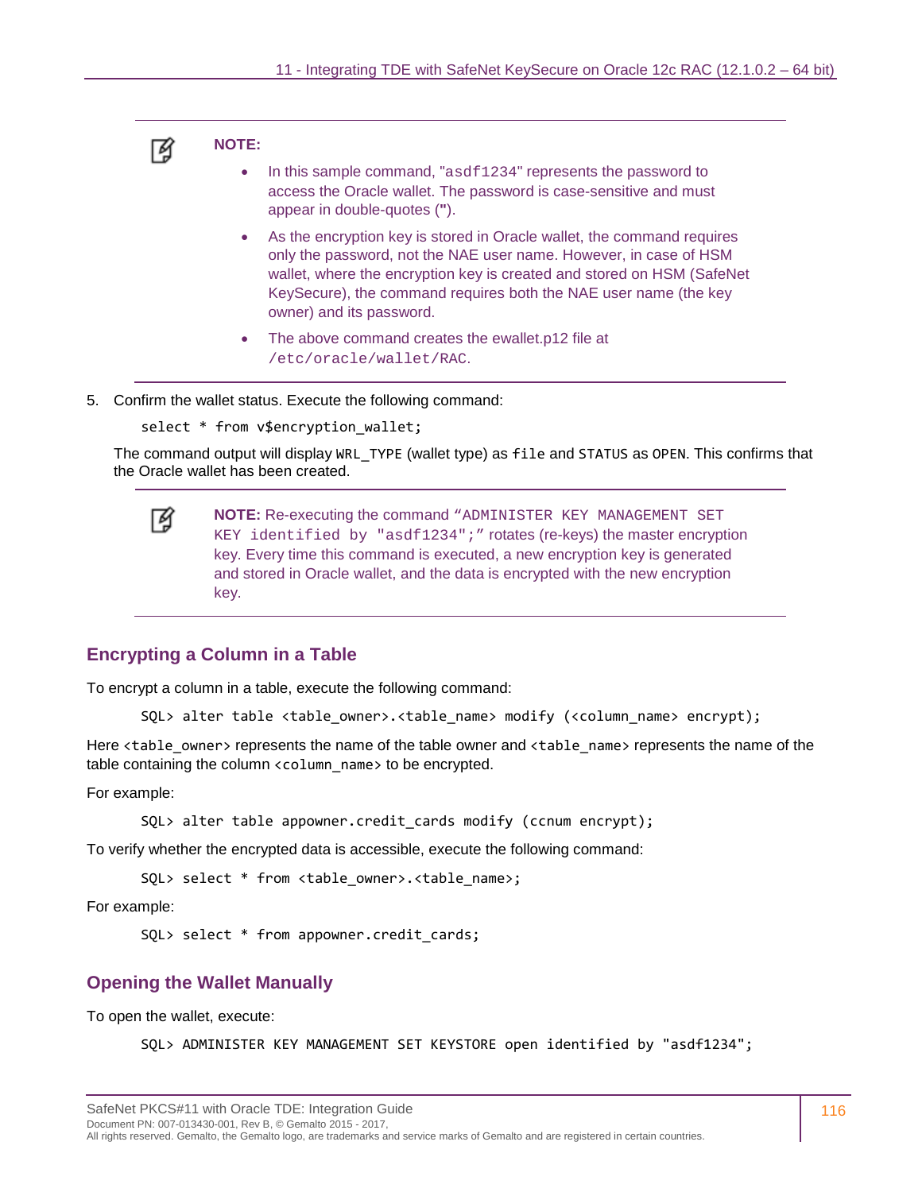> **NOTE:**
>
> - In this sample command, "asdf1234" represents the password to access the Oracle wallet. The password is case-sensitive and must appear in double-quotes (**"**).
> - As the encryption key is stored in Oracle wallet, the command requires only the password, not the NAE user name. However, in case of HSM wallet, where the encryption key is created and stored on HSM (SafeNet KeySecure), the command requires both the NAE user name (the key owner) and its password.
> - The above command creates the ewallet.p12 file at `/etc/oracle/wallet/RAC`.

5. Confirm the wallet status. Execute the following command:

```
select * from v$encryption_wallet;
```

The command output will display `WRL_TYPE` (wallet type) as `file` and `STATUS` as `OPEN`. This confirms that the Oracle wallet has been created.

> **NOTE:** Re-executing the command "`ADMINISTER KEY MANAGEMENT SET KEY identified by "asdf1234";`" rotates (re-keys) the master encryption key. Every time this command is executed, a new encryption key is generated and stored in Oracle wallet, and the data is encrypted with the new encryption key.

## Encrypting a Column in a Table

To encrypt a column in a table, execute the following command:

```
SQL> alter table <table_owner>.<table_name> modify (<column_name> encrypt);
```

Here `<table_owner>` represents the name of the table owner and `<table_name>` represents the name of the table containing the column `<column_name>` to be encrypted.

For example:

```
SQL> alter table appowner.credit_cards modify (ccnum encrypt);
```

To verify whether the encrypted data is accessible, execute the following command:

```
SQL> select * from <table_owner>.<table_name>;
```

For example:

```
SQL> select * from appowner.credit_cards;
```

## Opening the Wallet Manually

To open the wallet, execute:

```
SQL> ADMINISTER KEY MANAGEMENT SET KEYSTORE open identified by "asdf1234";
```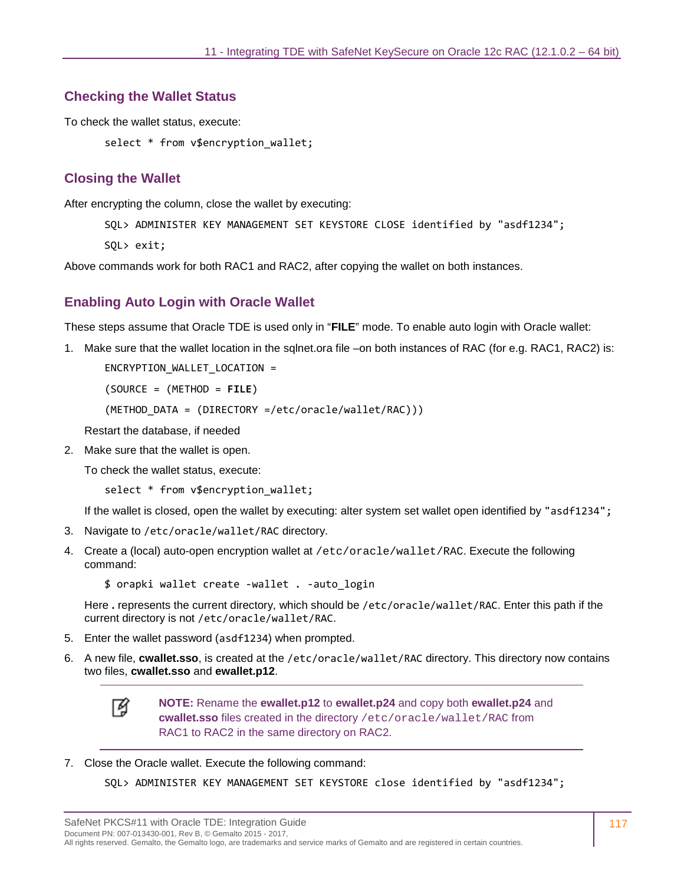## Checking the Wallet Status

To check the wallet status, execute:

```
select * from v$encryption_wallet;
```

## Closing the Wallet

After encrypting the column, close the wallet by executing:

```
SQL> ADMINISTER KEY MANAGEMENT SET KEYSTORE CLOSE identified by "asdf1234";
SQL> exit;
```

Above commands work for both RAC1 and RAC2, after copying the wallet on both instances.

## Enabling Auto Login with Oracle Wallet

These steps assume that Oracle TDE is used only in "**FILE**" mode. To enable auto login with Oracle wallet:

1. Make sure that the wallet location in the sqlnet.ora file –on both instances of RAC (for e.g. RAC1, RAC2) is:

   ```
   ENCRYPTION_WALLET_LOCATION =
   (SOURCE = (METHOD = FILE)
   (METHOD_DATA = (DIRECTORY =/etc/oracle/wallet/RAC)))
   ```

   Restart the database, if needed

2. Make sure that the wallet is open.

   To check the wallet status, execute:

   ```
   select * from v$encryption_wallet;
   ```

   If the wallet is closed, open the wallet by executing: alter system set wallet open identified by `"asdf1234";`

3. Navigate to `/etc/oracle/wallet/RAC` directory.

4. Create a (local) auto-open encryption wallet at `/etc/oracle/wallet/RAC`. Execute the following command:

   ```
   $ orapki wallet create -wallet . -auto_login
   ```

   Here `.` represents the current directory, which should be `/etc/oracle/wallet/RAC`. Enter this path if the current directory is not `/etc/oracle/wallet/RAC`.

5. Enter the wallet password (`asdf1234`) when prompted.

6. A new file, **cwallet.sso**, is created at the `/etc/oracle/wallet/RAC` directory. This directory now contains two files, **cwallet.sso** and **ewallet.p12**.

   > **NOTE:** Rename the **ewallet.p12** to **ewallet.p24** and copy both **ewallet.p24** and **cwallet.sso** files created in the directory `/etc/oracle/wallet/RAC` from RAC1 to RAC2 in the same directory on RAC2.

7. Close the Oracle wallet. Execute the following command:

   ```
   SQL> ADMINISTER KEY MANAGEMENT SET KEYSTORE close identified by "asdf1234";
   ```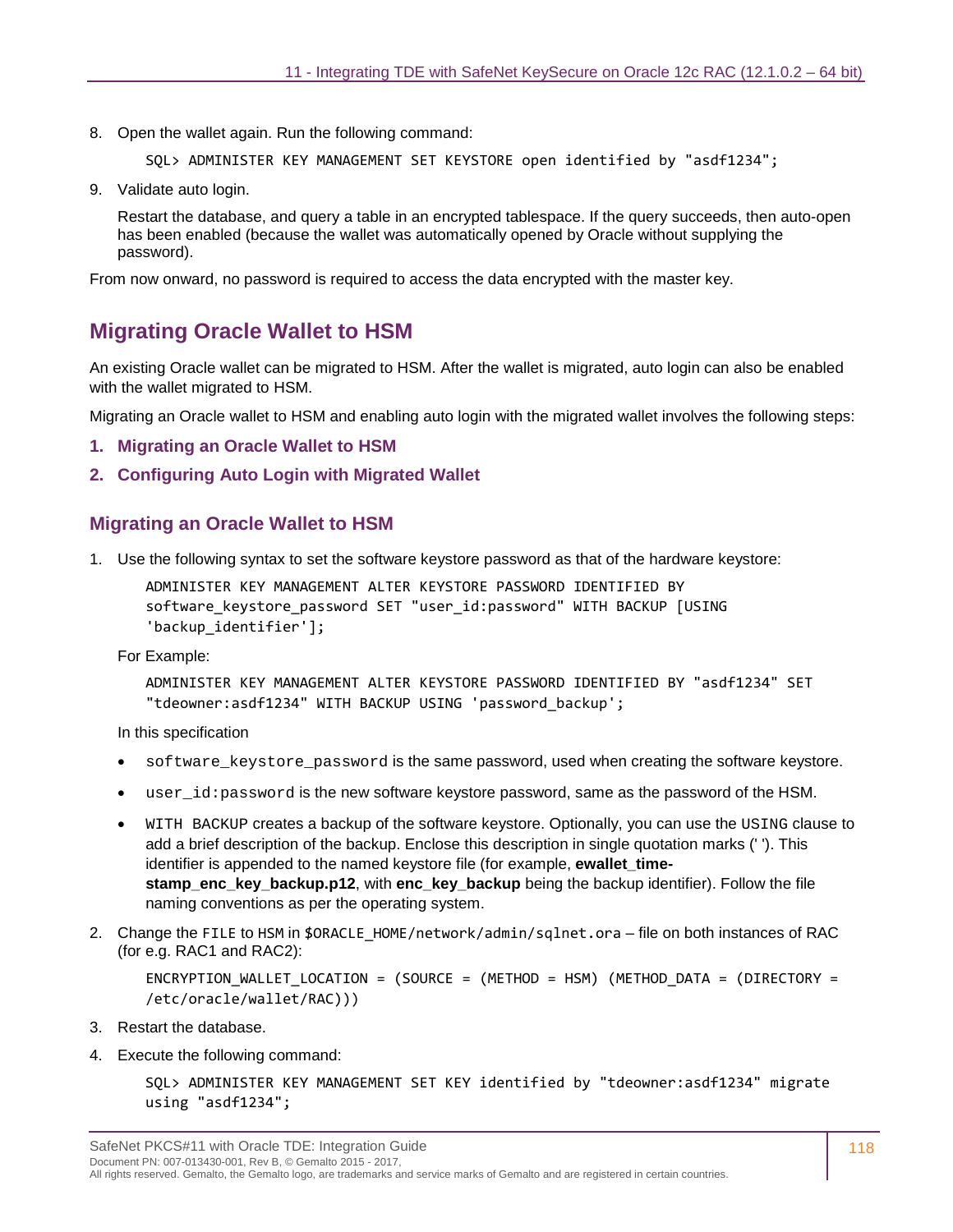8. Open the wallet again. Run the following command:

```
SQL> ADMINISTER KEY MANAGEMENT SET KEYSTORE open identified by "asdf1234";
```

9. Validate auto login.

   Restart the database, and query a table in an encrypted tablespace. If the query succeeds, then auto-open has been enabled (because the wallet was automatically opened by Oracle without supplying the password).

From now onward, no password is required to access the data encrypted with the master key.

## Migrating Oracle Wallet to HSM

An existing Oracle wallet can be migrated to HSM. After the wallet is migrated, auto login can also be enabled with the wallet migrated to HSM.

Migrating an Oracle wallet to HSM and enabling auto login with the migrated wallet involves the following steps:

1. **Migrating an Oracle Wallet to HSM**
2. **Configuring Auto Login with Migrated Wallet**

### Migrating an Oracle Wallet to HSM

1. Use the following syntax to set the software keystore password as that of the hardware keystore:

```
ADMINISTER KEY MANAGEMENT ALTER KEYSTORE PASSWORD IDENTIFIED BY
software_keystore_password SET "user_id:password" WITH BACKUP [USING
'backup_identifier'];
```

   For Example:

```
ADMINISTER KEY MANAGEMENT ALTER KEYSTORE PASSWORD IDENTIFIED BY "asdf1234" SET
"tdeowner:asdf1234" WITH BACKUP USING 'password_backup';
```

   In this specification

   - `software_keystore_password` is the same password, used when creating the software keystore.
   - `user_id:password` is the new software keystore password, same as the password of the HSM.
   - `WITH BACKUP` creates a backup of the software keystore. Optionally, you can use the `USING` clause to add a brief description of the backup. Enclose this description in single quotation marks (' '). This identifier is appended to the named keystore file (for example, **ewallet_time-stamp_enc_key_backup.p12**, with **enc_key_backup** being the backup identifier). Follow the file naming conventions as per the operating system.

2. Change the `FILE` to `HSM` in `$ORACLE_HOME/network/admin/sqlnet.ora` – file on both instances of RAC (for e.g. RAC1 and RAC2):

```
ENCRYPTION_WALLET_LOCATION = (SOURCE = (METHOD = HSM) (METHOD_DATA = (DIRECTORY =
/etc/oracle/wallet/RAC)))
```

3. Restart the database.

4. Execute the following command:

```
SQL> ADMINISTER KEY MANAGEMENT SET KEY identified by "tdeowner:asdf1234" migrate
using "asdf1234";
```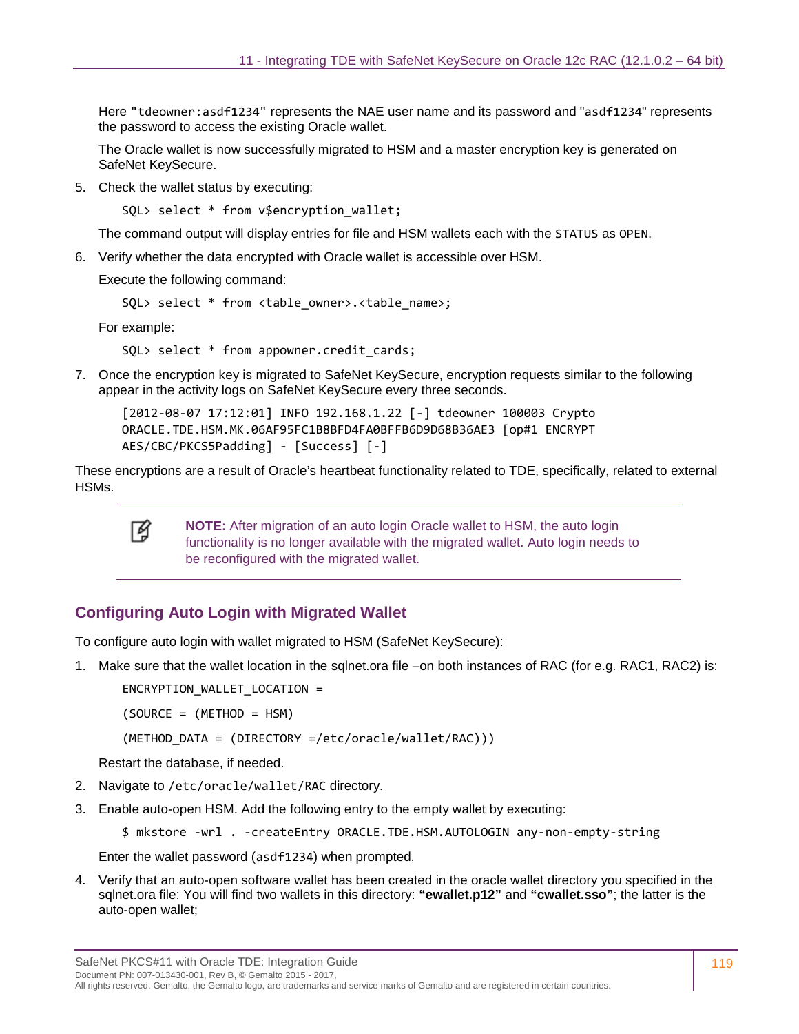Here "`tdeowner:asdf1234`" represents the NAE user name and its password and "`asdf1234`" represents the password to access the existing Oracle wallet.

The Oracle wallet is now successfully migrated to HSM and a master encryption key is generated on SafeNet KeySecure.

5. Check the wallet status by executing:

```
SQL> select * from v$encryption_wallet;
```

   The command output will display entries for file and HSM wallets each with the `STATUS` as `OPEN`.

6. Verify whether the data encrypted with Oracle wallet is accessible over HSM.

   Execute the following command:

```
SQL> select * from <table_owner>.<table_name>;
```

   For example:

```
SQL> select * from appowner.credit_cards;
```

7. Once the encryption key is migrated to SafeNet KeySecure, encryption requests similar to the following appear in the activity logs on SafeNet KeySecure every three seconds.

```
[2012-08-07 17:12:01] INFO 192.168.1.22 [-] tdeowner 100003 Crypto
ORACLE.TDE.HSM.MK.06AF95FC1B8BFD4FA0BFFB6D9D68B36AE3 [op#1 ENCRYPT
AES/CBC/PKCS5Padding] - [Success] [-]
```

These encryptions are a result of Oracle's heartbeat functionality related to TDE, specifically, related to external HSMs.

> **NOTE:** After migration of an auto login Oracle wallet to HSM, the auto login functionality is no longer available with the migrated wallet. Auto login needs to be reconfigured with the migrated wallet.

## Configuring Auto Login with Migrated Wallet

To configure auto login with wallet migrated to HSM (SafeNet KeySecure):

1. Make sure that the wallet location in the sqlnet.ora file –on both instances of RAC (for e.g. RAC1, RAC2) is:

```
ENCRYPTION_WALLET_LOCATION =
(SOURCE = (METHOD = HSM)
(METHOD_DATA = (DIRECTORY =/etc/oracle/wallet/RAC)))
```

   Restart the database, if needed.

2. Navigate to `/etc/oracle/wallet/RAC` directory.

3. Enable auto-open HSM. Add the following entry to the empty wallet by executing:

```
$ mkstore -wrl . -createEntry ORACLE.TDE.HSM.AUTOLOGIN any-non-empty-string
```

   Enter the wallet password (`asdf1234`) when prompted.

4. Verify that an auto-open software wallet has been created in the oracle wallet directory you specified in the sqlnet.ora file: You will find two wallets in this directory: **"ewallet.p12"** and **"cwallet.sso"**; the latter is the auto-open wallet;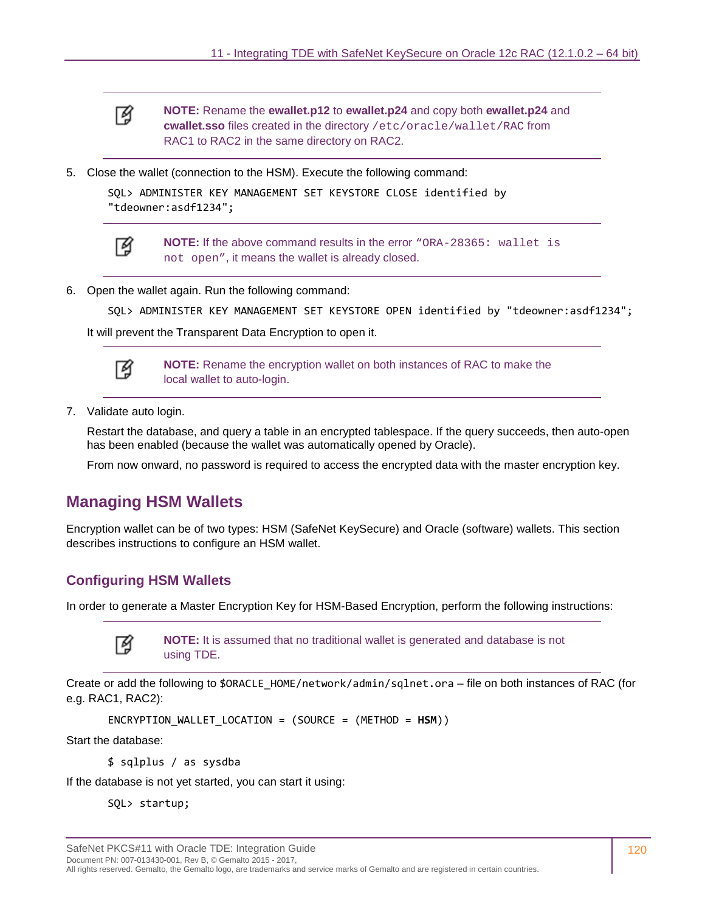> **NOTE:** Rename the **ewallet.p12** to **ewallet.p24** and copy both **ewallet.p24** and **cwallet.sso** files created in the directory `/etc/oracle/wallet/RAC` from RAC1 to RAC2 in the same directory on RAC2.

5. Close the wallet (connection to the HSM). Execute the following command:

   ```
   SQL> ADMINISTER KEY MANAGEMENT SET KEYSTORE CLOSE identified by
   "tdeowner:asdf1234";
   ```

   > **NOTE:** If the above command results in the error "`ORA-28365: wallet is not open`", it means the wallet is already closed.

6. Open the wallet again. Run the following command:

   ```
   SQL> ADMINISTER KEY MANAGEMENT SET KEYSTORE OPEN identified by "tdeowner:asdf1234";
   ```

   It will prevent the Transparent Data Encryption to open it.

   > **NOTE:** Rename the encryption wallet on both instances of RAC to make the local wallet to auto-login.

7. Validate auto login.

   Restart the database, and query a table in an encrypted tablespace. If the query succeeds, then auto-open has been enabled (because the wallet was automatically opened by Oracle).

   From now onward, no password is required to access the encrypted data with the master encryption key.

## Managing HSM Wallets

Encryption wallet can be of two types: HSM (SafeNet KeySecure) and Oracle (software) wallets. This section describes instructions to configure an HSM wallet.

### Configuring HSM Wallets

In order to generate a Master Encryption Key for HSM-Based Encryption, perform the following instructions:

> **NOTE:** It is assumed that no traditional wallet is generated and database is not using TDE.

Create or add the following to `$ORACLE_HOME/network/admin/sqlnet.ora` – file on both instances of RAC (for e.g. RAC1, RAC2):

```
ENCRYPTION_WALLET_LOCATION = (SOURCE = (METHOD = HSM))
```

Start the database:

```
$ sqlplus / as sysdba
```

If the database is not yet started, you can start it using:

```
SQL> startup;
```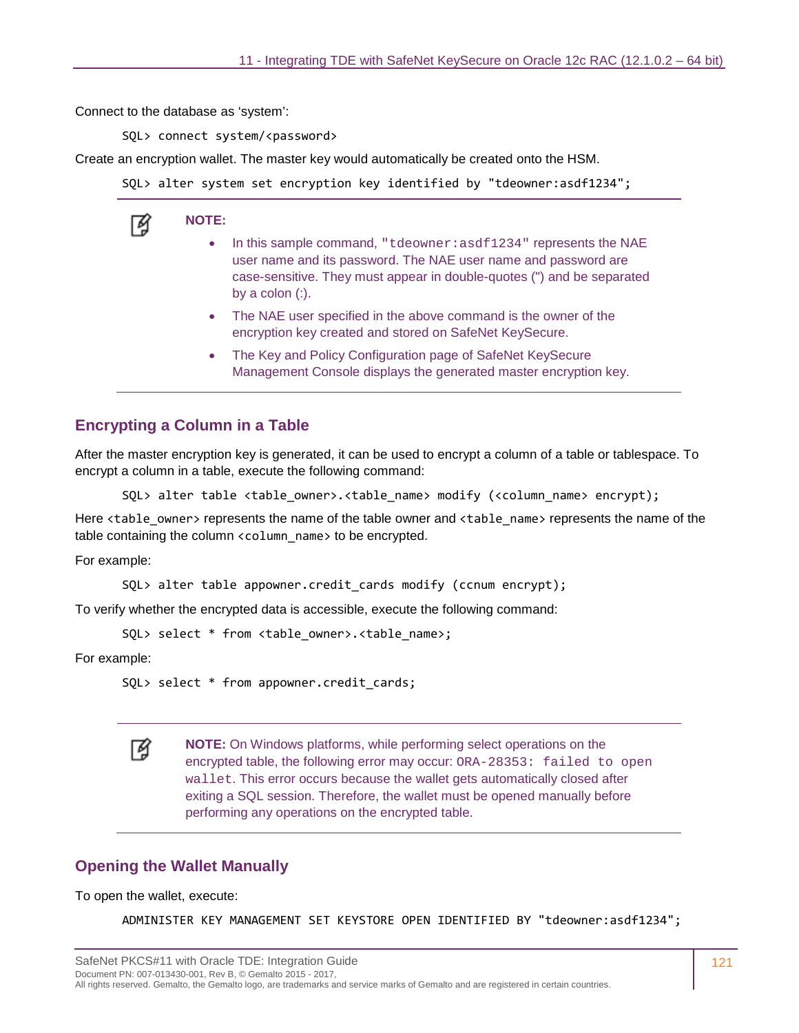Connect to the database as 'system':

```
SQL> connect system/<password>
```

Create an encryption wallet. The master key would automatically be created onto the HSM.

```
SQL> alter system set encryption key identified by "tdeowner:asdf1234";
```

> **NOTE:**
>
> - In this sample command, `"tdeowner:asdf1234"` represents the NAE user name and its password. The NAE user name and password are case-sensitive. They must appear in double-quotes (") and be separated by a colon (:).
> - The NAE user specified in the above command is the owner of the encryption key created and stored on SafeNet KeySecure.
> - The Key and Policy Configuration page of SafeNet KeySecure Management Console displays the generated master encryption key.

## Encrypting a Column in a Table

After the master encryption key is generated, it can be used to encrypt a column of a table or tablespace. To encrypt a column in a table, execute the following command:

```
SQL> alter table <table_owner>.<table_name> modify (<column_name> encrypt);
```

Here `<table_owner>` represents the name of the table owner and `<table_name>` represents the name of the table containing the column `<column_name>` to be encrypted.

For example:

```
SQL> alter table appowner.credit_cards modify (ccnum encrypt);
```

To verify whether the encrypted data is accessible, execute the following command:

```
SQL> select * from <table_owner>.<table_name>;
```

For example:

```
SQL> select * from appowner.credit_cards;
```

> **NOTE:** On Windows platforms, while performing select operations on the encrypted table, the following error may occur: `ORA-28353: failed to open wallet`. This error occurs because the wallet gets automatically closed after exiting a SQL session. Therefore, the wallet must be opened manually before performing any operations on the encrypted table.

## Opening the Wallet Manually

To open the wallet, execute:

```
ADMINISTER KEY MANAGEMENT SET KEYSTORE OPEN IDENTIFIED BY "tdeowner:asdf1234";
```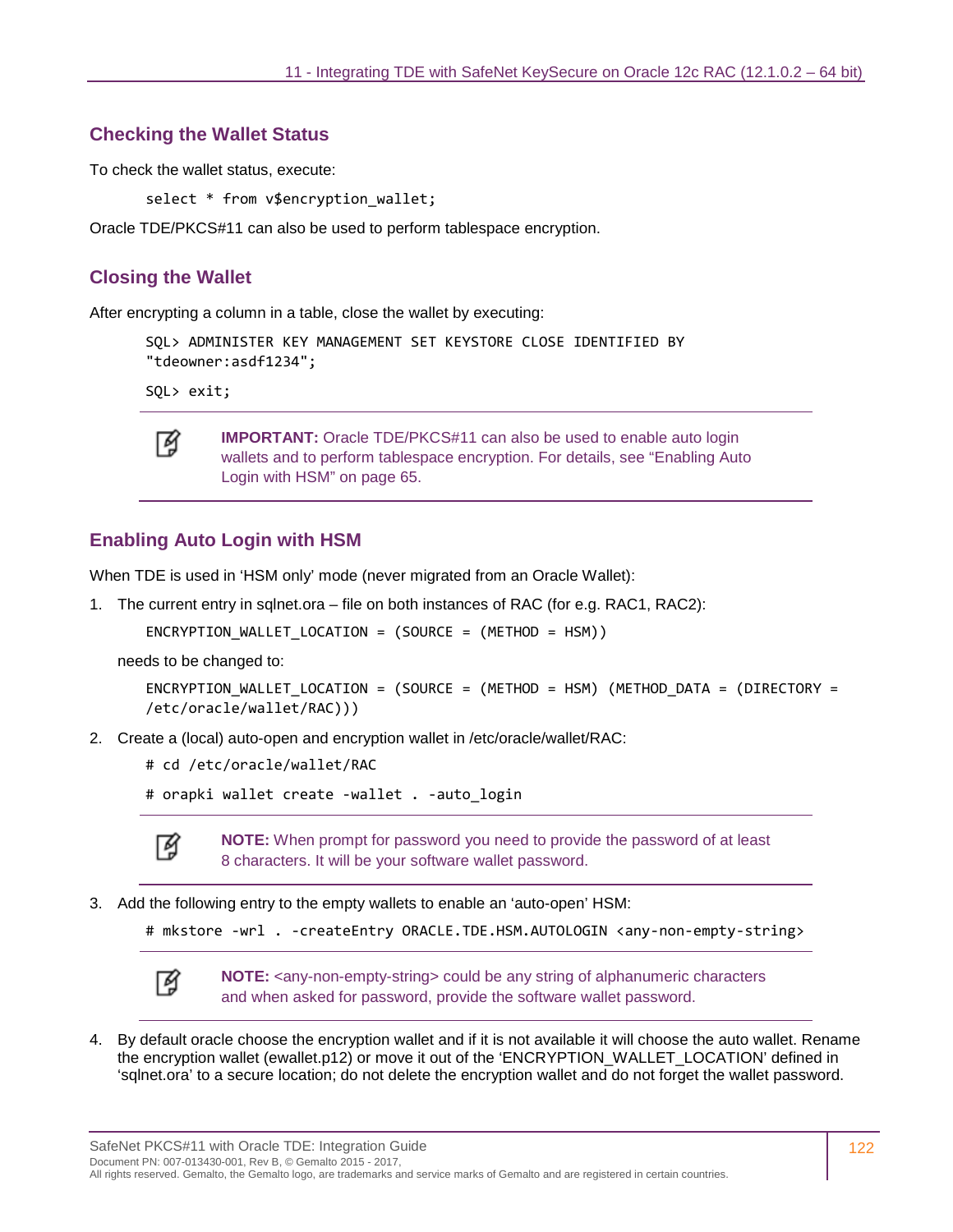## Checking the Wallet Status

To check the wallet status, execute:

```
select * from v$encryption_wallet;
```

Oracle TDE/PKCS#11 can also be used to perform tablespace encryption.

## Closing the Wallet

After encrypting a column in a table, close the wallet by executing:

```
SQL> ADMINISTER KEY MANAGEMENT SET KEYSTORE CLOSE IDENTIFIED BY
"tdeowner:asdf1234";
```

```
SQL> exit;
```

> **IMPORTANT:** Oracle TDE/PKCS#11 can also be used to enable auto login wallets and to perform tablespace encryption. For details, see "Enabling Auto Login with HSM" on page 65.

## Enabling Auto Login with HSM

When TDE is used in 'HSM only' mode (never migrated from an Oracle Wallet):

1. The current entry in sqlnet.ora – file on both instances of RAC (for e.g. RAC1, RAC2):

   ```
   ENCRYPTION_WALLET_LOCATION = (SOURCE = (METHOD = HSM))
   ```

   needs to be changed to:

   ```
   ENCRYPTION_WALLET_LOCATION = (SOURCE = (METHOD = HSM) (METHOD_DATA = (DIRECTORY =
   /etc/oracle/wallet/RAC)))
   ```

2. Create a (local) auto-open and encryption wallet in /etc/oracle/wallet/RAC:

   ```
   # cd /etc/oracle/wallet/RAC
   ```

   ```
   # orapki wallet create -wallet . -auto_login
   ```

   > **NOTE:** When prompt for password you need to provide the password of at least 8 characters. It will be your software wallet password.

3. Add the following entry to the empty wallets to enable an 'auto-open' HSM:

   ```
   # mkstore -wrl . -createEntry ORACLE.TDE.HSM.AUTOLOGIN <any-non-empty-string>
   ```

   > **NOTE:** <any-non-empty-string> could be any string of alphanumeric characters and when asked for password, provide the software wallet password.

4. By default oracle choose the encryption wallet and if it is not available it will choose the auto wallet. Rename the encryption wallet (ewallet.p12) or move it out of the 'ENCRYPTION_WALLET_LOCATION' defined in 'sqlnet.ora' to a secure location; do not delete the encryption wallet and do not forget the wallet password.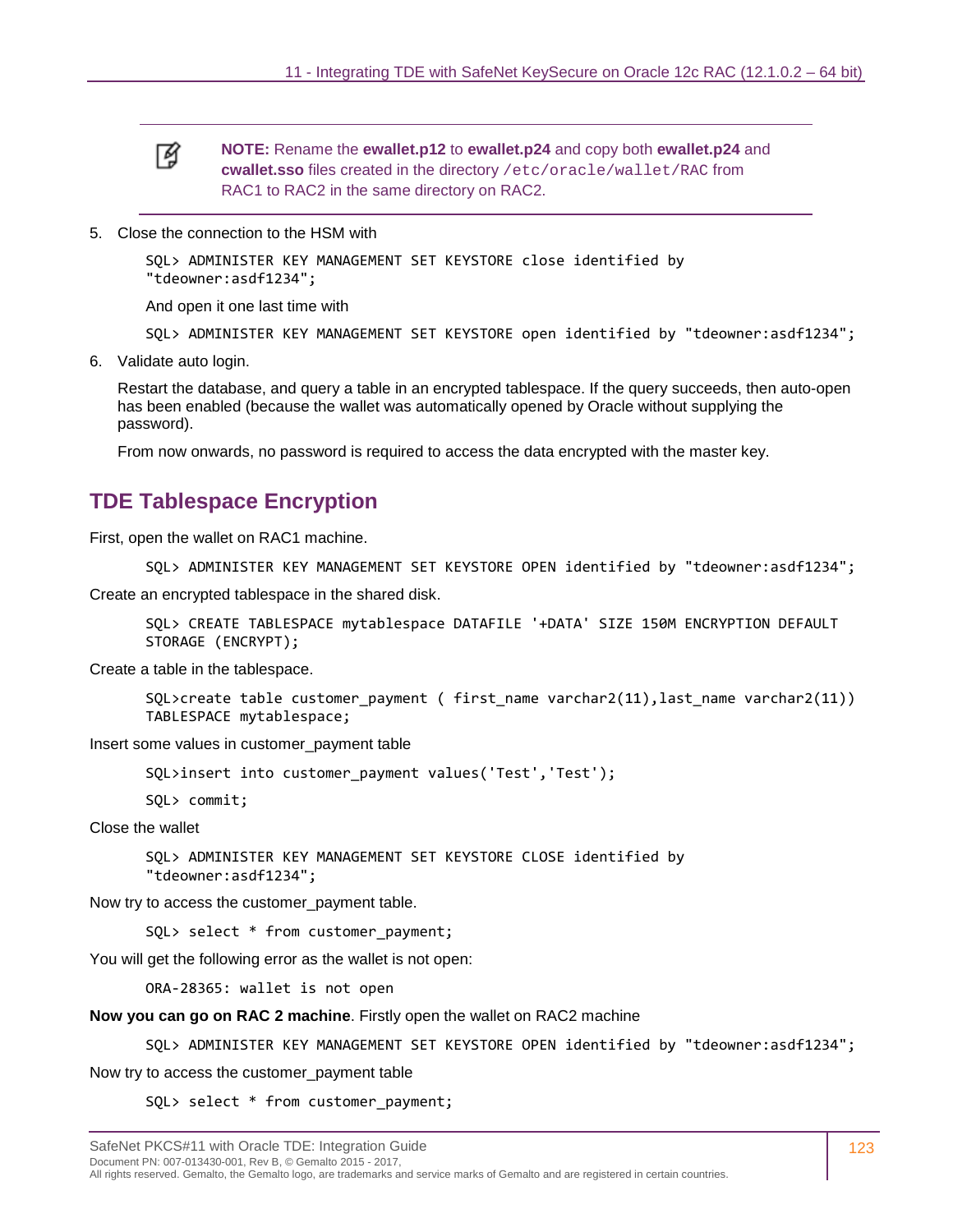> **NOTE:** Rename the **ewallet.p12** to **ewallet.p24** and copy both **ewallet.p24** and **cwallet.sso** files created in the directory `/etc/oracle/wallet/RAC` from RAC1 to RAC2 in the same directory on RAC2.

5. Close the connection to the HSM with

   ```
   SQL> ADMINISTER KEY MANAGEMENT SET KEYSTORE close identified by
   "tdeowner:asdf1234";
   ```

   And open it one last time with

   ```
   SQL> ADMINISTER KEY MANAGEMENT SET KEYSTORE open identified by "tdeowner:asdf1234";
   ```

6. Validate auto login.

   Restart the database, and query a table in an encrypted tablespace. If the query succeeds, then auto-open has been enabled (because the wallet was automatically opened by Oracle without supplying the password).

   From now onwards, no password is required to access the data encrypted with the master key.

## TDE Tablespace Encryption

First, open the wallet on RAC1 machine.

```
SQL> ADMINISTER KEY MANAGEMENT SET KEYSTORE OPEN identified by "tdeowner:asdf1234";
```

Create an encrypted tablespace in the shared disk.

```
SQL> CREATE TABLESPACE mytablespace DATAFILE '+DATA' SIZE 150M ENCRYPTION DEFAULT
STORAGE (ENCRYPT);
```

Create a table in the tablespace.

```
SQL>create table customer_payment ( first_name varchar2(11),last_name varchar2(11))
TABLESPACE mytablespace;
```

Insert some values in customer_payment table

```
SQL>insert into customer_payment values('Test','Test');
SQL> commit;
```

Close the wallet

```
SQL> ADMINISTER KEY MANAGEMENT SET KEYSTORE CLOSE identified by
"tdeowner:asdf1234";
```

Now try to access the customer_payment table.

```
SQL> select * from customer_payment;
```

You will get the following error as the wallet is not open:

```
ORA-28365: wallet is not open
```

**Now you can go on RAC 2 machine**. Firstly open the wallet on RAC2 machine

```
SQL> ADMINISTER KEY MANAGEMENT SET KEYSTORE OPEN identified by "tdeowner:asdf1234";
```

Now try to access the customer_payment table

```
SQL> select * from customer_payment;
```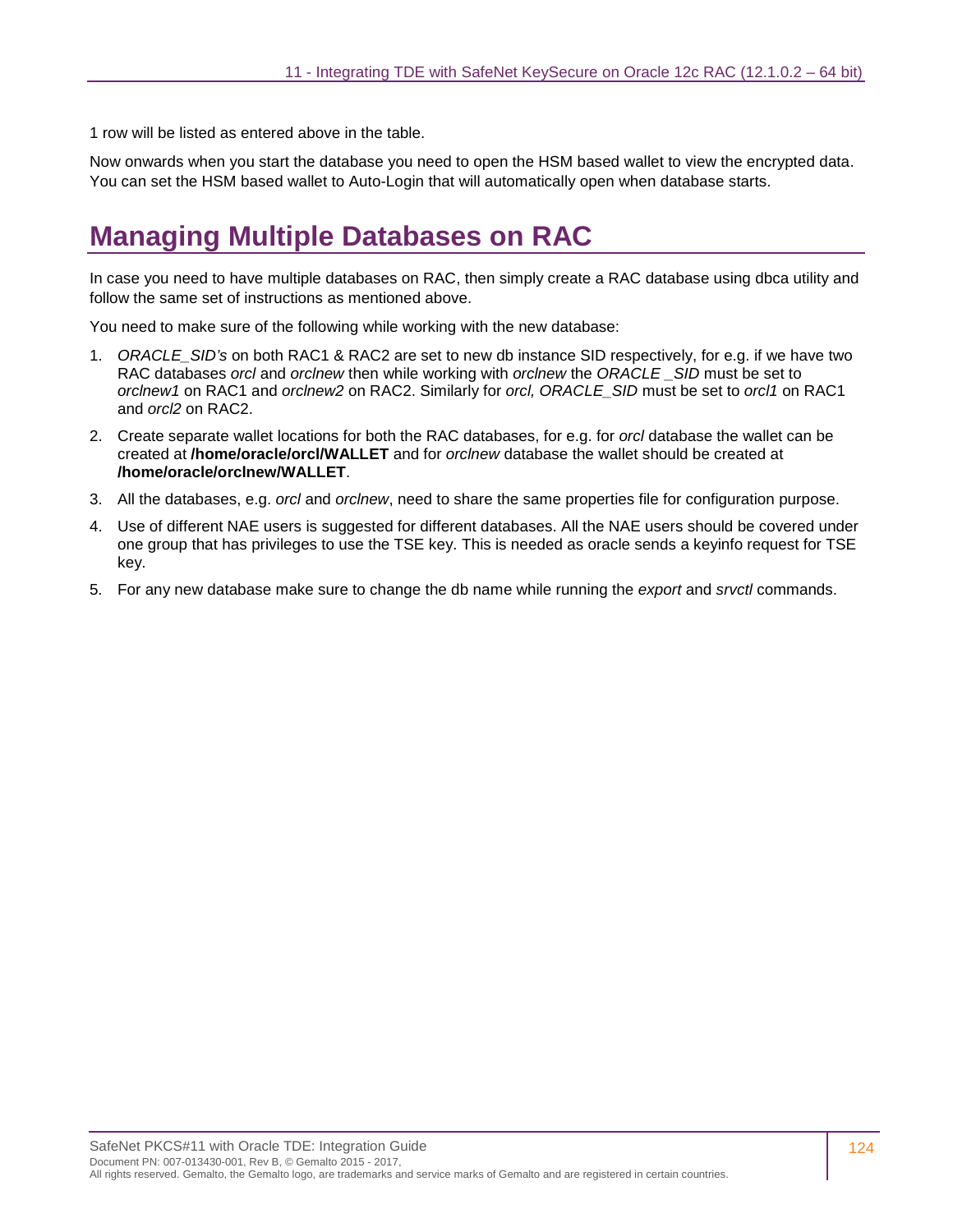1 row will be listed as entered above in the table.

Now onwards when you start the database you need to open the HSM based wallet to view the encrypted data. You can set the HSM based wallet to Auto-Login that will automatically open when database starts.

# Managing Multiple Databases on RAC

In case you need to have multiple databases on RAC, then simply create a RAC database using dbca utility and follow the same set of instructions as mentioned above.

You need to make sure of the following while working with the new database:

1. *ORACLE_SID's* on both RAC1 & RAC2 are set to new db instance SID respectively, for e.g. if we have two RAC databases *orcl* and *orclnew* then while working with *orclnew* the *ORACLE _SID* must be set to *orclnew1* on RAC1 and *orclnew2* on RAC2. Similarly for *orcl, ORACLE_SID* must be set to *orcl1* on RAC1 and *orcl2* on RAC2.
2. Create separate wallet locations for both the RAC databases, for e.g. for *orcl* database the wallet can be created at **/home/oracle/orcl/WALLET** and for *orclnew* database the wallet should be created at **/home/oracle/orclnew/WALLET**.
3. All the databases, e.g. *orcl* and *orclnew*, need to share the same properties file for configuration purpose.
4. Use of different NAE users is suggested for different databases. All the NAE users should be covered under one group that has privileges to use the TSE key. This is needed as oracle sends a keyinfo request for TSE key.
5. For any new database make sure to change the db name while running the *export* and *srvctl* commands.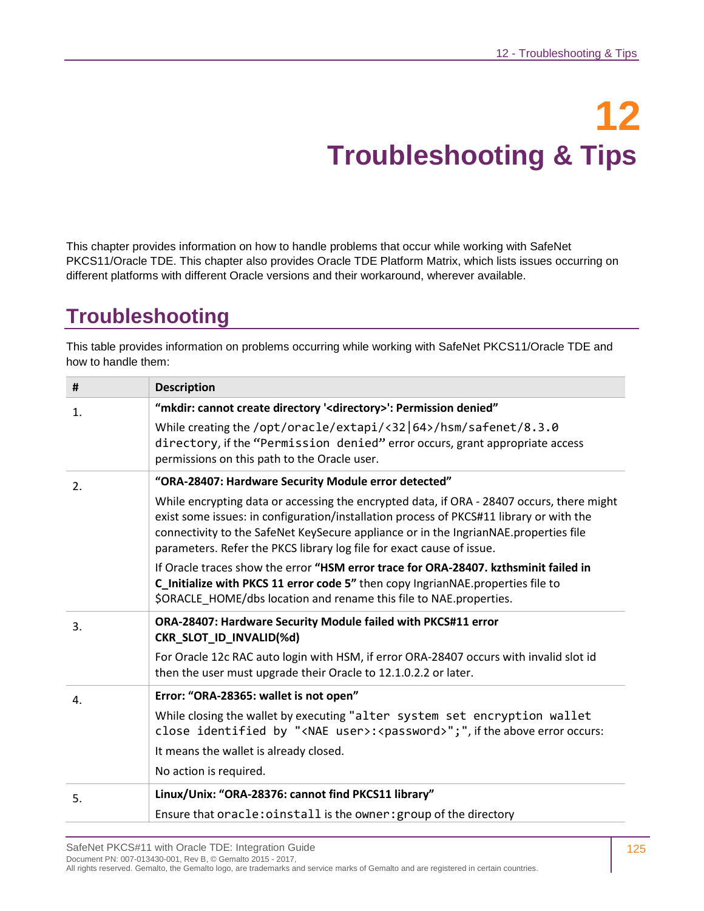# 12 Troubleshooting & Tips

This chapter provides information on how to handle problems that occur while working with SafeNet PKCS11/Oracle TDE. This chapter also provides Oracle TDE Platform Matrix, which lists issues occurring on different platforms with different Oracle versions and their workaround, wherever available.

## Troubleshooting

This table provides information on problems occurring while working with SafeNet PKCS11/Oracle TDE and how to handle them:

| # | Description |
|---|---|
| 1. | **"mkdir: cannot create directory '<directory>': Permission denied"**<br><br>While creating the `/opt/oracle/extapi/<32|64>/hsm/safenet/8.3.0 directory`, if the "`Permission denied`" error occurs, grant appropriate access permissions on this path to the Oracle user. |
| 2. | **"ORA-28407: Hardware Security Module error detected"**<br><br>While encrypting data or accessing the encrypted data, if ORA - 28407 occurs, there might exist some issues: in configuration/installation process of PKCS#11 library or with the connectivity to the SafeNet KeySecure appliance or in the IngrianNAE.properties file parameters. Refer the PKCS library log file for exact cause of issue.<br><br>If Oracle traces show the error **"HSM error trace for ORA-28407. kzthsminit failed in C_Initialize with PKCS 11 error code 5"** then copy IngrianNAE.properties file to $ORACLE_HOME/dbs location and rename this file to NAE.properties. |
| 3. | **ORA-28407: Hardware Security Module failed with PKCS#11 error CKR_SLOT_ID_INVALID(%d)**<br><br>For Oracle 12c RAC auto login with HSM, if error ORA-28407 occurs with invalid slot id then the user must upgrade their Oracle to 12.1.0.2.2 or later. |
| 4. | **Error: "ORA-28365: wallet is not open"**<br><br>While closing the wallet by executing "`alter system set encryption wallet close identified by "<NAE user>:<password>";`", if the above error occurs:<br><br>It means the wallet is already closed.<br><br>No action is required. |
| 5. | **Linux/Unix: "ORA-28376: cannot find PKCS11 library"**<br><br>Ensure that `oracle:oinstall` is the `owner:group` of the directory |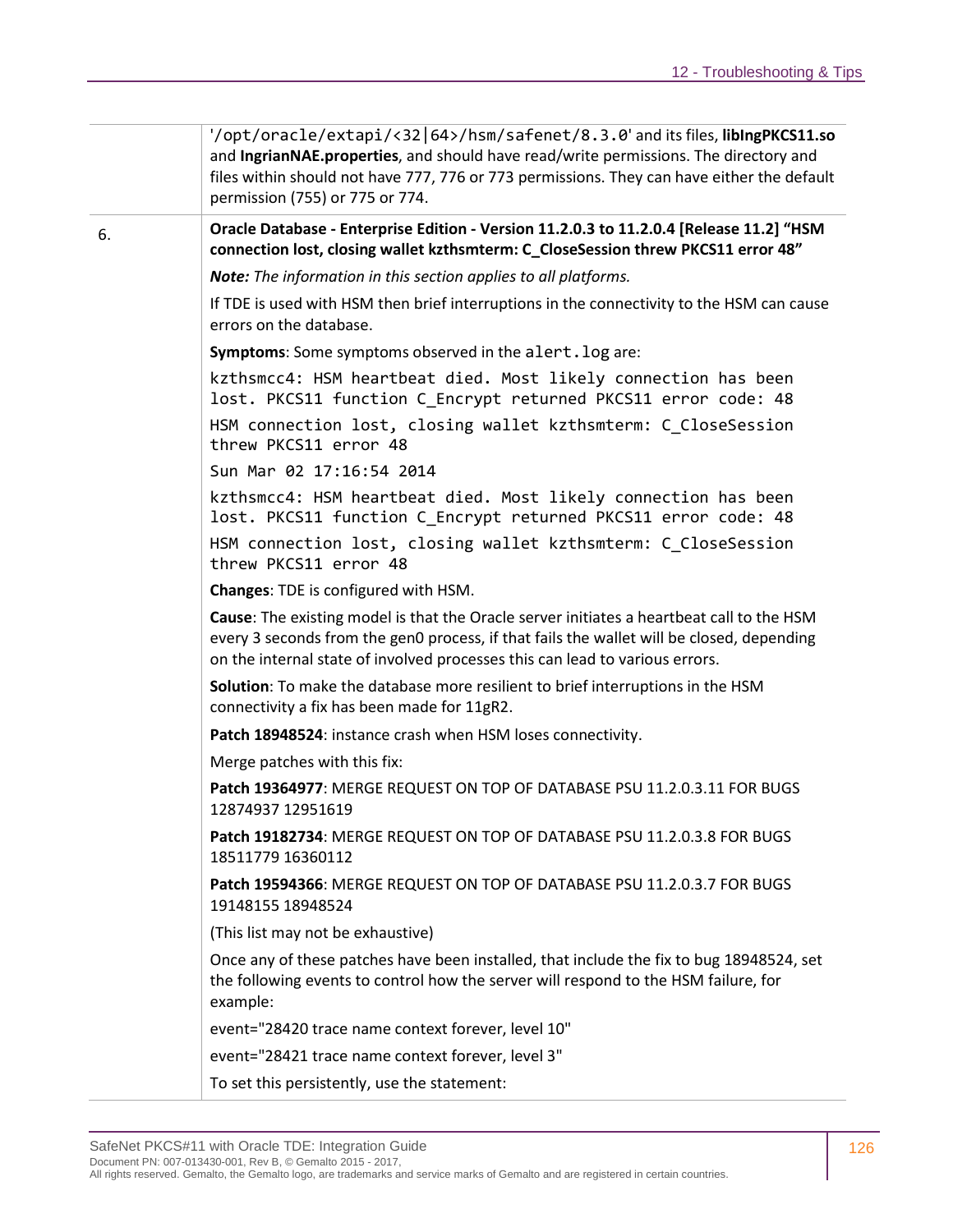| | |
|---|---|
| | '/opt/oracle/extapi/<32\|64>/hsm/safenet/8.3.0' and its files, **libIngPKCS11.so** and **IngrianNAE.properties**, and should have read/write permissions. The directory and files within should not have 777, 776 or 773 permissions. They can have either the default permission (755) or 775 or 774. |
| 6. | **Oracle Database - Enterprise Edition - Version 11.2.0.3 to 11.2.0.4 [Release 11.2] "HSM connection lost, closing wallet kzthsmterm: C_CloseSession threw PKCS11 error 48"**<br><br>***Note:*** *The information in this section applies to all platforms.*<br><br>If TDE is used with HSM then brief interruptions in the connectivity to the HSM can cause errors on the database.<br><br>**Symptoms**: Some symptoms observed in the `alert.log` are:<br><br>`kzthsmcc4: HSM heartbeat died. Most likely connection has been lost. PKCS11 function C_Encrypt returned PKCS11 error code: 48`<br><br>`HSM connection lost, closing wallet kzthsmterm: C_CloseSession threw PKCS11 error 48`<br><br>`Sun Mar 02 17:16:54 2014`<br><br>`kzthsmcc4: HSM heartbeat died. Most likely connection has been lost. PKCS11 function C_Encrypt returned PKCS11 error code: 48`<br><br>`HSM connection lost, closing wallet kzthsmterm: C_CloseSession threw PKCS11 error 48`<br><br>**Changes**: TDE is configured with HSM.<br><br>**Cause**: The existing model is that the Oracle server initiates a heartbeat call to the HSM every 3 seconds from the gen0 process, if that fails the wallet will be closed, depending on the internal state of involved processes this can lead to various errors.<br><br>**Solution**: To make the database more resilient to brief interruptions in the HSM connectivity a fix has been made for 11gR2.<br><br>**Patch 18948524**: instance crash when HSM loses connectivity.<br><br>Merge patches with this fix:<br><br>**Patch 19364977**: MERGE REQUEST ON TOP OF DATABASE PSU 11.2.0.3.11 FOR BUGS 12874937 12951619<br><br>**Patch 19182734**: MERGE REQUEST ON TOP OF DATABASE PSU 11.2.0.3.8 FOR BUGS 18511779 16360112<br><br>**Patch 19594366**: MERGE REQUEST ON TOP OF DATABASE PSU 11.2.0.3.7 FOR BUGS 19148155 18948524<br><br>(This list may not be exhaustive)<br><br>Once any of these patches have been installed, that include the fix to bug 18948524, set the following events to control how the server will respond to the HSM failure, for example:<br><br>event="28420 trace name context forever, level 10"<br><br>event="28421 trace name context forever, level 3"<br><br>To set this persistently, use the statement: |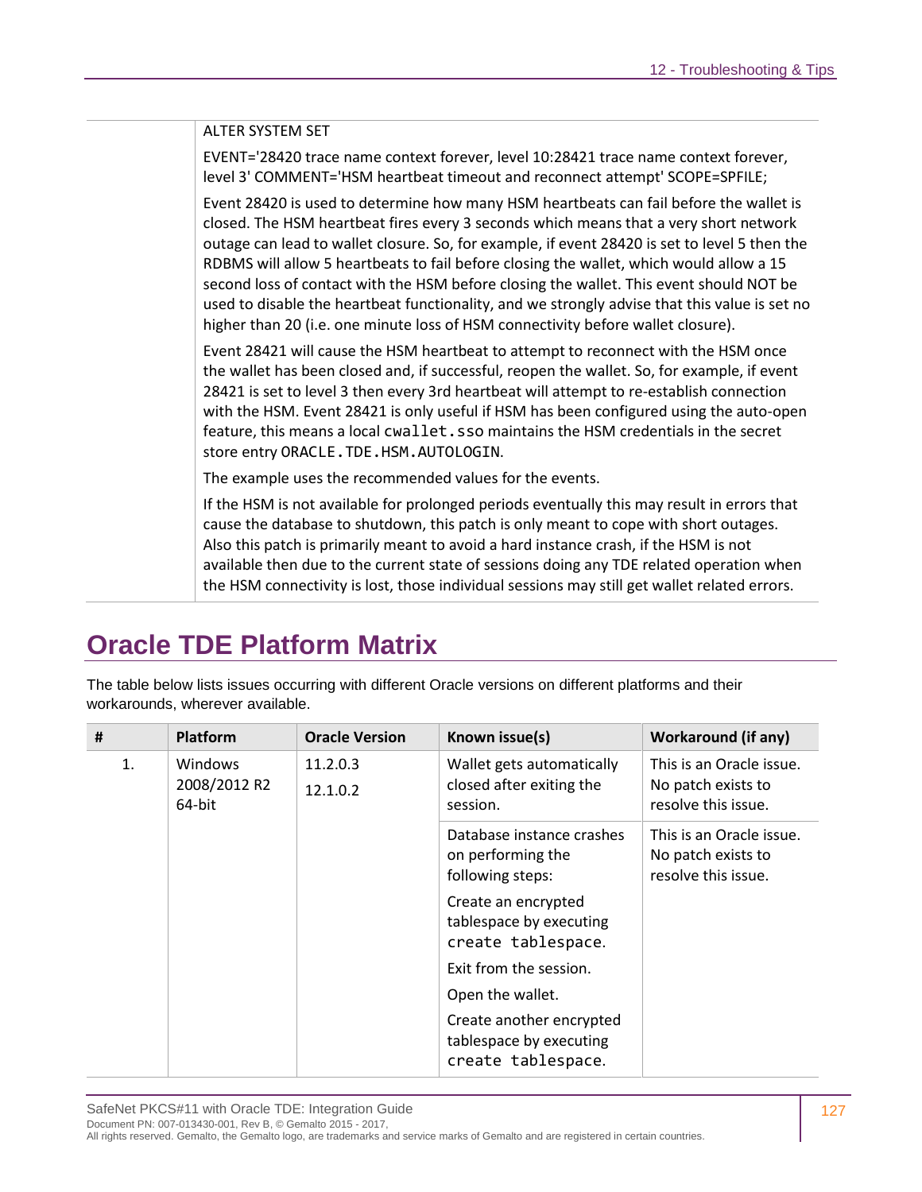| | |
|---|---|
| | ALTER SYSTEM SET<br><br>EVENT='28420 trace name context forever, level 10:28421 trace name context forever, level 3' COMMENT='HSM heartbeat timeout and reconnect attempt' SCOPE=SPFILE;<br><br>Event 28420 is used to determine how many HSM heartbeats can fail before the wallet is closed. The HSM heartbeat fires every 3 seconds which means that a very short network outage can lead to wallet closure. So, for example, if event 28420 is set to level 5 then the RDBMS will allow 5 heartbeats to fail before closing the wallet, which would allow a 15 second loss of contact with the HSM before closing the wallet. This event should NOT be used to disable the heartbeat functionality, and we strongly advise that this value is set no higher than 20 (i.e. one minute loss of HSM connectivity before wallet closure).<br><br>Event 28421 will cause the HSM heartbeat to attempt to reconnect with the HSM once the wallet has been closed and, if successful, reopen the wallet. So, for example, if event 28421 is set to level 3 then every 3rd heartbeat will attempt to re-establish connection with the HSM. Event 28421 is only useful if HSM has been configured using the auto-open feature, this means a local `cwallet.sso` maintains the HSM credentials in the secret store entry `ORACLE.TDE.HSM.AUTOLOGIN`.<br><br>The example uses the recommended values for the events.<br><br>If the HSM is not available for prolonged periods eventually this may result in errors that cause the database to shutdown, this patch is only meant to cope with short outages. Also this patch is primarily meant to avoid a hard instance crash, if the HSM is not available then due to the current state of sessions doing any TDE related operation when the HSM connectivity is lost, those individual sessions may still get wallet related errors. |

# Oracle TDE Platform Matrix

The table below lists issues occurring with different Oracle versions on different platforms and their workarounds, wherever available.

| # | Platform | Oracle Version | Known issue(s) | Workaround (if any) |
|---|---|---|---|---|
| 1. | Windows 2008/2012 R2 64-bit | 11.2.0.3<br>12.1.0.2 | Wallet gets automatically closed after exiting the session. | This is an Oracle issue. No patch exists to resolve this issue. |
| | | | Database instance crashes on performing the following steps:<br><br>Create an encrypted tablespace by executing `create tablespace`.<br><br>Exit from the session.<br><br>Open the wallet.<br><br>Create another encrypted tablespace by executing `create tablespace`. | This is an Oracle issue. No patch exists to resolve this issue. |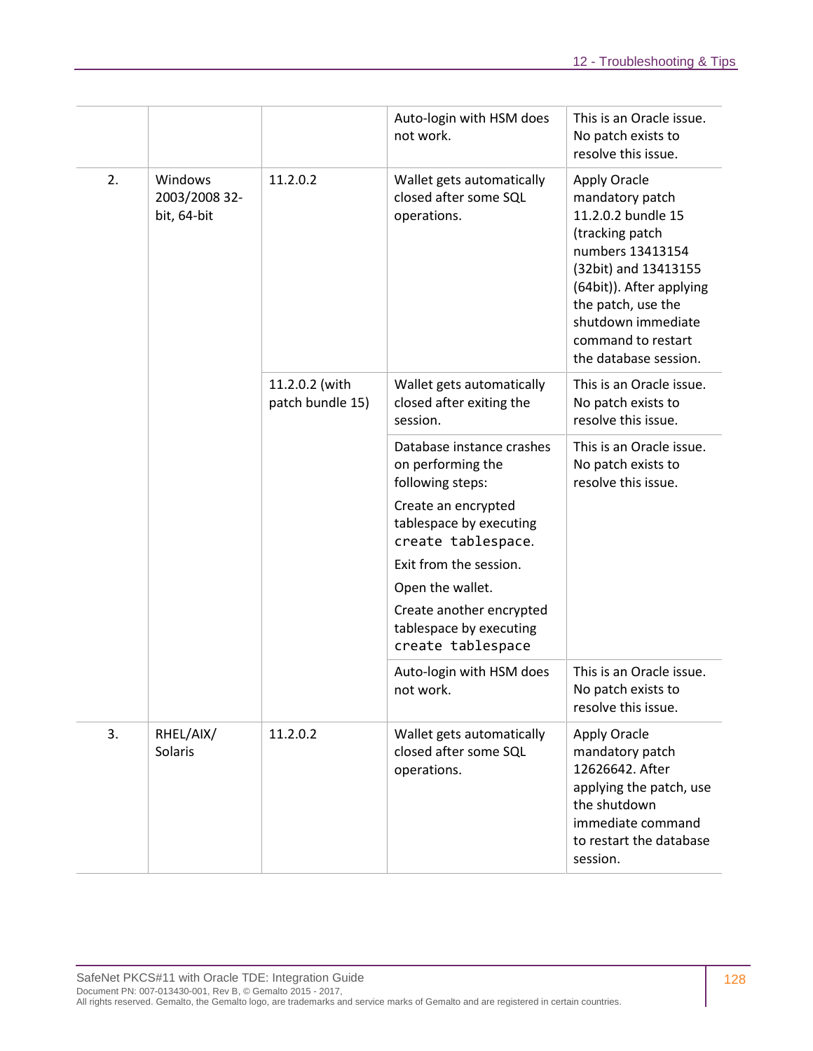| | | | | |
|---|---|---|---|---|
| | | | Auto-login with HSM does not work. | This is an Oracle issue. No patch exists to resolve this issue. |
| 2. | Windows 2003/2008 32-bit, 64-bit | 11.2.0.2 | Wallet gets automatically closed after some SQL operations. | Apply Oracle mandatory patch 11.2.0.2 bundle 15 (tracking patch numbers 13413154 (32bit) and 13413155 (64bit)). After applying the patch, use the shutdown immediate command to restart the database session. |
| | | 11.2.0.2 (with patch bundle 15) | Wallet gets automatically closed after exiting the session. | This is an Oracle issue. No patch exists to resolve this issue. |
| | | | Database instance crashes on performing the following steps:<br>Create an encrypted tablespace by executing `create tablespace`.<br>Exit from the session.<br>Open the wallet.<br>Create another encrypted tablespace by executing `create tablespace` | This is an Oracle issue. No patch exists to resolve this issue. |
| | | | Auto-login with HSM does not work. | This is an Oracle issue. No patch exists to resolve this issue. |
| 3. | RHEL/AIX/ Solaris | 11.2.0.2 | Wallet gets automatically closed after some SQL operations. | Apply Oracle mandatory patch 12626642. After applying the patch, use the shutdown immediate command to restart the database session. |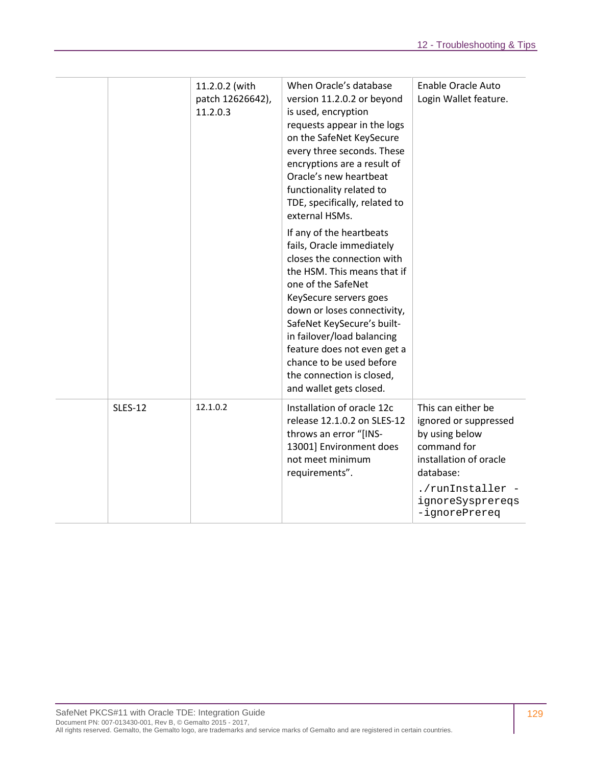| | | | | |
|---|---|---|---|---|
| | | 11.2.0.2 (with patch 12626642), 11.2.0.3 | When Oracle's database version 11.2.0.2 or beyond is used, encryption requests appear in the logs on the SafeNet KeySecure every three seconds. These encryptions are a result of Oracle's new heartbeat functionality related to TDE, specifically, related to external HSMs.<br><br>If any of the heartbeats fails, Oracle immediately closes the connection with the HSM. This means that if one of the SafeNet KeySecure servers goes down or loses connectivity, SafeNet KeySecure's built-in failover/load balancing feature does not even get a chance to be used before the connection is closed, and wallet gets closed. | Enable Oracle Auto Login Wallet feature. |
| | SLES-12 | 12.1.0.2 | Installation of oracle 12c release 12.1.0.2 on SLES-12 throws an error "[INS-13001] Environment does not meet minimum requirements". | This can either be ignored or suppressed by using below command for installation of oracle database:<br><br>`./runInstaller -ignoreSysprereqs -ignorePrereq` |